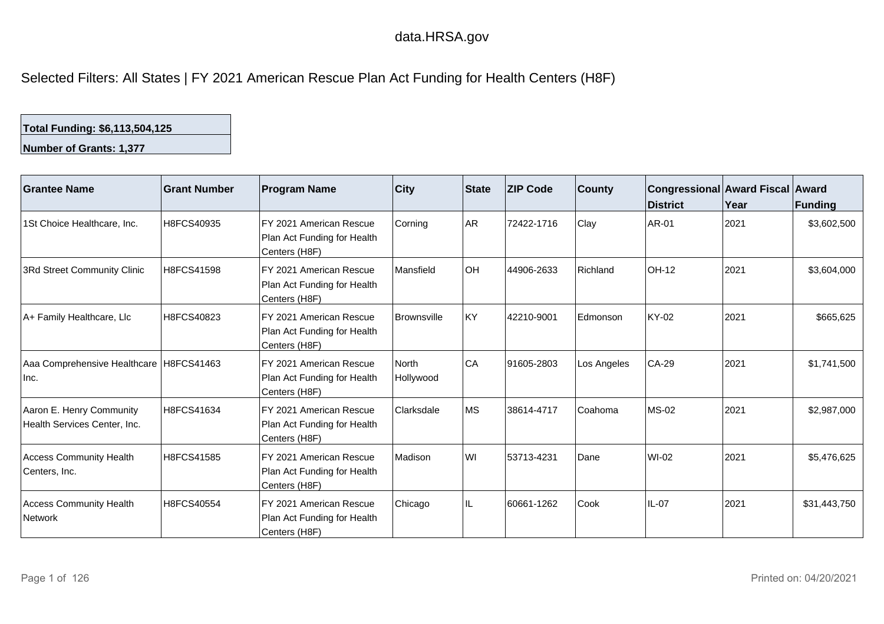data.HRSA.gov

# Selected Filters: All States | FY 2021 American Rescue Plan Act Funding for Health Centers (H8F)

| **Total Funding: $6,113,504,125** |
|---|
| **Number of Grants: 1,377** |

| Grantee Name | Grant Number | Program Name | City | State | ZIP Code | County | Congressional District | Award Fiscal Year | Award Funding |
|---|---|---|---|---|---|---|---|---|---|
| 1St Choice Healthcare, Inc. | H8FCS40935 | FY 2021 American Rescue Plan Act Funding for Health Centers (H8F) | Corning | AR | 72422-1716 | Clay | AR-01 | 2021 | $3,602,500 |
| 3Rd Street Community Clinic | H8FCS41598 | FY 2021 American Rescue Plan Act Funding for Health Centers (H8F) | Mansfield | OH | 44906-2633 | Richland | OH-12 | 2021 | $3,604,000 |
| A+ Family Healthcare, Llc | H8FCS40823 | FY 2021 American Rescue Plan Act Funding for Health Centers (H8F) | Brownsville | KY | 42210-9001 | Edmonson | KY-02 | 2021 | $665,625 |
| Aaa Comprehensive Healthcare Inc. | H8FCS41463 | FY 2021 American Rescue Plan Act Funding for Health Centers (H8F) | North Hollywood | CA | 91605-2803 | Los Angeles | CA-29 | 2021 | $1,741,500 |
| Aaron E. Henry Community Health Services Center, Inc. | H8FCS41634 | FY 2021 American Rescue Plan Act Funding for Health Centers (H8F) | Clarksdale | MS | 38614-4717 | Coahoma | MS-02 | 2021 | $2,987,000 |
| Access Community Health Centers, Inc. | H8FCS41585 | FY 2021 American Rescue Plan Act Funding for Health Centers (H8F) | Madison | WI | 53713-4231 | Dane | WI-02 | 2021 | $5,476,625 |
| Access Community Health Network | H8FCS40554 | FY 2021 American Rescue Plan Act Funding for Health Centers (H8F) | Chicago | IL | 60661-1262 | Cook | IL-07 | 2021 | $31,443,750 |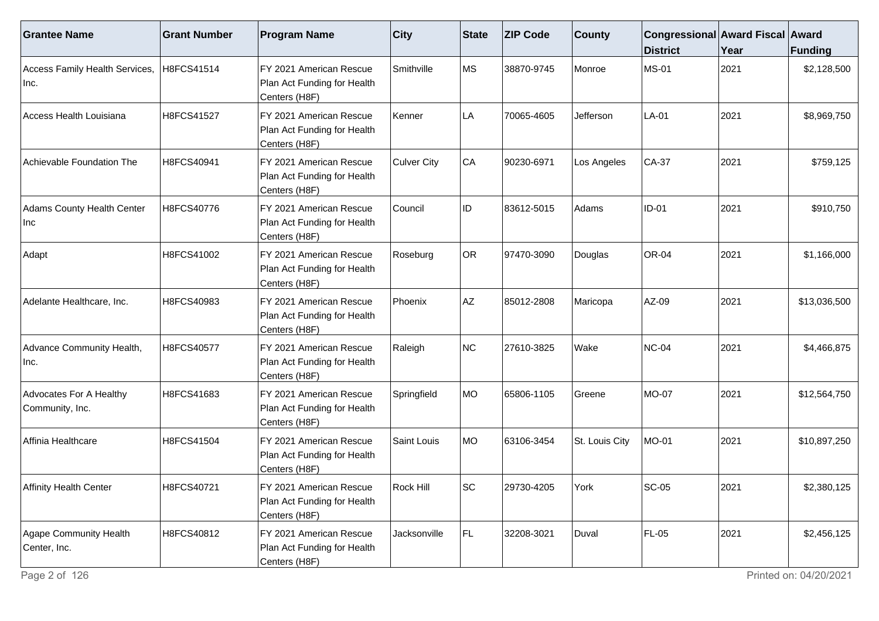| Grantee Name | Grant Number | Program Name | City | State | ZIP Code | County | Congressional District | Award Fiscal Year | Award Funding |
|---|---|---|---|---|---|---|---|---|---|
| Access Family Health Services, Inc. | H8FCS41514 | FY 2021 American Rescue Plan Act Funding for Health Centers (H8F) | Smithville | MS | 38870-9745 | Monroe | MS-01 | 2021 | $2,128,500 |
| Access Health Louisiana | H8FCS41527 | FY 2021 American Rescue Plan Act Funding for Health Centers (H8F) | Kenner | LA | 70065-4605 | Jefferson | LA-01 | 2021 | $8,969,750 |
| Achievable Foundation The | H8FCS40941 | FY 2021 American Rescue Plan Act Funding for Health Centers (H8F) | Culver City | CA | 90230-6971 | Los Angeles | CA-37 | 2021 | $759,125 |
| Adams County Health Center Inc | H8FCS40776 | FY 2021 American Rescue Plan Act Funding for Health Centers (H8F) | Council | ID | 83612-5015 | Adams | ID-01 | 2021 | $910,750 |
| Adapt | H8FCS41002 | FY 2021 American Rescue Plan Act Funding for Health Centers (H8F) | Roseburg | OR | 97470-3090 | Douglas | OR-04 | 2021 | $1,166,000 |
| Adelante Healthcare, Inc. | H8FCS40983 | FY 2021 American Rescue Plan Act Funding for Health Centers (H8F) | Phoenix | AZ | 85012-2808 | Maricopa | AZ-09 | 2021 | $13,036,500 |
| Advance Community Health, Inc. | H8FCS40577 | FY 2021 American Rescue Plan Act Funding for Health Centers (H8F) | Raleigh | NC | 27610-3825 | Wake | NC-04 | 2021 | $4,466,875 |
| Advocates For A Healthy Community, Inc. | H8FCS41683 | FY 2021 American Rescue Plan Act Funding for Health Centers (H8F) | Springfield | MO | 65806-1105 | Greene | MO-07 | 2021 | $12,564,750 |
| Affinia Healthcare | H8FCS41504 | FY 2021 American Rescue Plan Act Funding for Health Centers (H8F) | Saint Louis | MO | 63106-3454 | St. Louis City | MO-01 | 2021 | $10,897,250 |
| Affinity Health Center | H8FCS40721 | FY 2021 American Rescue Plan Act Funding for Health Centers (H8F) | Rock Hill | SC | 29730-4205 | York | SC-05 | 2021 | $2,380,125 |
| Agape Community Health Center, Inc. | H8FCS40812 | FY 2021 American Rescue Plan Act Funding for Health Centers (H8F) | Jacksonville | FL | 32208-3021 | Duval | FL-05 | 2021 | $2,456,125 |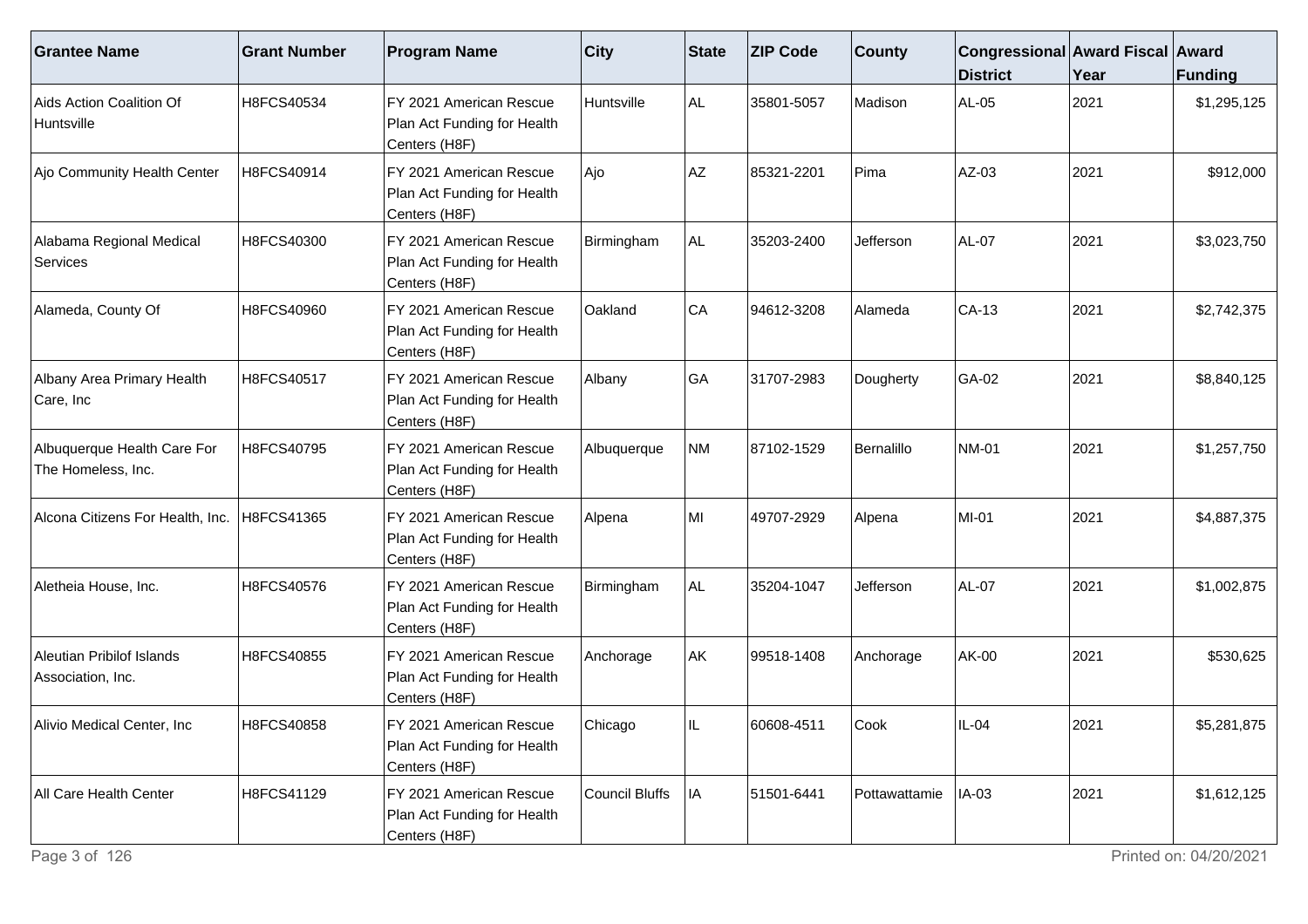| Grantee Name | Grant Number | Program Name | City | State | ZIP Code | County | Congressional District | Award Fiscal Year | Award Funding |
|---|---|---|---|---|---|---|---|---|---|
| Aids Action Coalition Of Huntsville | H8FCS40534 | FY 2021 American Rescue Plan Act Funding for Health Centers (H8F) | Huntsville | AL | 35801-5057 | Madison | AL-05 | 2021 | $1,295,125 |
| Ajo Community Health Center | H8FCS40914 | FY 2021 American Rescue Plan Act Funding for Health Centers (H8F) | Ajo | AZ | 85321-2201 | Pima | AZ-03 | 2021 | $912,000 |
| Alabama Regional Medical Services | H8FCS40300 | FY 2021 American Rescue Plan Act Funding for Health Centers (H8F) | Birmingham | AL | 35203-2400 | Jefferson | AL-07 | 2021 | $3,023,750 |
| Alameda, County Of | H8FCS40960 | FY 2021 American Rescue Plan Act Funding for Health Centers (H8F) | Oakland | CA | 94612-3208 | Alameda | CA-13 | 2021 | $2,742,375 |
| Albany Area Primary Health Care, Inc | H8FCS40517 | FY 2021 American Rescue Plan Act Funding for Health Centers (H8F) | Albany | GA | 31707-2983 | Dougherty | GA-02 | 2021 | $8,840,125 |
| Albuquerque Health Care For The Homeless, Inc. | H8FCS40795 | FY 2021 American Rescue Plan Act Funding for Health Centers (H8F) | Albuquerque | NM | 87102-1529 | Bernalillo | NM-01 | 2021 | $1,257,750 |
| Alcona Citizens For Health, Inc. | H8FCS41365 | FY 2021 American Rescue Plan Act Funding for Health Centers (H8F) | Alpena | MI | 49707-2929 | Alpena | MI-01 | 2021 | $4,887,375 |
| Aletheia House, Inc. | H8FCS40576 | FY 2021 American Rescue Plan Act Funding for Health Centers (H8F) | Birmingham | AL | 35204-1047 | Jefferson | AL-07 | 2021 | $1,002,875 |
| Aleutian Pribilof Islands Association, Inc. | H8FCS40855 | FY 2021 American Rescue Plan Act Funding for Health Centers (H8F) | Anchorage | AK | 99518-1408 | Anchorage | AK-00 | 2021 | $530,625 |
| Alivio Medical Center, Inc | H8FCS40858 | FY 2021 American Rescue Plan Act Funding for Health Centers (H8F) | Chicago | IL | 60608-4511 | Cook | IL-04 | 2021 | $5,281,875 |
| All Care Health Center | H8FCS41129 | FY 2021 American Rescue Plan Act Funding for Health Centers (H8F) | Council Bluffs | IA | 51501-6441 | Pottawattamie | IA-03 | 2021 | $1,612,125 |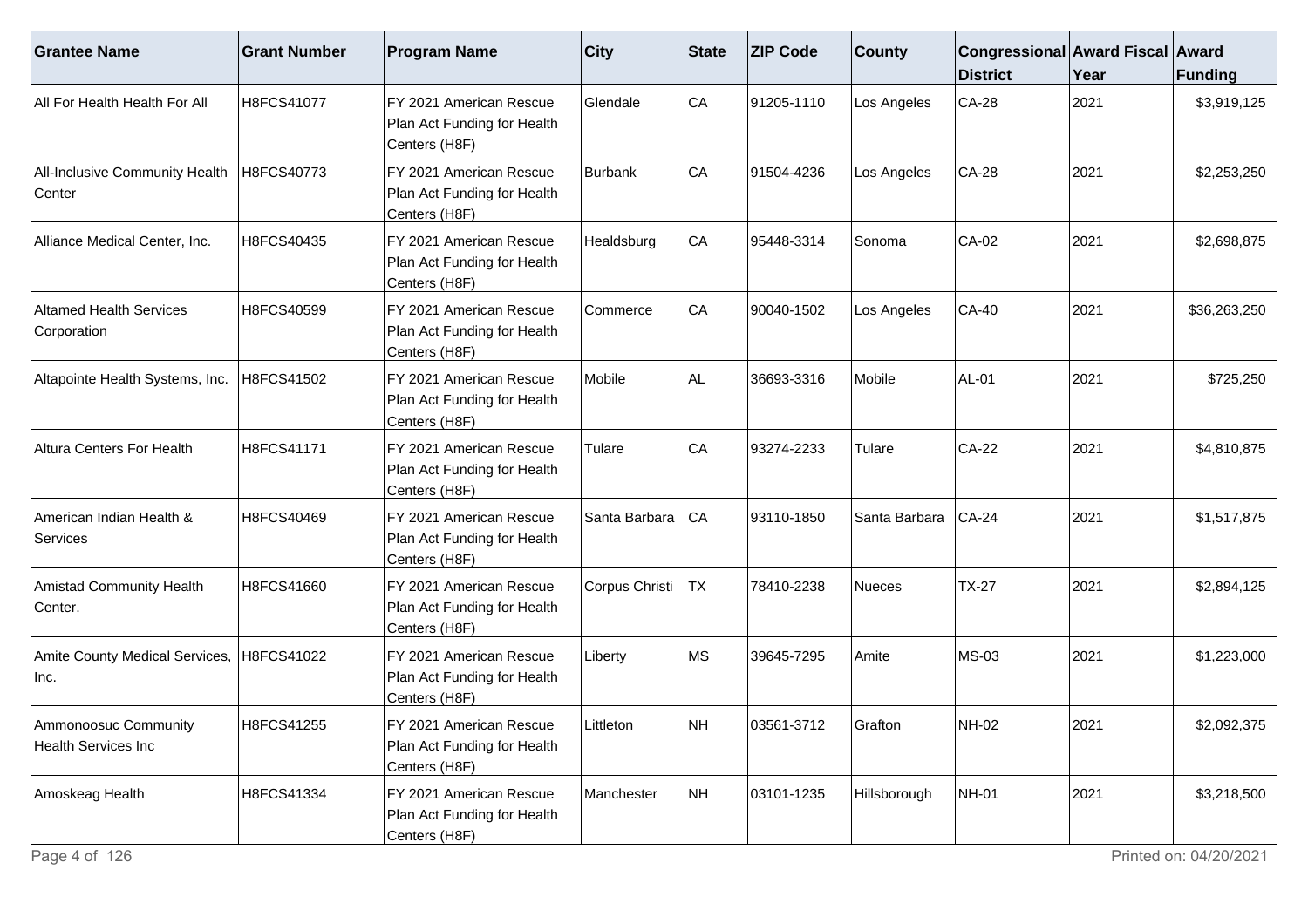| Grantee Name | Grant Number | Program Name | City | State | ZIP Code | County | Congressional District | Award Fiscal Year | Award Funding |
|---|---|---|---|---|---|---|---|---|---|
| All For Health Health For All | H8FCS41077 | FY 2021 American Rescue Plan Act Funding for Health Centers (H8F) | Glendale | CA | 91205-1110 | Los Angeles | CA-28 | 2021 | $3,919,125 |
| All-Inclusive Community Health Center | H8FCS40773 | FY 2021 American Rescue Plan Act Funding for Health Centers (H8F) | Burbank | CA | 91504-4236 | Los Angeles | CA-28 | 2021 | $2,253,250 |
| Alliance Medical Center, Inc. | H8FCS40435 | FY 2021 American Rescue Plan Act Funding for Health Centers (H8F) | Healdsburg | CA | 95448-3314 | Sonoma | CA-02 | 2021 | $2,698,875 |
| Altamed Health Services Corporation | H8FCS40599 | FY 2021 American Rescue Plan Act Funding for Health Centers (H8F) | Commerce | CA | 90040-1502 | Los Angeles | CA-40 | 2021 | $36,263,250 |
| Altapointe Health Systems, Inc. | H8FCS41502 | FY 2021 American Rescue Plan Act Funding for Health Centers (H8F) | Mobile | AL | 36693-3316 | Mobile | AL-01 | 2021 | $725,250 |
| Altura Centers For Health | H8FCS41171 | FY 2021 American Rescue Plan Act Funding for Health Centers (H8F) | Tulare | CA | 93274-2233 | Tulare | CA-22 | 2021 | $4,810,875 |
| American Indian Health & Services | H8FCS40469 | FY 2021 American Rescue Plan Act Funding for Health Centers (H8F) | Santa Barbara | CA | 93110-1850 | Santa Barbara | CA-24 | 2021 | $1,517,875 |
| Amistad Community Health Center. | H8FCS41660 | FY 2021 American Rescue Plan Act Funding for Health Centers (H8F) | Corpus Christi | TX | 78410-2238 | Nueces | TX-27 | 2021 | $2,894,125 |
| Amite County Medical Services, Inc. | H8FCS41022 | FY 2021 American Rescue Plan Act Funding for Health Centers (H8F) | Liberty | MS | 39645-7295 | Amite | MS-03 | 2021 | $1,223,000 |
| Ammonoosuc Community Health Services Inc | H8FCS41255 | FY 2021 American Rescue Plan Act Funding for Health Centers (H8F) | Littleton | NH | 03561-3712 | Grafton | NH-02 | 2021 | $2,092,375 |
| Amoskeag Health | H8FCS41334 | FY 2021 American Rescue Plan Act Funding for Health Centers (H8F) | Manchester | NH | 03101-1235 | Hillsborough | NH-01 | 2021 | $3,218,500 |

Printed on: 04/20/2021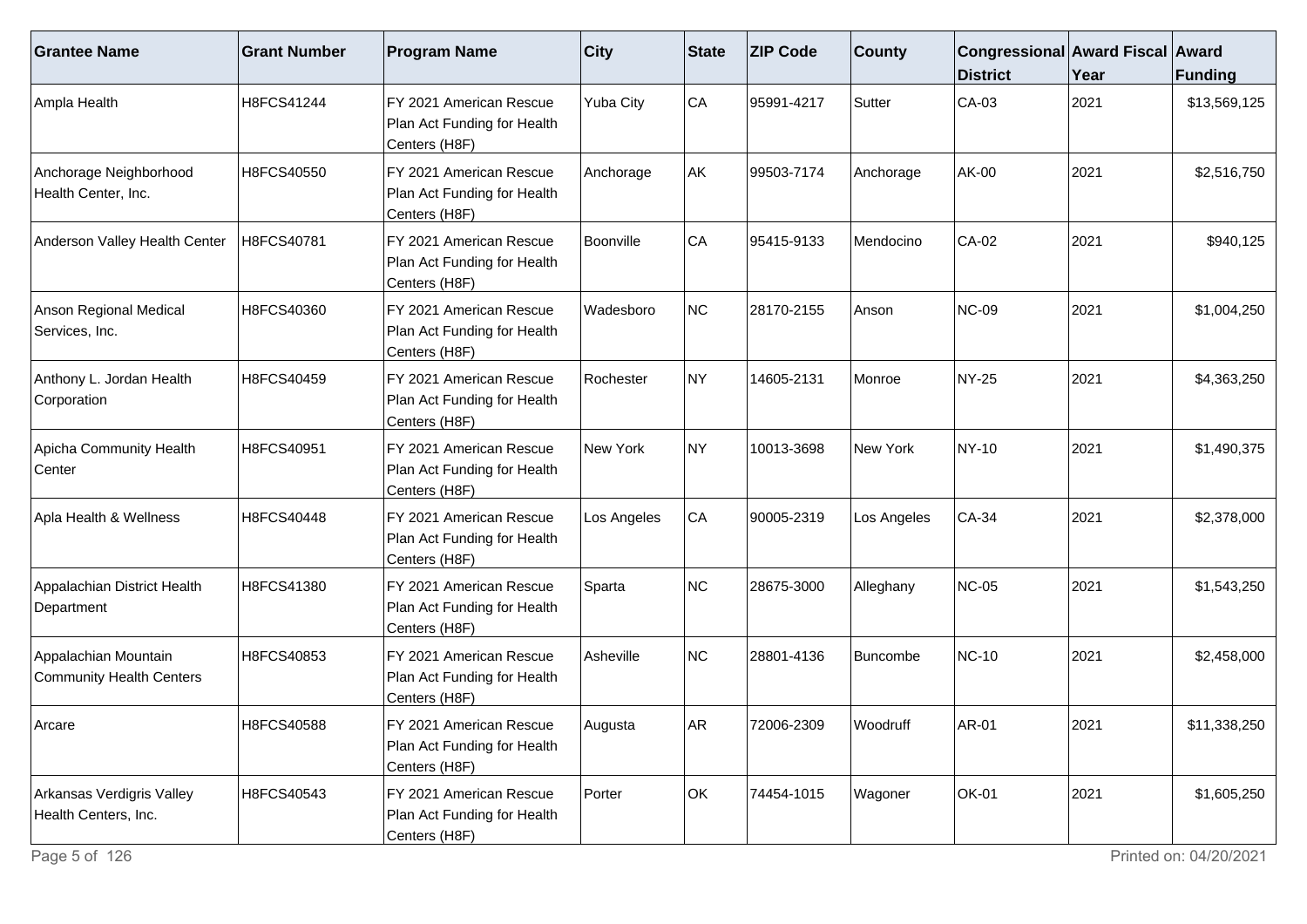| Grantee Name | Grant Number | Program Name | City | State | ZIP Code | County | Congressional District | Award Fiscal Year | Award Funding |
|---|---|---|---|---|---|---|---|---|---|
| Ampla Health | H8FCS41244 | FY 2021 American Rescue Plan Act Funding for Health Centers (H8F) | Yuba City | CA | 95991-4217 | Sutter | CA-03 | 2021 | $13,569,125 |
| Anchorage Neighborhood Health Center, Inc. | H8FCS40550 | FY 2021 American Rescue Plan Act Funding for Health Centers (H8F) | Anchorage | AK | 99503-7174 | Anchorage | AK-00 | 2021 | $2,516,750 |
| Anderson Valley Health Center | H8FCS40781 | FY 2021 American Rescue Plan Act Funding for Health Centers (H8F) | Boonville | CA | 95415-9133 | Mendocino | CA-02 | 2021 | $940,125 |
| Anson Regional Medical Services, Inc. | H8FCS40360 | FY 2021 American Rescue Plan Act Funding for Health Centers (H8F) | Wadesboro | NC | 28170-2155 | Anson | NC-09 | 2021 | $1,004,250 |
| Anthony L. Jordan Health Corporation | H8FCS40459 | FY 2021 American Rescue Plan Act Funding for Health Centers (H8F) | Rochester | NY | 14605-2131 | Monroe | NY-25 | 2021 | $4,363,250 |
| Apicha Community Health Center | H8FCS40951 | FY 2021 American Rescue Plan Act Funding for Health Centers (H8F) | New York | NY | 10013-3698 | New York | NY-10 | 2021 | $1,490,375 |
| Apla Health & Wellness | H8FCS40448 | FY 2021 American Rescue Plan Act Funding for Health Centers (H8F) | Los Angeles | CA | 90005-2319 | Los Angeles | CA-34 | 2021 | $2,378,000 |
| Appalachian District Health Department | H8FCS41380 | FY 2021 American Rescue Plan Act Funding for Health Centers (H8F) | Sparta | NC | 28675-3000 | Alleghany | NC-05 | 2021 | $1,543,250 |
| Appalachian Mountain Community Health Centers | H8FCS40853 | FY 2021 American Rescue Plan Act Funding for Health Centers (H8F) | Asheville | NC | 28801-4136 | Buncombe | NC-10 | 2021 | $2,458,000 |
| Arcare | H8FCS40588 | FY 2021 American Rescue Plan Act Funding for Health Centers (H8F) | Augusta | AR | 72006-2309 | Woodruff | AR-01 | 2021 | $11,338,250 |
| Arkansas Verdigris Valley Health Centers, Inc. | H8FCS40543 | FY 2021 American Rescue Plan Act Funding for Health Centers (H8F) | Porter | OK | 74454-1015 | Wagoner | OK-01 | 2021 | $1,605,250 |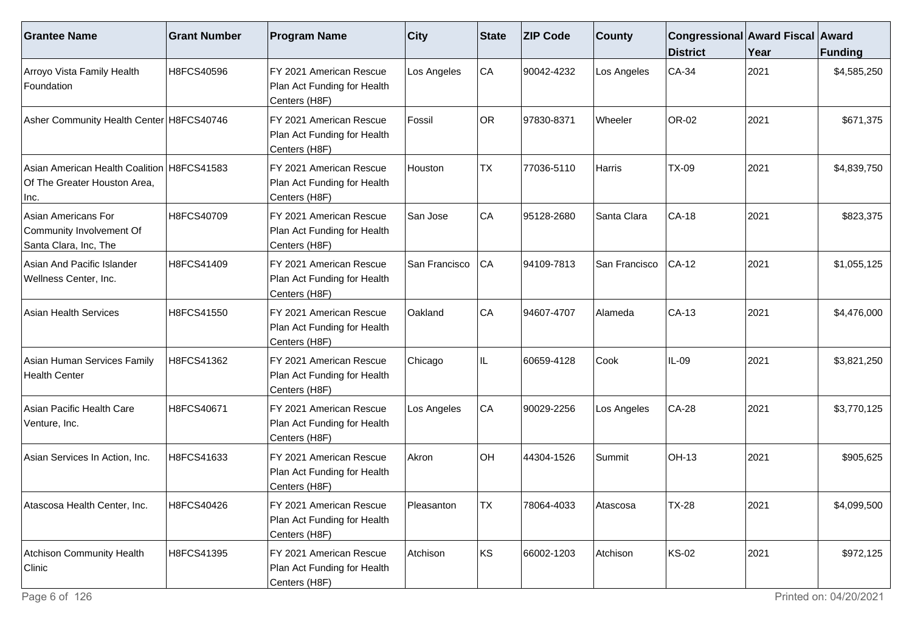| Grantee Name | Grant Number | Program Name | City | State | ZIP Code | County | Congressional District | Award Fiscal Year | Award Funding |
|---|---|---|---|---|---|---|---|---|---|
| Arroyo Vista Family Health Foundation | H8FCS40596 | FY 2021 American Rescue Plan Act Funding for Health Centers (H8F) | Los Angeles | CA | 90042-4232 | Los Angeles | CA-34 | 2021 | $4,585,250 |
| Asher Community Health Center | H8FCS40746 | FY 2021 American Rescue Plan Act Funding for Health Centers (H8F) | Fossil | OR | 97830-8371 | Wheeler | OR-02 | 2021 | $671,375 |
| Asian American Health Coalition Of The Greater Houston Area, Inc. | H8FCS41583 | FY 2021 American Rescue Plan Act Funding for Health Centers (H8F) | Houston | TX | 77036-5110 | Harris | TX-09 | 2021 | $4,839,750 |
| Asian Americans For Community Involvement Of Santa Clara, Inc, The | H8FCS40709 | FY 2021 American Rescue Plan Act Funding for Health Centers (H8F) | San Jose | CA | 95128-2680 | Santa Clara | CA-18 | 2021 | $823,375 |
| Asian And Pacific Islander Wellness Center, Inc. | H8FCS41409 | FY 2021 American Rescue Plan Act Funding for Health Centers (H8F) | San Francisco | CA | 94109-7813 | San Francisco | CA-12 | 2021 | $1,055,125 |
| Asian Health Services | H8FCS41550 | FY 2021 American Rescue Plan Act Funding for Health Centers (H8F) | Oakland | CA | 94607-4707 | Alameda | CA-13 | 2021 | $4,476,000 |
| Asian Human Services Family Health Center | H8FCS41362 | FY 2021 American Rescue Plan Act Funding for Health Centers (H8F) | Chicago | IL | 60659-4128 | Cook | IL-09 | 2021 | $3,821,250 |
| Asian Pacific Health Care Venture, Inc. | H8FCS40671 | FY 2021 American Rescue Plan Act Funding for Health Centers (H8F) | Los Angeles | CA | 90029-2256 | Los Angeles | CA-28 | 2021 | $3,770,125 |
| Asian Services In Action, Inc. | H8FCS41633 | FY 2021 American Rescue Plan Act Funding for Health Centers (H8F) | Akron | OH | 44304-1526 | Summit | OH-13 | 2021 | $905,625 |
| Atascosa Health Center, Inc. | H8FCS40426 | FY 2021 American Rescue Plan Act Funding for Health Centers (H8F) | Pleasanton | TX | 78064-4033 | Atascosa | TX-28 | 2021 | $4,099,500 |
| Atchison Community Health Clinic | H8FCS41395 | FY 2021 American Rescue Plan Act Funding for Health Centers (H8F) | Atchison | KS | 66002-1203 | Atchison | KS-02 | 2021 | $972,125 |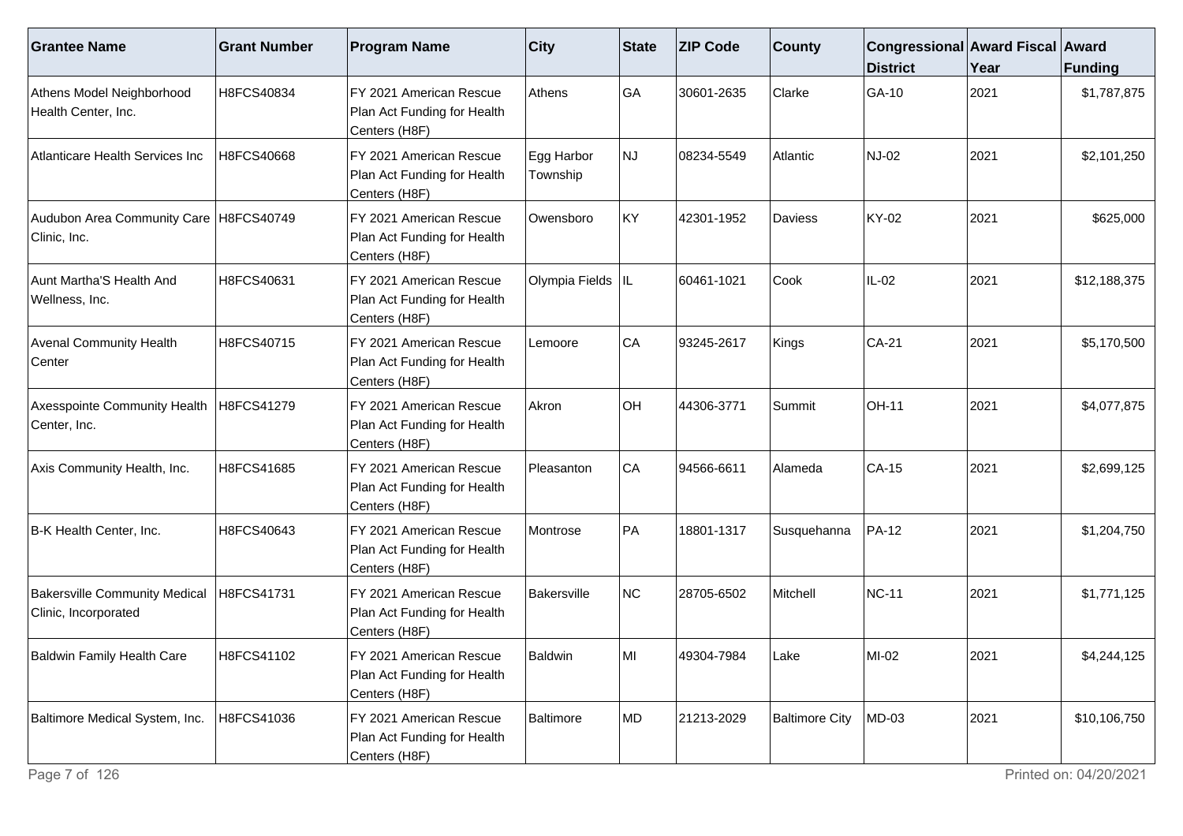| Grantee Name | Grant Number | Program Name | City | State | ZIP Code | County | Congressional District | Award Fiscal Year | Award Funding |
|---|---|---|---|---|---|---|---|---|---|
| Athens Model Neighborhood Health Center, Inc. | H8FCS40834 | FY 2021 American Rescue Plan Act Funding for Health Centers (H8F) | Athens | GA | 30601-2635 | Clarke | GA-10 | 2021 | $1,787,875 |
| Atlanticare Health Services Inc | H8FCS40668 | FY 2021 American Rescue Plan Act Funding for Health Centers (H8F) | Egg Harbor Township | NJ | 08234-5549 | Atlantic | NJ-02 | 2021 | $2,101,250 |
| Audubon Area Community Care Clinic, Inc. | H8FCS40749 | FY 2021 American Rescue Plan Act Funding for Health Centers (H8F) | Owensboro | KY | 42301-1952 | Daviess | KY-02 | 2021 | $625,000 |
| Aunt Martha'S Health And Wellness, Inc. | H8FCS40631 | FY 2021 American Rescue Plan Act Funding for Health Centers (H8F) | Olympia Fields | IL | 60461-1021 | Cook | IL-02 | 2021 | $12,188,375 |
| Avenal Community Health Center | H8FCS40715 | FY 2021 American Rescue Plan Act Funding for Health Centers (H8F) | Lemoore | CA | 93245-2617 | Kings | CA-21 | 2021 | $5,170,500 |
| Axesspointe Community Health Center, Inc. | H8FCS41279 | FY 2021 American Rescue Plan Act Funding for Health Centers (H8F) | Akron | OH | 44306-3771 | Summit | OH-11 | 2021 | $4,077,875 |
| Axis Community Health, Inc. | H8FCS41685 | FY 2021 American Rescue Plan Act Funding for Health Centers (H8F) | Pleasanton | CA | 94566-6611 | Alameda | CA-15 | 2021 | $2,699,125 |
| B-K Health Center, Inc. | H8FCS40643 | FY 2021 American Rescue Plan Act Funding for Health Centers (H8F) | Montrose | PA | 18801-1317 | Susquehanna | PA-12 | 2021 | $1,204,750 |
| Bakersville Community Medical Clinic, Incorporated | H8FCS41731 | FY 2021 American Rescue Plan Act Funding for Health Centers (H8F) | Bakersville | NC | 28705-6502 | Mitchell | NC-11 | 2021 | $1,771,125 |
| Baldwin Family Health Care | H8FCS41102 | FY 2021 American Rescue Plan Act Funding for Health Centers (H8F) | Baldwin | MI | 49304-7984 | Lake | MI-02 | 2021 | $4,244,125 |
| Baltimore Medical System, Inc. | H8FCS41036 | FY 2021 American Rescue Plan Act Funding for Health Centers (H8F) | Baltimore | MD | 21213-2029 | Baltimore City | MD-03 | 2021 | $10,106,750 |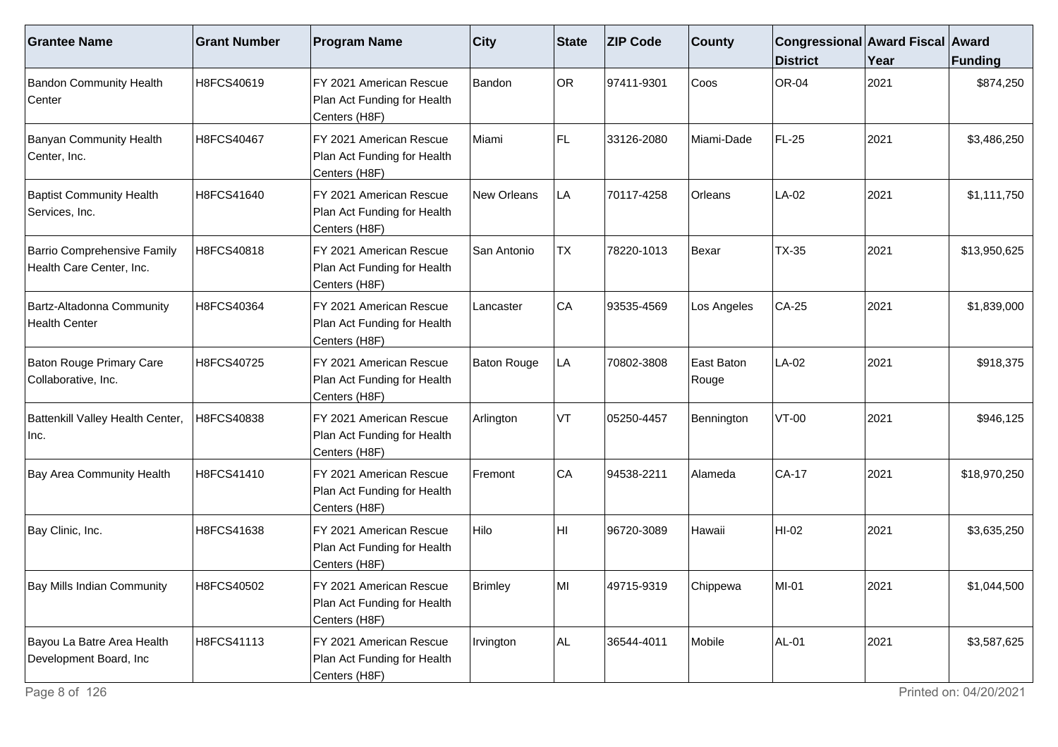| Grantee Name | Grant Number | Program Name | City | State | ZIP Code | County | Congressional District | Award Fiscal Year | Award Funding |
|---|---|---|---|---|---|---|---|---|---|
| Bandon Community Health Center | H8FCS40619 | FY 2021 American Rescue Plan Act Funding for Health Centers (H8F) | Bandon | OR | 97411-9301 | Coos | OR-04 | 2021 | \$874,250 |
| Banyan Community Health Center, Inc. | H8FCS40467 | FY 2021 American Rescue Plan Act Funding for Health Centers (H8F) | Miami | FL | 33126-2080 | Miami-Dade | FL-25 | 2021 | \$3,486,250 |
| Baptist Community Health Services, Inc. | H8FCS41640 | FY 2021 American Rescue Plan Act Funding for Health Centers (H8F) | New Orleans | LA | 70117-4258 | Orleans | LA-02 | 2021 | \$1,111,750 |
| Barrio Comprehensive Family Health Care Center, Inc. | H8FCS40818 | FY 2021 American Rescue Plan Act Funding for Health Centers (H8F) | San Antonio | TX | 78220-1013 | Bexar | TX-35 | 2021 | \$13,950,625 |
| Bartz-Altadonna Community Health Center | H8FCS40364 | FY 2021 American Rescue Plan Act Funding for Health Centers (H8F) | Lancaster | CA | 93535-4569 | Los Angeles | CA-25 | 2021 | \$1,839,000 |
| Baton Rouge Primary Care Collaborative, Inc. | H8FCS40725 | FY 2021 American Rescue Plan Act Funding for Health Centers (H8F) | Baton Rouge | LA | 70802-3808 | East Baton Rouge | LA-02 | 2021 | \$918,375 |
| Battenkill Valley Health Center, Inc. | H8FCS40838 | FY 2021 American Rescue Plan Act Funding for Health Centers (H8F) | Arlington | VT | 05250-4457 | Bennington | VT-00 | 2021 | \$946,125 |
| Bay Area Community Health | H8FCS41410 | FY 2021 American Rescue Plan Act Funding for Health Centers (H8F) | Fremont | CA | 94538-2211 | Alameda | CA-17 | 2021 | \$18,970,250 |
| Bay Clinic, Inc. | H8FCS41638 | FY 2021 American Rescue Plan Act Funding for Health Centers (H8F) | Hilo | HI | 96720-3089 | Hawaii | HI-02 | 2021 | \$3,635,250 |
| Bay Mills Indian Community | H8FCS40502 | FY 2021 American Rescue Plan Act Funding for Health Centers (H8F) | Brimley | MI | 49715-9319 | Chippewa | MI-01 | 2021 | \$1,044,500 |
| Bayou La Batre Area Health Development Board, Inc | H8FCS41113 | FY 2021 American Rescue Plan Act Funding for Health Centers (H8F) | Irvington | AL | 36544-4011 | Mobile | AL-01 | 2021 | \$3,587,625 |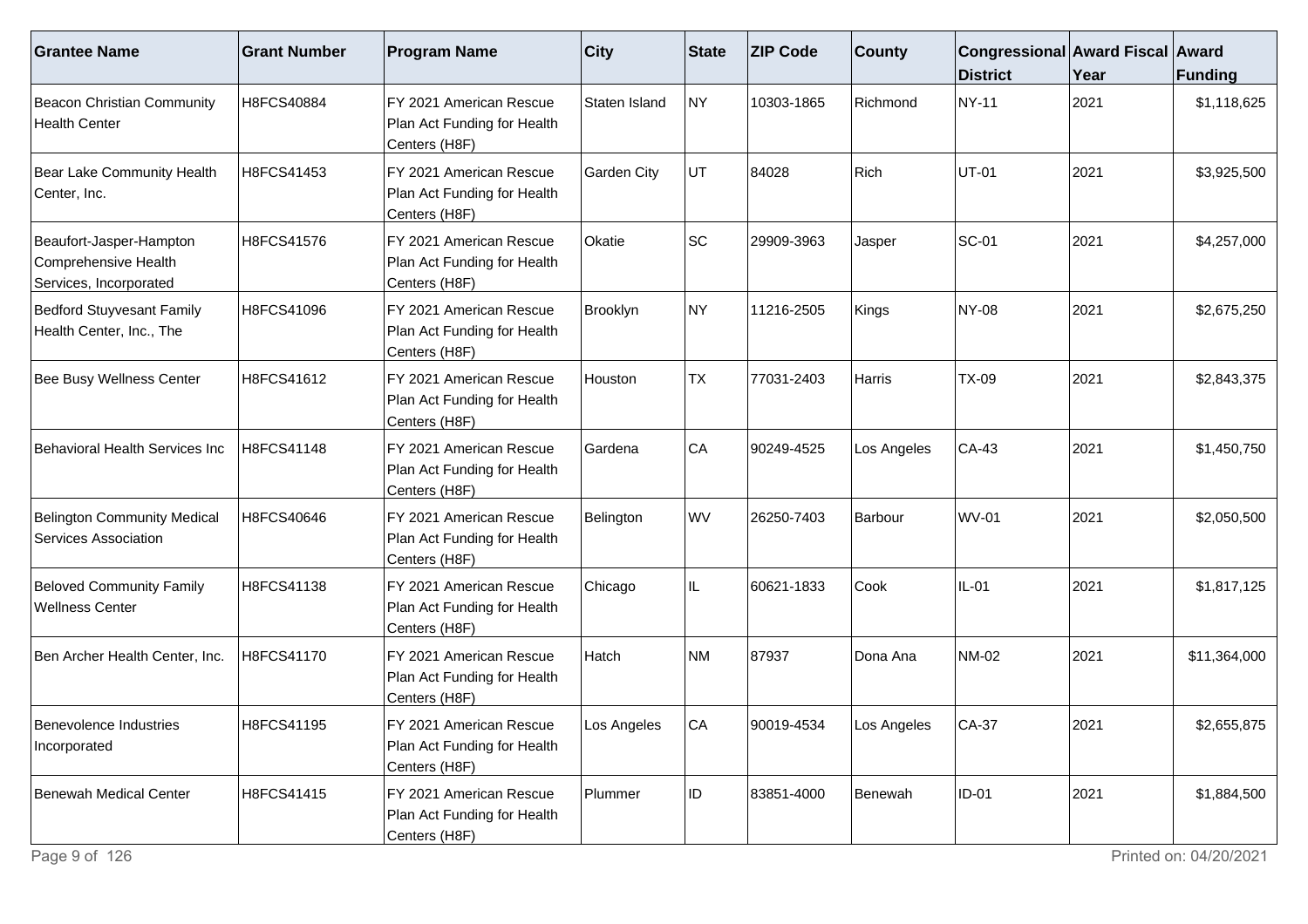| Grantee Name | Grant Number | Program Name | City | State | ZIP Code | County | Congressional District | Award Fiscal Year | Award Funding |
|---|---|---|---|---|---|---|---|---|---|
| Beacon Christian Community Health Center | H8FCS40884 | FY 2021 American Rescue Plan Act Funding for Health Centers (H8F) | Staten Island | NY | 10303-1865 | Richmond | NY-11 | 2021 | $1,118,625 |
| Bear Lake Community Health Center, Inc. | H8FCS41453 | FY 2021 American Rescue Plan Act Funding for Health Centers (H8F) | Garden City | UT | 84028 | Rich | UT-01 | 2021 | $3,925,500 |
| Beaufort-Jasper-Hampton Comprehensive Health Services, Incorporated | H8FCS41576 | FY 2021 American Rescue Plan Act Funding for Health Centers (H8F) | Okatie | SC | 29909-3963 | Jasper | SC-01 | 2021 | $4,257,000 |
| Bedford Stuyvesant Family Health Center, Inc., The | H8FCS41096 | FY 2021 American Rescue Plan Act Funding for Health Centers (H8F) | Brooklyn | NY | 11216-2505 | Kings | NY-08 | 2021 | $2,675,250 |
| Bee Busy Wellness Center | H8FCS41612 | FY 2021 American Rescue Plan Act Funding for Health Centers (H8F) | Houston | TX | 77031-2403 | Harris | TX-09 | 2021 | $2,843,375 |
| Behavioral Health Services Inc | H8FCS41148 | FY 2021 American Rescue Plan Act Funding for Health Centers (H8F) | Gardena | CA | 90249-4525 | Los Angeles | CA-43 | 2021 | $1,450,750 |
| Belington Community Medical Services Association | H8FCS40646 | FY 2021 American Rescue Plan Act Funding for Health Centers (H8F) | Belington | WV | 26250-7403 | Barbour | WV-01 | 2021 | $2,050,500 |
| Beloved Community Family Wellness Center | H8FCS41138 | FY 2021 American Rescue Plan Act Funding for Health Centers (H8F) | Chicago | IL | 60621-1833 | Cook | IL-01 | 2021 | $1,817,125 |
| Ben Archer Health Center, Inc. | H8FCS41170 | FY 2021 American Rescue Plan Act Funding for Health Centers (H8F) | Hatch | NM | 87937 | Dona Ana | NM-02 | 2021 | $11,364,000 |
| Benevolence Industries Incorporated | H8FCS41195 | FY 2021 American Rescue Plan Act Funding for Health Centers (H8F) | Los Angeles | CA | 90019-4534 | Los Angeles | CA-37 | 2021 | $2,655,875 |
| Benewah Medical Center | H8FCS41415 | FY 2021 American Rescue Plan Act Funding for Health Centers (H8F) | Plummer | ID | 83851-4000 | Benewah | ID-01 | 2021 | $1,884,500 |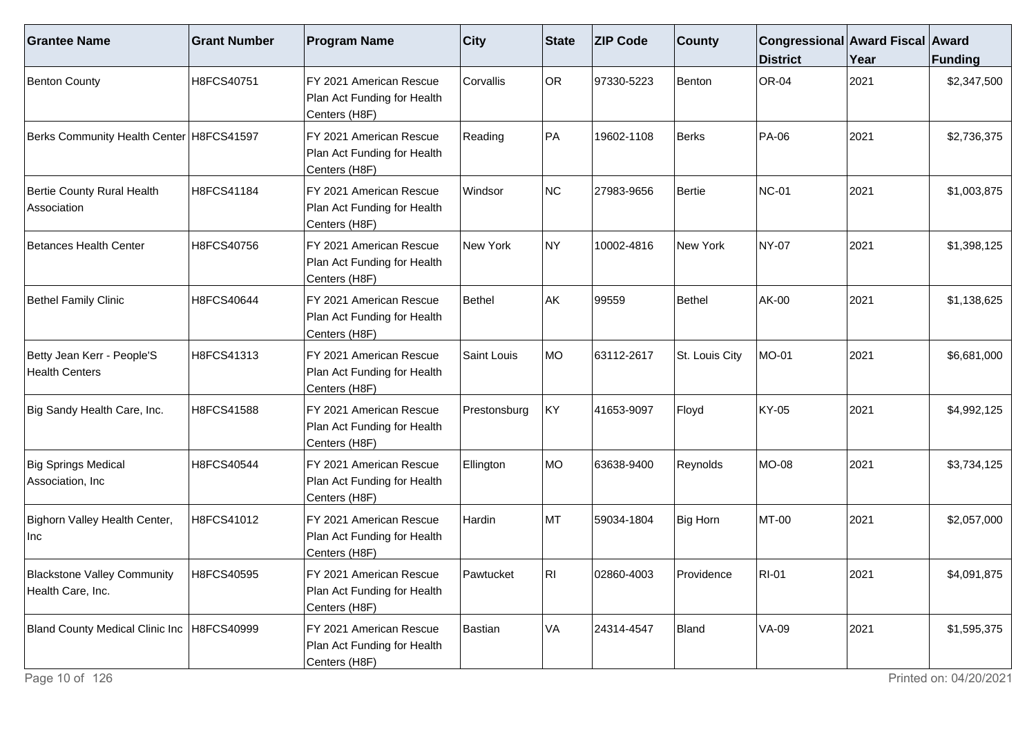| Grantee Name | Grant Number | Program Name | City | State | ZIP Code | County | Congressional District | Award Fiscal Year | Award Funding |
|---|---|---|---|---|---|---|---|---|---|
| Benton County | H8FCS40751 | FY 2021 American Rescue Plan Act Funding for Health Centers (H8F) | Corvallis | OR | 97330-5223 | Benton | OR-04 | 2021 | $2,347,500 |
| Berks Community Health Center | H8FCS41597 | FY 2021 American Rescue Plan Act Funding for Health Centers (H8F) | Reading | PA | 19602-1108 | Berks | PA-06 | 2021 | $2,736,375 |
| Bertie County Rural Health Association | H8FCS41184 | FY 2021 American Rescue Plan Act Funding for Health Centers (H8F) | Windsor | NC | 27983-9656 | Bertie | NC-01 | 2021 | $1,003,875 |
| Betances Health Center | H8FCS40756 | FY 2021 American Rescue Plan Act Funding for Health Centers (H8F) | New York | NY | 10002-4816 | New York | NY-07 | 2021 | $1,398,125 |
| Bethel Family Clinic | H8FCS40644 | FY 2021 American Rescue Plan Act Funding for Health Centers (H8F) | Bethel | AK | 99559 | Bethel | AK-00 | 2021 | $1,138,625 |
| Betty Jean Kerr - People'S Health Centers | H8FCS41313 | FY 2021 American Rescue Plan Act Funding for Health Centers (H8F) | Saint Louis | MO | 63112-2617 | St. Louis City | MO-01 | 2021 | $6,681,000 |
| Big Sandy Health Care, Inc. | H8FCS41588 | FY 2021 American Rescue Plan Act Funding for Health Centers (H8F) | Prestonsburg | KY | 41653-9097 | Floyd | KY-05 | 2021 | $4,992,125 |
| Big Springs Medical Association, Inc | H8FCS40544 | FY 2021 American Rescue Plan Act Funding for Health Centers (H8F) | Ellington | MO | 63638-9400 | Reynolds | MO-08 | 2021 | $3,734,125 |
| Bighorn Valley Health Center, Inc | H8FCS41012 | FY 2021 American Rescue Plan Act Funding for Health Centers (H8F) | Hardin | MT | 59034-1804 | Big Horn | MT-00 | 2021 | $2,057,000 |
| Blackstone Valley Community Health Care, Inc. | H8FCS40595 | FY 2021 American Rescue Plan Act Funding for Health Centers (H8F) | Pawtucket | RI | 02860-4003 | Providence | RI-01 | 2021 | $4,091,875 |
| Bland County Medical Clinic Inc | H8FCS40999 | FY 2021 American Rescue Plan Act Funding for Health Centers (H8F) | Bastian | VA | 24314-4547 | Bland | VA-09 | 2021 | $1,595,375 |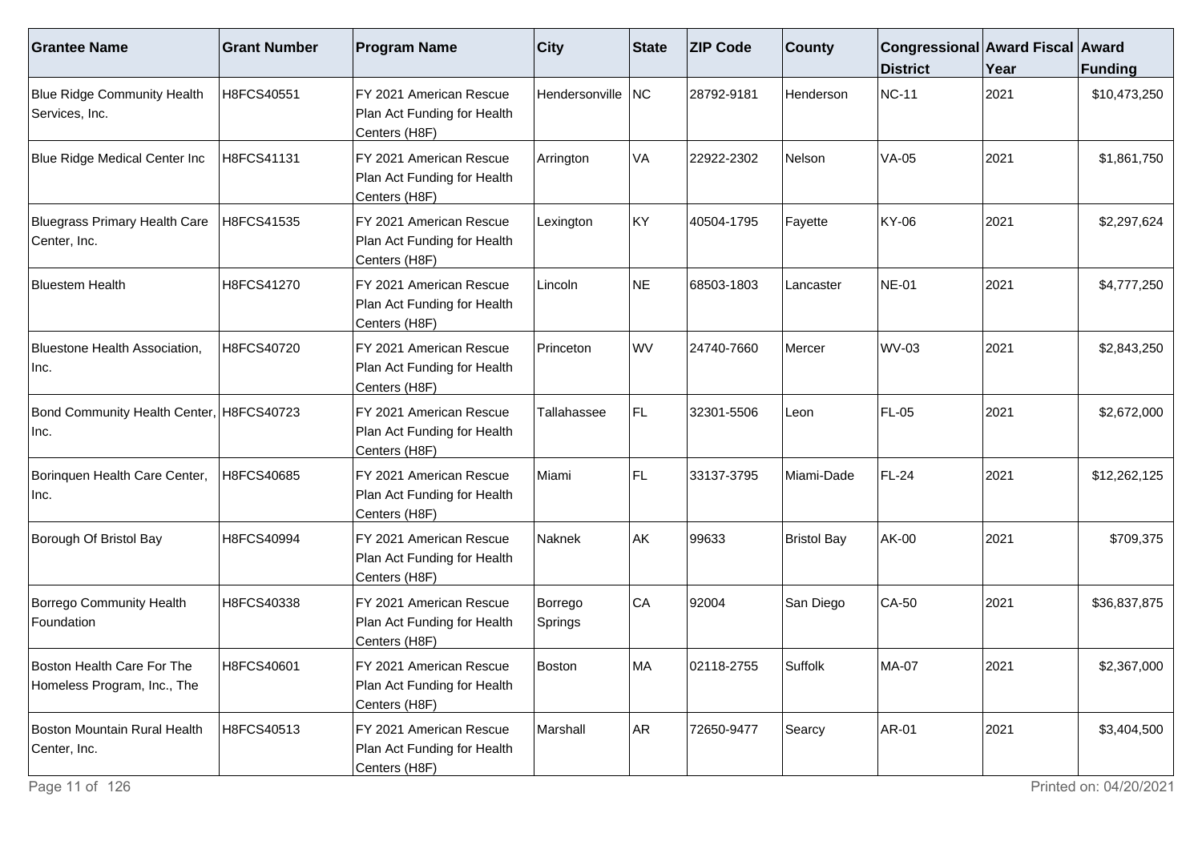| Grantee Name | Grant Number | Program Name | City | State | ZIP Code | County | Congressional District | Award Fiscal Year | Award Funding |
|---|---|---|---|---|---|---|---|---|---|
| Blue Ridge Community Health Services, Inc. | H8FCS40551 | FY 2021 American Rescue Plan Act Funding for Health Centers (H8F) | Hendersonville | NC | 28792-9181 | Henderson | NC-11 | 2021 | $10,473,250 |
| Blue Ridge Medical Center Inc | H8FCS41131 | FY 2021 American Rescue Plan Act Funding for Health Centers (H8F) | Arrington | VA | 22922-2302 | Nelson | VA-05 | 2021 | $1,861,750 |
| Bluegrass Primary Health Care Center, Inc. | H8FCS41535 | FY 2021 American Rescue Plan Act Funding for Health Centers (H8F) | Lexington | KY | 40504-1795 | Fayette | KY-06 | 2021 | $2,297,624 |
| Bluestem Health | H8FCS41270 | FY 2021 American Rescue Plan Act Funding for Health Centers (H8F) | Lincoln | NE | 68503-1803 | Lancaster | NE-01 | 2021 | $4,777,250 |
| Bluestone Health Association, Inc. | H8FCS40720 | FY 2021 American Rescue Plan Act Funding for Health Centers (H8F) | Princeton | WV | 24740-7660 | Mercer | WV-03 | 2021 | $2,843,250 |
| Bond Community Health Center, Inc. | H8FCS40723 | FY 2021 American Rescue Plan Act Funding for Health Centers (H8F) | Tallahassee | FL | 32301-5506 | Leon | FL-05 | 2021 | $2,672,000 |
| Borinquen Health Care Center, Inc. | H8FCS40685 | FY 2021 American Rescue Plan Act Funding for Health Centers (H8F) | Miami | FL | 33137-3795 | Miami-Dade | FL-24 | 2021 | $12,262,125 |
| Borough Of Bristol Bay | H8FCS40994 | FY 2021 American Rescue Plan Act Funding for Health Centers (H8F) | Naknek | AK | 99633 | Bristol Bay | AK-00 | 2021 | $709,375 |
| Borrego Community Health Foundation | H8FCS40338 | FY 2021 American Rescue Plan Act Funding for Health Centers (H8F) | Borrego Springs | CA | 92004 | San Diego | CA-50 | 2021 | $36,837,875 |
| Boston Health Care For The Homeless Program, Inc., The | H8FCS40601 | FY 2021 American Rescue Plan Act Funding for Health Centers (H8F) | Boston | MA | 02118-2755 | Suffolk | MA-07 | 2021 | $2,367,000 |
| Boston Mountain Rural Health Center, Inc. | H8FCS40513 | FY 2021 American Rescue Plan Act Funding for Health Centers (H8F) | Marshall | AR | 72650-9477 | Searcy | AR-01 | 2021 | $3,404,500 |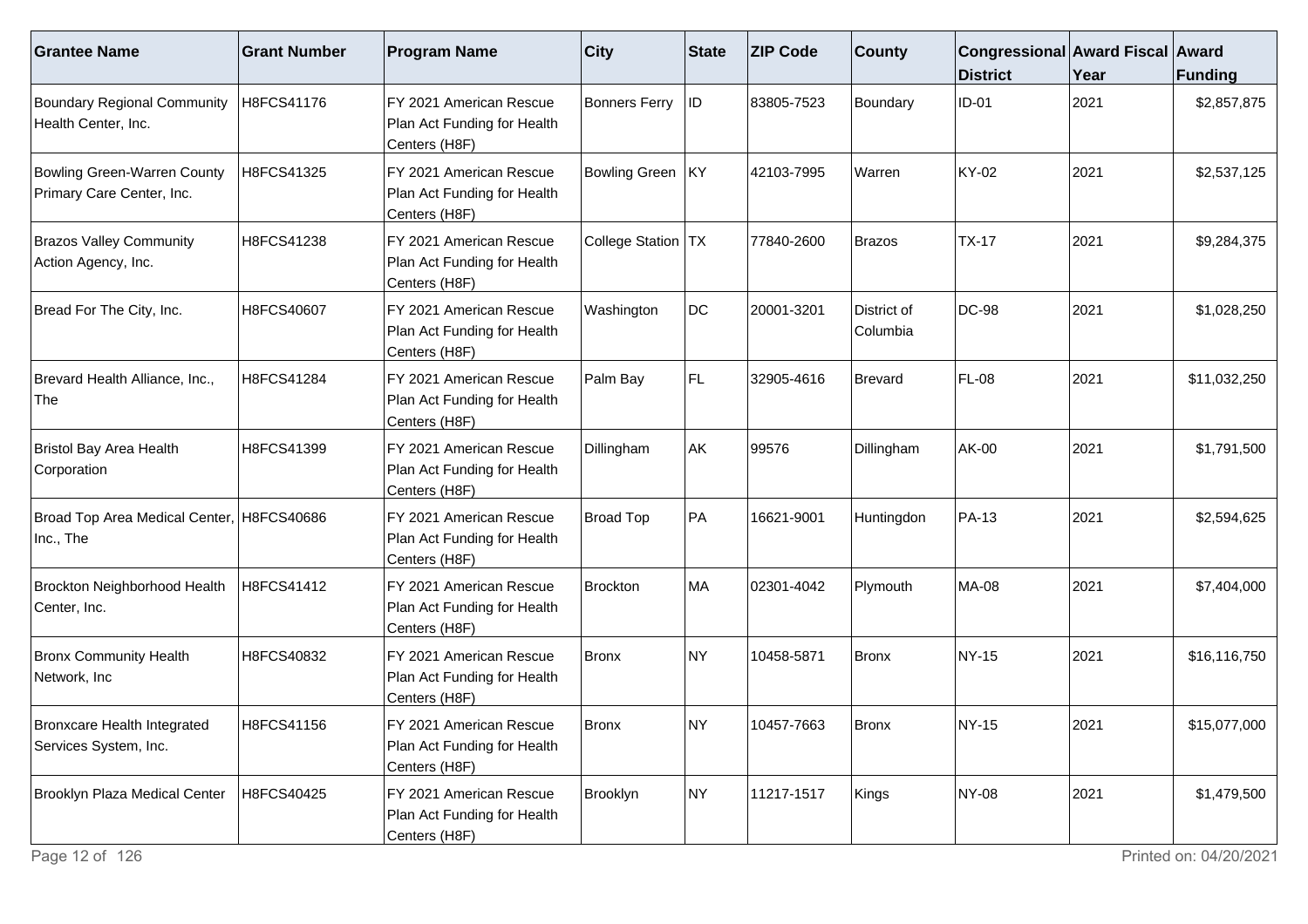| Grantee Name | Grant Number | Program Name | City | State | ZIP Code | County | Congressional District | Award Fiscal Year | Award Funding |
|---|---|---|---|---|---|---|---|---|---|
| Boundary Regional Community Health Center, Inc. | H8FCS41176 | FY 2021 American Rescue Plan Act Funding for Health Centers (H8F) | Bonners Ferry | ID | 83805-7523 | Boundary | ID-01 | 2021 | $2,857,875 |
| Bowling Green-Warren County Primary Care Center, Inc. | H8FCS41325 | FY 2021 American Rescue Plan Act Funding for Health Centers (H8F) | Bowling Green | KY | 42103-7995 | Warren | KY-02 | 2021 | $2,537,125 |
| Brazos Valley Community Action Agency, Inc. | H8FCS41238 | FY 2021 American Rescue Plan Act Funding for Health Centers (H8F) | College Station | TX | 77840-2600 | Brazos | TX-17 | 2021 | $9,284,375 |
| Bread For The City, Inc. | H8FCS40607 | FY 2021 American Rescue Plan Act Funding for Health Centers (H8F) | Washington | DC | 20001-3201 | District of Columbia | DC-98 | 2021 | $1,028,250 |
| Brevard Health Alliance, Inc., The | H8FCS41284 | FY 2021 American Rescue Plan Act Funding for Health Centers (H8F) | Palm Bay | FL | 32905-4616 | Brevard | FL-08 | 2021 | $11,032,250 |
| Bristol Bay Area Health Corporation | H8FCS41399 | FY 2021 American Rescue Plan Act Funding for Health Centers (H8F) | Dillingham | AK | 99576 | Dillingham | AK-00 | 2021 | $1,791,500 |
| Broad Top Area Medical Center, Inc., The | H8FCS40686 | FY 2021 American Rescue Plan Act Funding for Health Centers (H8F) | Broad Top | PA | 16621-9001 | Huntingdon | PA-13 | 2021 | $2,594,625 |
| Brockton Neighborhood Health Center, Inc. | H8FCS41412 | FY 2021 American Rescue Plan Act Funding for Health Centers (H8F) | Brockton | MA | 02301-4042 | Plymouth | MA-08 | 2021 | $7,404,000 |
| Bronx Community Health Network, Inc | H8FCS40832 | FY 2021 American Rescue Plan Act Funding for Health Centers (H8F) | Bronx | NY | 10458-5871 | Bronx | NY-15 | 2021 | $16,116,750 |
| Bronxcare Health Integrated Services System, Inc. | H8FCS41156 | FY 2021 American Rescue Plan Act Funding for Health Centers (H8F) | Bronx | NY | 10457-7663 | Bronx | NY-15 | 2021 | $15,077,000 |
| Brooklyn Plaza Medical Center | H8FCS40425 | FY 2021 American Rescue Plan Act Funding for Health Centers (H8F) | Brooklyn | NY | 11217-1517 | Kings | NY-08 | 2021 | $1,479,500 |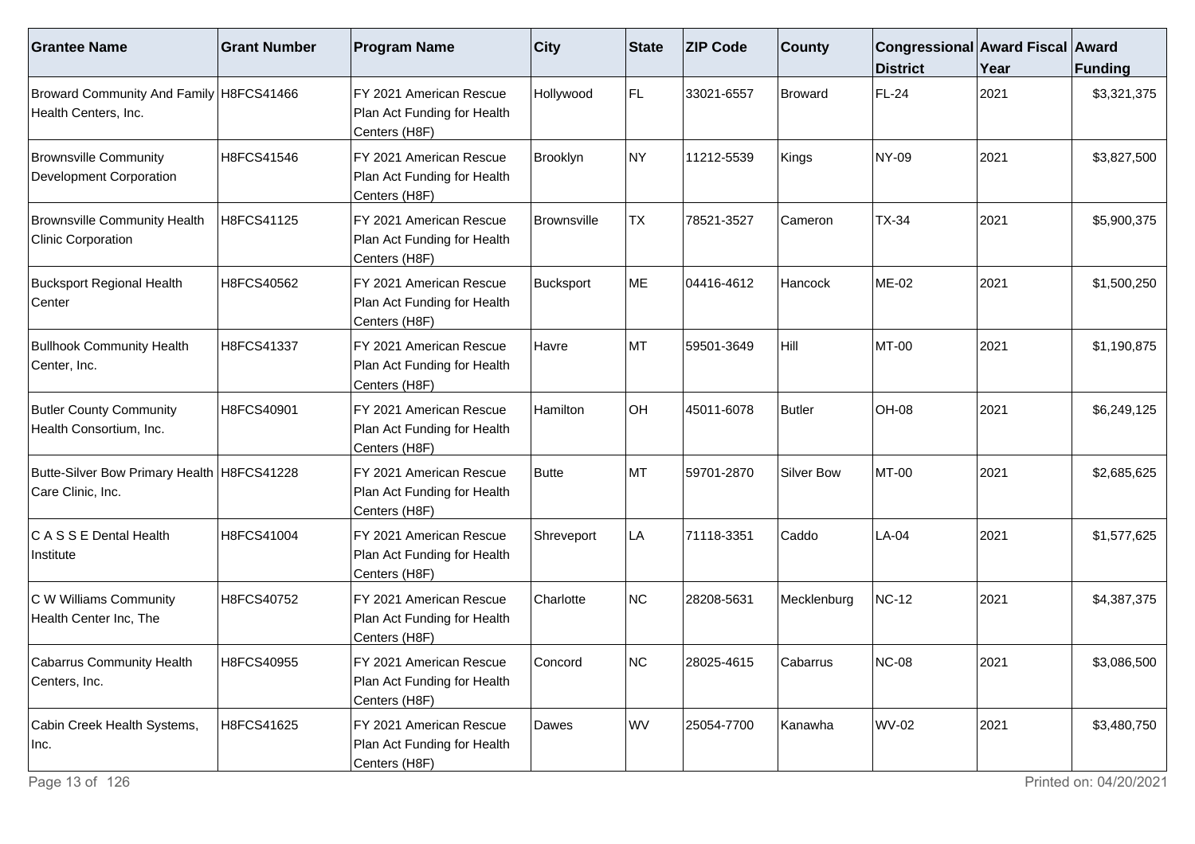| Grantee Name | Grant Number | Program Name | City | State | ZIP Code | County | Congressional District | Award Fiscal Year | Award Funding |
|---|---|---|---|---|---|---|---|---|---|
| Broward Community And Family Health Centers, Inc. | H8FCS41466 | FY 2021 American Rescue Plan Act Funding for Health Centers (H8F) | Hollywood | FL | 33021-6557 | Broward | FL-24 | 2021 | $3,321,375 |
| Brownsville Community Development Corporation | H8FCS41546 | FY 2021 American Rescue Plan Act Funding for Health Centers (H8F) | Brooklyn | NY | 11212-5539 | Kings | NY-09 | 2021 | $3,827,500 |
| Brownsville Community Health Clinic Corporation | H8FCS41125 | FY 2021 American Rescue Plan Act Funding for Health Centers (H8F) | Brownsville | TX | 78521-3527 | Cameron | TX-34 | 2021 | $5,900,375 |
| Bucksport Regional Health Center | H8FCS40562 | FY 2021 American Rescue Plan Act Funding for Health Centers (H8F) | Bucksport | ME | 04416-4612 | Hancock | ME-02 | 2021 | $1,500,250 |
| Bullhook Community Health Center, Inc. | H8FCS41337 | FY 2021 American Rescue Plan Act Funding for Health Centers (H8F) | Havre | MT | 59501-3649 | Hill | MT-00 | 2021 | $1,190,875 |
| Butler County Community Health Consortium, Inc. | H8FCS40901 | FY 2021 American Rescue Plan Act Funding for Health Centers (H8F) | Hamilton | OH | 45011-6078 | Butler | OH-08 | 2021 | $6,249,125 |
| Butte-Silver Bow Primary Health Care Clinic, Inc. | H8FCS41228 | FY 2021 American Rescue Plan Act Funding for Health Centers (H8F) | Butte | MT | 59701-2870 | Silver Bow | MT-00 | 2021 | $2,685,625 |
| C A S S E Dental Health Institute | H8FCS41004 | FY 2021 American Rescue Plan Act Funding for Health Centers (H8F) | Shreveport | LA | 71118-3351 | Caddo | LA-04 | 2021 | $1,577,625 |
| C W Williams Community Health Center Inc, The | H8FCS40752 | FY 2021 American Rescue Plan Act Funding for Health Centers (H8F) | Charlotte | NC | 28208-5631 | Mecklenburg | NC-12 | 2021 | $4,387,375 |
| Cabarrus Community Health Centers, Inc. | H8FCS40955 | FY 2021 American Rescue Plan Act Funding for Health Centers (H8F) | Concord | NC | 28025-4615 | Cabarrus | NC-08 | 2021 | $3,086,500 |
| Cabin Creek Health Systems, Inc. | H8FCS41625 | FY 2021 American Rescue Plan Act Funding for Health Centers (H8F) | Dawes | WV | 25054-7700 | Kanawha | WV-02 | 2021 | $3,480,750 |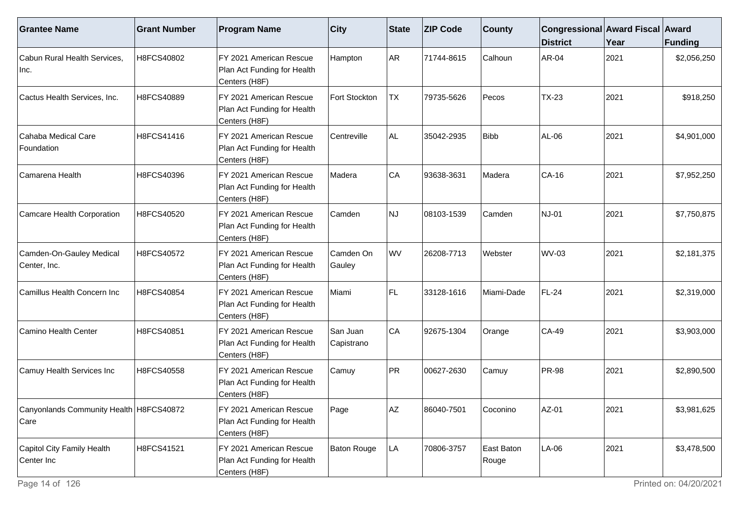| Grantee Name | Grant Number | Program Name | City | State | ZIP Code | County | Congressional District | Award Fiscal Year | Award Funding |
|---|---|---|---|---|---|---|---|---|---|
| Cabun Rural Health Services, Inc. | H8FCS40802 | FY 2021 American Rescue Plan Act Funding for Health Centers (H8F) | Hampton | AR | 71744-8615 | Calhoun | AR-04 | 2021 | $2,056,250 |
| Cactus Health Services, Inc. | H8FCS40889 | FY 2021 American Rescue Plan Act Funding for Health Centers (H8F) | Fort Stockton | TX | 79735-5626 | Pecos | TX-23 | 2021 | $918,250 |
| Cahaba Medical Care Foundation | H8FCS41416 | FY 2021 American Rescue Plan Act Funding for Health Centers (H8F) | Centreville | AL | 35042-2935 | Bibb | AL-06 | 2021 | $4,901,000 |
| Camarena Health | H8FCS40396 | FY 2021 American Rescue Plan Act Funding for Health Centers (H8F) | Madera | CA | 93638-3631 | Madera | CA-16 | 2021 | $7,952,250 |
| Camcare Health Corporation | H8FCS40520 | FY 2021 American Rescue Plan Act Funding for Health Centers (H8F) | Camden | NJ | 08103-1539 | Camden | NJ-01 | 2021 | $7,750,875 |
| Camden-On-Gauley Medical Center, Inc. | H8FCS40572 | FY 2021 American Rescue Plan Act Funding for Health Centers (H8F) | Camden On Gauley | WV | 26208-7713 | Webster | WV-03 | 2021 | $2,181,375 |
| Camillus Health Concern Inc | H8FCS40854 | FY 2021 American Rescue Plan Act Funding for Health Centers (H8F) | Miami | FL | 33128-1616 | Miami-Dade | FL-24 | 2021 | $2,319,000 |
| Camino Health Center | H8FCS40851 | FY 2021 American Rescue Plan Act Funding for Health Centers (H8F) | San Juan Capistrano | CA | 92675-1304 | Orange | CA-49 | 2021 | $3,903,000 |
| Camuy Health Services Inc | H8FCS40558 | FY 2021 American Rescue Plan Act Funding for Health Centers (H8F) | Camuy | PR | 00627-2630 | Camuy | PR-98 | 2021 | $2,890,500 |
| Canyonlands Community Health Care | H8FCS40872 | FY 2021 American Rescue Plan Act Funding for Health Centers (H8F) | Page | AZ | 86040-7501 | Coconino | AZ-01 | 2021 | $3,981,625 |
| Capitol City Family Health Center Inc | H8FCS41521 | FY 2021 American Rescue Plan Act Funding for Health Centers (H8F) | Baton Rouge | LA | 70806-3757 | East Baton Rouge | LA-06 | 2021 | $3,478,500 |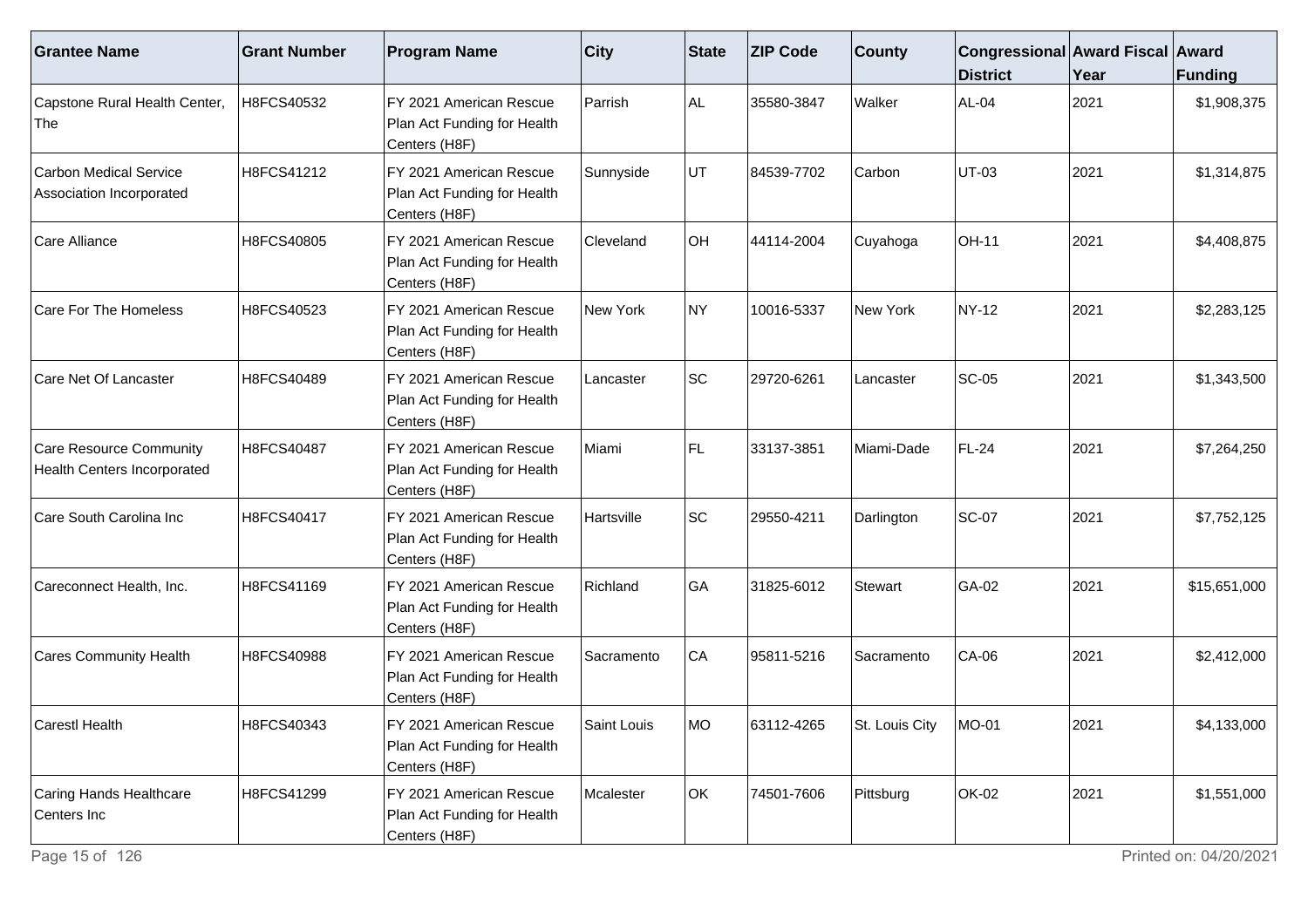| Grantee Name | Grant Number | Program Name | City | State | ZIP Code | County | Congressional District | Award Fiscal Year | Award Funding |
| --- | --- | --- | --- | --- | --- | --- | --- | --- | --- |
| Capstone Rural Health Center, The | H8FCS40532 | FY 2021 American Rescue Plan Act Funding for Health Centers (H8F) | Parrish | AL | 35580-3847 | Walker | AL-04 | 2021 | $1,908,375 |
| Carbon Medical Service Association Incorporated | H8FCS41212 | FY 2021 American Rescue Plan Act Funding for Health Centers (H8F) | Sunnyside | UT | 84539-7702 | Carbon | UT-03 | 2021 | $1,314,875 |
| Care Alliance | H8FCS40805 | FY 2021 American Rescue Plan Act Funding for Health Centers (H8F) | Cleveland | OH | 44114-2004 | Cuyahoga | OH-11 | 2021 | $4,408,875 |
| Care For The Homeless | H8FCS40523 | FY 2021 American Rescue Plan Act Funding for Health Centers (H8F) | New York | NY | 10016-5337 | New York | NY-12 | 2021 | $2,283,125 |
| Care Net Of Lancaster | H8FCS40489 | FY 2021 American Rescue Plan Act Funding for Health Centers (H8F) | Lancaster | SC | 29720-6261 | Lancaster | SC-05 | 2021 | $1,343,500 |
| Care Resource Community Health Centers Incorporated | H8FCS40487 | FY 2021 American Rescue Plan Act Funding for Health Centers (H8F) | Miami | FL | 33137-3851 | Miami-Dade | FL-24 | 2021 | $7,264,250 |
| Care South Carolina Inc | H8FCS40417 | FY 2021 American Rescue Plan Act Funding for Health Centers (H8F) | Hartsville | SC | 29550-4211 | Darlington | SC-07 | 2021 | $7,752,125 |
| Careconnect Health, Inc. | H8FCS41169 | FY 2021 American Rescue Plan Act Funding for Health Centers (H8F) | Richland | GA | 31825-6012 | Stewart | GA-02 | 2021 | $15,651,000 |
| Cares Community Health | H8FCS40988 | FY 2021 American Rescue Plan Act Funding for Health Centers (H8F) | Sacramento | CA | 95811-5216 | Sacramento | CA-06 | 2021 | $2,412,000 |
| Carestl Health | H8FCS40343 | FY 2021 American Rescue Plan Act Funding for Health Centers (H8F) | Saint Louis | MO | 63112-4265 | St. Louis City | MO-01 | 2021 | $4,133,000 |
| Caring Hands Healthcare Centers Inc | H8FCS41299 | FY 2021 American Rescue Plan Act Funding for Health Centers (H8F) | Mcalester | OK | 74501-7606 | Pittsburg | OK-02 | 2021 | $1,551,000 |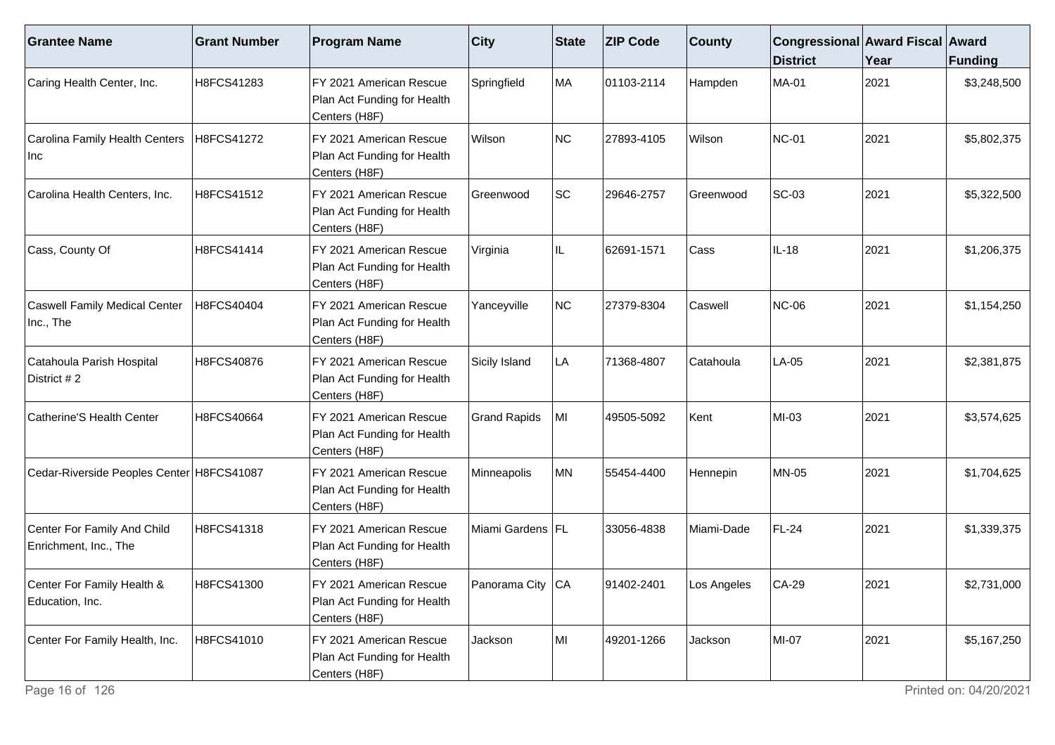| Grantee Name | Grant Number | Program Name | City | State | ZIP Code | County | Congressional District | Award Fiscal Year | Award Funding |
|---|---|---|---|---|---|---|---|---|---|
| Caring Health Center, Inc. | H8FCS41283 | FY 2021 American Rescue Plan Act Funding for Health Centers (H8F) | Springfield | MA | 01103-2114 | Hampden | MA-01 | 2021 | $3,248,500 |
| Carolina Family Health Centers Inc | H8FCS41272 | FY 2021 American Rescue Plan Act Funding for Health Centers (H8F) | Wilson | NC | 27893-4105 | Wilson | NC-01 | 2021 | $5,802,375 |
| Carolina Health Centers, Inc. | H8FCS41512 | FY 2021 American Rescue Plan Act Funding for Health Centers (H8F) | Greenwood | SC | 29646-2757 | Greenwood | SC-03 | 2021 | $5,322,500 |
| Cass, County Of | H8FCS41414 | FY 2021 American Rescue Plan Act Funding for Health Centers (H8F) | Virginia | IL | 62691-1571 | Cass | IL-18 | 2021 | $1,206,375 |
| Caswell Family Medical Center Inc., The | H8FCS40404 | FY 2021 American Rescue Plan Act Funding for Health Centers (H8F) | Yanceyville | NC | 27379-8304 | Caswell | NC-06 | 2021 | $1,154,250 |
| Catahoula Parish Hospital District # 2 | H8FCS40876 | FY 2021 American Rescue Plan Act Funding for Health Centers (H8F) | Sicily Island | LA | 71368-4807 | Catahoula | LA-05 | 2021 | $2,381,875 |
| Catherine'S Health Center | H8FCS40664 | FY 2021 American Rescue Plan Act Funding for Health Centers (H8F) | Grand Rapids | MI | 49505-5092 | Kent | MI-03 | 2021 | $3,574,625 |
| Cedar-Riverside Peoples Center | H8FCS41087 | FY 2021 American Rescue Plan Act Funding for Health Centers (H8F) | Minneapolis | MN | 55454-4400 | Hennepin | MN-05 | 2021 | $1,704,625 |
| Center For Family And Child Enrichment, Inc., The | H8FCS41318 | FY 2021 American Rescue Plan Act Funding for Health Centers (H8F) | Miami Gardens | FL | 33056-4838 | Miami-Dade | FL-24 | 2021 | $1,339,375 |
| Center For Family Health & Education, Inc. | H8FCS41300 | FY 2021 American Rescue Plan Act Funding for Health Centers (H8F) | Panorama City | CA | 91402-2401 | Los Angeles | CA-29 | 2021 | $2,731,000 |
| Center For Family Health, Inc. | H8FCS41010 | FY 2021 American Rescue Plan Act Funding for Health Centers (H8F) | Jackson | MI | 49201-1266 | Jackson | MI-07 | 2021 | $5,167,250 |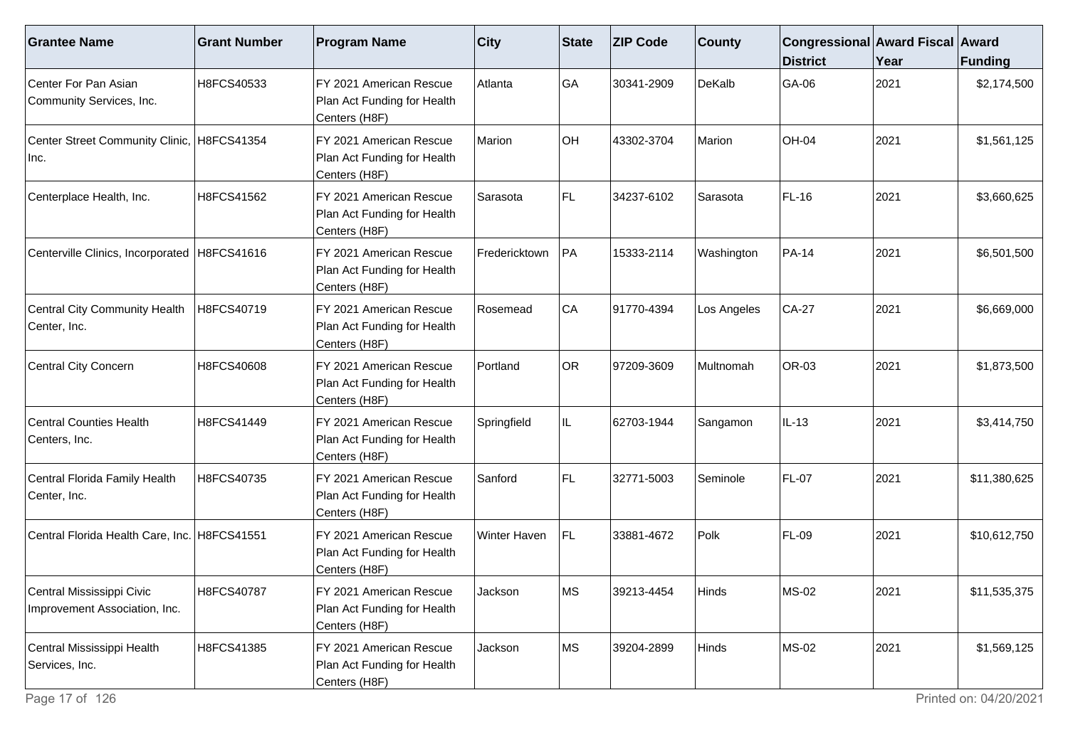| Grantee Name | Grant Number | Program Name | City | State | ZIP Code | County | Congressional District | Award Fiscal Year | Award Funding |
|---|---|---|---|---|---|---|---|---|---|
| Center For Pan Asian Community Services, Inc. | H8FCS40533 | FY 2021 American Rescue Plan Act Funding for Health Centers (H8F) | Atlanta | GA | 30341-2909 | DeKalb | GA-06 | 2021 | $2,174,500 |
| Center Street Community Clinic, Inc. | H8FCS41354 | FY 2021 American Rescue Plan Act Funding for Health Centers (H8F) | Marion | OH | 43302-3704 | Marion | OH-04 | 2021 | $1,561,125 |
| Centerplace Health, Inc. | H8FCS41562 | FY 2021 American Rescue Plan Act Funding for Health Centers (H8F) | Sarasota | FL | 34237-6102 | Sarasota | FL-16 | 2021 | $3,660,625 |
| Centerville Clinics, Incorporated | H8FCS41616 | FY 2021 American Rescue Plan Act Funding for Health Centers (H8F) | Fredericktown | PA | 15333-2114 | Washington | PA-14 | 2021 | $6,501,500 |
| Central City Community Health Center, Inc. | H8FCS40719 | FY 2021 American Rescue Plan Act Funding for Health Centers (H8F) | Rosemead | CA | 91770-4394 | Los Angeles | CA-27 | 2021 | $6,669,000 |
| Central City Concern | H8FCS40608 | FY 2021 American Rescue Plan Act Funding for Health Centers (H8F) | Portland | OR | 97209-3609 | Multnomah | OR-03 | 2021 | $1,873,500 |
| Central Counties Health Centers, Inc. | H8FCS41449 | FY 2021 American Rescue Plan Act Funding for Health Centers (H8F) | Springfield | IL | 62703-1944 | Sangamon | IL-13 | 2021 | $3,414,750 |
| Central Florida Family Health Center, Inc. | H8FCS40735 | FY 2021 American Rescue Plan Act Funding for Health Centers (H8F) | Sanford | FL | 32771-5003 | Seminole | FL-07 | 2021 | $11,380,625 |
| Central Florida Health Care, Inc. | H8FCS41551 | FY 2021 American Rescue Plan Act Funding for Health Centers (H8F) | Winter Haven | FL | 33881-4672 | Polk | FL-09 | 2021 | $10,612,750 |
| Central Mississippi Civic Improvement Association, Inc. | H8FCS40787 | FY 2021 American Rescue Plan Act Funding for Health Centers (H8F) | Jackson | MS | 39213-4454 | Hinds | MS-02 | 2021 | $11,535,375 |
| Central Mississippi Health Services, Inc. | H8FCS41385 | FY 2021 American Rescue Plan Act Funding for Health Centers (H8F) | Jackson | MS | 39204-2899 | Hinds | MS-02 | 2021 | $1,569,125 |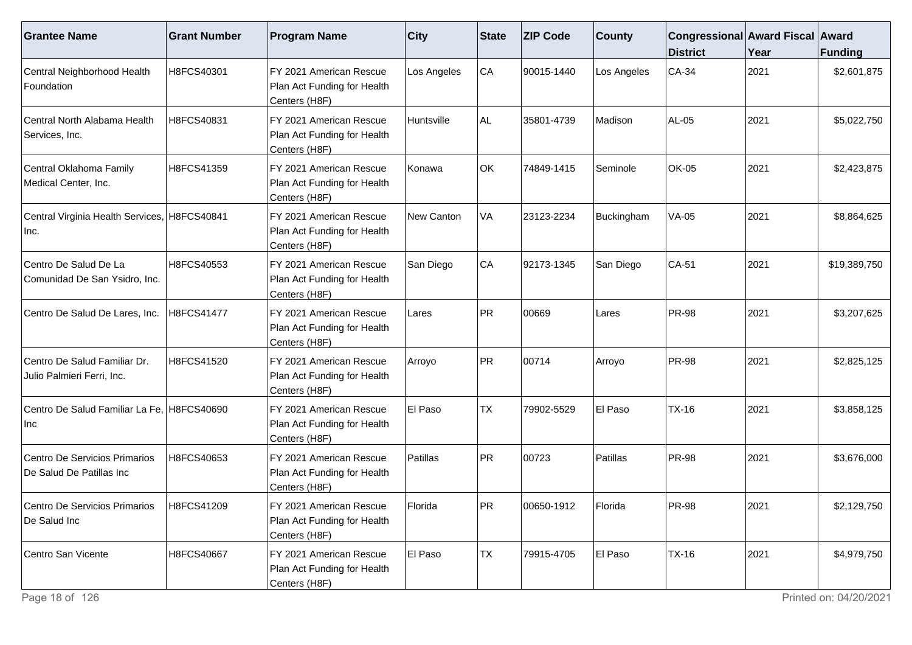| Grantee Name | Grant Number | Program Name | City | State | ZIP Code | County | Congressional District | Award Fiscal Year | Award Funding |
|---|---|---|---|---|---|---|---|---|---|
| Central Neighborhood Health Foundation | H8FCS40301 | FY 2021 American Rescue Plan Act Funding for Health Centers (H8F) | Los Angeles | CA | 90015-1440 | Los Angeles | CA-34 | 2021 | $2,601,875 |
| Central North Alabama Health Services, Inc. | H8FCS40831 | FY 2021 American Rescue Plan Act Funding for Health Centers (H8F) | Huntsville | AL | 35801-4739 | Madison | AL-05 | 2021 | $5,022,750 |
| Central Oklahoma Family Medical Center, Inc. | H8FCS41359 | FY 2021 American Rescue Plan Act Funding for Health Centers (H8F) | Konawa | OK | 74849-1415 | Seminole | OK-05 | 2021 | $2,423,875 |
| Central Virginia Health Services, Inc. | H8FCS40841 | FY 2021 American Rescue Plan Act Funding for Health Centers (H8F) | New Canton | VA | 23123-2234 | Buckingham | VA-05 | 2021 | $8,864,625 |
| Centro De Salud De La Comunidad De San Ysidro, Inc. | H8FCS40553 | FY 2021 American Rescue Plan Act Funding for Health Centers (H8F) | San Diego | CA | 92173-1345 | San Diego | CA-51 | 2021 | $19,389,750 |
| Centro De Salud De Lares, Inc. | H8FCS41477 | FY 2021 American Rescue Plan Act Funding for Health Centers (H8F) | Lares | PR | 00669 | Lares | PR-98 | 2021 | $3,207,625 |
| Centro De Salud Familiar Dr. Julio Palmieri Ferri, Inc. | H8FCS41520 | FY 2021 American Rescue Plan Act Funding for Health Centers (H8F) | Arroyo | PR | 00714 | Arroyo | PR-98 | 2021 | $2,825,125 |
| Centro De Salud Familiar La Fe, Inc | H8FCS40690 | FY 2021 American Rescue Plan Act Funding for Health Centers (H8F) | El Paso | TX | 79902-5529 | El Paso | TX-16 | 2021 | $3,858,125 |
| Centro De Servicios Primarios De Salud De Patillas Inc | H8FCS40653 | FY 2021 American Rescue Plan Act Funding for Health Centers (H8F) | Patillas | PR | 00723 | Patillas | PR-98 | 2021 | $3,676,000 |
| Centro De Servicios Primarios De Salud Inc | H8FCS41209 | FY 2021 American Rescue Plan Act Funding for Health Centers (H8F) | Florida | PR | 00650-1912 | Florida | PR-98 | 2021 | $2,129,750 |
| Centro San Vicente | H8FCS40667 | FY 2021 American Rescue Plan Act Funding for Health Centers (H8F) | El Paso | TX | 79915-4705 | El Paso | TX-16 | 2021 | $4,979,750 |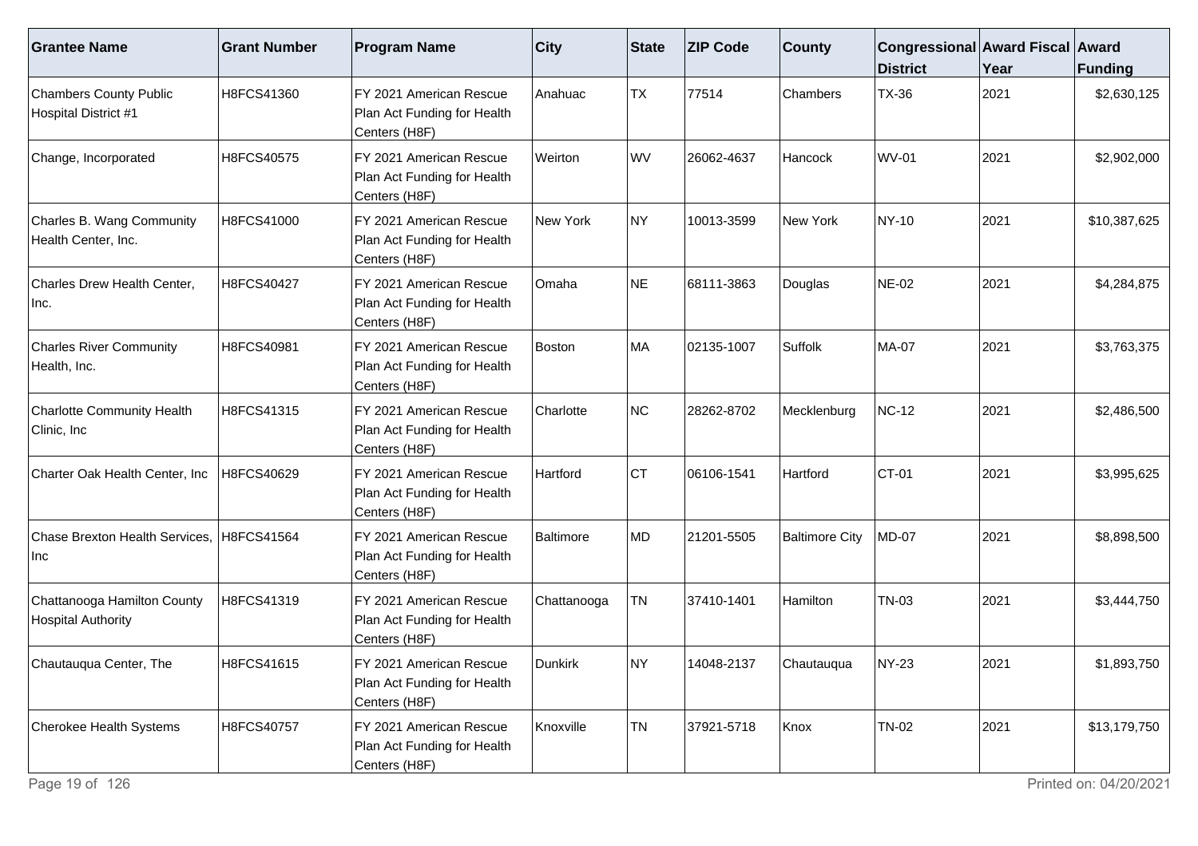| Grantee Name | Grant Number | Program Name | City | State | ZIP Code | County | Congressional District | Award Fiscal Year | Award Funding |
| --- | --- | --- | --- | --- | --- | --- | --- | --- | --- |
| Chambers County Public Hospital District #1 | H8FCS41360 | FY 2021 American Rescue Plan Act Funding for Health Centers (H8F) | Anahuac | TX | 77514 | Chambers | TX-36 | 2021 | $2,630,125 |
| Change, Incorporated | H8FCS40575 | FY 2021 American Rescue Plan Act Funding for Health Centers (H8F) | Weirton | WV | 26062-4637 | Hancock | WV-01 | 2021 | $2,902,000 |
| Charles B. Wang Community Health Center, Inc. | H8FCS41000 | FY 2021 American Rescue Plan Act Funding for Health Centers (H8F) | New York | NY | 10013-3599 | New York | NY-10 | 2021 | $10,387,625 |
| Charles Drew Health Center, Inc. | H8FCS40427 | FY 2021 American Rescue Plan Act Funding for Health Centers (H8F) | Omaha | NE | 68111-3863 | Douglas | NE-02 | 2021 | $4,284,875 |
| Charles River Community Health, Inc. | H8FCS40981 | FY 2021 American Rescue Plan Act Funding for Health Centers (H8F) | Boston | MA | 02135-1007 | Suffolk | MA-07 | 2021 | $3,763,375 |
| Charlotte Community Health Clinic, Inc | H8FCS41315 | FY 2021 American Rescue Plan Act Funding for Health Centers (H8F) | Charlotte | NC | 28262-8702 | Mecklenburg | NC-12 | 2021 | $2,486,500 |
| Charter Oak Health Center, Inc | H8FCS40629 | FY 2021 American Rescue Plan Act Funding for Health Centers (H8F) | Hartford | CT | 06106-1541 | Hartford | CT-01 | 2021 | $3,995,625 |
| Chase Brexton Health Services, Inc | H8FCS41564 | FY 2021 American Rescue Plan Act Funding for Health Centers (H8F) | Baltimore | MD | 21201-5505 | Baltimore City | MD-07 | 2021 | $8,898,500 |
| Chattanooga Hamilton County Hospital Authority | H8FCS41319 | FY 2021 American Rescue Plan Act Funding for Health Centers (H8F) | Chattanooga | TN | 37410-1401 | Hamilton | TN-03 | 2021 | $3,444,750 |
| Chautauqua Center, The | H8FCS41615 | FY 2021 American Rescue Plan Act Funding for Health Centers (H8F) | Dunkirk | NY | 14048-2137 | Chautauqua | NY-23 | 2021 | $1,893,750 |
| Cherokee Health Systems | H8FCS40757 | FY 2021 American Rescue Plan Act Funding for Health Centers (H8F) | Knoxville | TN | 37921-5718 | Knox | TN-02 | 2021 | $13,179,750 |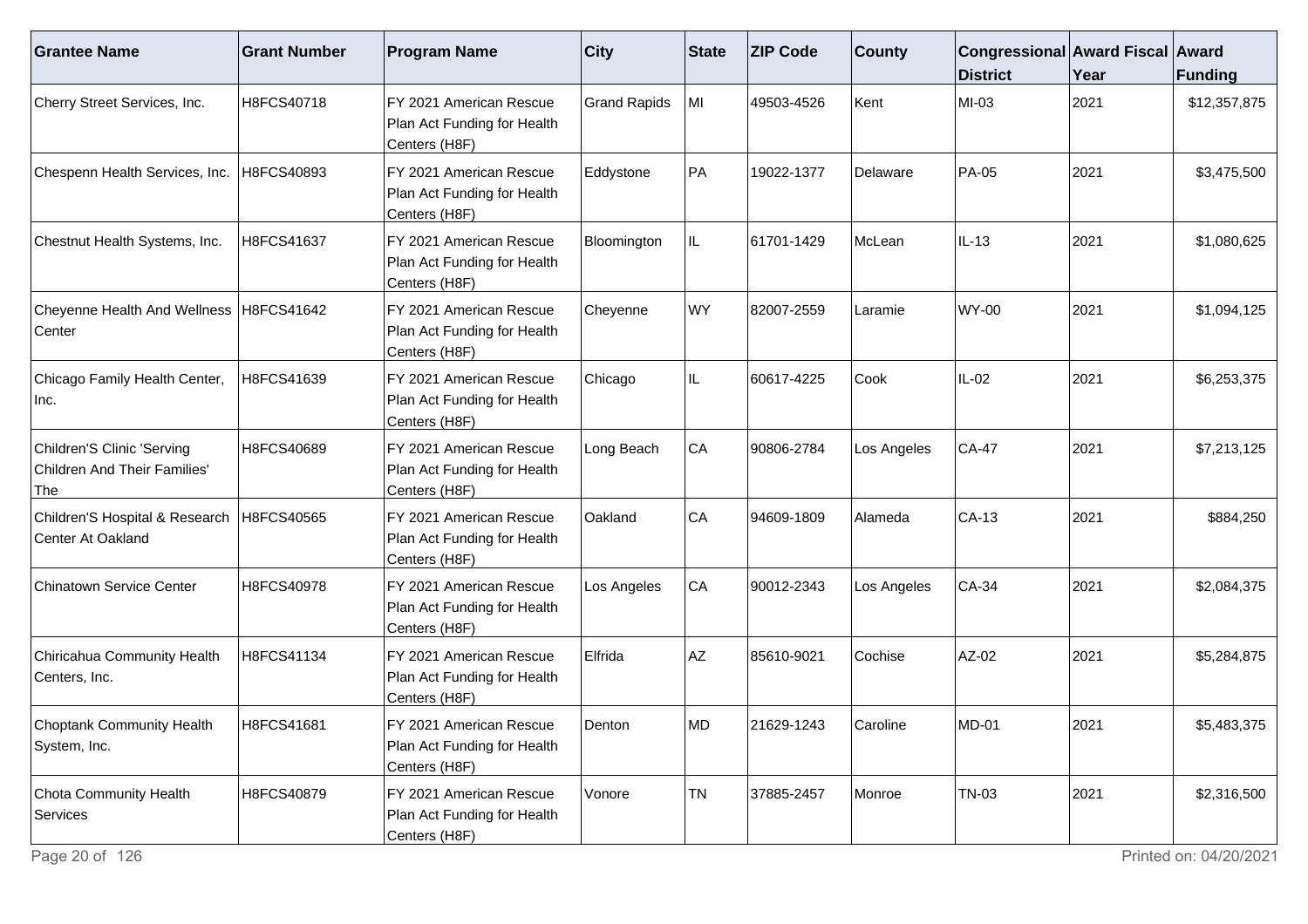| Grantee Name | Grant Number | Program Name | City | State | ZIP Code | County | Congressional District | Award Fiscal Year | Award Funding |
|---|---|---|---|---|---|---|---|---|---|
| Cherry Street Services, Inc. | H8FCS40718 | FY 2021 American Rescue Plan Act Funding for Health Centers (H8F) | Grand Rapids | MI | 49503-4526 | Kent | MI-03 | 2021 | $12,357,875 |
| Chespenn Health Services, Inc. | H8FCS40893 | FY 2021 American Rescue Plan Act Funding for Health Centers (H8F) | Eddystone | PA | 19022-1377 | Delaware | PA-05 | 2021 | $3,475,500 |
| Chestnut Health Systems, Inc. | H8FCS41637 | FY 2021 American Rescue Plan Act Funding for Health Centers (H8F) | Bloomington | IL | 61701-1429 | McLean | IL-13 | 2021 | $1,080,625 |
| Cheyenne Health And Wellness Center | H8FCS41642 | FY 2021 American Rescue Plan Act Funding for Health Centers (H8F) | Cheyenne | WY | 82007-2559 | Laramie | WY-00 | 2021 | $1,094,125 |
| Chicago Family Health Center, Inc. | H8FCS41639 | FY 2021 American Rescue Plan Act Funding for Health Centers (H8F) | Chicago | IL | 60617-4225 | Cook | IL-02 | 2021 | $6,253,375 |
| Children'S Clinic 'Serving Children And Their Families' The | H8FCS40689 | FY 2021 American Rescue Plan Act Funding for Health Centers (H8F) | Long Beach | CA | 90806-2784 | Los Angeles | CA-47 | 2021 | $7,213,125 |
| Children'S Hospital & Research Center At Oakland | H8FCS40565 | FY 2021 American Rescue Plan Act Funding for Health Centers (H8F) | Oakland | CA | 94609-1809 | Alameda | CA-13 | 2021 | $884,250 |
| Chinatown Service Center | H8FCS40978 | FY 2021 American Rescue Plan Act Funding for Health Centers (H8F) | Los Angeles | CA | 90012-2343 | Los Angeles | CA-34 | 2021 | $2,084,375 |
| Chiricahua Community Health Centers, Inc. | H8FCS41134 | FY 2021 American Rescue Plan Act Funding for Health Centers (H8F) | Elfrida | AZ | 85610-9021 | Cochise | AZ-02 | 2021 | $5,284,875 |
| Choptank Community Health System, Inc. | H8FCS41681 | FY 2021 American Rescue Plan Act Funding for Health Centers (H8F) | Denton | MD | 21629-1243 | Caroline | MD-01 | 2021 | $5,483,375 |
| Chota Community Health Services | H8FCS40879 | FY 2021 American Rescue Plan Act Funding for Health Centers (H8F) | Vonore | TN | 37885-2457 | Monroe | TN-03 | 2021 | $2,316,500 |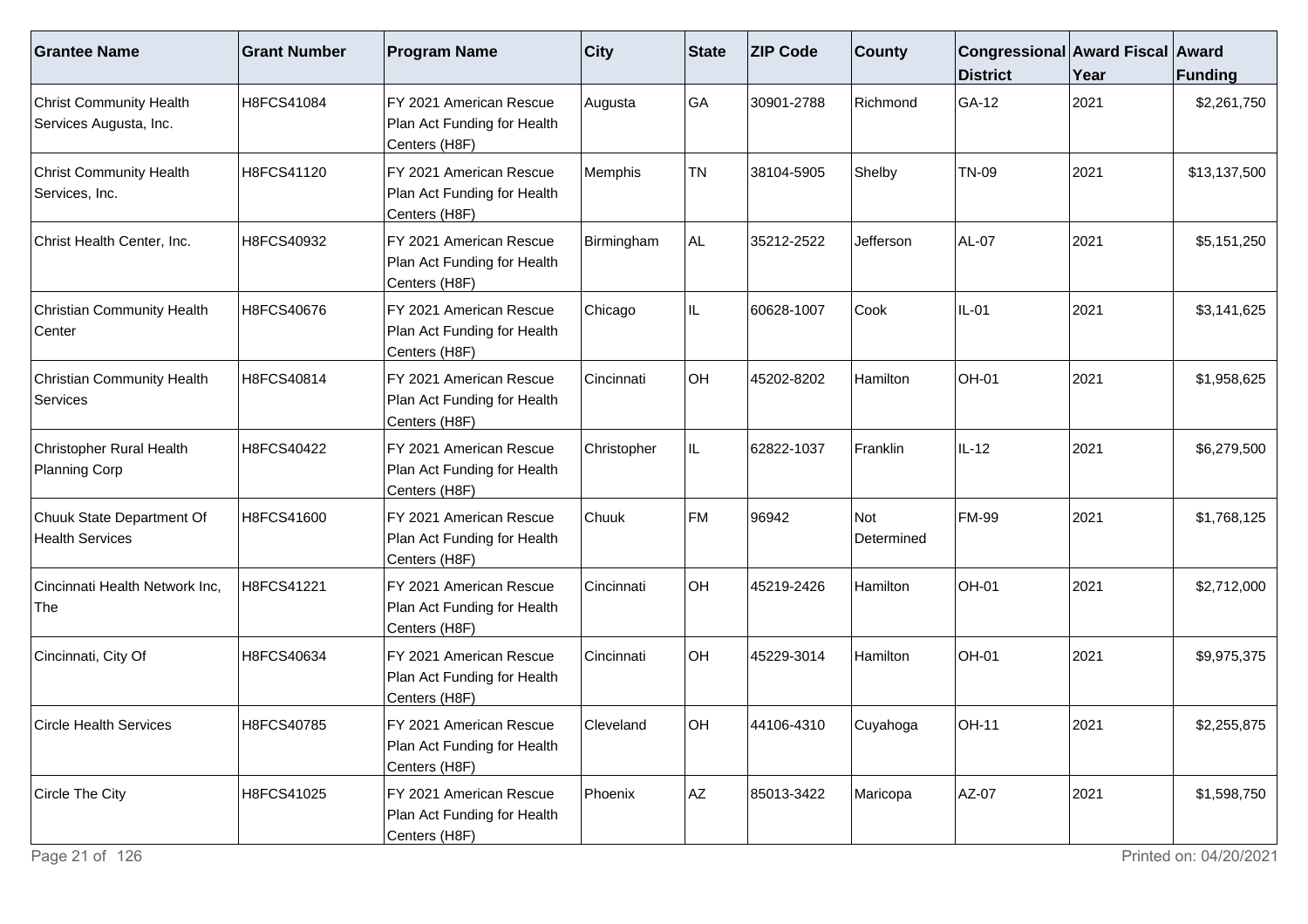| Grantee Name | Grant Number | Program Name | City | State | ZIP Code | County | Congressional District | Award Fiscal Year | Award Funding |
|---|---|---|---|---|---|---|---|---|---|
| Christ Community Health Services Augusta, Inc. | H8FCS41084 | FY 2021 American Rescue Plan Act Funding for Health Centers (H8F) | Augusta | GA | 30901-2788 | Richmond | GA-12 | 2021 | $2,261,750 |
| Christ Community Health Services, Inc. | H8FCS41120 | FY 2021 American Rescue Plan Act Funding for Health Centers (H8F) | Memphis | TN | 38104-5905 | Shelby | TN-09 | 2021 | $13,137,500 |
| Christ Health Center, Inc. | H8FCS40932 | FY 2021 American Rescue Plan Act Funding for Health Centers (H8F) | Birmingham | AL | 35212-2522 | Jefferson | AL-07 | 2021 | $5,151,250 |
| Christian Community Health Center | H8FCS40676 | FY 2021 American Rescue Plan Act Funding for Health Centers (H8F) | Chicago | IL | 60628-1007 | Cook | IL-01 | 2021 | $3,141,625 |
| Christian Community Health Services | H8FCS40814 | FY 2021 American Rescue Plan Act Funding for Health Centers (H8F) | Cincinnati | OH | 45202-8202 | Hamilton | OH-01 | 2021 | $1,958,625 |
| Christopher Rural Health Planning Corp | H8FCS40422 | FY 2021 American Rescue Plan Act Funding for Health Centers (H8F) | Christopher | IL | 62822-1037 | Franklin | IL-12 | 2021 | $6,279,500 |
| Chuuk State Department Of Health Services | H8FCS41600 | FY 2021 American Rescue Plan Act Funding for Health Centers (H8F) | Chuuk | FM | 96942 | Not Determined | FM-99 | 2021 | $1,768,125 |
| Cincinnati Health Network Inc, The | H8FCS41221 | FY 2021 American Rescue Plan Act Funding for Health Centers (H8F) | Cincinnati | OH | 45219-2426 | Hamilton | OH-01 | 2021 | $2,712,000 |
| Cincinnati, City Of | H8FCS40634 | FY 2021 American Rescue Plan Act Funding for Health Centers (H8F) | Cincinnati | OH | 45229-3014 | Hamilton | OH-01 | 2021 | $9,975,375 |
| Circle Health Services | H8FCS40785 | FY 2021 American Rescue Plan Act Funding for Health Centers (H8F) | Cleveland | OH | 44106-4310 | Cuyahoga | OH-11 | 2021 | $2,255,875 |
| Circle The City | H8FCS41025 | FY 2021 American Rescue Plan Act Funding for Health Centers (H8F) | Phoenix | AZ | 85013-3422 | Maricopa | AZ-07 | 2021 | $1,598,750 |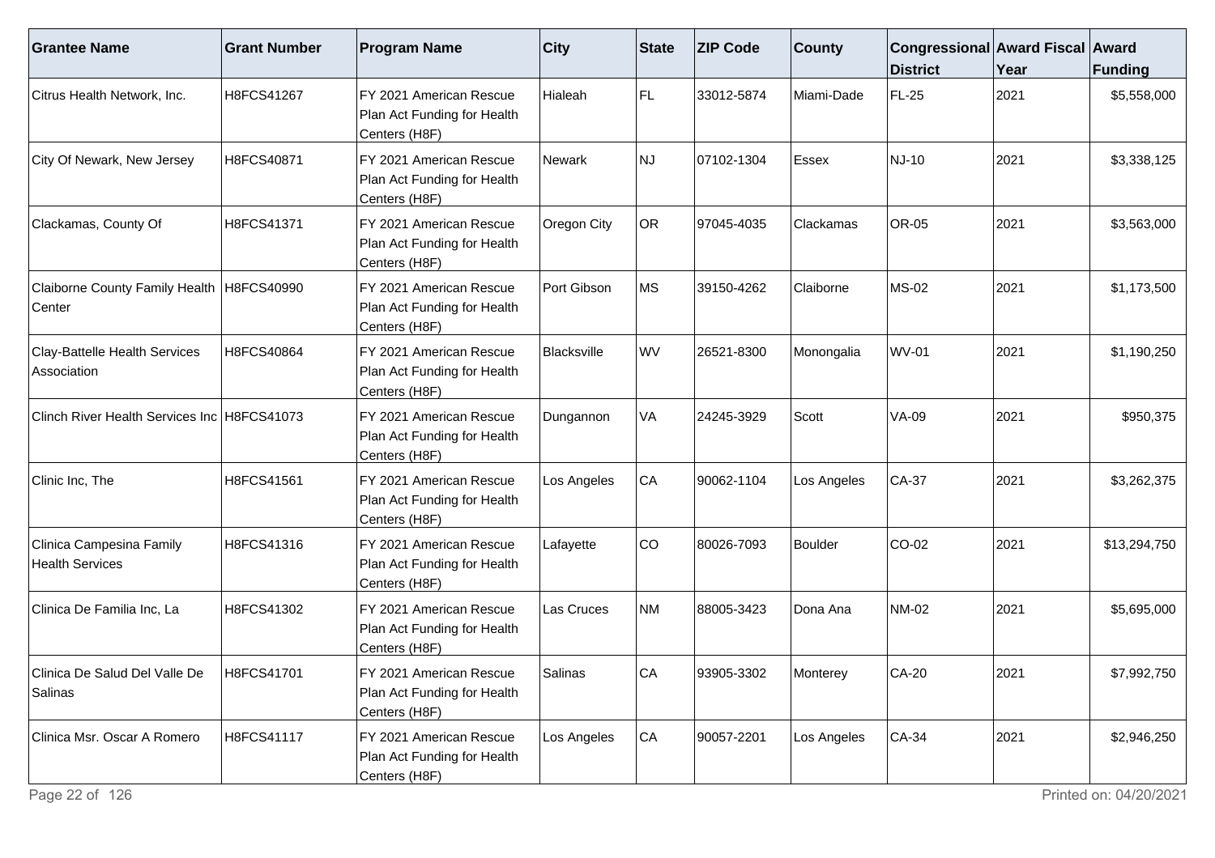| Grantee Name | Grant Number | Program Name | City | State | ZIP Code | County | Congressional District | Award Fiscal Year | Award Funding |
|---|---|---|---|---|---|---|---|---|---|
| Citrus Health Network, Inc. | H8FCS41267 | FY 2021 American Rescue Plan Act Funding for Health Centers (H8F) | Hialeah | FL | 33012-5874 | Miami-Dade | FL-25 | 2021 | $5,558,000 |
| City Of Newark, New Jersey | H8FCS40871 | FY 2021 American Rescue Plan Act Funding for Health Centers (H8F) | Newark | NJ | 07102-1304 | Essex | NJ-10 | 2021 | $3,338,125 |
| Clackamas, County Of | H8FCS41371 | FY 2021 American Rescue Plan Act Funding for Health Centers (H8F) | Oregon City | OR | 97045-4035 | Clackamas | OR-05 | 2021 | $3,563,000 |
| Claiborne County Family Health Center | H8FCS40990 | FY 2021 American Rescue Plan Act Funding for Health Centers (H8F) | Port Gibson | MS | 39150-4262 | Claiborne | MS-02 | 2021 | $1,173,500 |
| Clay-Battelle Health Services Association | H8FCS40864 | FY 2021 American Rescue Plan Act Funding for Health Centers (H8F) | Blacksville | WV | 26521-8300 | Monongalia | WV-01 | 2021 | $1,190,250 |
| Clinch River Health Services Inc | H8FCS41073 | FY 2021 American Rescue Plan Act Funding for Health Centers (H8F) | Dungannon | VA | 24245-3929 | Scott | VA-09 | 2021 | $950,375 |
| Clinic Inc, The | H8FCS41561 | FY 2021 American Rescue Plan Act Funding for Health Centers (H8F) | Los Angeles | CA | 90062-1104 | Los Angeles | CA-37 | 2021 | $3,262,375 |
| Clinica Campesina Family Health Services | H8FCS41316 | FY 2021 American Rescue Plan Act Funding for Health Centers (H8F) | Lafayette | CO | 80026-7093 | Boulder | CO-02 | 2021 | $13,294,750 |
| Clinica De Familia Inc, La | H8FCS41302 | FY 2021 American Rescue Plan Act Funding for Health Centers (H8F) | Las Cruces | NM | 88005-3423 | Dona Ana | NM-02 | 2021 | $5,695,000 |
| Clinica De Salud Del Valle De Salinas | H8FCS41701 | FY 2021 American Rescue Plan Act Funding for Health Centers (H8F) | Salinas | CA | 93905-3302 | Monterey | CA-20 | 2021 | $7,992,750 |
| Clinica Msr. Oscar A Romero | H8FCS41117 | FY 2021 American Rescue Plan Act Funding for Health Centers (H8F) | Los Angeles | CA | 90057-2201 | Los Angeles | CA-34 | 2021 | $2,946,250 |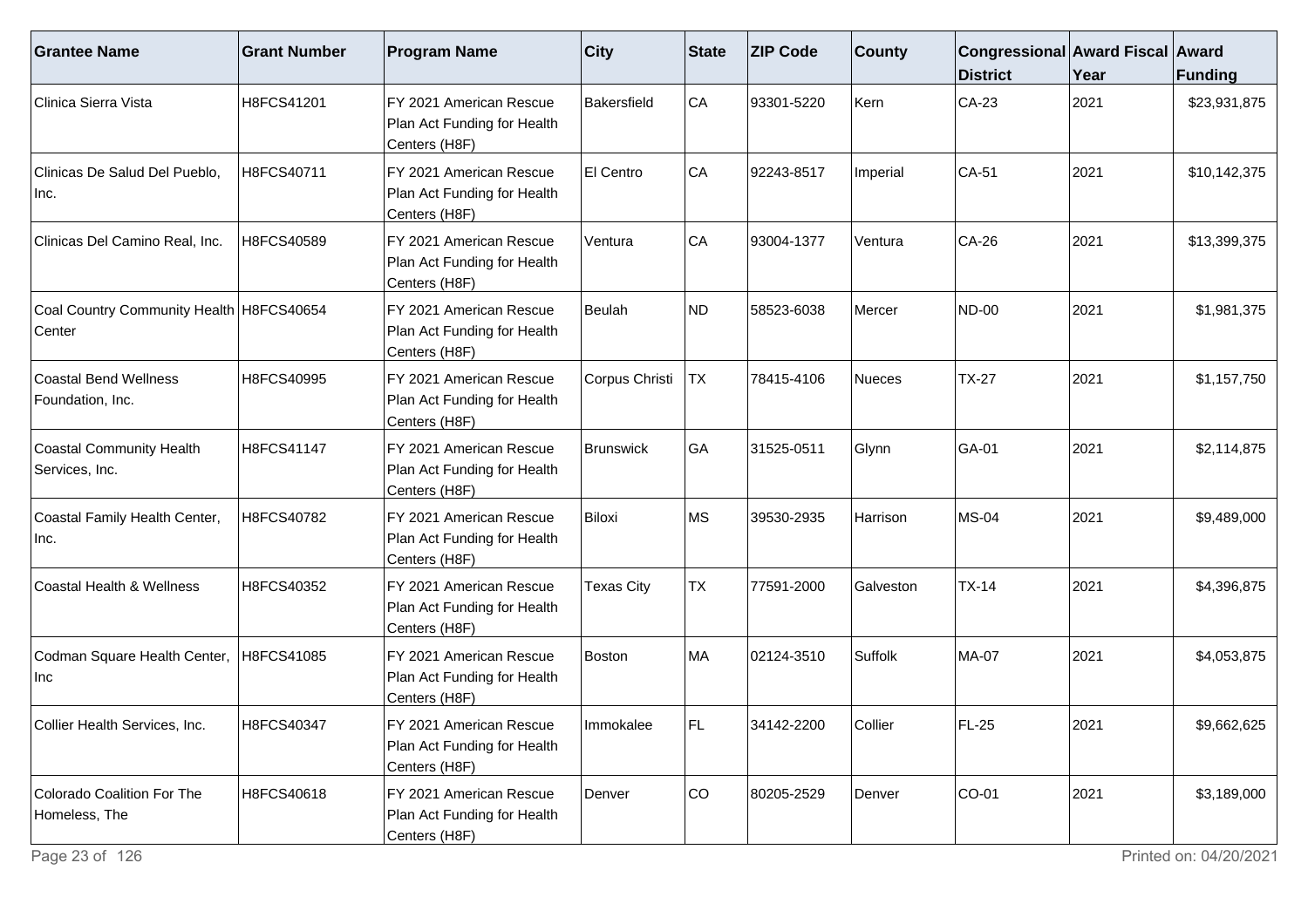| Grantee Name | Grant Number | Program Name | City | State | ZIP Code | County | Congressional District | Award Fiscal Year | Award Funding |
|---|---|---|---|---|---|---|---|---|---|
| Clinica Sierra Vista | H8FCS41201 | FY 2021 American Rescue Plan Act Funding for Health Centers (H8F) | Bakersfield | CA | 93301-5220 | Kern | CA-23 | 2021 | $23,931,875 |
| Clinicas De Salud Del Pueblo, Inc. | H8FCS40711 | FY 2021 American Rescue Plan Act Funding for Health Centers (H8F) | El Centro | CA | 92243-8517 | Imperial | CA-51 | 2021 | $10,142,375 |
| Clinicas Del Camino Real, Inc. | H8FCS40589 | FY 2021 American Rescue Plan Act Funding for Health Centers (H8F) | Ventura | CA | 93004-1377 | Ventura | CA-26 | 2021 | $13,399,375 |
| Coal Country Community Health Center | H8FCS40654 | FY 2021 American Rescue Plan Act Funding for Health Centers (H8F) | Beulah | ND | 58523-6038 | Mercer | ND-00 | 2021 | $1,981,375 |
| Coastal Bend Wellness Foundation, Inc. | H8FCS40995 | FY 2021 American Rescue Plan Act Funding for Health Centers (H8F) | Corpus Christi | TX | 78415-4106 | Nueces | TX-27 | 2021 | $1,157,750 |
| Coastal Community Health Services, Inc. | H8FCS41147 | FY 2021 American Rescue Plan Act Funding for Health Centers (H8F) | Brunswick | GA | 31525-0511 | Glynn | GA-01 | 2021 | $2,114,875 |
| Coastal Family Health Center, Inc. | H8FCS40782 | FY 2021 American Rescue Plan Act Funding for Health Centers (H8F) | Biloxi | MS | 39530-2935 | Harrison | MS-04 | 2021 | $9,489,000 |
| Coastal Health & Wellness | H8FCS40352 | FY 2021 American Rescue Plan Act Funding for Health Centers (H8F) | Texas City | TX | 77591-2000 | Galveston | TX-14 | 2021 | $4,396,875 |
| Codman Square Health Center, Inc | H8FCS41085 | FY 2021 American Rescue Plan Act Funding for Health Centers (H8F) | Boston | MA | 02124-3510 | Suffolk | MA-07 | 2021 | $4,053,875 |
| Collier Health Services, Inc. | H8FCS40347 | FY 2021 American Rescue Plan Act Funding for Health Centers (H8F) | Immokalee | FL | 34142-2200 | Collier | FL-25 | 2021 | $9,662,625 |
| Colorado Coalition For The Homeless, The | H8FCS40618 | FY 2021 American Rescue Plan Act Funding for Health Centers (H8F) | Denver | CO | 80205-2529 | Denver | CO-01 | 2021 | $3,189,000 |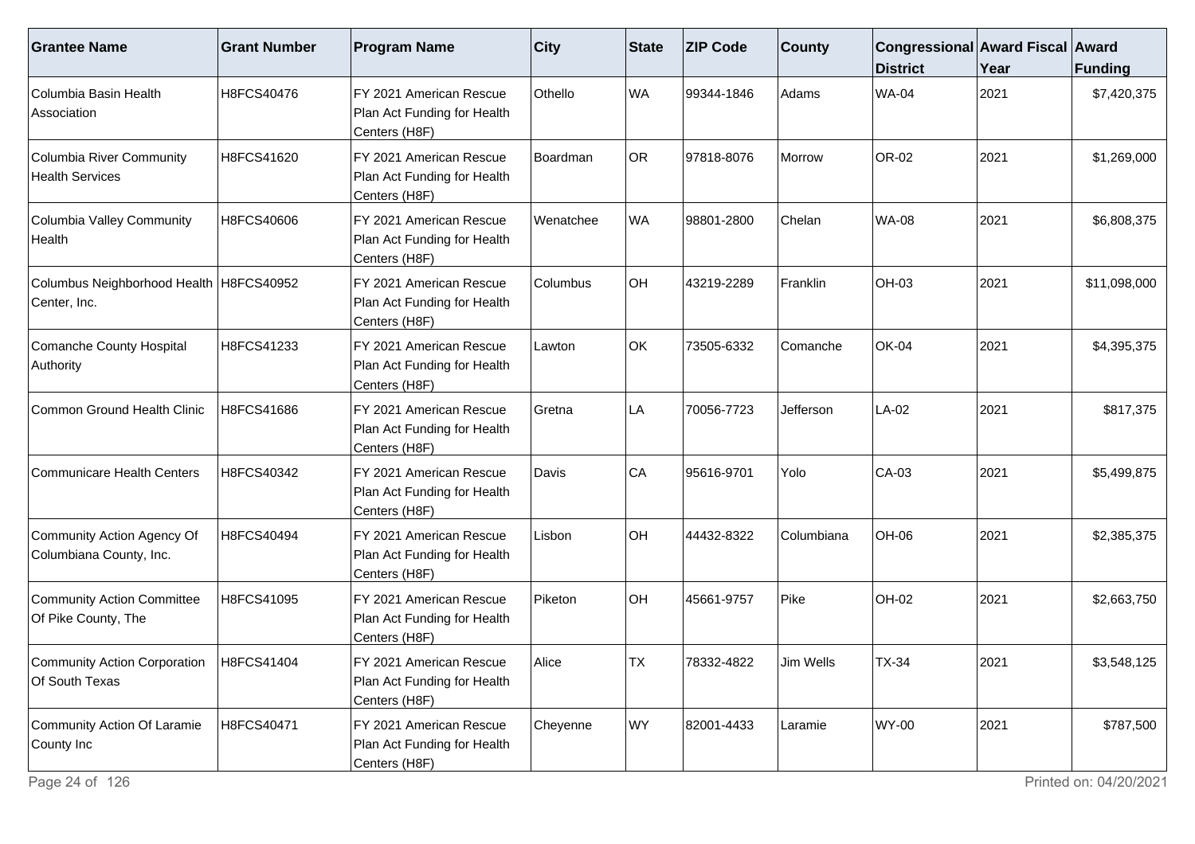| Grantee Name | Grant Number | Program Name | City | State | ZIP Code | County | Congressional District | Award Fiscal Year | Award Funding |
|---|---|---|---|---|---|---|---|---|---|
| Columbia Basin Health Association | H8FCS40476 | FY 2021 American Rescue Plan Act Funding for Health Centers (H8F) | Othello | WA | 99344-1846 | Adams | WA-04 | 2021 | $7,420,375 |
| Columbia River Community Health Services | H8FCS41620 | FY 2021 American Rescue Plan Act Funding for Health Centers (H8F) | Boardman | OR | 97818-8076 | Morrow | OR-02 | 2021 | $1,269,000 |
| Columbia Valley Community Health | H8FCS40606 | FY 2021 American Rescue Plan Act Funding for Health Centers (H8F) | Wenatchee | WA | 98801-2800 | Chelan | WA-08 | 2021 | $6,808,375 |
| Columbus Neighborhood Health Center, Inc. | H8FCS40952 | FY 2021 American Rescue Plan Act Funding for Health Centers (H8F) | Columbus | OH | 43219-2289 | Franklin | OH-03 | 2021 | $11,098,000 |
| Comanche County Hospital Authority | H8FCS41233 | FY 2021 American Rescue Plan Act Funding for Health Centers (H8F) | Lawton | OK | 73505-6332 | Comanche | OK-04 | 2021 | $4,395,375 |
| Common Ground Health Clinic | H8FCS41686 | FY 2021 American Rescue Plan Act Funding for Health Centers (H8F) | Gretna | LA | 70056-7723 | Jefferson | LA-02 | 2021 | $817,375 |
| Communicare Health Centers | H8FCS40342 | FY 2021 American Rescue Plan Act Funding for Health Centers (H8F) | Davis | CA | 95616-9701 | Yolo | CA-03 | 2021 | $5,499,875 |
| Community Action Agency Of Columbiana County, Inc. | H8FCS40494 | FY 2021 American Rescue Plan Act Funding for Health Centers (H8F) | Lisbon | OH | 44432-8322 | Columbiana | OH-06 | 2021 | $2,385,375 |
| Community Action Committee Of Pike County, The | H8FCS41095 | FY 2021 American Rescue Plan Act Funding for Health Centers (H8F) | Piketon | OH | 45661-9757 | Pike | OH-02 | 2021 | $2,663,750 |
| Community Action Corporation Of South Texas | H8FCS41404 | FY 2021 American Rescue Plan Act Funding for Health Centers (H8F) | Alice | TX | 78332-4822 | Jim Wells | TX-34 | 2021 | $3,548,125 |
| Community Action Of Laramie County Inc | H8FCS40471 | FY 2021 American Rescue Plan Act Funding for Health Centers (H8F) | Cheyenne | WY | 82001-4433 | Laramie | WY-00 | 2021 | $787,500 |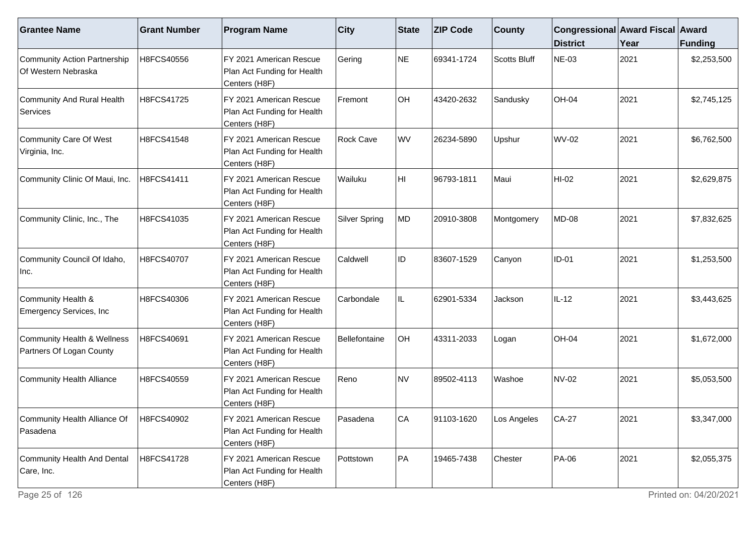| Grantee Name | Grant Number | Program Name | City | State | ZIP Code | County | Congressional District | Award Fiscal Year | Award Funding |
|---|---|---|---|---|---|---|---|---|---|
| Community Action Partnership Of Western Nebraska | H8FCS40556 | FY 2021 American Rescue Plan Act Funding for Health Centers (H8F) | Gering | NE | 69341-1724 | Scotts Bluff | NE-03 | 2021 | $2,253,500 |
| Community And Rural Health Services | H8FCS41725 | FY 2021 American Rescue Plan Act Funding for Health Centers (H8F) | Fremont | OH | 43420-2632 | Sandusky | OH-04 | 2021 | $2,745,125 |
| Community Care Of West Virginia, Inc. | H8FCS41548 | FY 2021 American Rescue Plan Act Funding for Health Centers (H8F) | Rock Cave | WV | 26234-5890 | Upshur | WV-02 | 2021 | $6,762,500 |
| Community Clinic Of Maui, Inc. | H8FCS41411 | FY 2021 American Rescue Plan Act Funding for Health Centers (H8F) | Wailuku | HI | 96793-1811 | Maui | HI-02 | 2021 | $2,629,875 |
| Community Clinic, Inc., The | H8FCS41035 | FY 2021 American Rescue Plan Act Funding for Health Centers (H8F) | Silver Spring | MD | 20910-3808 | Montgomery | MD-08 | 2021 | $7,832,625 |
| Community Council Of Idaho, Inc. | H8FCS40707 | FY 2021 American Rescue Plan Act Funding for Health Centers (H8F) | Caldwell | ID | 83607-1529 | Canyon | ID-01 | 2021 | $1,253,500 |
| Community Health & Emergency Services, Inc | H8FCS40306 | FY 2021 American Rescue Plan Act Funding for Health Centers (H8F) | Carbondale | IL | 62901-5334 | Jackson | IL-12 | 2021 | $3,443,625 |
| Community Health & Wellness Partners Of Logan County | H8FCS40691 | FY 2021 American Rescue Plan Act Funding for Health Centers (H8F) | Bellefontaine | OH | 43311-2033 | Logan | OH-04 | 2021 | $1,672,000 |
| Community Health Alliance | H8FCS40559 | FY 2021 American Rescue Plan Act Funding for Health Centers (H8F) | Reno | NV | 89502-4113 | Washoe | NV-02 | 2021 | $5,053,500 |
| Community Health Alliance Of Pasadena | H8FCS40902 | FY 2021 American Rescue Plan Act Funding for Health Centers (H8F) | Pasadena | CA | 91103-1620 | Los Angeles | CA-27 | 2021 | $3,347,000 |
| Community Health And Dental Care, Inc. | H8FCS41728 | FY 2021 American Rescue Plan Act Funding for Health Centers (H8F) | Pottstown | PA | 19465-7438 | Chester | PA-06 | 2021 | $2,055,375 |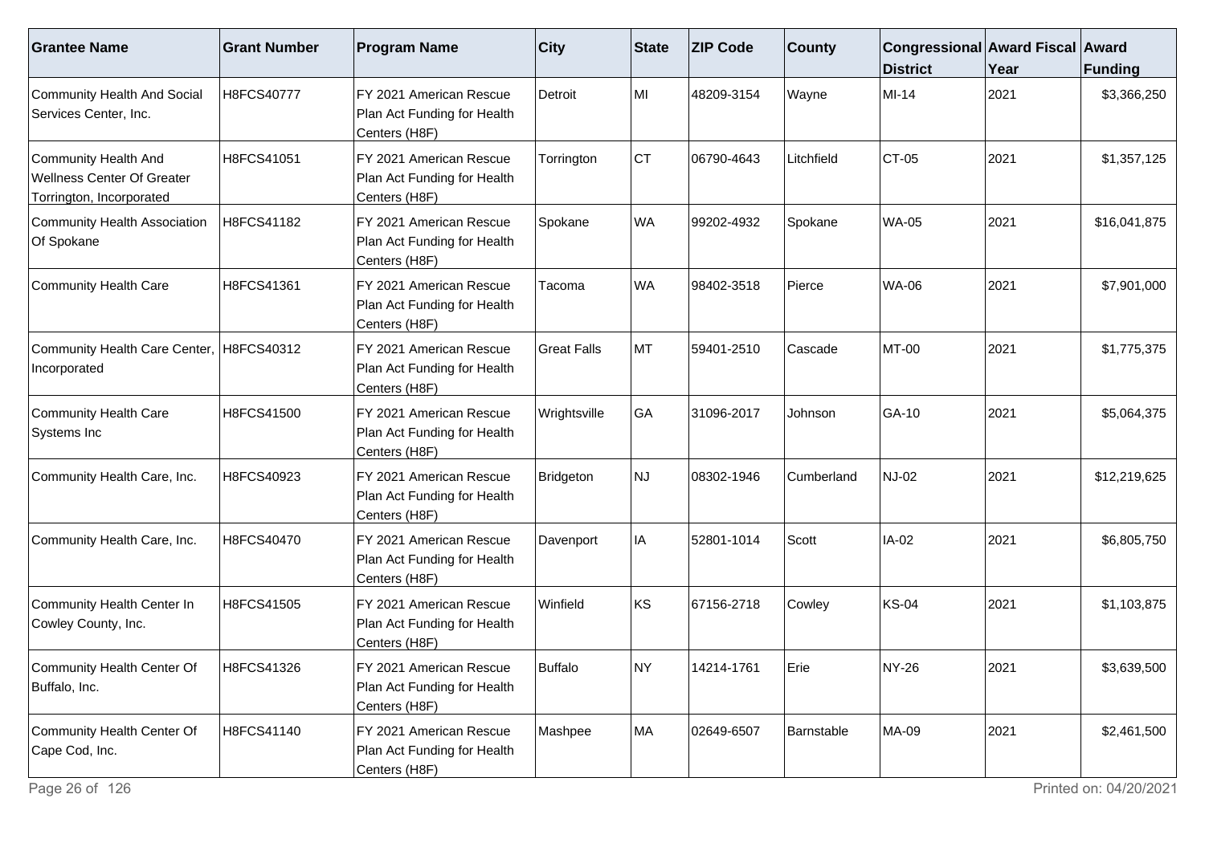| Grantee Name | Grant Number | Program Name | City | State | ZIP Code | County | Congressional District | Award Fiscal Year | Award Funding |
|---|---|---|---|---|---|---|---|---|---|
| Community Health And Social Services Center, Inc. | H8FCS40777 | FY 2021 American Rescue Plan Act Funding for Health Centers (H8F) | Detroit | MI | 48209-3154 | Wayne | MI-14 | 2021 | $3,366,250 |
| Community Health And Wellness Center Of Greater Torrington, Incorporated | H8FCS41051 | FY 2021 American Rescue Plan Act Funding for Health Centers (H8F) | Torrington | CT | 06790-4643 | Litchfield | CT-05 | 2021 | $1,357,125 |
| Community Health Association Of Spokane | H8FCS41182 | FY 2021 American Rescue Plan Act Funding for Health Centers (H8F) | Spokane | WA | 99202-4932 | Spokane | WA-05 | 2021 | $16,041,875 |
| Community Health Care | H8FCS41361 | FY 2021 American Rescue Plan Act Funding for Health Centers (H8F) | Tacoma | WA | 98402-3518 | Pierce | WA-06 | 2021 | $7,901,000 |
| Community Health Care Center, Incorporated | H8FCS40312 | FY 2021 American Rescue Plan Act Funding for Health Centers (H8F) | Great Falls | MT | 59401-2510 | Cascade | MT-00 | 2021 | $1,775,375 |
| Community Health Care Systems Inc | H8FCS41500 | FY 2021 American Rescue Plan Act Funding for Health Centers (H8F) | Wrightsville | GA | 31096-2017 | Johnson | GA-10 | 2021 | $5,064,375 |
| Community Health Care, Inc. | H8FCS40923 | FY 2021 American Rescue Plan Act Funding for Health Centers (H8F) | Bridgeton | NJ | 08302-1946 | Cumberland | NJ-02 | 2021 | $12,219,625 |
| Community Health Care, Inc. | H8FCS40470 | FY 2021 American Rescue Plan Act Funding for Health Centers (H8F) | Davenport | IA | 52801-1014 | Scott | IA-02 | 2021 | $6,805,750 |
| Community Health Center In Cowley County, Inc. | H8FCS41505 | FY 2021 American Rescue Plan Act Funding for Health Centers (H8F) | Winfield | KS | 67156-2718 | Cowley | KS-04 | 2021 | $1,103,875 |
| Community Health Center Of Buffalo, Inc. | H8FCS41326 | FY 2021 American Rescue Plan Act Funding for Health Centers (H8F) | Buffalo | NY | 14214-1761 | Erie | NY-26 | 2021 | $3,639,500 |
| Community Health Center Of Cape Cod, Inc. | H8FCS41140 | FY 2021 American Rescue Plan Act Funding for Health Centers (H8F) | Mashpee | MA | 02649-6507 | Barnstable | MA-09 | 2021 | $2,461,500 |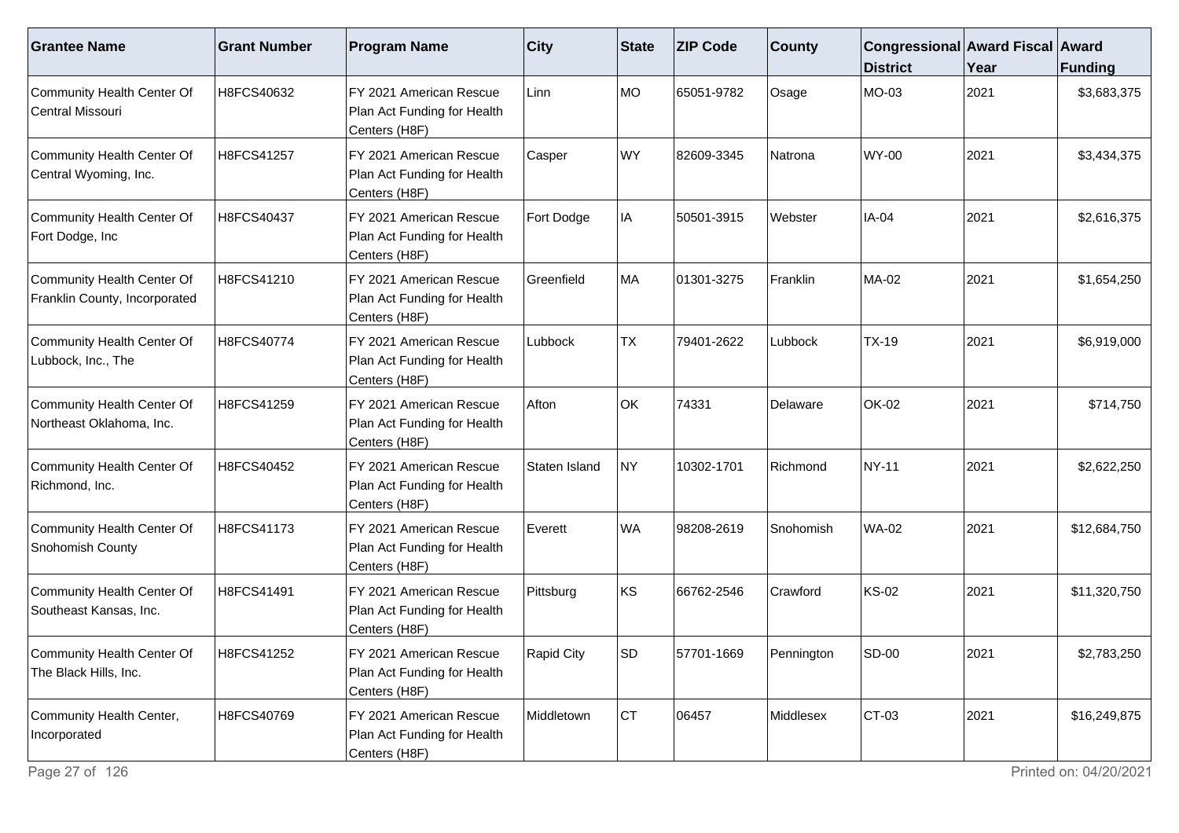| Grantee Name | Grant Number | Program Name | City | State | ZIP Code | County | Congressional District | Award Fiscal Year | Award Funding |
|---|---|---|---|---|---|---|---|---|---|
| Community Health Center Of Central Missouri | H8FCS40632 | FY 2021 American Rescue Plan Act Funding for Health Centers (H8F) | Linn | MO | 65051-9782 | Osage | MO-03 | 2021 | $3,683,375 |
| Community Health Center Of Central Wyoming, Inc. | H8FCS41257 | FY 2021 American Rescue Plan Act Funding for Health Centers (H8F) | Casper | WY | 82609-3345 | Natrona | WY-00 | 2021 | $3,434,375 |
| Community Health Center Of Fort Dodge, Inc | H8FCS40437 | FY 2021 American Rescue Plan Act Funding for Health Centers (H8F) | Fort Dodge | IA | 50501-3915 | Webster | IA-04 | 2021 | $2,616,375 |
| Community Health Center Of Franklin County, Incorporated | H8FCS41210 | FY 2021 American Rescue Plan Act Funding for Health Centers (H8F) | Greenfield | MA | 01301-3275 | Franklin | MA-02 | 2021 | $1,654,250 |
| Community Health Center Of Lubbock, Inc., The | H8FCS40774 | FY 2021 American Rescue Plan Act Funding for Health Centers (H8F) | Lubbock | TX | 79401-2622 | Lubbock | TX-19 | 2021 | $6,919,000 |
| Community Health Center Of Northeast Oklahoma, Inc. | H8FCS41259 | FY 2021 American Rescue Plan Act Funding for Health Centers (H8F) | Afton | OK | 74331 | Delaware | OK-02 | 2021 | $714,750 |
| Community Health Center Of Richmond, Inc. | H8FCS40452 | FY 2021 American Rescue Plan Act Funding for Health Centers (H8F) | Staten Island | NY | 10302-1701 | Richmond | NY-11 | 2021 | $2,622,250 |
| Community Health Center Of Snohomish County | H8FCS41173 | FY 2021 American Rescue Plan Act Funding for Health Centers (H8F) | Everett | WA | 98208-2619 | Snohomish | WA-02 | 2021 | $12,684,750 |
| Community Health Center Of Southeast Kansas, Inc. | H8FCS41491 | FY 2021 American Rescue Plan Act Funding for Health Centers (H8F) | Pittsburg | KS | 66762-2546 | Crawford | KS-02 | 2021 | $11,320,750 |
| Community Health Center Of The Black Hills, Inc. | H8FCS41252 | FY 2021 American Rescue Plan Act Funding for Health Centers (H8F) | Rapid City | SD | 57701-1669 | Pennington | SD-00 | 2021 | $2,783,250 |
| Community Health Center, Incorporated | H8FCS40769 | FY 2021 American Rescue Plan Act Funding for Health Centers (H8F) | Middletown | CT | 06457 | Middlesex | CT-03 | 2021 | $16,249,875 |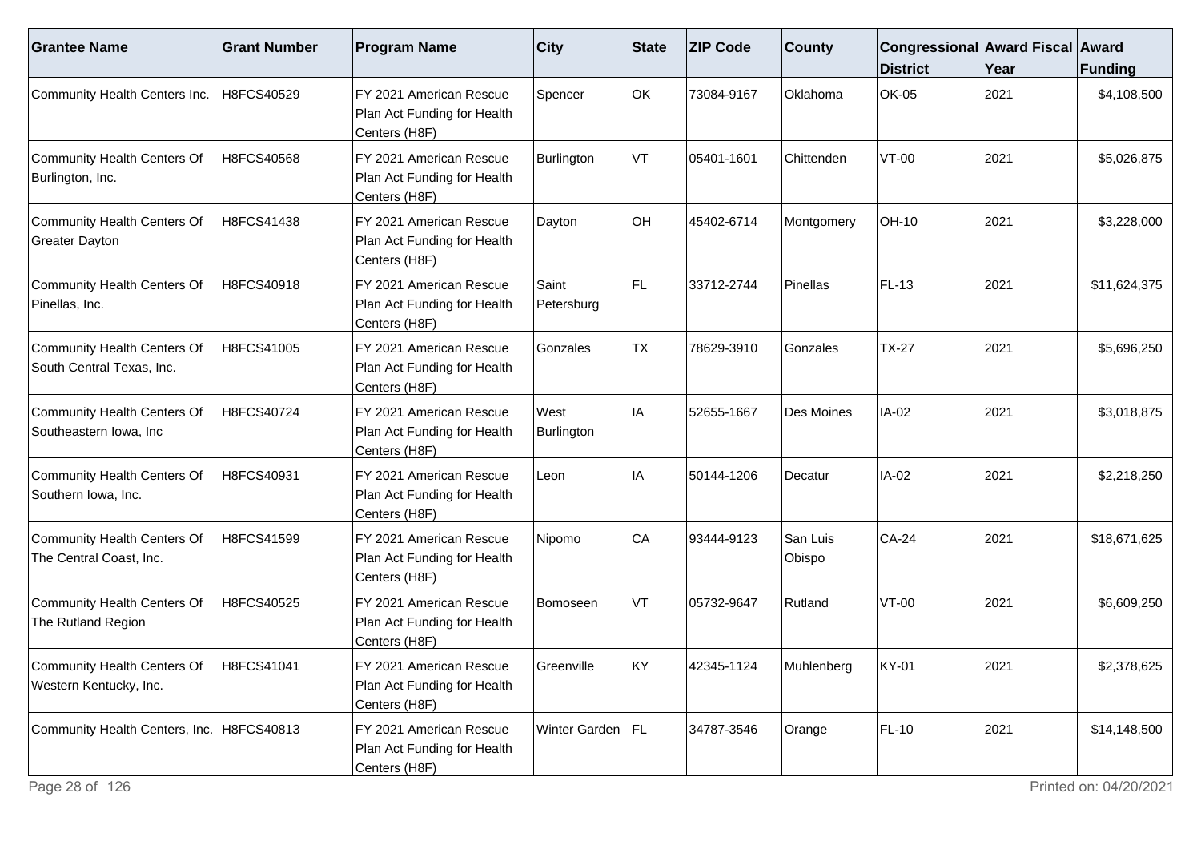| Grantee Name | Grant Number | Program Name | City | State | ZIP Code | County | Congressional District | Award Fiscal Year | Award Funding |
|---|---|---|---|---|---|---|---|---|---|
| Community Health Centers Inc. | H8FCS40529 | FY 2021 American Rescue Plan Act Funding for Health Centers (H8F) | Spencer | OK | 73084-9167 | Oklahoma | OK-05 | 2021 | $4,108,500 |
| Community Health Centers Of Burlington, Inc. | H8FCS40568 | FY 2021 American Rescue Plan Act Funding for Health Centers (H8F) | Burlington | VT | 05401-1601 | Chittenden | VT-00 | 2021 | $5,026,875 |
| Community Health Centers Of Greater Dayton | H8FCS41438 | FY 2021 American Rescue Plan Act Funding for Health Centers (H8F) | Dayton | OH | 45402-6714 | Montgomery | OH-10 | 2021 | $3,228,000 |
| Community Health Centers Of Pinellas, Inc. | H8FCS40918 | FY 2021 American Rescue Plan Act Funding for Health Centers (H8F) | Saint Petersburg | FL | 33712-2744 | Pinellas | FL-13 | 2021 | $11,624,375 |
| Community Health Centers Of South Central Texas, Inc. | H8FCS41005 | FY 2021 American Rescue Plan Act Funding for Health Centers (H8F) | Gonzales | TX | 78629-3910 | Gonzales | TX-27 | 2021 | $5,696,250 |
| Community Health Centers Of Southeastern Iowa, Inc | H8FCS40724 | FY 2021 American Rescue Plan Act Funding for Health Centers (H8F) | West Burlington | IA | 52655-1667 | Des Moines | IA-02 | 2021 | $3,018,875 |
| Community Health Centers Of Southern Iowa, Inc. | H8FCS40931 | FY 2021 American Rescue Plan Act Funding for Health Centers (H8F) | Leon | IA | 50144-1206 | Decatur | IA-02 | 2021 | $2,218,250 |
| Community Health Centers Of The Central Coast, Inc. | H8FCS41599 | FY 2021 American Rescue Plan Act Funding for Health Centers (H8F) | Nipomo | CA | 93444-9123 | San Luis Obispo | CA-24 | 2021 | $18,671,625 |
| Community Health Centers Of The Rutland Region | H8FCS40525 | FY 2021 American Rescue Plan Act Funding for Health Centers (H8F) | Bomoseen | VT | 05732-9647 | Rutland | VT-00 | 2021 | $6,609,250 |
| Community Health Centers Of Western Kentucky, Inc. | H8FCS41041 | FY 2021 American Rescue Plan Act Funding for Health Centers (H8F) | Greenville | KY | 42345-1124 | Muhlenberg | KY-01 | 2021 | $2,378,625 |
| Community Health Centers, Inc. | H8FCS40813 | FY 2021 American Rescue Plan Act Funding for Health Centers (H8F) | Winter Garden | FL | 34787-3546 | Orange | FL-10 | 2021 | $14,148,500 |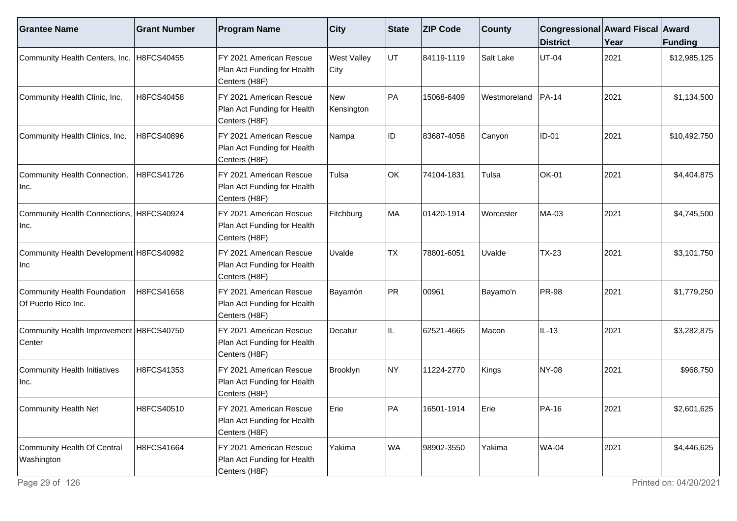| Grantee Name | Grant Number | Program Name | City | State | ZIP Code | County | Congressional District | Award Fiscal Year | Award Funding |
|---|---|---|---|---|---|---|---|---|---|
| Community Health Centers, Inc. | H8FCS40455 | FY 2021 American Rescue Plan Act Funding for Health Centers (H8F) | West Valley City | UT | 84119-1119 | Salt Lake | UT-04 | 2021 | $12,985,125 |
| Community Health Clinic, Inc. | H8FCS40458 | FY 2021 American Rescue Plan Act Funding for Health Centers (H8F) | New Kensington | PA | 15068-6409 | Westmoreland | PA-14 | 2021 | $1,134,500 |
| Community Health Clinics, Inc. | H8FCS40896 | FY 2021 American Rescue Plan Act Funding for Health Centers (H8F) | Nampa | ID | 83687-4058 | Canyon | ID-01 | 2021 | $10,492,750 |
| Community Health Connection, Inc. | H8FCS41726 | FY 2021 American Rescue Plan Act Funding for Health Centers (H8F) | Tulsa | OK | 74104-1831 | Tulsa | OK-01 | 2021 | $4,404,875 |
| Community Health Connections, Inc. | H8FCS40924 | FY 2021 American Rescue Plan Act Funding for Health Centers (H8F) | Fitchburg | MA | 01420-1914 | Worcester | MA-03 | 2021 | $4,745,500 |
| Community Health Development Inc | H8FCS40982 | FY 2021 American Rescue Plan Act Funding for Health Centers (H8F) | Uvalde | TX | 78801-6051 | Uvalde | TX-23 | 2021 | $3,101,750 |
| Community Health Foundation Of Puerto Rico Inc. | H8FCS41658 | FY 2021 American Rescue Plan Act Funding for Health Centers (H8F) | Bayamón | PR | 00961 | Bayamo'n | PR-98 | 2021 | $1,779,250 |
| Community Health Improvement Center | H8FCS40750 | FY 2021 American Rescue Plan Act Funding for Health Centers (H8F) | Decatur | IL | 62521-4665 | Macon | IL-13 | 2021 | $3,282,875 |
| Community Health Initiatives Inc. | H8FCS41353 | FY 2021 American Rescue Plan Act Funding for Health Centers (H8F) | Brooklyn | NY | 11224-2770 | Kings | NY-08 | 2021 | $968,750 |
| Community Health Net | H8FCS40510 | FY 2021 American Rescue Plan Act Funding for Health Centers (H8F) | Erie | PA | 16501-1914 | Erie | PA-16 | 2021 | $2,601,625 |
| Community Health Of Central Washington | H8FCS41664 | FY 2021 American Rescue Plan Act Funding for Health Centers (H8F) | Yakima | WA | 98902-3550 | Yakima | WA-04 | 2021 | $4,446,625 |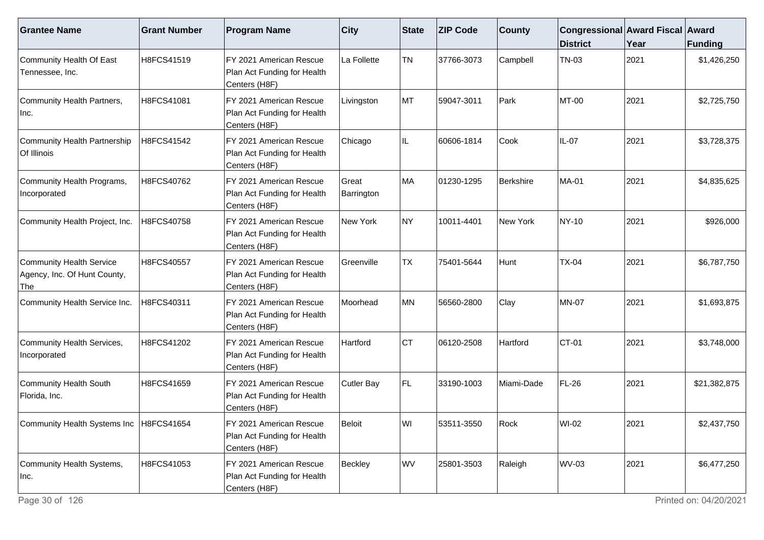| Grantee Name | Grant Number | Program Name | City | State | ZIP Code | County | Congressional District | Award Fiscal Year | Award Funding |
|---|---|---|---|---|---|---|---|---|---|
| Community Health Of East Tennessee, Inc. | H8FCS41519 | FY 2021 American Rescue Plan Act Funding for Health Centers (H8F) | La Follette | TN | 37766-3073 | Campbell | TN-03 | 2021 | $1,426,250 |
| Community Health Partners, Inc. | H8FCS41081 | FY 2021 American Rescue Plan Act Funding for Health Centers (H8F) | Livingston | MT | 59047-3011 | Park | MT-00 | 2021 | $2,725,750 |
| Community Health Partnership Of Illinois | H8FCS41542 | FY 2021 American Rescue Plan Act Funding for Health Centers (H8F) | Chicago | IL | 60606-1814 | Cook | IL-07 | 2021 | $3,728,375 |
| Community Health Programs, Incorporated | H8FCS40762 | FY 2021 American Rescue Plan Act Funding for Health Centers (H8F) | Great Barrington | MA | 01230-1295 | Berkshire | MA-01 | 2021 | $4,835,625 |
| Community Health Project, Inc. | H8FCS40758 | FY 2021 American Rescue Plan Act Funding for Health Centers (H8F) | New York | NY | 10011-4401 | New York | NY-10 | 2021 | $926,000 |
| Community Health Service Agency, Inc. Of Hunt County, The | H8FCS40557 | FY 2021 American Rescue Plan Act Funding for Health Centers (H8F) | Greenville | TX | 75401-5644 | Hunt | TX-04 | 2021 | $6,787,750 |
| Community Health Service Inc. | H8FCS40311 | FY 2021 American Rescue Plan Act Funding for Health Centers (H8F) | Moorhead | MN | 56560-2800 | Clay | MN-07 | 2021 | $1,693,875 |
| Community Health Services, Incorporated | H8FCS41202 | FY 2021 American Rescue Plan Act Funding for Health Centers (H8F) | Hartford | CT | 06120-2508 | Hartford | CT-01 | 2021 | $3,748,000 |
| Community Health South Florida, Inc. | H8FCS41659 | FY 2021 American Rescue Plan Act Funding for Health Centers (H8F) | Cutler Bay | FL | 33190-1003 | Miami-Dade | FL-26 | 2021 | $21,382,875 |
| Community Health Systems Inc | H8FCS41654 | FY 2021 American Rescue Plan Act Funding for Health Centers (H8F) | Beloit | WI | 53511-3550 | Rock | WI-02 | 2021 | $2,437,750 |
| Community Health Systems, Inc. | H8FCS41053 | FY 2021 American Rescue Plan Act Funding for Health Centers (H8F) | Beckley | WV | 25801-3503 | Raleigh | WV-03 | 2021 | $6,477,250 |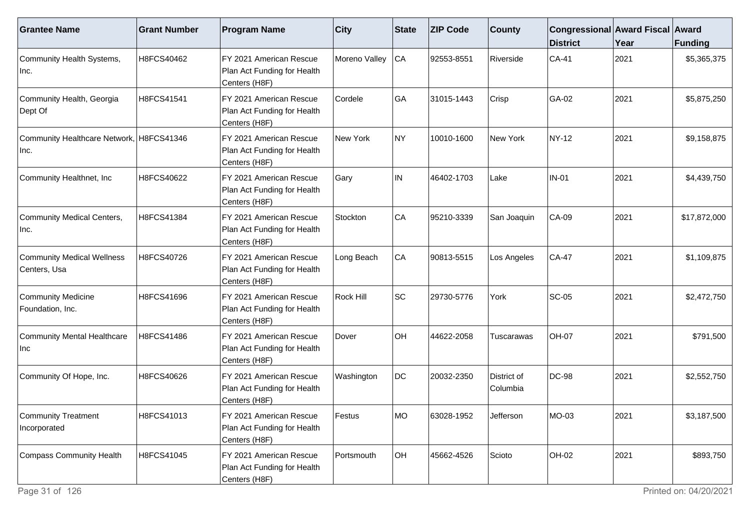| Grantee Name | Grant Number | Program Name | City | State | ZIP Code | County | Congressional District | Award Fiscal Year | Award Funding |
| --- | --- | --- | --- | --- | --- | --- | --- | --- | --- |
| Community Health Systems, Inc. | H8FCS40462 | FY 2021 American Rescue Plan Act Funding for Health Centers (H8F) | Moreno Valley | CA | 92553-8551 | Riverside | CA-41 | 2021 | $5,365,375 |
| Community Health, Georgia Dept Of | H8FCS41541 | FY 2021 American Rescue Plan Act Funding for Health Centers (H8F) | Cordele | GA | 31015-1443 | Crisp | GA-02 | 2021 | $5,875,250 |
| Community Healthcare Network, Inc. | H8FCS41346 | FY 2021 American Rescue Plan Act Funding for Health Centers (H8F) | New York | NY | 10010-1600 | New York | NY-12 | 2021 | $9,158,875 |
| Community Healthnet, Inc | H8FCS40622 | FY 2021 American Rescue Plan Act Funding for Health Centers (H8F) | Gary | IN | 46402-1703 | Lake | IN-01 | 2021 | $4,439,750 |
| Community Medical Centers, Inc. | H8FCS41384 | FY 2021 American Rescue Plan Act Funding for Health Centers (H8F) | Stockton | CA | 95210-3339 | San Joaquin | CA-09 | 2021 | $17,872,000 |
| Community Medical Wellness Centers, Usa | H8FCS40726 | FY 2021 American Rescue Plan Act Funding for Health Centers (H8F) | Long Beach | CA | 90813-5515 | Los Angeles | CA-47 | 2021 | $1,109,875 |
| Community Medicine Foundation, Inc. | H8FCS41696 | FY 2021 American Rescue Plan Act Funding for Health Centers (H8F) | Rock Hill | SC | 29730-5776 | York | SC-05 | 2021 | $2,472,750 |
| Community Mental Healthcare Inc | H8FCS41486 | FY 2021 American Rescue Plan Act Funding for Health Centers (H8F) | Dover | OH | 44622-2058 | Tuscarawas | OH-07 | 2021 | $791,500 |
| Community Of Hope, Inc. | H8FCS40626 | FY 2021 American Rescue Plan Act Funding for Health Centers (H8F) | Washington | DC | 20032-2350 | District of Columbia | DC-98 | 2021 | $2,552,750 |
| Community Treatment Incorporated | H8FCS41013 | FY 2021 American Rescue Plan Act Funding for Health Centers (H8F) | Festus | MO | 63028-1952 | Jefferson | MO-03 | 2021 | $3,187,500 |
| Compass Community Health | H8FCS41045 | FY 2021 American Rescue Plan Act Funding for Health Centers (H8F) | Portsmouth | OH | 45662-4526 | Scioto | OH-02 | 2021 | $893,750 |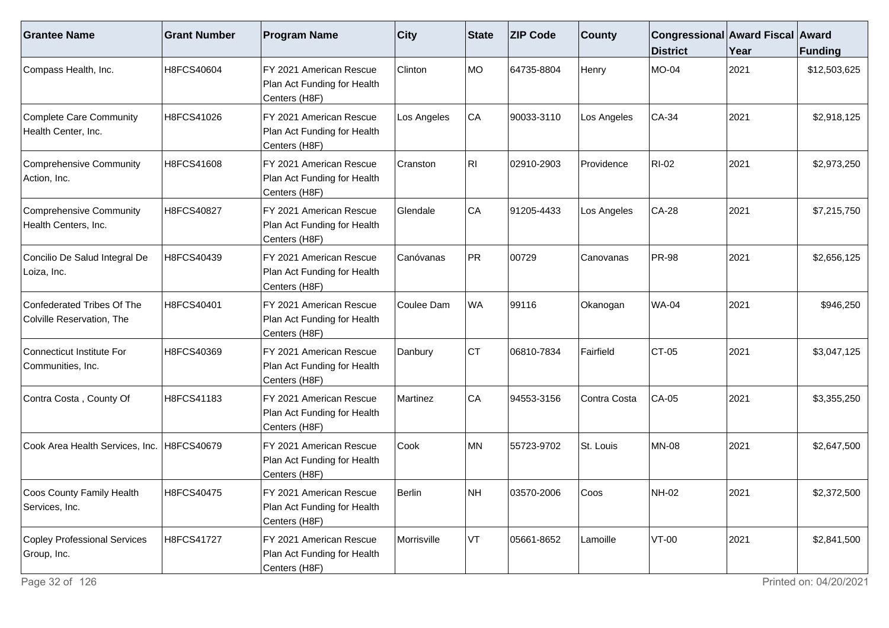| Grantee Name | Grant Number | Program Name | City | State | ZIP Code | County | Congressional District | Award Fiscal Year | Award Funding |
|---|---|---|---|---|---|---|---|---|---|
| Compass Health, Inc. | H8FCS40604 | FY 2021 American Rescue Plan Act Funding for Health Centers (H8F) | Clinton | MO | 64735-8804 | Henry | MO-04 | 2021 | $12,503,625 |
| Complete Care Community Health Center, Inc. | H8FCS41026 | FY 2021 American Rescue Plan Act Funding for Health Centers (H8F) | Los Angeles | CA | 90033-3110 | Los Angeles | CA-34 | 2021 | $2,918,125 |
| Comprehensive Community Action, Inc. | H8FCS41608 | FY 2021 American Rescue Plan Act Funding for Health Centers (H8F) | Cranston | RI | 02910-2903 | Providence | RI-02 | 2021 | $2,973,250 |
| Comprehensive Community Health Centers, Inc. | H8FCS40827 | FY 2021 American Rescue Plan Act Funding for Health Centers (H8F) | Glendale | CA | 91205-4433 | Los Angeles | CA-28 | 2021 | $7,215,750 |
| Concilio De Salud Integral De Loiza, Inc. | H8FCS40439 | FY 2021 American Rescue Plan Act Funding for Health Centers (H8F) | Canóvanas | PR | 00729 | Canovanas | PR-98 | 2021 | $2,656,125 |
| Confederated Tribes Of The Colville Reservation, The | H8FCS40401 | FY 2021 American Rescue Plan Act Funding for Health Centers (H8F) | Coulee Dam | WA | 99116 | Okanogan | WA-04 | 2021 | $946,250 |
| Connecticut Institute For Communities, Inc. | H8FCS40369 | FY 2021 American Rescue Plan Act Funding for Health Centers (H8F) | Danbury | CT | 06810-7834 | Fairfield | CT-05 | 2021 | $3,047,125 |
| Contra Costa , County Of | H8FCS41183 | FY 2021 American Rescue Plan Act Funding for Health Centers (H8F) | Martinez | CA | 94553-3156 | Contra Costa | CA-05 | 2021 | $3,355,250 |
| Cook Area Health Services, Inc. | H8FCS40679 | FY 2021 American Rescue Plan Act Funding for Health Centers (H8F) | Cook | MN | 55723-9702 | St. Louis | MN-08 | 2021 | $2,647,500 |
| Coos County Family Health Services, Inc. | H8FCS40475 | FY 2021 American Rescue Plan Act Funding for Health Centers (H8F) | Berlin | NH | 03570-2006 | Coos | NH-02 | 2021 | $2,372,500 |
| Copley Professional Services Group, Inc. | H8FCS41727 | FY 2021 American Rescue Plan Act Funding for Health Centers (H8F) | Morrisville | VT | 05661-8652 | Lamoille | VT-00 | 2021 | $2,841,500 |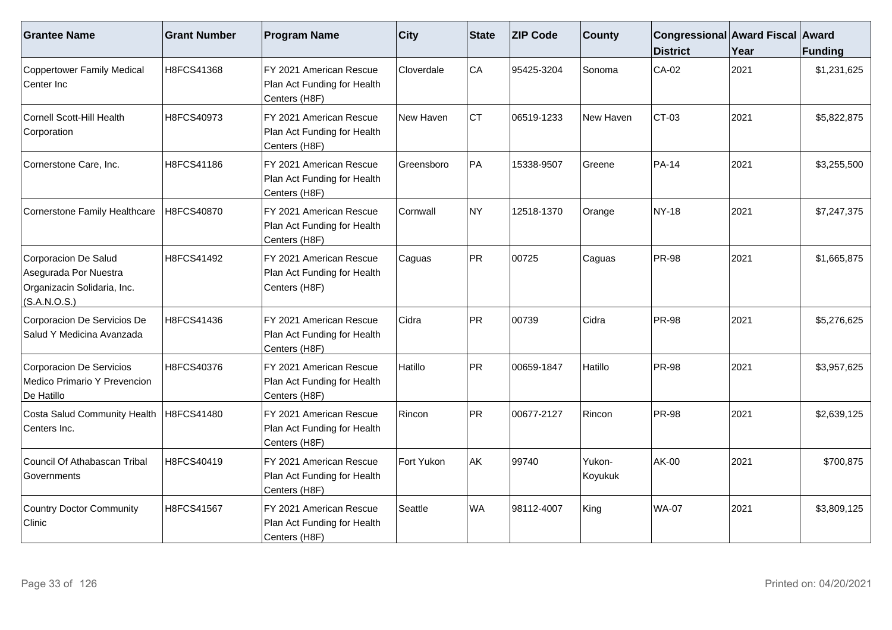| Grantee Name | Grant Number | Program Name | City | State | ZIP Code | County | Congressional District | Award Fiscal Year | Award Funding |
|---|---|---|---|---|---|---|---|---|---|
| Coppertower Family Medical Center Inc | H8FCS41368 | FY 2021 American Rescue Plan Act Funding for Health Centers (H8F) | Cloverdale | CA | 95425-3204 | Sonoma | CA-02 | 2021 | $1,231,625 |
| Cornell Scott-Hill Health Corporation | H8FCS40973 | FY 2021 American Rescue Plan Act Funding for Health Centers (H8F) | New Haven | CT | 06519-1233 | New Haven | CT-03 | 2021 | $5,822,875 |
| Cornerstone Care, Inc. | H8FCS41186 | FY 2021 American Rescue Plan Act Funding for Health Centers (H8F) | Greensboro | PA | 15338-9507 | Greene | PA-14 | 2021 | $3,255,500 |
| Cornerstone Family Healthcare | H8FCS40870 | FY 2021 American Rescue Plan Act Funding for Health Centers (H8F) | Cornwall | NY | 12518-1370 | Orange | NY-18 | 2021 | $7,247,375 |
| Corporacion De Salud Asegurada Por Nuestra Organizacin Solidaria, Inc. (S.A.N.O.S.) | H8FCS41492 | FY 2021 American Rescue Plan Act Funding for Health Centers (H8F) | Caguas | PR | 00725 | Caguas | PR-98 | 2021 | $1,665,875 |
| Corporacion De Servicios De Salud Y Medicina Avanzada | H8FCS41436 | FY 2021 American Rescue Plan Act Funding for Health Centers (H8F) | Cidra | PR | 00739 | Cidra | PR-98 | 2021 | $5,276,625 |
| Corporacion De Servicios Medico Primario Y Prevencion De Hatillo | H8FCS40376 | FY 2021 American Rescue Plan Act Funding for Health Centers (H8F) | Hatillo | PR | 00659-1847 | Hatillo | PR-98 | 2021 | $3,957,625 |
| Costa Salud Community Health Centers Inc. | H8FCS41480 | FY 2021 American Rescue Plan Act Funding for Health Centers (H8F) | Rincon | PR | 00677-2127 | Rincon | PR-98 | 2021 | $2,639,125 |
| Council Of Athabascan Tribal Governments | H8FCS40419 | FY 2021 American Rescue Plan Act Funding for Health Centers (H8F) | Fort Yukon | AK | 99740 | Yukon-Koyukuk | AK-00 | 2021 | $700,875 |
| Country Doctor Community Clinic | H8FCS41567 | FY 2021 American Rescue Plan Act Funding for Health Centers (H8F) | Seattle | WA | 98112-4007 | King | WA-07 | 2021 | $3,809,125 |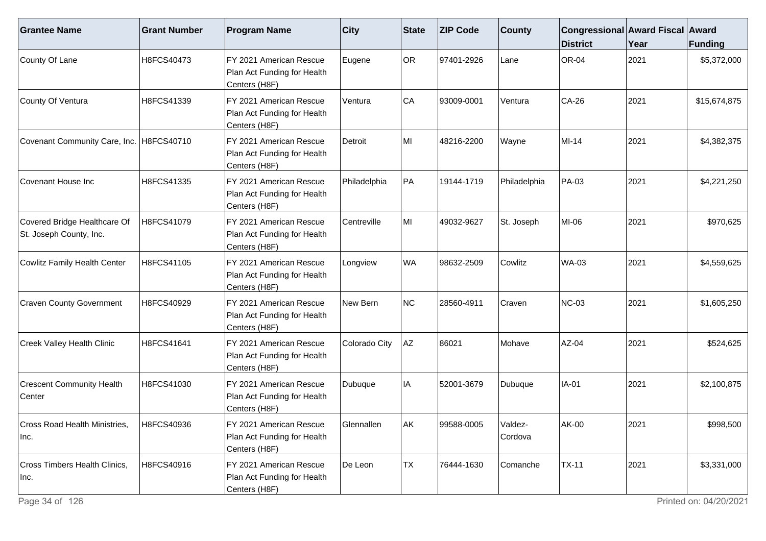| Grantee Name | Grant Number | Program Name | City | State | ZIP Code | County | Congressional District | Award Fiscal Year | Award Funding |
|---|---|---|---|---|---|---|---|---|---|
| County Of Lane | H8FCS40473 | FY 2021 American Rescue Plan Act Funding for Health Centers (H8F) | Eugene | OR | 97401-2926 | Lane | OR-04 | 2021 | $5,372,000 |
| County Of Ventura | H8FCS41339 | FY 2021 American Rescue Plan Act Funding for Health Centers (H8F) | Ventura | CA | 93009-0001 | Ventura | CA-26 | 2021 | $15,674,875 |
| Covenant Community Care, Inc. | H8FCS40710 | FY 2021 American Rescue Plan Act Funding for Health Centers (H8F) | Detroit | MI | 48216-2200 | Wayne | MI-14 | 2021 | $4,382,375 |
| Covenant House Inc | H8FCS41335 | FY 2021 American Rescue Plan Act Funding for Health Centers (H8F) | Philadelphia | PA | 19144-1719 | Philadelphia | PA-03 | 2021 | $4,221,250 |
| Covered Bridge Healthcare Of St. Joseph County, Inc. | H8FCS41079 | FY 2021 American Rescue Plan Act Funding for Health Centers (H8F) | Centreville | MI | 49032-9627 | St. Joseph | MI-06 | 2021 | $970,625 |
| Cowlitz Family Health Center | H8FCS41105 | FY 2021 American Rescue Plan Act Funding for Health Centers (H8F) | Longview | WA | 98632-2509 | Cowlitz | WA-03 | 2021 | $4,559,625 |
| Craven County Government | H8FCS40929 | FY 2021 American Rescue Plan Act Funding for Health Centers (H8F) | New Bern | NC | 28560-4911 | Craven | NC-03 | 2021 | $1,605,250 |
| Creek Valley Health Clinic | H8FCS41641 | FY 2021 American Rescue Plan Act Funding for Health Centers (H8F) | Colorado City | AZ | 86021 | Mohave | AZ-04 | 2021 | $524,625 |
| Crescent Community Health Center | H8FCS41030 | FY 2021 American Rescue Plan Act Funding for Health Centers (H8F) | Dubuque | IA | 52001-3679 | Dubuque | IA-01 | 2021 | $2,100,875 |
| Cross Road Health Ministries, Inc. | H8FCS40936 | FY 2021 American Rescue Plan Act Funding for Health Centers (H8F) | Glennallen | AK | 99588-0005 | Valdez-Cordova | AK-00 | 2021 | $998,500 |
| Cross Timbers Health Clinics, Inc. | H8FCS40916 | FY 2021 American Rescue Plan Act Funding for Health Centers (H8F) | De Leon | TX | 76444-1630 | Comanche | TX-11 | 2021 | $3,331,000 |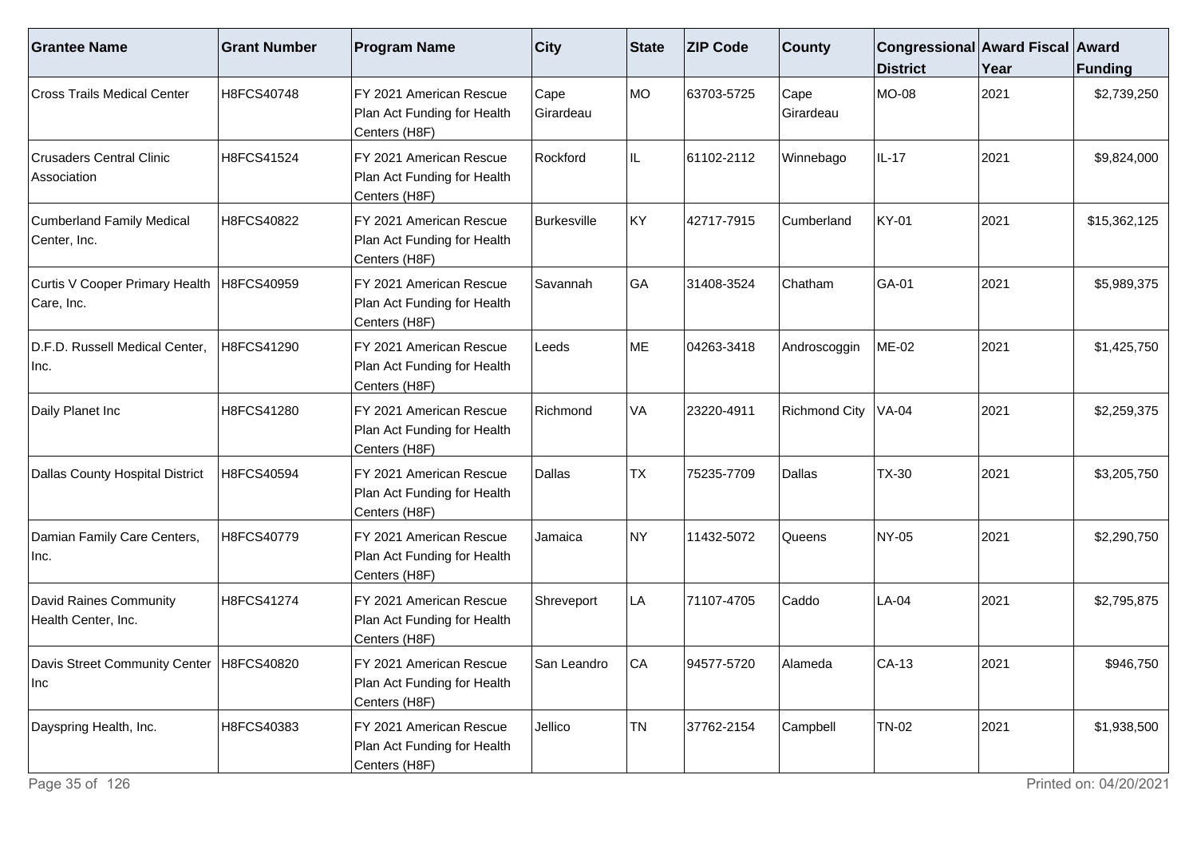| Grantee Name | Grant Number | Program Name | City | State | ZIP Code | County | Congressional District | Award Fiscal Year | Award Funding |
|---|---|---|---|---|---|---|---|---|---|
| Cross Trails Medical Center | H8FCS40748 | FY 2021 American Rescue Plan Act Funding for Health Centers (H8F) | Cape Girardeau | MO | 63703-5725 | Cape Girardeau | MO-08 | 2021 | $2,739,250 |
| Crusaders Central Clinic Association | H8FCS41524 | FY 2021 American Rescue Plan Act Funding for Health Centers (H8F) | Rockford | IL | 61102-2112 | Winnebago | IL-17 | 2021 | $9,824,000 |
| Cumberland Family Medical Center, Inc. | H8FCS40822 | FY 2021 American Rescue Plan Act Funding for Health Centers (H8F) | Burkesville | KY | 42717-7915 | Cumberland | KY-01 | 2021 | $15,362,125 |
| Curtis V Cooper Primary Health Care, Inc. | H8FCS40959 | FY 2021 American Rescue Plan Act Funding for Health Centers (H8F) | Savannah | GA | 31408-3524 | Chatham | GA-01 | 2021 | $5,989,375 |
| D.F.D. Russell Medical Center, Inc. | H8FCS41290 | FY 2021 American Rescue Plan Act Funding for Health Centers (H8F) | Leeds | ME | 04263-3418 | Androscoggin | ME-02 | 2021 | $1,425,750 |
| Daily Planet Inc | H8FCS41280 | FY 2021 American Rescue Plan Act Funding for Health Centers (H8F) | Richmond | VA | 23220-4911 | Richmond City | VA-04 | 2021 | $2,259,375 |
| Dallas County Hospital District | H8FCS40594 | FY 2021 American Rescue Plan Act Funding for Health Centers (H8F) | Dallas | TX | 75235-7709 | Dallas | TX-30 | 2021 | $3,205,750 |
| Damian Family Care Centers, Inc. | H8FCS40779 | FY 2021 American Rescue Plan Act Funding for Health Centers (H8F) | Jamaica | NY | 11432-5072 | Queens | NY-05 | 2021 | $2,290,750 |
| David Raines Community Health Center, Inc. | H8FCS41274 | FY 2021 American Rescue Plan Act Funding for Health Centers (H8F) | Shreveport | LA | 71107-4705 | Caddo | LA-04 | 2021 | $2,795,875 |
| Davis Street Community Center Inc | H8FCS40820 | FY 2021 American Rescue Plan Act Funding for Health Centers (H8F) | San Leandro | CA | 94577-5720 | Alameda | CA-13 | 2021 | $946,750 |
| Dayspring Health, Inc. | H8FCS40383 | FY 2021 American Rescue Plan Act Funding for Health Centers (H8F) | Jellico | TN | 37762-2154 | Campbell | TN-02 | 2021 | $1,938,500 |

Printed on: 04/20/2021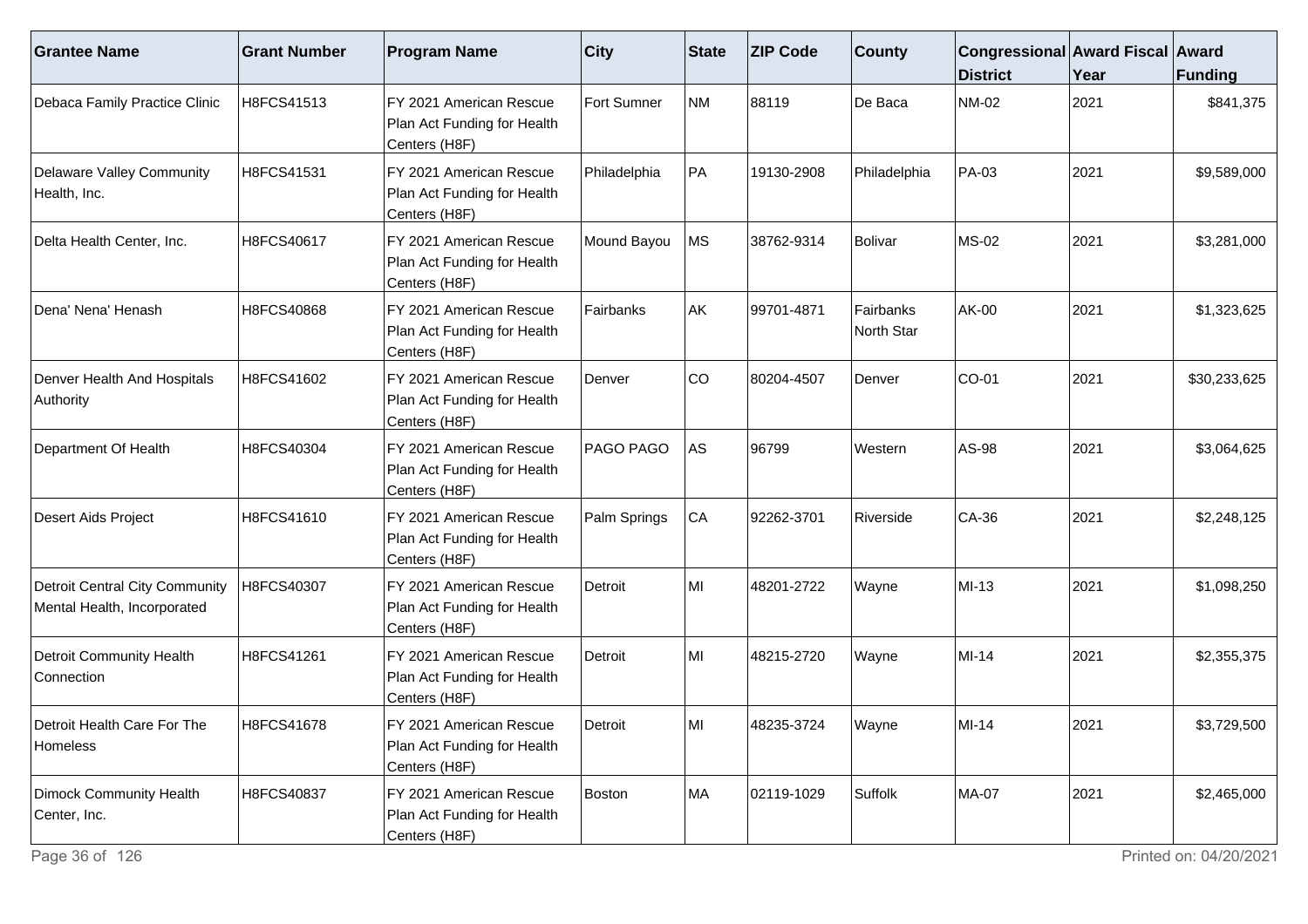| Grantee Name | Grant Number | Program Name | City | State | ZIP Code | County | Congressional District | Award Fiscal Year | Award Funding |
|---|---|---|---|---|---|---|---|---|---|
| Debaca Family Practice Clinic | H8FCS41513 | FY 2021 American Rescue Plan Act Funding for Health Centers (H8F) | Fort Sumner | NM | 88119 | De Baca | NM-02 | 2021 | $841,375 |
| Delaware Valley Community Health, Inc. | H8FCS41531 | FY 2021 American Rescue Plan Act Funding for Health Centers (H8F) | Philadelphia | PA | 19130-2908 | Philadelphia | PA-03 | 2021 | $9,589,000 |
| Delta Health Center, Inc. | H8FCS40617 | FY 2021 American Rescue Plan Act Funding for Health Centers (H8F) | Mound Bayou | MS | 38762-9314 | Bolivar | MS-02 | 2021 | $3,281,000 |
| Dena' Nena' Henash | H8FCS40868 | FY 2021 American Rescue Plan Act Funding for Health Centers (H8F) | Fairbanks | AK | 99701-4871 | Fairbanks North Star | AK-00 | 2021 | $1,323,625 |
| Denver Health And Hospitals Authority | H8FCS41602 | FY 2021 American Rescue Plan Act Funding for Health Centers (H8F) | Denver | CO | 80204-4507 | Denver | CO-01 | 2021 | $30,233,625 |
| Department Of Health | H8FCS40304 | FY 2021 American Rescue Plan Act Funding for Health Centers (H8F) | PAGO PAGO | AS | 96799 | Western | AS-98 | 2021 | $3,064,625 |
| Desert Aids Project | H8FCS41610 | FY 2021 American Rescue Plan Act Funding for Health Centers (H8F) | Palm Springs | CA | 92262-3701 | Riverside | CA-36 | 2021 | $2,248,125 |
| Detroit Central City Community Mental Health, Incorporated | H8FCS40307 | FY 2021 American Rescue Plan Act Funding for Health Centers (H8F) | Detroit | MI | 48201-2722 | Wayne | MI-13 | 2021 | $1,098,250 |
| Detroit Community Health Connection | H8FCS41261 | FY 2021 American Rescue Plan Act Funding for Health Centers (H8F) | Detroit | MI | 48215-2720 | Wayne | MI-14 | 2021 | $2,355,375 |
| Detroit Health Care For The Homeless | H8FCS41678 | FY 2021 American Rescue Plan Act Funding for Health Centers (H8F) | Detroit | MI | 48235-3724 | Wayne | MI-14 | 2021 | $3,729,500 |
| Dimock Community Health Center, Inc. | H8FCS40837 | FY 2021 American Rescue Plan Act Funding for Health Centers (H8F) | Boston | MA | 02119-1029 | Suffolk | MA-07 | 2021 | $2,465,000 |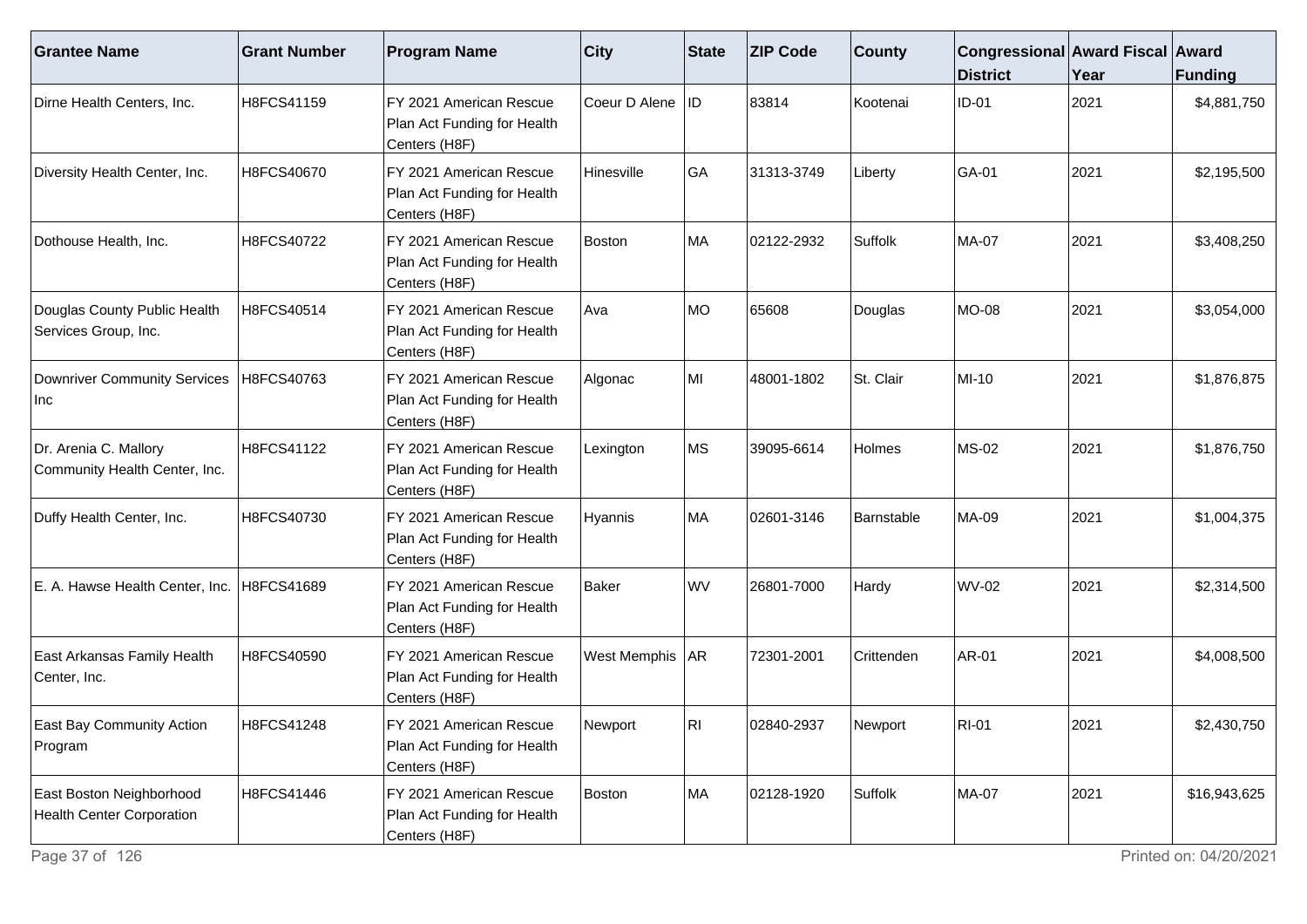| Grantee Name | Grant Number | Program Name | City | State | ZIP Code | County | Congressional District | Award Fiscal Year | Award Funding |
|---|---|---|---|---|---|---|---|---|---|
| Dirne Health Centers, Inc. | H8FCS41159 | FY 2021 American Rescue Plan Act Funding for Health Centers (H8F) | Coeur D Alene | ID | 83814 | Kootenai | ID-01 | 2021 | $4,881,750 |
| Diversity Health Center, Inc. | H8FCS40670 | FY 2021 American Rescue Plan Act Funding for Health Centers (H8F) | Hinesville | GA | 31313-3749 | Liberty | GA-01 | 2021 | $2,195,500 |
| Dothouse Health, Inc. | H8FCS40722 | FY 2021 American Rescue Plan Act Funding for Health Centers (H8F) | Boston | MA | 02122-2932 | Suffolk | MA-07 | 2021 | $3,408,250 |
| Douglas County Public Health Services Group, Inc. | H8FCS40514 | FY 2021 American Rescue Plan Act Funding for Health Centers (H8F) | Ava | MO | 65608 | Douglas | MO-08 | 2021 | $3,054,000 |
| Downriver Community Services Inc | H8FCS40763 | FY 2021 American Rescue Plan Act Funding for Health Centers (H8F) | Algonac | MI | 48001-1802 | St. Clair | MI-10 | 2021 | $1,876,875 |
| Dr. Arenia C. Mallory Community Health Center, Inc. | H8FCS41122 | FY 2021 American Rescue Plan Act Funding for Health Centers (H8F) | Lexington | MS | 39095-6614 | Holmes | MS-02 | 2021 | $1,876,750 |
| Duffy Health Center, Inc. | H8FCS40730 | FY 2021 American Rescue Plan Act Funding for Health Centers (H8F) | Hyannis | MA | 02601-3146 | Barnstable | MA-09 | 2021 | $1,004,375 |
| E. A. Hawse Health Center, Inc. | H8FCS41689 | FY 2021 American Rescue Plan Act Funding for Health Centers (H8F) | Baker | WV | 26801-7000 | Hardy | WV-02 | 2021 | $2,314,500 |
| East Arkansas Family Health Center, Inc. | H8FCS40590 | FY 2021 American Rescue Plan Act Funding for Health Centers (H8F) | West Memphis | AR | 72301-2001 | Crittenden | AR-01 | 2021 | $4,008,500 |
| East Bay Community Action Program | H8FCS41248 | FY 2021 American Rescue Plan Act Funding for Health Centers (H8F) | Newport | RI | 02840-2937 | Newport | RI-01 | 2021 | $2,430,750 |
| East Boston Neighborhood Health Center Corporation | H8FCS41446 | FY 2021 American Rescue Plan Act Funding for Health Centers (H8F) | Boston | MA | 02128-1920 | Suffolk | MA-07 | 2021 | $16,943,625 |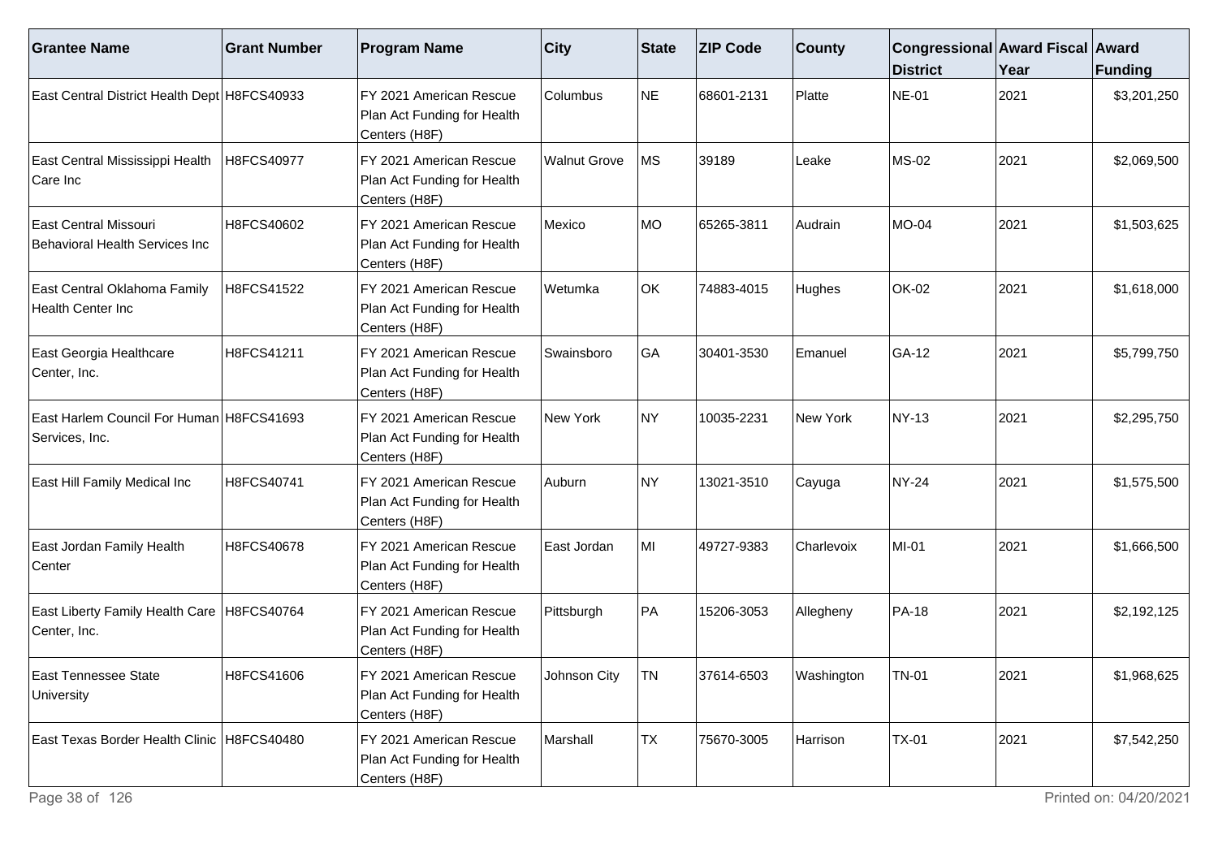| Grantee Name | Grant Number | Program Name | City | State | ZIP Code | County | Congressional District | Award Fiscal Year | Award Funding |
|---|---|---|---|---|---|---|---|---|---|
| East Central District Health Dept | H8FCS40933 | FY 2021 American Rescue Plan Act Funding for Health Centers (H8F) | Columbus | NE | 68601-2131 | Platte | NE-01 | 2021 | $3,201,250 |
| East Central Mississippi Health Care Inc | H8FCS40977 | FY 2021 American Rescue Plan Act Funding for Health Centers (H8F) | Walnut Grove | MS | 39189 | Leake | MS-02 | 2021 | $2,069,500 |
| East Central Missouri Behavioral Health Services Inc | H8FCS40602 | FY 2021 American Rescue Plan Act Funding for Health Centers (H8F) | Mexico | MO | 65265-3811 | Audrain | MO-04 | 2021 | $1,503,625 |
| East Central Oklahoma Family Health Center Inc | H8FCS41522 | FY 2021 American Rescue Plan Act Funding for Health Centers (H8F) | Wetumka | OK | 74883-4015 | Hughes | OK-02 | 2021 | $1,618,000 |
| East Georgia Healthcare Center, Inc. | H8FCS41211 | FY 2021 American Rescue Plan Act Funding for Health Centers (H8F) | Swainsboro | GA | 30401-3530 | Emanuel | GA-12 | 2021 | $5,799,750 |
| East Harlem Council For Human Services, Inc. | H8FCS41693 | FY 2021 American Rescue Plan Act Funding for Health Centers (H8F) | New York | NY | 10035-2231 | New York | NY-13 | 2021 | $2,295,750 |
| East Hill Family Medical Inc | H8FCS40741 | FY 2021 American Rescue Plan Act Funding for Health Centers (H8F) | Auburn | NY | 13021-3510 | Cayuga | NY-24 | 2021 | $1,575,500 |
| East Jordan Family Health Center | H8FCS40678 | FY 2021 American Rescue Plan Act Funding for Health Centers (H8F) | East Jordan | MI | 49727-9383 | Charlevoix | MI-01 | 2021 | $1,666,500 |
| East Liberty Family Health Care Center, Inc. | H8FCS40764 | FY 2021 American Rescue Plan Act Funding for Health Centers (H8F) | Pittsburgh | PA | 15206-3053 | Allegheny | PA-18 | 2021 | $2,192,125 |
| East Tennessee State University | H8FCS41606 | FY 2021 American Rescue Plan Act Funding for Health Centers (H8F) | Johnson City | TN | 37614-6503 | Washington | TN-01 | 2021 | $1,968,625 |
| East Texas Border Health Clinic | H8FCS40480 | FY 2021 American Rescue Plan Act Funding for Health Centers (H8F) | Marshall | TX | 75670-3005 | Harrison | TX-01 | 2021 | $7,542,250 |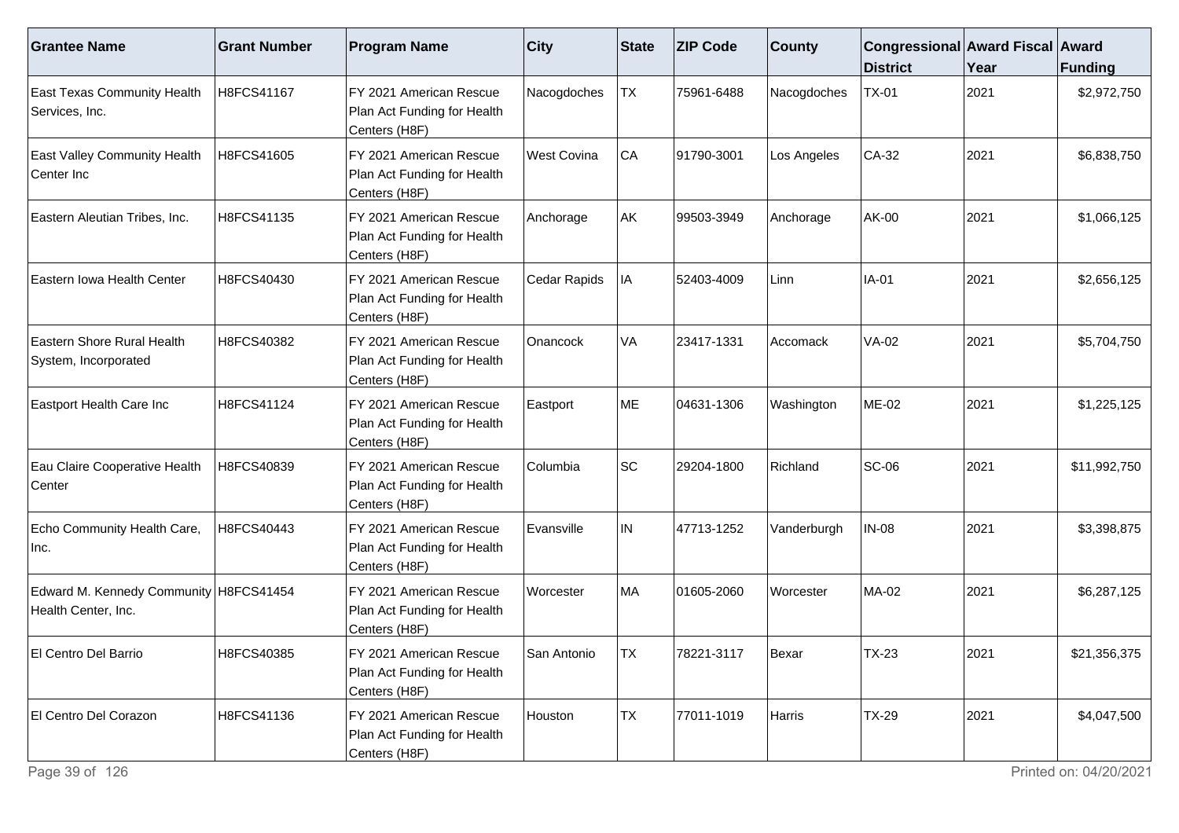| Grantee Name | Grant Number | Program Name | City | State | ZIP Code | County | Congressional District | Award Fiscal Year | Award Funding |
|---|---|---|---|---|---|---|---|---|---|
| East Texas Community Health Services, Inc. | H8FCS41167 | FY 2021 American Rescue Plan Act Funding for Health Centers (H8F) | Nacogdoches | TX | 75961-6488 | Nacogdoches | TX-01 | 2021 | $2,972,750 |
| East Valley Community Health Center Inc | H8FCS41605 | FY 2021 American Rescue Plan Act Funding for Health Centers (H8F) | West Covina | CA | 91790-3001 | Los Angeles | CA-32 | 2021 | $6,838,750 |
| Eastern Aleutian Tribes, Inc. | H8FCS41135 | FY 2021 American Rescue Plan Act Funding for Health Centers (H8F) | Anchorage | AK | 99503-3949 | Anchorage | AK-00 | 2021 | $1,066,125 |
| Eastern Iowa Health Center | H8FCS40430 | FY 2021 American Rescue Plan Act Funding for Health Centers (H8F) | Cedar Rapids | IA | 52403-4009 | Linn | IA-01 | 2021 | $2,656,125 |
| Eastern Shore Rural Health System, Incorporated | H8FCS40382 | FY 2021 American Rescue Plan Act Funding for Health Centers (H8F) | Onancock | VA | 23417-1331 | Accomack | VA-02 | 2021 | $5,704,750 |
| Eastport Health Care Inc | H8FCS41124 | FY 2021 American Rescue Plan Act Funding for Health Centers (H8F) | Eastport | ME | 04631-1306 | Washington | ME-02 | 2021 | $1,225,125 |
| Eau Claire Cooperative Health Center | H8FCS40839 | FY 2021 American Rescue Plan Act Funding for Health Centers (H8F) | Columbia | SC | 29204-1800 | Richland | SC-06 | 2021 | $11,992,750 |
| Echo Community Health Care, Inc. | H8FCS40443 | FY 2021 American Rescue Plan Act Funding for Health Centers (H8F) | Evansville | IN | 47713-1252 | Vanderburgh | IN-08 | 2021 | $3,398,875 |
| Edward M. Kennedy Community Health Center, Inc. | H8FCS41454 | FY 2021 American Rescue Plan Act Funding for Health Centers (H8F) | Worcester | MA | 01605-2060 | Worcester | MA-02 | 2021 | $6,287,125 |
| El Centro Del Barrio | H8FCS40385 | FY 2021 American Rescue Plan Act Funding for Health Centers (H8F) | San Antonio | TX | 78221-3117 | Bexar | TX-23 | 2021 | $21,356,375 |
| El Centro Del Corazon | H8FCS41136 | FY 2021 American Rescue Plan Act Funding for Health Centers (H8F) | Houston | TX | 77011-1019 | Harris | TX-29 | 2021 | $4,047,500 |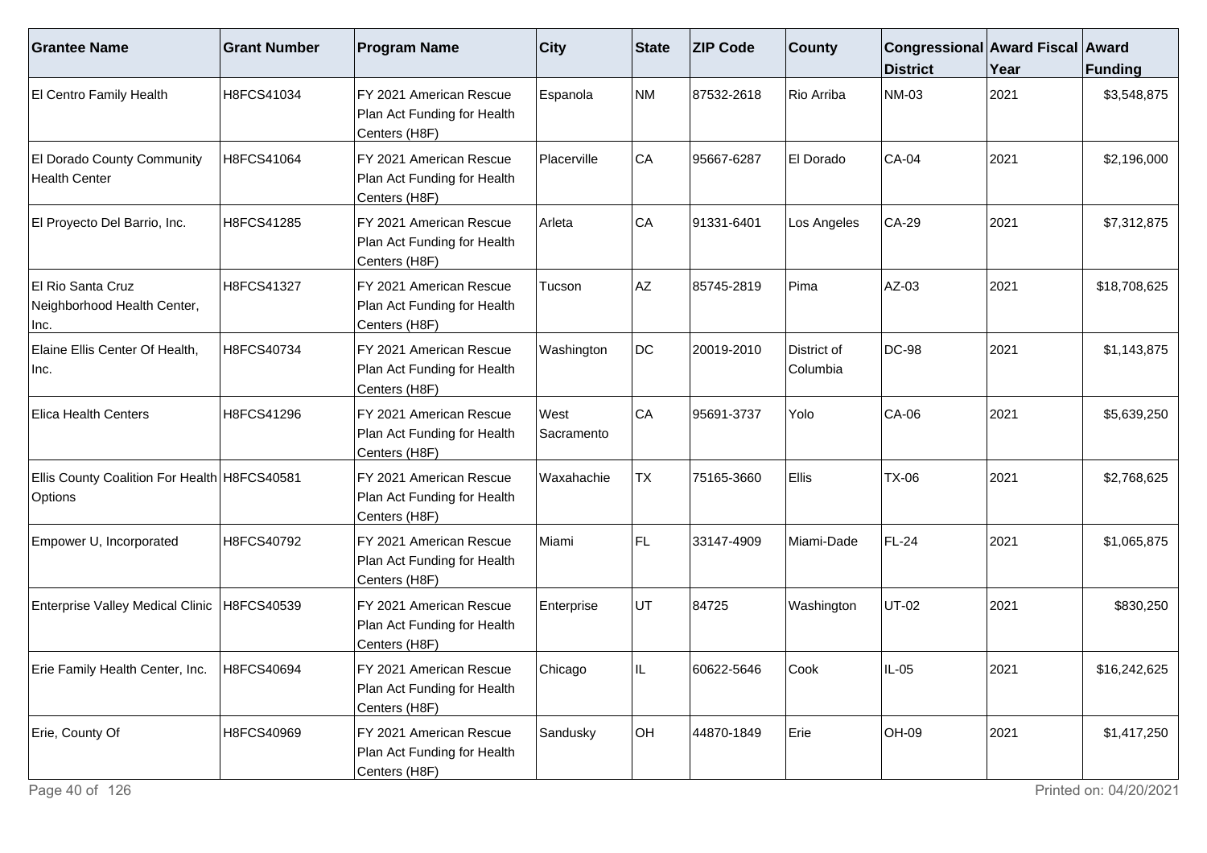| Grantee Name | Grant Number | Program Name | City | State | ZIP Code | County | Congressional District | Award Fiscal Year | Award Funding |
|---|---|---|---|---|---|---|---|---|---|
| El Centro Family Health | H8FCS41034 | FY 2021 American Rescue Plan Act Funding for Health Centers (H8F) | Espanola | NM | 87532-2618 | Rio Arriba | NM-03 | 2021 | $3,548,875 |
| El Dorado County Community Health Center | H8FCS41064 | FY 2021 American Rescue Plan Act Funding for Health Centers (H8F) | Placerville | CA | 95667-6287 | El Dorado | CA-04 | 2021 | $2,196,000 |
| El Proyecto Del Barrio, Inc. | H8FCS41285 | FY 2021 American Rescue Plan Act Funding for Health Centers (H8F) | Arleta | CA | 91331-6401 | Los Angeles | CA-29 | 2021 | $7,312,875 |
| El Rio Santa Cruz Neighborhood Health Center, Inc. | H8FCS41327 | FY 2021 American Rescue Plan Act Funding for Health Centers (H8F) | Tucson | AZ | 85745-2819 | Pima | AZ-03 | 2021 | $18,708,625 |
| Elaine Ellis Center Of Health, Inc. | H8FCS40734 | FY 2021 American Rescue Plan Act Funding for Health Centers (H8F) | Washington | DC | 20019-2010 | District of Columbia | DC-98 | 2021 | $1,143,875 |
| Elica Health Centers | H8FCS41296 | FY 2021 American Rescue Plan Act Funding for Health Centers (H8F) | West Sacramento | CA | 95691-3737 | Yolo | CA-06 | 2021 | $5,639,250 |
| Ellis County Coalition For Health Options | H8FCS40581 | FY 2021 American Rescue Plan Act Funding for Health Centers (H8F) | Waxahachie | TX | 75165-3660 | Ellis | TX-06 | 2021 | $2,768,625 |
| Empower U, Incorporated | H8FCS40792 | FY 2021 American Rescue Plan Act Funding for Health Centers (H8F) | Miami | FL | 33147-4909 | Miami-Dade | FL-24 | 2021 | $1,065,875 |
| Enterprise Valley Medical Clinic | H8FCS40539 | FY 2021 American Rescue Plan Act Funding for Health Centers (H8F) | Enterprise | UT | 84725 | Washington | UT-02 | 2021 | $830,250 |
| Erie Family Health Center, Inc. | H8FCS40694 | FY 2021 American Rescue Plan Act Funding for Health Centers (H8F) | Chicago | IL | 60622-5646 | Cook | IL-05 | 2021 | $16,242,625 |
| Erie, County Of | H8FCS40969 | FY 2021 American Rescue Plan Act Funding for Health Centers (H8F) | Sandusky | OH | 44870-1849 | Erie | OH-09 | 2021 | $1,417,250 |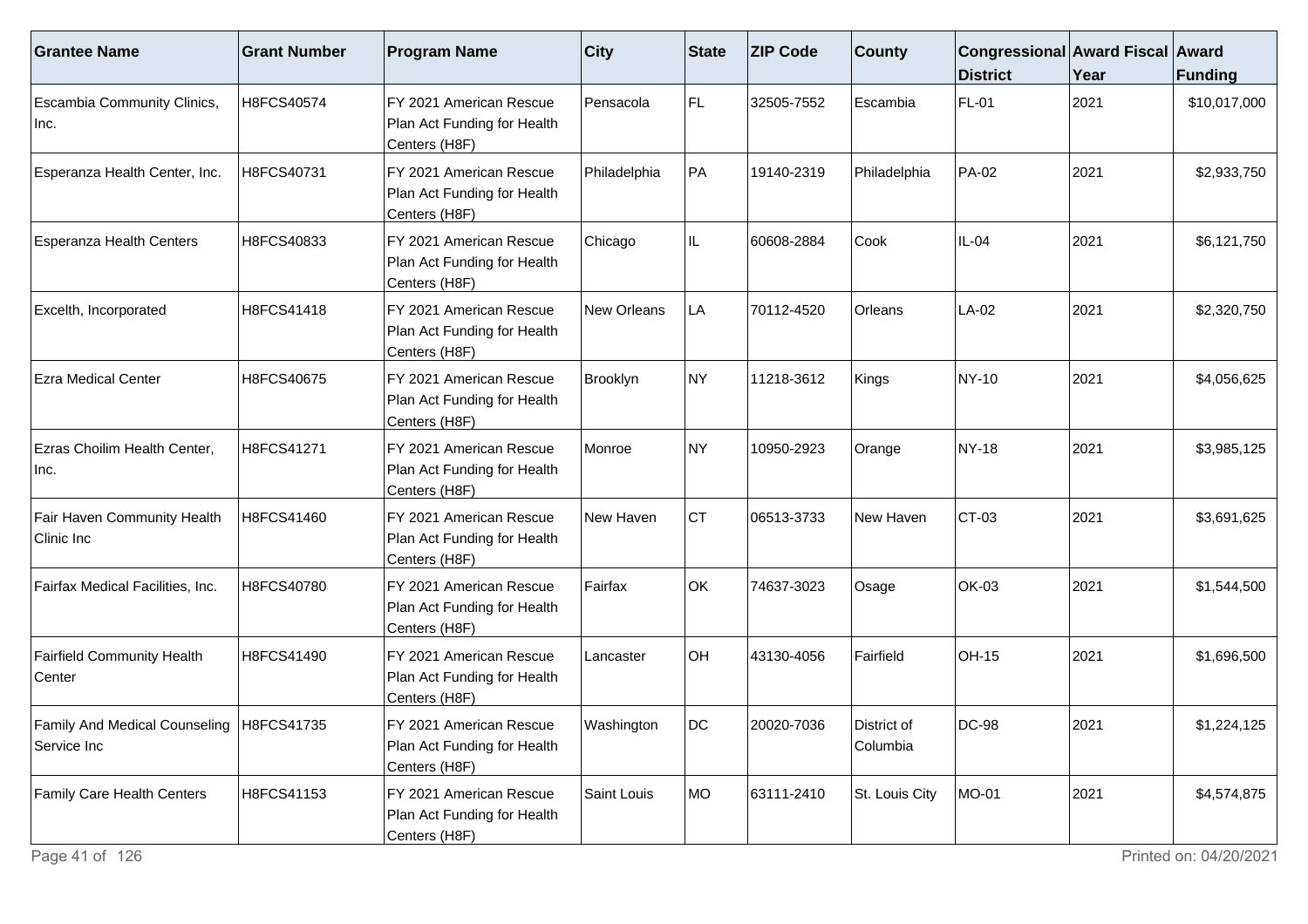| Grantee Name | Grant Number | Program Name | City | State | ZIP Code | County | Congressional District | Award Fiscal Year | Award Funding |
| --- | --- | --- | --- | --- | --- | --- | --- | --- | --- |
| Escambia Community Clinics, Inc. | H8FCS40574 | FY 2021 American Rescue Plan Act Funding for Health Centers (H8F) | Pensacola | FL | 32505-7552 | Escambia | FL-01 | 2021 | $10,017,000 |
| Esperanza Health Center, Inc. | H8FCS40731 | FY 2021 American Rescue Plan Act Funding for Health Centers (H8F) | Philadelphia | PA | 19140-2319 | Philadelphia | PA-02 | 2021 | $2,933,750 |
| Esperanza Health Centers | H8FCS40833 | FY 2021 American Rescue Plan Act Funding for Health Centers (H8F) | Chicago | IL | 60608-2884 | Cook | IL-04 | 2021 | $6,121,750 |
| Excelth, Incorporated | H8FCS41418 | FY 2021 American Rescue Plan Act Funding for Health Centers (H8F) | New Orleans | LA | 70112-4520 | Orleans | LA-02 | 2021 | $2,320,750 |
| Ezra Medical Center | H8FCS40675 | FY 2021 American Rescue Plan Act Funding for Health Centers (H8F) | Brooklyn | NY | 11218-3612 | Kings | NY-10 | 2021 | $4,056,625 |
| Ezras Choilim Health Center, Inc. | H8FCS41271 | FY 2021 American Rescue Plan Act Funding for Health Centers (H8F) | Monroe | NY | 10950-2923 | Orange | NY-18 | 2021 | $3,985,125 |
| Fair Haven Community Health Clinic Inc | H8FCS41460 | FY 2021 American Rescue Plan Act Funding for Health Centers (H8F) | New Haven | CT | 06513-3733 | New Haven | CT-03 | 2021 | $3,691,625 |
| Fairfax Medical Facilities, Inc. | H8FCS40780 | FY 2021 American Rescue Plan Act Funding for Health Centers (H8F) | Fairfax | OK | 74637-3023 | Osage | OK-03 | 2021 | $1,544,500 |
| Fairfield Community Health Center | H8FCS41490 | FY 2021 American Rescue Plan Act Funding for Health Centers (H8F) | Lancaster | OH | 43130-4056 | Fairfield | OH-15 | 2021 | $1,696,500 |
| Family And Medical Counseling Service Inc | H8FCS41735 | FY 2021 American Rescue Plan Act Funding for Health Centers (H8F) | Washington | DC | 20020-7036 | District of Columbia | DC-98 | 2021 | $1,224,125 |
| Family Care Health Centers | H8FCS41153 | FY 2021 American Rescue Plan Act Funding for Health Centers (H8F) | Saint Louis | MO | 63111-2410 | St. Louis City | MO-01 | 2021 | $4,574,875 |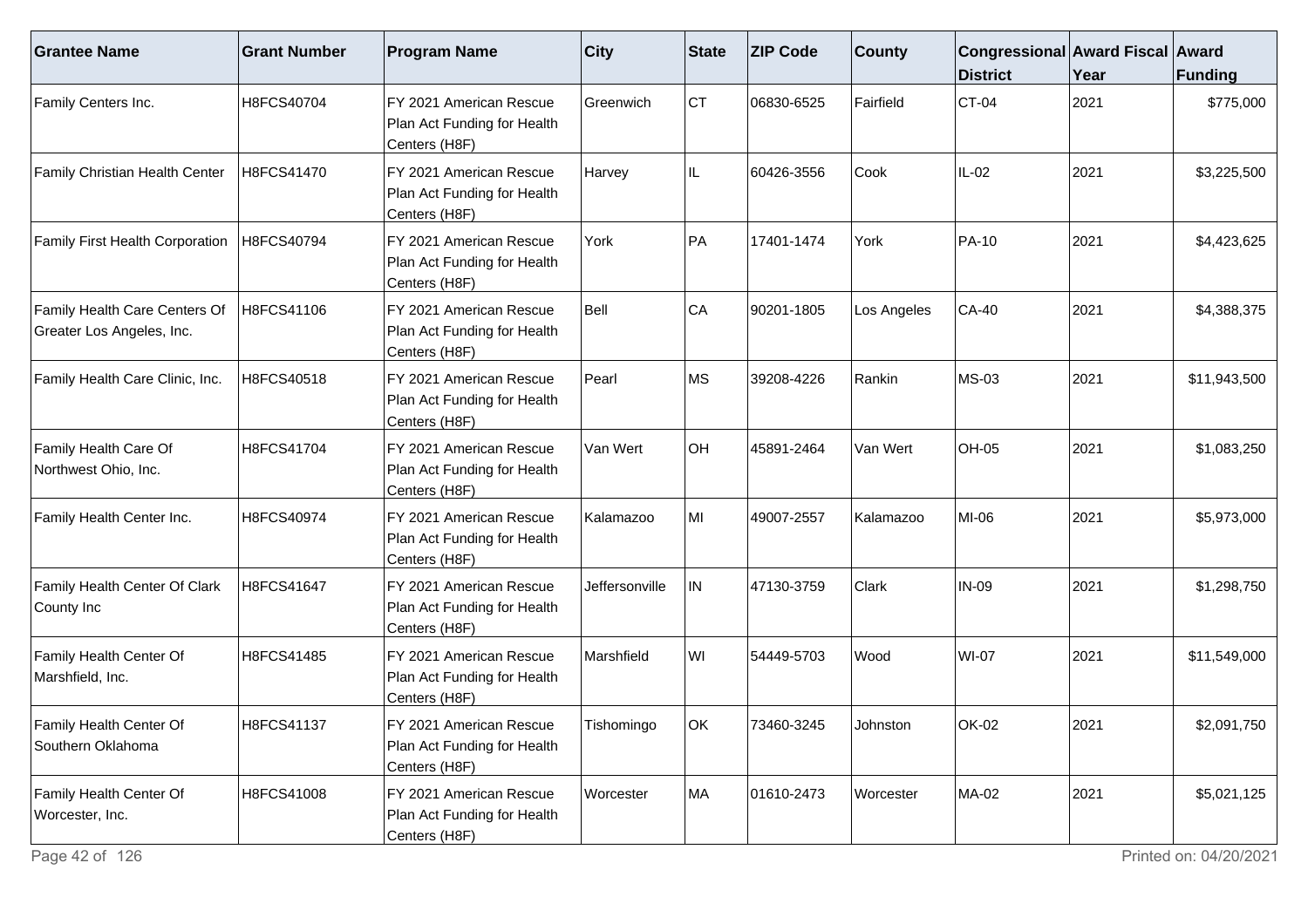| Grantee Name | Grant Number | Program Name | City | State | ZIP Code | County | Congressional District | Award Fiscal Year | Award Funding |
|---|---|---|---|---|---|---|---|---|---|
| Family Centers Inc. | H8FCS40704 | FY 2021 American Rescue Plan Act Funding for Health Centers (H8F) | Greenwich | CT | 06830-6525 | Fairfield | CT-04 | 2021 | $775,000 |
| Family Christian Health Center | H8FCS41470 | FY 2021 American Rescue Plan Act Funding for Health Centers (H8F) | Harvey | IL | 60426-3556 | Cook | IL-02 | 2021 | $3,225,500 |
| Family First Health Corporation | H8FCS40794 | FY 2021 American Rescue Plan Act Funding for Health Centers (H8F) | York | PA | 17401-1474 | York | PA-10 | 2021 | $4,423,625 |
| Family Health Care Centers Of Greater Los Angeles, Inc. | H8FCS41106 | FY 2021 American Rescue Plan Act Funding for Health Centers (H8F) | Bell | CA | 90201-1805 | Los Angeles | CA-40 | 2021 | $4,388,375 |
| Family Health Care Clinic, Inc. | H8FCS40518 | FY 2021 American Rescue Plan Act Funding for Health Centers (H8F) | Pearl | MS | 39208-4226 | Rankin | MS-03 | 2021 | $11,943,500 |
| Family Health Care Of Northwest Ohio, Inc. | H8FCS41704 | FY 2021 American Rescue Plan Act Funding for Health Centers (H8F) | Van Wert | OH | 45891-2464 | Van Wert | OH-05 | 2021 | $1,083,250 |
| Family Health Center Inc. | H8FCS40974 | FY 2021 American Rescue Plan Act Funding for Health Centers (H8F) | Kalamazoo | MI | 49007-2557 | Kalamazoo | MI-06 | 2021 | $5,973,000 |
| Family Health Center Of Clark County Inc | H8FCS41647 | FY 2021 American Rescue Plan Act Funding for Health Centers (H8F) | Jeffersonville | IN | 47130-3759 | Clark | IN-09 | 2021 | $1,298,750 |
| Family Health Center Of Marshfield, Inc. | H8FCS41485 | FY 2021 American Rescue Plan Act Funding for Health Centers (H8F) | Marshfield | WI | 54449-5703 | Wood | WI-07 | 2021 | $11,549,000 |
| Family Health Center Of Southern Oklahoma | H8FCS41137 | FY 2021 American Rescue Plan Act Funding for Health Centers (H8F) | Tishomingo | OK | 73460-3245 | Johnston | OK-02 | 2021 | $2,091,750 |
| Family Health Center Of Worcester, Inc. | H8FCS41008 | FY 2021 American Rescue Plan Act Funding for Health Centers (H8F) | Worcester | MA | 01610-2473 | Worcester | MA-02 | 2021 | $5,021,125 |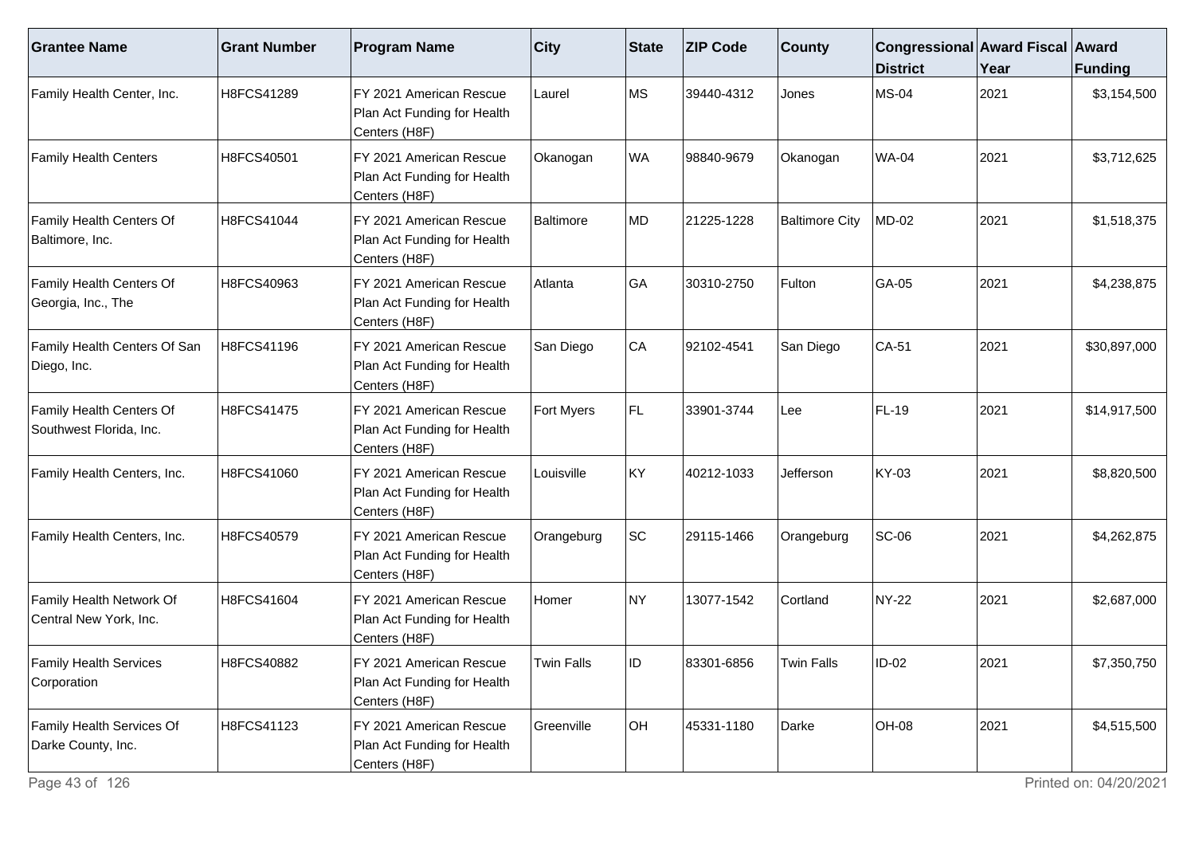| Grantee Name | Grant Number | Program Name | City | State | ZIP Code | County | Congressional District | Award Fiscal Year | Award Funding |
|---|---|---|---|---|---|---|---|---|---|
| Family Health Center, Inc. | H8FCS41289 | FY 2021 American Rescue Plan Act Funding for Health Centers (H8F) | Laurel | MS | 39440-4312 | Jones | MS-04 | 2021 | $3,154,500 |
| Family Health Centers | H8FCS40501 | FY 2021 American Rescue Plan Act Funding for Health Centers (H8F) | Okanogan | WA | 98840-9679 | Okanogan | WA-04 | 2021 | $3,712,625 |
| Family Health Centers Of Baltimore, Inc. | H8FCS41044 | FY 2021 American Rescue Plan Act Funding for Health Centers (H8F) | Baltimore | MD | 21225-1228 | Baltimore City | MD-02 | 2021 | $1,518,375 |
| Family Health Centers Of Georgia, Inc., The | H8FCS40963 | FY 2021 American Rescue Plan Act Funding for Health Centers (H8F) | Atlanta | GA | 30310-2750 | Fulton | GA-05 | 2021 | $4,238,875 |
| Family Health Centers Of San Diego, Inc. | H8FCS41196 | FY 2021 American Rescue Plan Act Funding for Health Centers (H8F) | San Diego | CA | 92102-4541 | San Diego | CA-51 | 2021 | $30,897,000 |
| Family Health Centers Of Southwest Florida, Inc. | H8FCS41475 | FY 2021 American Rescue Plan Act Funding for Health Centers (H8F) | Fort Myers | FL | 33901-3744 | Lee | FL-19 | 2021 | $14,917,500 |
| Family Health Centers, Inc. | H8FCS41060 | FY 2021 American Rescue Plan Act Funding for Health Centers (H8F) | Louisville | KY | 40212-1033 | Jefferson | KY-03 | 2021 | $8,820,500 |
| Family Health Centers, Inc. | H8FCS40579 | FY 2021 American Rescue Plan Act Funding for Health Centers (H8F) | Orangeburg | SC | 29115-1466 | Orangeburg | SC-06 | 2021 | $4,262,875 |
| Family Health Network Of Central New York, Inc. | H8FCS41604 | FY 2021 American Rescue Plan Act Funding for Health Centers (H8F) | Homer | NY | 13077-1542 | Cortland | NY-22 | 2021 | $2,687,000 |
| Family Health Services Corporation | H8FCS40882 | FY 2021 American Rescue Plan Act Funding for Health Centers (H8F) | Twin Falls | ID | 83301-6856 | Twin Falls | ID-02 | 2021 | $7,350,750 |
| Family Health Services Of Darke County, Inc. | H8FCS41123 | FY 2021 American Rescue Plan Act Funding for Health Centers (H8F) | Greenville | OH | 45331-1180 | Darke | OH-08 | 2021 | $4,515,500 |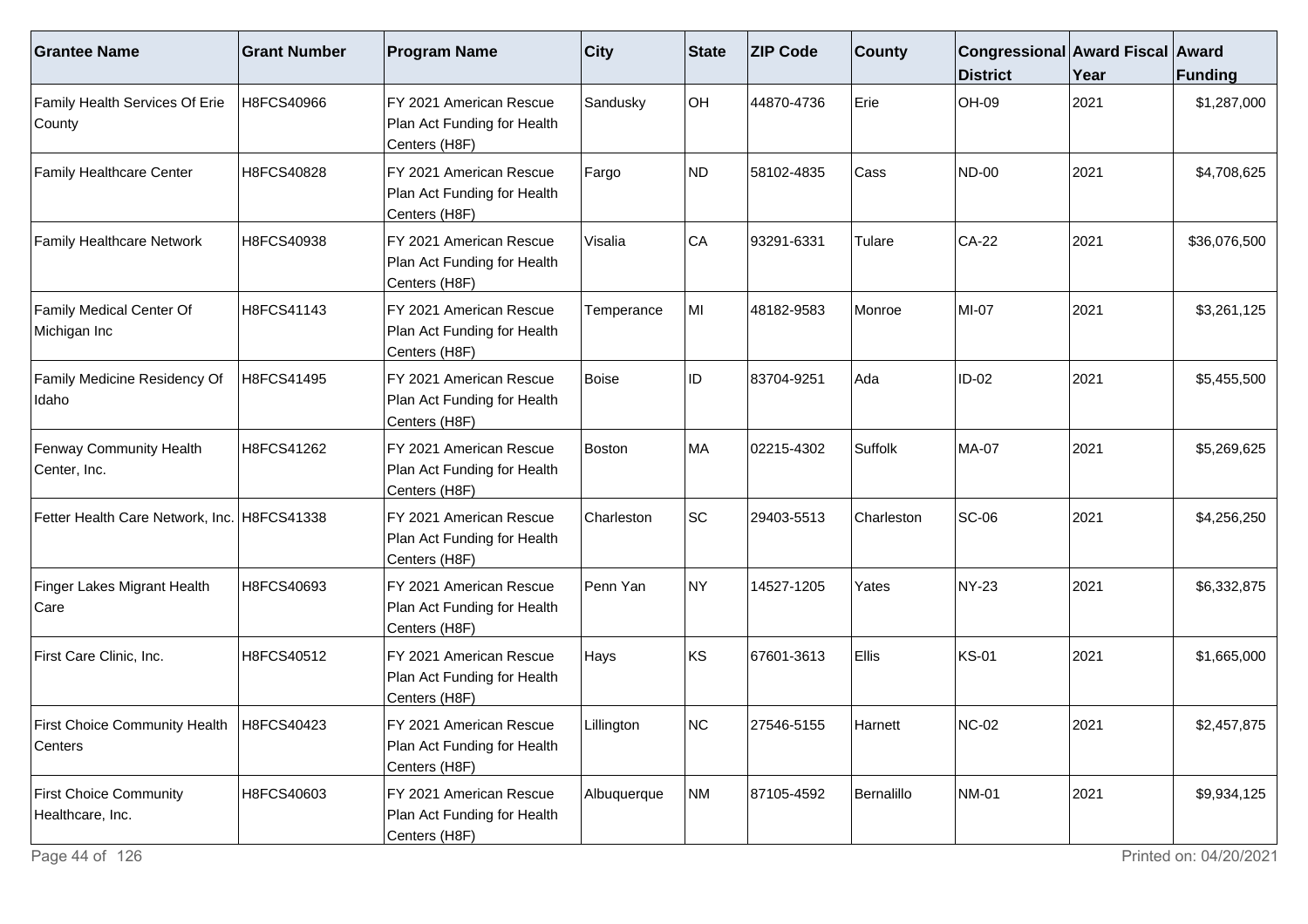| Grantee Name | Grant Number | Program Name | City | State | ZIP Code | County | Congressional District | Award Fiscal Year | Award Funding |
|---|---|---|---|---|---|---|---|---|---|
| Family Health Services Of Erie County | H8FCS40966 | FY 2021 American Rescue Plan Act Funding for Health Centers (H8F) | Sandusky | OH | 44870-4736 | Erie | OH-09 | 2021 | $1,287,000 |
| Family Healthcare Center | H8FCS40828 | FY 2021 American Rescue Plan Act Funding for Health Centers (H8F) | Fargo | ND | 58102-4835 | Cass | ND-00 | 2021 | $4,708,625 |
| Family Healthcare Network | H8FCS40938 | FY 2021 American Rescue Plan Act Funding for Health Centers (H8F) | Visalia | CA | 93291-6331 | Tulare | CA-22 | 2021 | $36,076,500 |
| Family Medical Center Of Michigan Inc | H8FCS41143 | FY 2021 American Rescue Plan Act Funding for Health Centers (H8F) | Temperance | MI | 48182-9583 | Monroe | MI-07 | 2021 | $3,261,125 |
| Family Medicine Residency Of Idaho | H8FCS41495 | FY 2021 American Rescue Plan Act Funding for Health Centers (H8F) | Boise | ID | 83704-9251 | Ada | ID-02 | 2021 | $5,455,500 |
| Fenway Community Health Center, Inc. | H8FCS41262 | FY 2021 American Rescue Plan Act Funding for Health Centers (H8F) | Boston | MA | 02215-4302 | Suffolk | MA-07 | 2021 | $5,269,625 |
| Fetter Health Care Network, Inc. | H8FCS41338 | FY 2021 American Rescue Plan Act Funding for Health Centers (H8F) | Charleston | SC | 29403-5513 | Charleston | SC-06 | 2021 | $4,256,250 |
| Finger Lakes Migrant Health Care | H8FCS40693 | FY 2021 American Rescue Plan Act Funding for Health Centers (H8F) | Penn Yan | NY | 14527-1205 | Yates | NY-23 | 2021 | $6,332,875 |
| First Care Clinic, Inc. | H8FCS40512 | FY 2021 American Rescue Plan Act Funding for Health Centers (H8F) | Hays | KS | 67601-3613 | Ellis | KS-01 | 2021 | $1,665,000 |
| First Choice Community Health Centers | H8FCS40423 | FY 2021 American Rescue Plan Act Funding for Health Centers (H8F) | Lillington | NC | 27546-5155 | Harnett | NC-02 | 2021 | $2,457,875 |
| First Choice Community Healthcare, Inc. | H8FCS40603 | FY 2021 American Rescue Plan Act Funding for Health Centers (H8F) | Albuquerque | NM | 87105-4592 | Bernalillo | NM-01 | 2021 | $9,934,125 |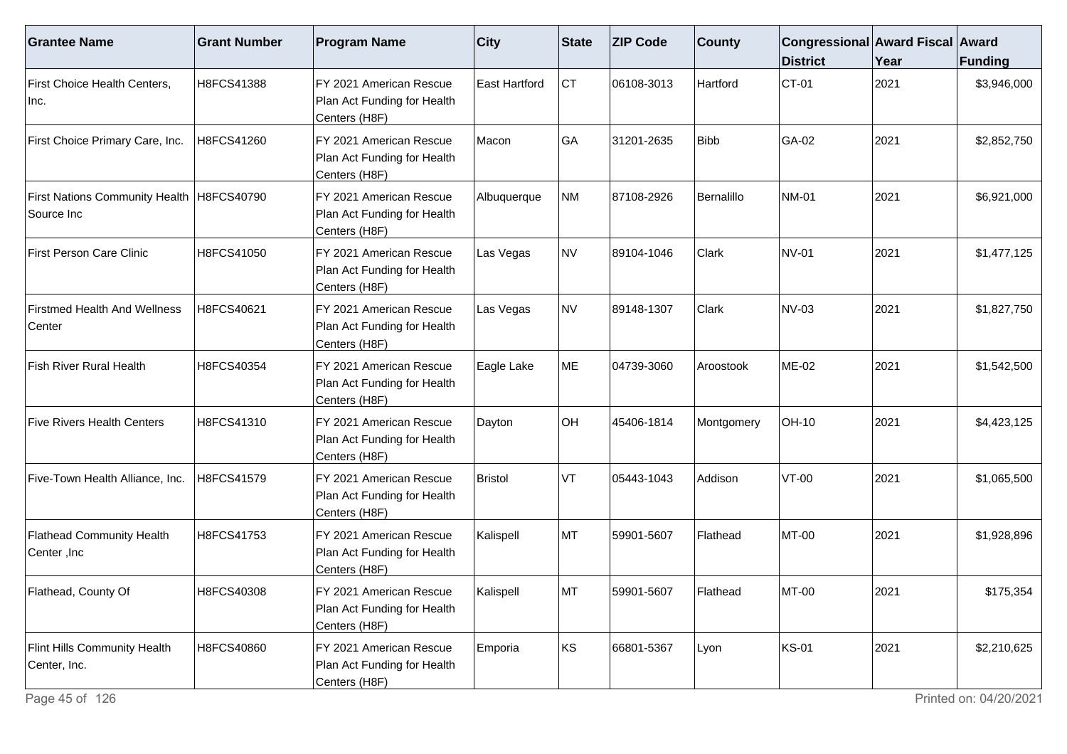| Grantee Name | Grant Number | Program Name | City | State | ZIP Code | County | Congressional District | Award Fiscal Year | Award Funding |
|---|---|---|---|---|---|---|---|---|---|
| First Choice Health Centers, Inc. | H8FCS41388 | FY 2021 American Rescue Plan Act Funding for Health Centers (H8F) | East Hartford | CT | 06108-3013 | Hartford | CT-01 | 2021 | $3,946,000 |
| First Choice Primary Care, Inc. | H8FCS41260 | FY 2021 American Rescue Plan Act Funding for Health Centers (H8F) | Macon | GA | 31201-2635 | Bibb | GA-02 | 2021 | $2,852,750 |
| First Nations Community Health Source Inc | H8FCS40790 | FY 2021 American Rescue Plan Act Funding for Health Centers (H8F) | Albuquerque | NM | 87108-2926 | Bernalillo | NM-01 | 2021 | $6,921,000 |
| First Person Care Clinic | H8FCS41050 | FY 2021 American Rescue Plan Act Funding for Health Centers (H8F) | Las Vegas | NV | 89104-1046 | Clark | NV-01 | 2021 | $1,477,125 |
| Firstmed Health And Wellness Center | H8FCS40621 | FY 2021 American Rescue Plan Act Funding for Health Centers (H8F) | Las Vegas | NV | 89148-1307 | Clark | NV-03 | 2021 | $1,827,750 |
| Fish River Rural Health | H8FCS40354 | FY 2021 American Rescue Plan Act Funding for Health Centers (H8F) | Eagle Lake | ME | 04739-3060 | Aroostook | ME-02 | 2021 | $1,542,500 |
| Five Rivers Health Centers | H8FCS41310 | FY 2021 American Rescue Plan Act Funding for Health Centers (H8F) | Dayton | OH | 45406-1814 | Montgomery | OH-10 | 2021 | $4,423,125 |
| Five-Town Health Alliance, Inc. | H8FCS41579 | FY 2021 American Rescue Plan Act Funding for Health Centers (H8F) | Bristol | VT | 05443-1043 | Addison | VT-00 | 2021 | $1,065,500 |
| Flathead Community Health Center ,Inc | H8FCS41753 | FY 2021 American Rescue Plan Act Funding for Health Centers (H8F) | Kalispell | MT | 59901-5607 | Flathead | MT-00 | 2021 | $1,928,896 |
| Flathead, County Of | H8FCS40308 | FY 2021 American Rescue Plan Act Funding for Health Centers (H8F) | Kalispell | MT | 59901-5607 | Flathead | MT-00 | 2021 | $175,354 |
| Flint Hills Community Health Center, Inc. | H8FCS40860 | FY 2021 American Rescue Plan Act Funding for Health Centers (H8F) | Emporia | KS | 66801-5367 | Lyon | KS-01 | 2021 | $2,210,625 |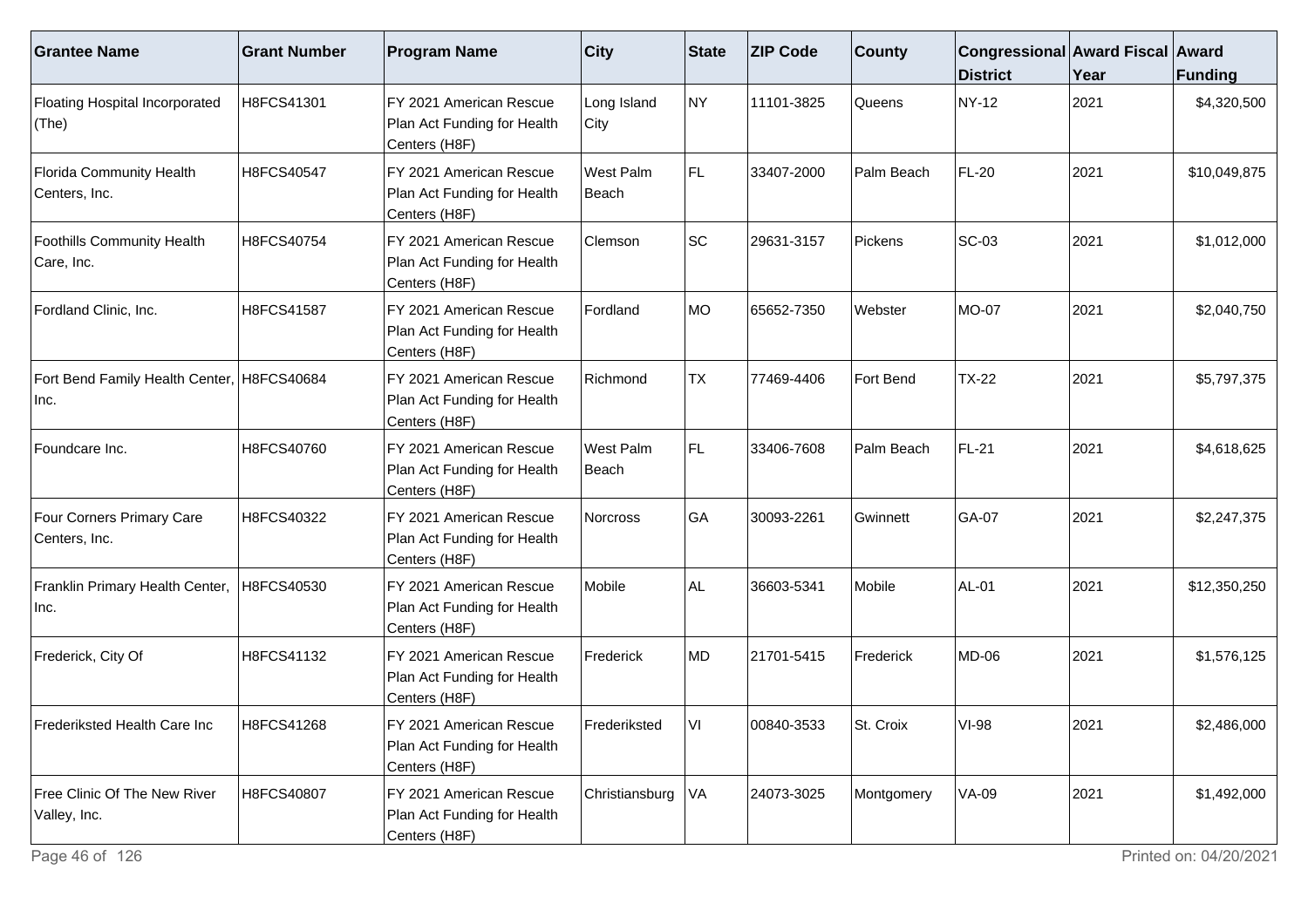| Grantee Name | Grant Number | Program Name | City | State | ZIP Code | County | Congressional District | Award Fiscal Year | Award Funding |
|---|---|---|---|---|---|---|---|---|---|
| Floating Hospital Incorporated (The) | H8FCS41301 | FY 2021 American Rescue Plan Act Funding for Health Centers (H8F) | Long Island City | NY | 11101-3825 | Queens | NY-12 | 2021 | $4,320,500 |
| Florida Community Health Centers, Inc. | H8FCS40547 | FY 2021 American Rescue Plan Act Funding for Health Centers (H8F) | West Palm Beach | FL | 33407-2000 | Palm Beach | FL-20 | 2021 | $10,049,875 |
| Foothills Community Health Care, Inc. | H8FCS40754 | FY 2021 American Rescue Plan Act Funding for Health Centers (H8F) | Clemson | SC | 29631-3157 | Pickens | SC-03 | 2021 | $1,012,000 |
| Fordland Clinic, Inc. | H8FCS41587 | FY 2021 American Rescue Plan Act Funding for Health Centers (H8F) | Fordland | MO | 65652-7350 | Webster | MO-07 | 2021 | $2,040,750 |
| Fort Bend Family Health Center, Inc. | H8FCS40684 | FY 2021 American Rescue Plan Act Funding for Health Centers (H8F) | Richmond | TX | 77469-4406 | Fort Bend | TX-22 | 2021 | $5,797,375 |
| Foundcare Inc. | H8FCS40760 | FY 2021 American Rescue Plan Act Funding for Health Centers (H8F) | West Palm Beach | FL | 33406-7608 | Palm Beach | FL-21 | 2021 | $4,618,625 |
| Four Corners Primary Care Centers, Inc. | H8FCS40322 | FY 2021 American Rescue Plan Act Funding for Health Centers (H8F) | Norcross | GA | 30093-2261 | Gwinnett | GA-07 | 2021 | $2,247,375 |
| Franklin Primary Health Center, Inc. | H8FCS40530 | FY 2021 American Rescue Plan Act Funding for Health Centers (H8F) | Mobile | AL | 36603-5341 | Mobile | AL-01 | 2021 | $12,350,250 |
| Frederick, City Of | H8FCS41132 | FY 2021 American Rescue Plan Act Funding for Health Centers (H8F) | Frederick | MD | 21701-5415 | Frederick | MD-06 | 2021 | $1,576,125 |
| Frederiksted Health Care Inc | H8FCS41268 | FY 2021 American Rescue Plan Act Funding for Health Centers (H8F) | Frederiksted | VI | 00840-3533 | St. Croix | VI-98 | 2021 | $2,486,000 |
| Free Clinic Of The New River Valley, Inc. | H8FCS40807 | FY 2021 American Rescue Plan Act Funding for Health Centers (H8F) | Christiansburg | VA | 24073-3025 | Montgomery | VA-09 | 2021 | $1,492,000 |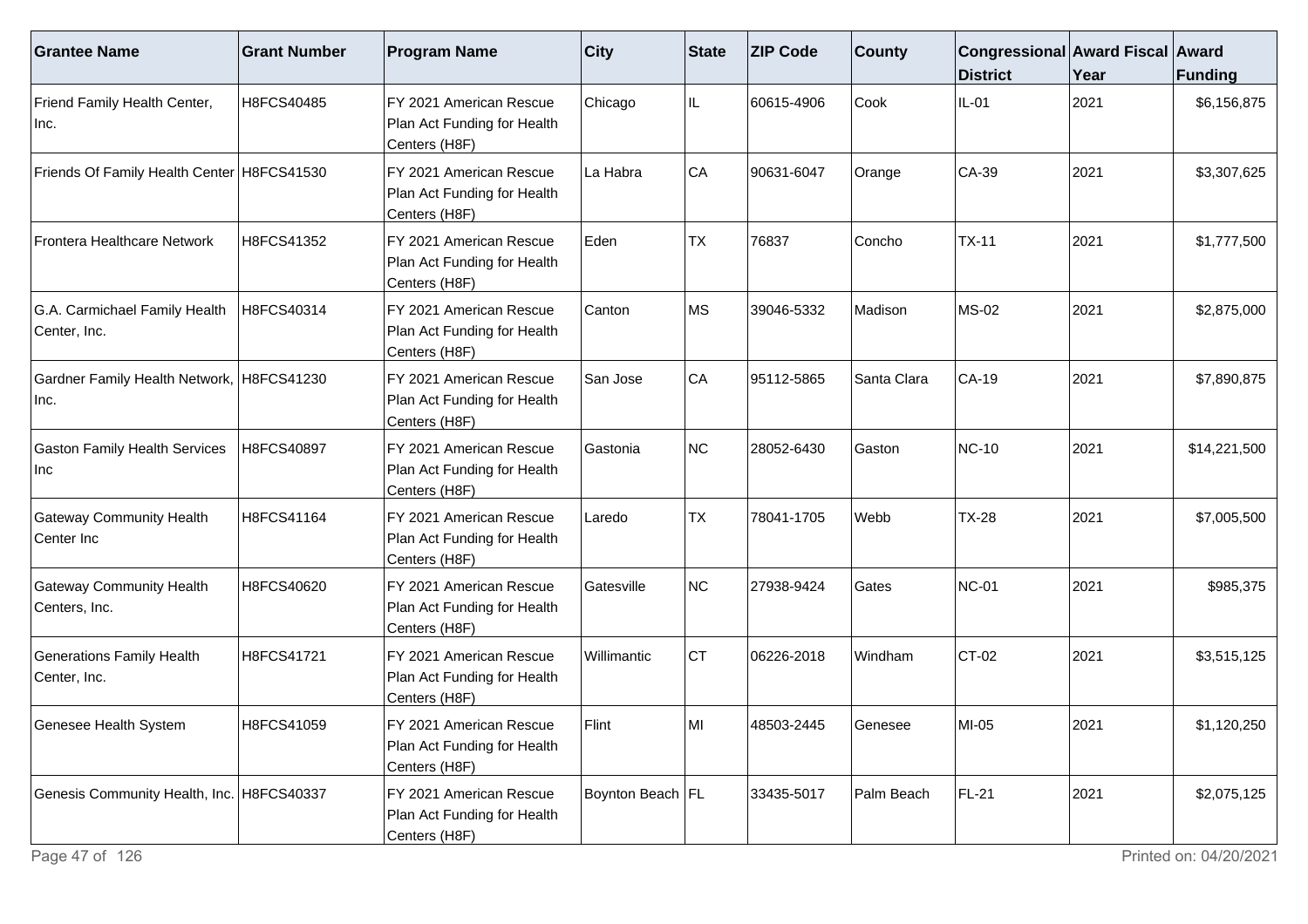| Grantee Name | Grant Number | Program Name | City | State | ZIP Code | County | Congressional District | Award Fiscal Year | Award Funding |
|---|---|---|---|---|---|---|---|---|---|
| Friend Family Health Center, Inc. | H8FCS40485 | FY 2021 American Rescue Plan Act Funding for Health Centers (H8F) | Chicago | IL | 60615-4906 | Cook | IL-01 | 2021 | $6,156,875 |
| Friends Of Family Health Center | H8FCS41530 | FY 2021 American Rescue Plan Act Funding for Health Centers (H8F) | La Habra | CA | 90631-6047 | Orange | CA-39 | 2021 | $3,307,625 |
| Frontera Healthcare Network | H8FCS41352 | FY 2021 American Rescue Plan Act Funding for Health Centers (H8F) | Eden | TX | 76837 | Concho | TX-11 | 2021 | $1,777,500 |
| G.A. Carmichael Family Health Center, Inc. | H8FCS40314 | FY 2021 American Rescue Plan Act Funding for Health Centers (H8F) | Canton | MS | 39046-5332 | Madison | MS-02 | 2021 | $2,875,000 |
| Gardner Family Health Network, Inc. | H8FCS41230 | FY 2021 American Rescue Plan Act Funding for Health Centers (H8F) | San Jose | CA | 95112-5865 | Santa Clara | CA-19 | 2021 | $7,890,875 |
| Gaston Family Health Services Inc | H8FCS40897 | FY 2021 American Rescue Plan Act Funding for Health Centers (H8F) | Gastonia | NC | 28052-6430 | Gaston | NC-10 | 2021 | $14,221,500 |
| Gateway Community Health Center Inc | H8FCS41164 | FY 2021 American Rescue Plan Act Funding for Health Centers (H8F) | Laredo | TX | 78041-1705 | Webb | TX-28 | 2021 | $7,005,500 |
| Gateway Community Health Centers, Inc. | H8FCS40620 | FY 2021 American Rescue Plan Act Funding for Health Centers (H8F) | Gatesville | NC | 27938-9424 | Gates | NC-01 | 2021 | $985,375 |
| Generations Family Health Center, Inc. | H8FCS41721 | FY 2021 American Rescue Plan Act Funding for Health Centers (H8F) | Willimantic | CT | 06226-2018 | Windham | CT-02 | 2021 | $3,515,125 |
| Genesee Health System | H8FCS41059 | FY 2021 American Rescue Plan Act Funding for Health Centers (H8F) | Flint | MI | 48503-2445 | Genesee | MI-05 | 2021 | $1,120,250 |
| Genesis Community Health, Inc. | H8FCS40337 | FY 2021 American Rescue Plan Act Funding for Health Centers (H8F) | Boynton Beach | FL | 33435-5017 | Palm Beach | FL-21 | 2021 | $2,075,125 |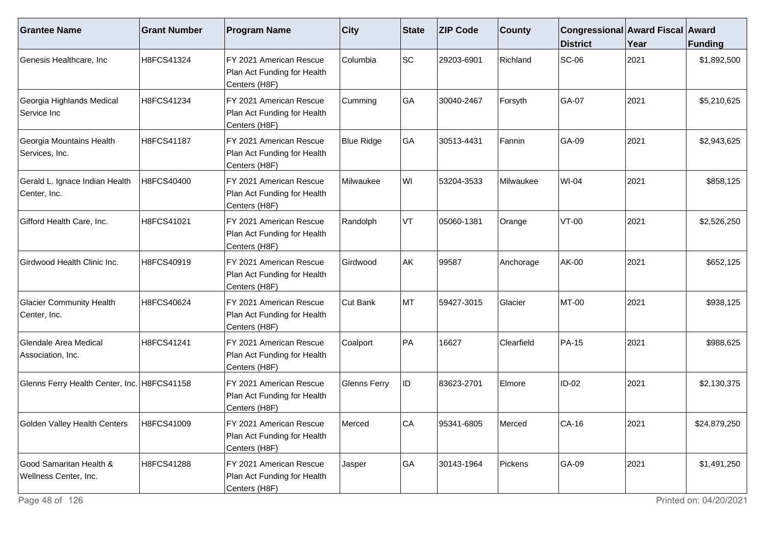| Grantee Name | Grant Number | Program Name | City | State | ZIP Code | County | Congressional District | Award Fiscal Year | Award Funding |
|---|---|---|---|---|---|---|---|---|---|
| Genesis Healthcare, Inc | H8FCS41324 | FY 2021 American Rescue Plan Act Funding for Health Centers (H8F) | Columbia | SC | 29203-6901 | Richland | SC-06 | 2021 | $1,892,500 |
| Georgia Highlands Medical Service Inc | H8FCS41234 | FY 2021 American Rescue Plan Act Funding for Health Centers (H8F) | Cumming | GA | 30040-2467 | Forsyth | GA-07 | 2021 | $5,210,625 |
| Georgia Mountains Health Services, Inc. | H8FCS41187 | FY 2021 American Rescue Plan Act Funding for Health Centers (H8F) | Blue Ridge | GA | 30513-4431 | Fannin | GA-09 | 2021 | $2,943,625 |
| Gerald L. Ignace Indian Health Center, Inc. | H8FCS40400 | FY 2021 American Rescue Plan Act Funding for Health Centers (H8F) | Milwaukee | WI | 53204-3533 | Milwaukee | WI-04 | 2021 | $858,125 |
| Gifford Health Care, Inc. | H8FCS41021 | FY 2021 American Rescue Plan Act Funding for Health Centers (H8F) | Randolph | VT | 05060-1381 | Orange | VT-00 | 2021 | $2,526,250 |
| Girdwood Health Clinic Inc. | H8FCS40919 | FY 2021 American Rescue Plan Act Funding for Health Centers (H8F) | Girdwood | AK | 99587 | Anchorage | AK-00 | 2021 | $652,125 |
| Glacier Community Health Center, Inc. | H8FCS40624 | FY 2021 American Rescue Plan Act Funding for Health Centers (H8F) | Cut Bank | MT | 59427-3015 | Glacier | MT-00 | 2021 | $938,125 |
| Glendale Area Medical Association, Inc. | H8FCS41241 | FY 2021 American Rescue Plan Act Funding for Health Centers (H8F) | Coalport | PA | 16627 | Clearfield | PA-15 | 2021 | $988,625 |
| Glenns Ferry Health Center, Inc. | H8FCS41158 | FY 2021 American Rescue Plan Act Funding for Health Centers (H8F) | Glenns Ferry | ID | 83623-2701 | Elmore | ID-02 | 2021 | $2,130,375 |
| Golden Valley Health Centers | H8FCS41009 | FY 2021 American Rescue Plan Act Funding for Health Centers (H8F) | Merced | CA | 95341-6805 | Merced | CA-16 | 2021 | $24,879,250 |
| Good Samaritan Health & Wellness Center, Inc. | H8FCS41288 | FY 2021 American Rescue Plan Act Funding for Health Centers (H8F) | Jasper | GA | 30143-1964 | Pickens | GA-09 | 2021 | $1,491,250 |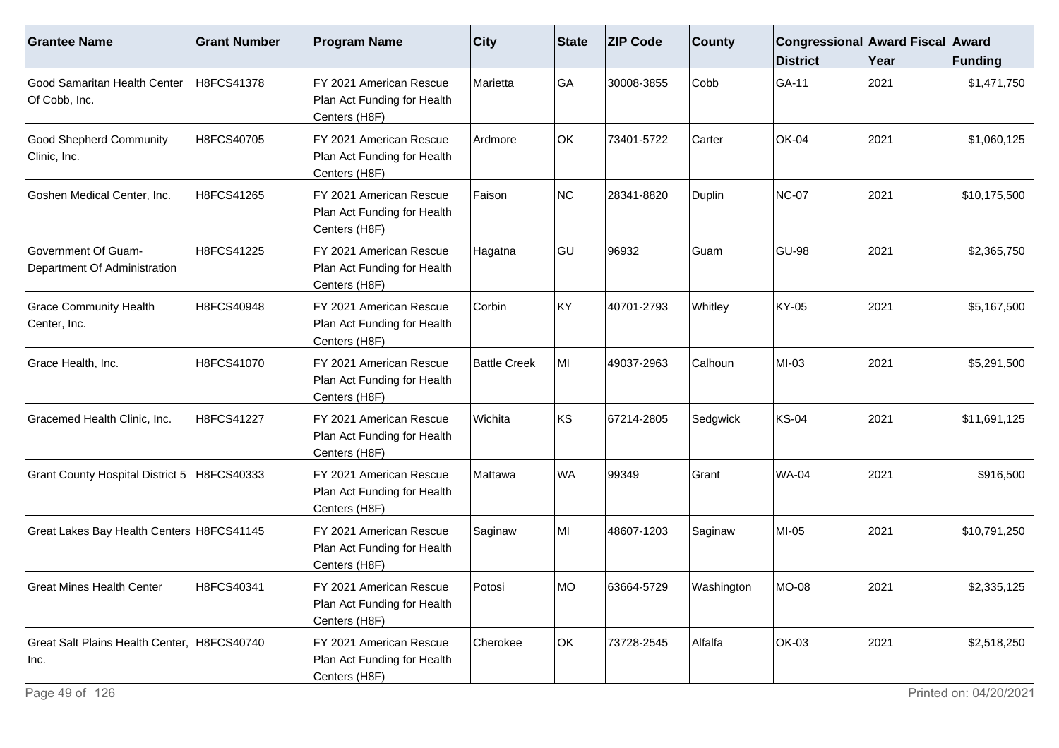| Grantee Name | Grant Number | Program Name | City | State | ZIP Code | County | Congressional District | Award Fiscal Year | Award Funding |
|---|---|---|---|---|---|---|---|---|---|
| Good Samaritan Health Center Of Cobb, Inc. | H8FCS41378 | FY 2021 American Rescue Plan Act Funding for Health Centers (H8F) | Marietta | GA | 30008-3855 | Cobb | GA-11 | 2021 | $1,471,750 |
| Good Shepherd Community Clinic, Inc. | H8FCS40705 | FY 2021 American Rescue Plan Act Funding for Health Centers (H8F) | Ardmore | OK | 73401-5722 | Carter | OK-04 | 2021 | $1,060,125 |
| Goshen Medical Center, Inc. | H8FCS41265 | FY 2021 American Rescue Plan Act Funding for Health Centers (H8F) | Faison | NC | 28341-8820 | Duplin | NC-07 | 2021 | $10,175,500 |
| Government Of Guam-Department Of Administration | H8FCS41225 | FY 2021 American Rescue Plan Act Funding for Health Centers (H8F) | Hagatna | GU | 96932 | Guam | GU-98 | 2021 | $2,365,750 |
| Grace Community Health Center, Inc. | H8FCS40948 | FY 2021 American Rescue Plan Act Funding for Health Centers (H8F) | Corbin | KY | 40701-2793 | Whitley | KY-05 | 2021 | $5,167,500 |
| Grace Health, Inc. | H8FCS41070 | FY 2021 American Rescue Plan Act Funding for Health Centers (H8F) | Battle Creek | MI | 49037-2963 | Calhoun | MI-03 | 2021 | $5,291,500 |
| Gracemed Health Clinic, Inc. | H8FCS41227 | FY 2021 American Rescue Plan Act Funding for Health Centers (H8F) | Wichita | KS | 67214-2805 | Sedgwick | KS-04 | 2021 | $11,691,125 |
| Grant County Hospital District 5 | H8FCS40333 | FY 2021 American Rescue Plan Act Funding for Health Centers (H8F) | Mattawa | WA | 99349 | Grant | WA-04 | 2021 | $916,500 |
| Great Lakes Bay Health Centers | H8FCS41145 | FY 2021 American Rescue Plan Act Funding for Health Centers (H8F) | Saginaw | MI | 48607-1203 | Saginaw | MI-05 | 2021 | $10,791,250 |
| Great Mines Health Center | H8FCS40341 | FY 2021 American Rescue Plan Act Funding for Health Centers (H8F) | Potosi | MO | 63664-5729 | Washington | MO-08 | 2021 | $2,335,125 |
| Great Salt Plains Health Center, Inc. | H8FCS40740 | FY 2021 American Rescue Plan Act Funding for Health Centers (H8F) | Cherokee | OK | 73728-2545 | Alfalfa | OK-03 | 2021 | $2,518,250 |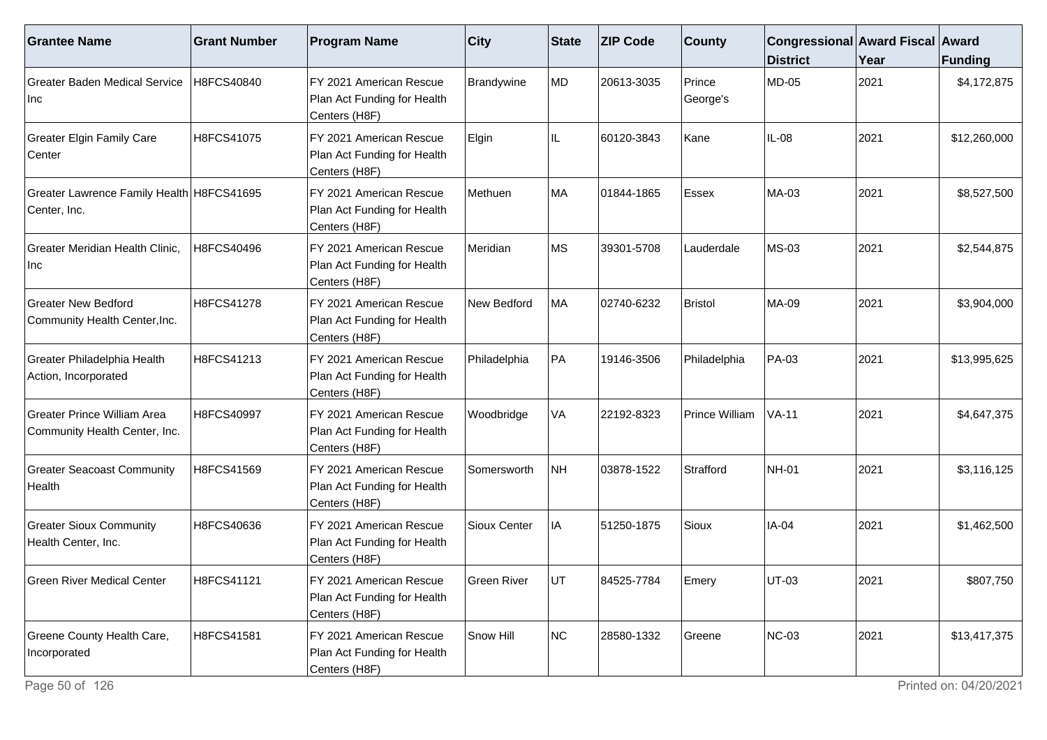| Grantee Name | Grant Number | Program Name | City | State | ZIP Code | County | Congressional District | Award Fiscal Year | Award Funding |
|---|---|---|---|---|---|---|---|---|---|
| Greater Baden Medical Service Inc | H8FCS40840 | FY 2021 American Rescue Plan Act Funding for Health Centers (H8F) | Brandywine | MD | 20613-3035 | Prince George's | MD-05 | 2021 | $4,172,875 |
| Greater Elgin Family Care Center | H8FCS41075 | FY 2021 American Rescue Plan Act Funding for Health Centers (H8F) | Elgin | IL | 60120-3843 | Kane | IL-08 | 2021 | $12,260,000 |
| Greater Lawrence Family Health Center, Inc. | H8FCS41695 | FY 2021 American Rescue Plan Act Funding for Health Centers (H8F) | Methuen | MA | 01844-1865 | Essex | MA-03 | 2021 | $8,527,500 |
| Greater Meridian Health Clinic, Inc | H8FCS40496 | FY 2021 American Rescue Plan Act Funding for Health Centers (H8F) | Meridian | MS | 39301-5708 | Lauderdale | MS-03 | 2021 | $2,544,875 |
| Greater New Bedford Community Health Center,Inc. | H8FCS41278 | FY 2021 American Rescue Plan Act Funding for Health Centers (H8F) | New Bedford | MA | 02740-6232 | Bristol | MA-09 | 2021 | $3,904,000 |
| Greater Philadelphia Health Action, Incorporated | H8FCS41213 | FY 2021 American Rescue Plan Act Funding for Health Centers (H8F) | Philadelphia | PA | 19146-3506 | Philadelphia | PA-03 | 2021 | $13,995,625 |
| Greater Prince William Area Community Health Center, Inc. | H8FCS40997 | FY 2021 American Rescue Plan Act Funding for Health Centers (H8F) | Woodbridge | VA | 22192-8323 | Prince William | VA-11 | 2021 | $4,647,375 |
| Greater Seacoast Community Health | H8FCS41569 | FY 2021 American Rescue Plan Act Funding for Health Centers (H8F) | Somersworth | NH | 03878-1522 | Strafford | NH-01 | 2021 | $3,116,125 |
| Greater Sioux Community Health Center, Inc. | H8FCS40636 | FY 2021 American Rescue Plan Act Funding for Health Centers (H8F) | Sioux Center | IA | 51250-1875 | Sioux | IA-04 | 2021 | $1,462,500 |
| Green River Medical Center | H8FCS41121 | FY 2021 American Rescue Plan Act Funding for Health Centers (H8F) | Green River | UT | 84525-7784 | Emery | UT-03 | 2021 | $807,750 |
| Greene County Health Care, Incorporated | H8FCS41581 | FY 2021 American Rescue Plan Act Funding for Health Centers (H8F) | Snow Hill | NC | 28580-1332 | Greene | NC-03 | 2021 | $13,417,375 |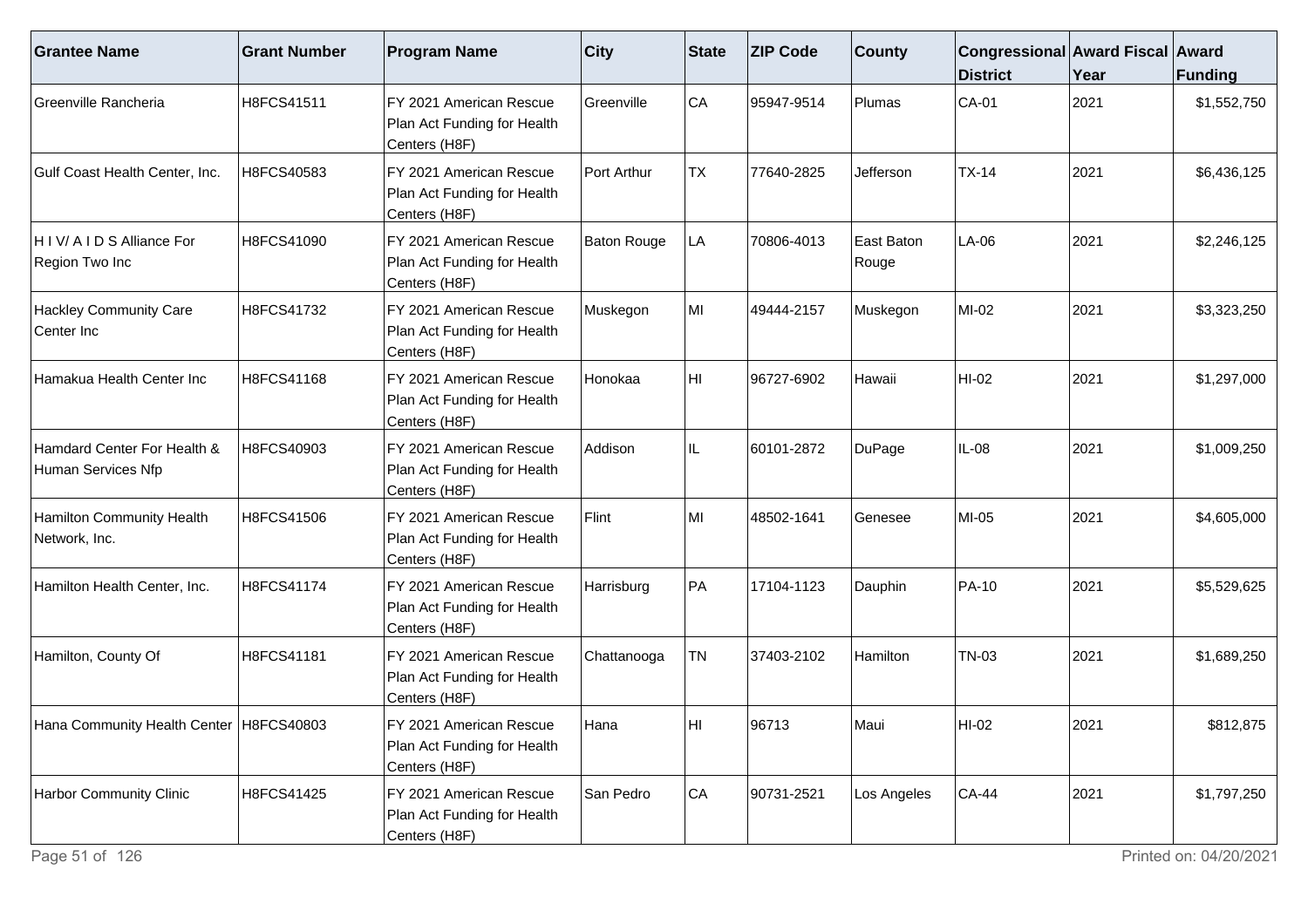| Grantee Name | Grant Number | Program Name | City | State | ZIP Code | County | Congressional District | Award Fiscal Year | Award Funding |
|---|---|---|---|---|---|---|---|---|---|
| Greenville Rancheria | H8FCS41511 | FY 2021 American Rescue Plan Act Funding for Health Centers (H8F) | Greenville | CA | 95947-9514 | Plumas | CA-01 | 2021 | $1,552,750 |
| Gulf Coast Health Center, Inc. | H8FCS40583 | FY 2021 American Rescue Plan Act Funding for Health Centers (H8F) | Port Arthur | TX | 77640-2825 | Jefferson | TX-14 | 2021 | $6,436,125 |
| H I V/ A I D S Alliance For Region Two Inc | H8FCS41090 | FY 2021 American Rescue Plan Act Funding for Health Centers (H8F) | Baton Rouge | LA | 70806-4013 | East Baton Rouge | LA-06 | 2021 | $2,246,125 |
| Hackley Community Care Center Inc | H8FCS41732 | FY 2021 American Rescue Plan Act Funding for Health Centers (H8F) | Muskegon | MI | 49444-2157 | Muskegon | MI-02 | 2021 | $3,323,250 |
| Hamakua Health Center Inc | H8FCS41168 | FY 2021 American Rescue Plan Act Funding for Health Centers (H8F) | Honokaa | HI | 96727-6902 | Hawaii | HI-02 | 2021 | $1,297,000 |
| Hamdard Center For Health & Human Services Nfp | H8FCS40903 | FY 2021 American Rescue Plan Act Funding for Health Centers (H8F) | Addison | IL | 60101-2872 | DuPage | IL-08 | 2021 | $1,009,250 |
| Hamilton Community Health Network, Inc. | H8FCS41506 | FY 2021 American Rescue Plan Act Funding for Health Centers (H8F) | Flint | MI | 48502-1641 | Genesee | MI-05 | 2021 | $4,605,000 |
| Hamilton Health Center, Inc. | H8FCS41174 | FY 2021 American Rescue Plan Act Funding for Health Centers (H8F) | Harrisburg | PA | 17104-1123 | Dauphin | PA-10 | 2021 | $5,529,625 |
| Hamilton, County Of | H8FCS41181 | FY 2021 American Rescue Plan Act Funding for Health Centers (H8F) | Chattanooga | TN | 37403-2102 | Hamilton | TN-03 | 2021 | $1,689,250 |
| Hana Community Health Center | H8FCS40803 | FY 2021 American Rescue Plan Act Funding for Health Centers (H8F) | Hana | HI | 96713 | Maui | HI-02 | 2021 | $812,875 |
| Harbor Community Clinic | H8FCS41425 | FY 2021 American Rescue Plan Act Funding for Health Centers (H8F) | San Pedro | CA | 90731-2521 | Los Angeles | CA-44 | 2021 | $1,797,250 |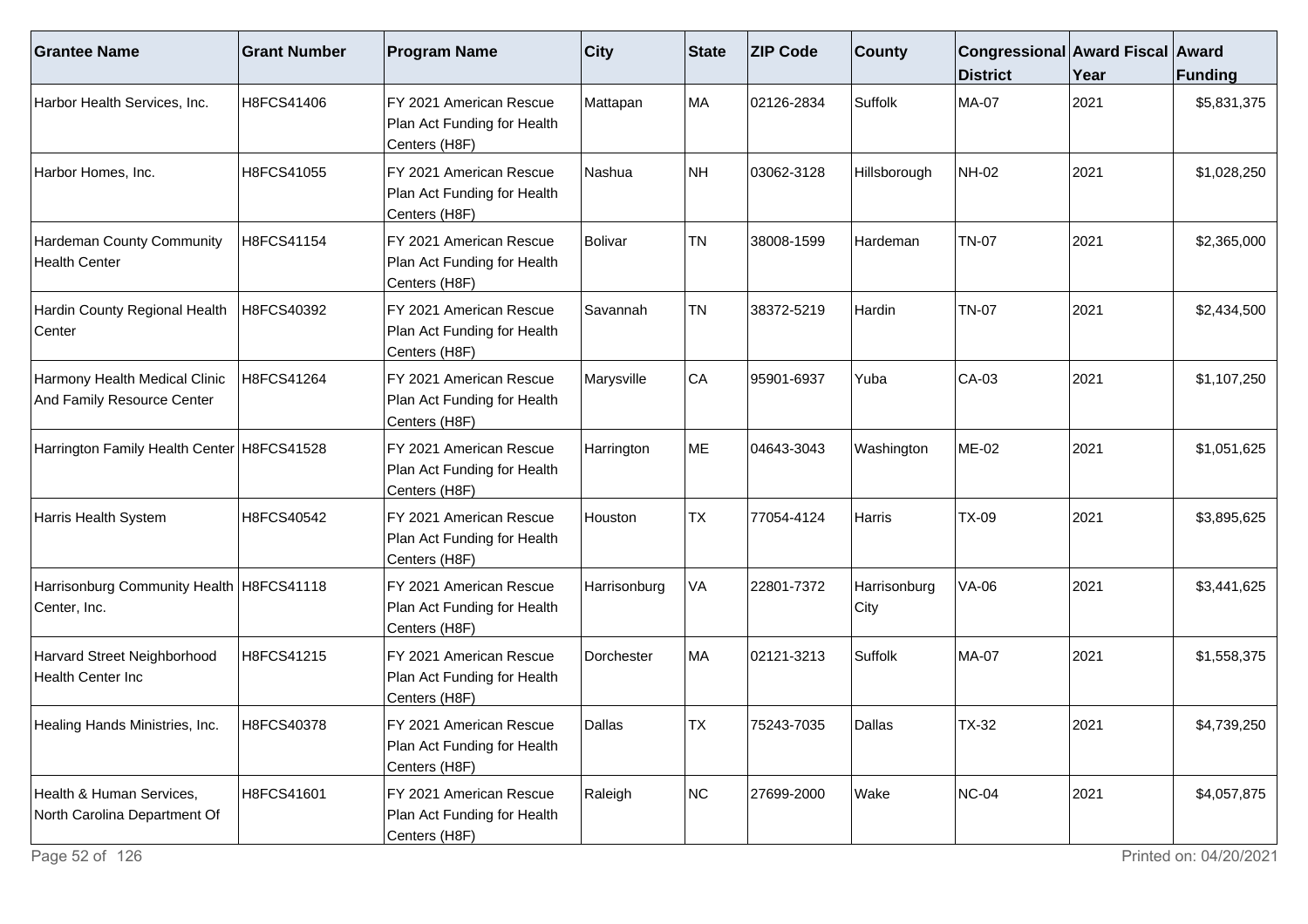| Grantee Name | Grant Number | Program Name | City | State | ZIP Code | County | Congressional District | Award Fiscal Year | Award Funding |
|---|---|---|---|---|---|---|---|---|---|
| Harbor Health Services, Inc. | H8FCS41406 | FY 2021 American Rescue Plan Act Funding for Health Centers (H8F) | Mattapan | MA | 02126-2834 | Suffolk | MA-07 | 2021 | $5,831,375 |
| Harbor Homes, Inc. | H8FCS41055 | FY 2021 American Rescue Plan Act Funding for Health Centers (H8F) | Nashua | NH | 03062-3128 | Hillsborough | NH-02 | 2021 | $1,028,250 |
| Hardeman County Community Health Center | H8FCS41154 | FY 2021 American Rescue Plan Act Funding for Health Centers (H8F) | Bolivar | TN | 38008-1599 | Hardeman | TN-07 | 2021 | $2,365,000 |
| Hardin County Regional Health Center | H8FCS40392 | FY 2021 American Rescue Plan Act Funding for Health Centers (H8F) | Savannah | TN | 38372-5219 | Hardin | TN-07 | 2021 | $2,434,500 |
| Harmony Health Medical Clinic And Family Resource Center | H8FCS41264 | FY 2021 American Rescue Plan Act Funding for Health Centers (H8F) | Marysville | CA | 95901-6937 | Yuba | CA-03 | 2021 | $1,107,250 |
| Harrington Family Health Center | H8FCS41528 | FY 2021 American Rescue Plan Act Funding for Health Centers (H8F) | Harrington | ME | 04643-3043 | Washington | ME-02 | 2021 | $1,051,625 |
| Harris Health System | H8FCS40542 | FY 2021 American Rescue Plan Act Funding for Health Centers (H8F) | Houston | TX | 77054-4124 | Harris | TX-09 | 2021 | $3,895,625 |
| Harrisonburg Community Health Center, Inc. | H8FCS41118 | FY 2021 American Rescue Plan Act Funding for Health Centers (H8F) | Harrisonburg | VA | 22801-7372 | Harrisonburg City | VA-06 | 2021 | $3,441,625 |
| Harvard Street Neighborhood Health Center Inc | H8FCS41215 | FY 2021 American Rescue Plan Act Funding for Health Centers (H8F) | Dorchester | MA | 02121-3213 | Suffolk | MA-07 | 2021 | $1,558,375 |
| Healing Hands Ministries, Inc. | H8FCS40378 | FY 2021 American Rescue Plan Act Funding for Health Centers (H8F) | Dallas | TX | 75243-7035 | Dallas | TX-32 | 2021 | $4,739,250 |
| Health & Human Services, North Carolina Department Of | H8FCS41601 | FY 2021 American Rescue Plan Act Funding for Health Centers (H8F) | Raleigh | NC | 27699-2000 | Wake | NC-04 | 2021 | $4,057,875 |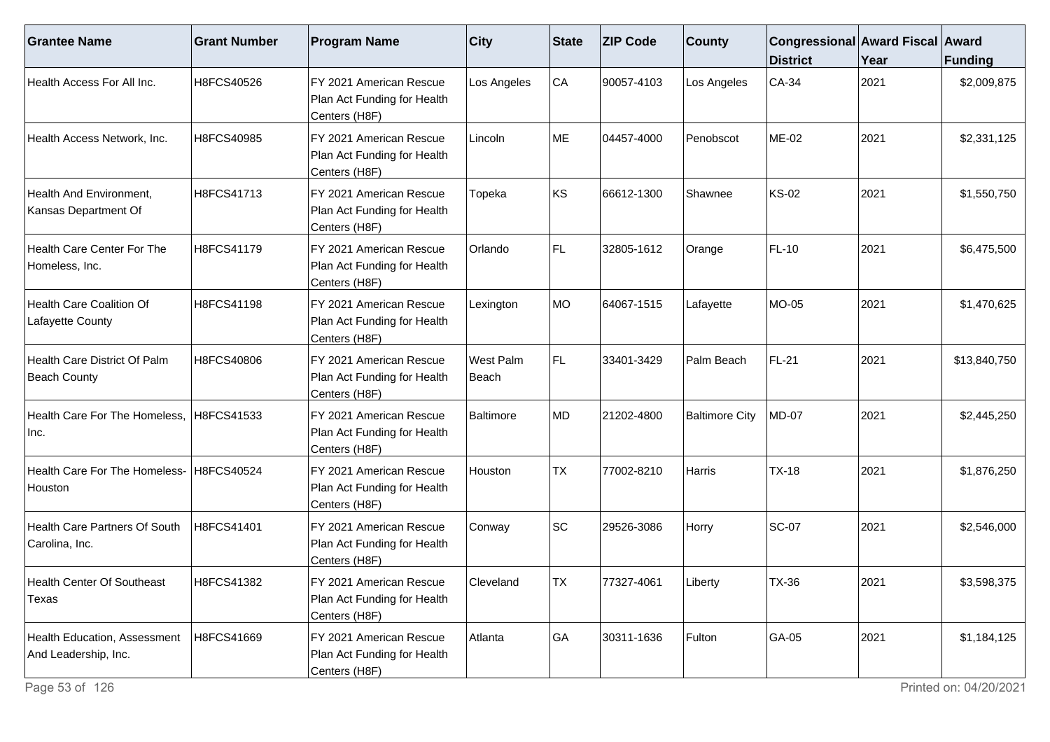| Grantee Name | Grant Number | Program Name | City | State | ZIP Code | County | Congressional District | Award Fiscal Year | Award Funding |
|---|---|---|---|---|---|---|---|---|---|
| Health Access For All Inc. | H8FCS40526 | FY 2021 American Rescue Plan Act Funding for Health Centers (H8F) | Los Angeles | CA | 90057-4103 | Los Angeles | CA-34 | 2021 | $2,009,875 |
| Health Access Network, Inc. | H8FCS40985 | FY 2021 American Rescue Plan Act Funding for Health Centers (H8F) | Lincoln | ME | 04457-4000 | Penobscot | ME-02 | 2021 | $2,331,125 |
| Health And Environment, Kansas Department Of | H8FCS41713 | FY 2021 American Rescue Plan Act Funding for Health Centers (H8F) | Topeka | KS | 66612-1300 | Shawnee | KS-02 | 2021 | $1,550,750 |
| Health Care Center For The Homeless, Inc. | H8FCS41179 | FY 2021 American Rescue Plan Act Funding for Health Centers (H8F) | Orlando | FL | 32805-1612 | Orange | FL-10 | 2021 | $6,475,500 |
| Health Care Coalition Of Lafayette County | H8FCS41198 | FY 2021 American Rescue Plan Act Funding for Health Centers (H8F) | Lexington | MO | 64067-1515 | Lafayette | MO-05 | 2021 | $1,470,625 |
| Health Care District Of Palm Beach County | H8FCS40806 | FY 2021 American Rescue Plan Act Funding for Health Centers (H8F) | West Palm Beach | FL | 33401-3429 | Palm Beach | FL-21 | 2021 | $13,840,750 |
| Health Care For The Homeless, Inc. | H8FCS41533 | FY 2021 American Rescue Plan Act Funding for Health Centers (H8F) | Baltimore | MD | 21202-4800 | Baltimore City | MD-07 | 2021 | $2,445,250 |
| Health Care For The Homeless-Houston | H8FCS40524 | FY 2021 American Rescue Plan Act Funding for Health Centers (H8F) | Houston | TX | 77002-8210 | Harris | TX-18 | 2021 | $1,876,250 |
| Health Care Partners Of South Carolina, Inc. | H8FCS41401 | FY 2021 American Rescue Plan Act Funding for Health Centers (H8F) | Conway | SC | 29526-3086 | Horry | SC-07 | 2021 | $2,546,000 |
| Health Center Of Southeast Texas | H8FCS41382 | FY 2021 American Rescue Plan Act Funding for Health Centers (H8F) | Cleveland | TX | 77327-4061 | Liberty | TX-36 | 2021 | $3,598,375 |
| Health Education, Assessment And Leadership, Inc. | H8FCS41669 | FY 2021 American Rescue Plan Act Funding for Health Centers (H8F) | Atlanta | GA | 30311-1636 | Fulton | GA-05 | 2021 | $1,184,125 |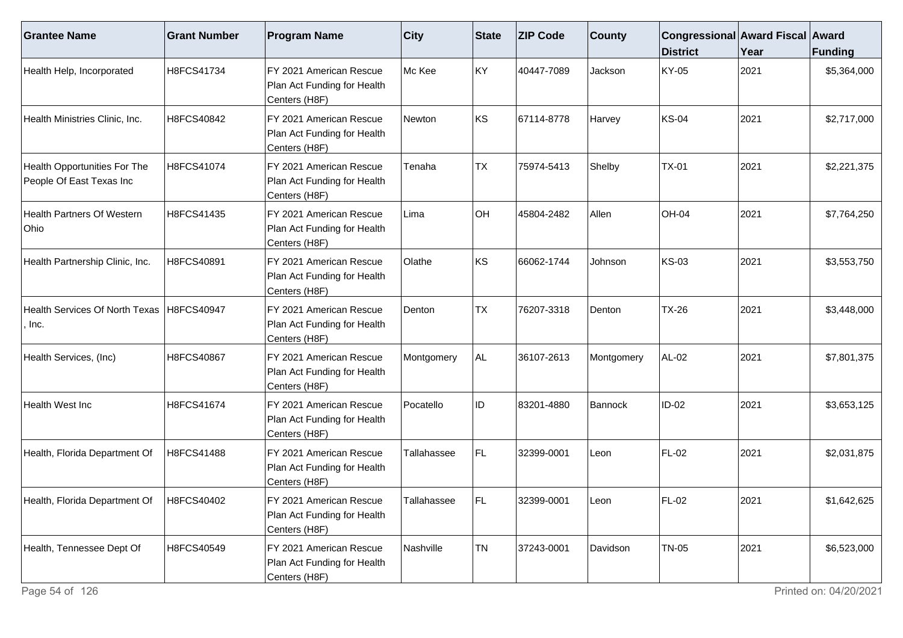| Grantee Name | Grant Number | Program Name | City | State | ZIP Code | County | Congressional District | Award Fiscal Year | Award Funding |
|---|---|---|---|---|---|---|---|---|---|
| Health Help, Incorporated | H8FCS41734 | FY 2021 American Rescue Plan Act Funding for Health Centers (H8F) | Mc Kee | KY | 40447-7089 | Jackson | KY-05 | 2021 | $5,364,000 |
| Health Ministries Clinic, Inc. | H8FCS40842 | FY 2021 American Rescue Plan Act Funding for Health Centers (H8F) | Newton | KS | 67114-8778 | Harvey | KS-04 | 2021 | $2,717,000 |
| Health Opportunities For The People Of East Texas Inc | H8FCS41074 | FY 2021 American Rescue Plan Act Funding for Health Centers (H8F) | Tenaha | TX | 75974-5413 | Shelby | TX-01 | 2021 | $2,221,375 |
| Health Partners Of Western Ohio | H8FCS41435 | FY 2021 American Rescue Plan Act Funding for Health Centers (H8F) | Lima | OH | 45804-2482 | Allen | OH-04 | 2021 | $7,764,250 |
| Health Partnership Clinic, Inc. | H8FCS40891 | FY 2021 American Rescue Plan Act Funding for Health Centers (H8F) | Olathe | KS | 66062-1744 | Johnson | KS-03 | 2021 | $3,553,750 |
| Health Services Of North Texas , Inc. | H8FCS40947 | FY 2021 American Rescue Plan Act Funding for Health Centers (H8F) | Denton | TX | 76207-3318 | Denton | TX-26 | 2021 | $3,448,000 |
| Health Services, (Inc) | H8FCS40867 | FY 2021 American Rescue Plan Act Funding for Health Centers (H8F) | Montgomery | AL | 36107-2613 | Montgomery | AL-02 | 2021 | $7,801,375 |
| Health West Inc | H8FCS41674 | FY 2021 American Rescue Plan Act Funding for Health Centers (H8F) | Pocatello | ID | 83201-4880 | Bannock | ID-02 | 2021 | $3,653,125 |
| Health, Florida Department Of | H8FCS41488 | FY 2021 American Rescue Plan Act Funding for Health Centers (H8F) | Tallahassee | FL | 32399-0001 | Leon | FL-02 | 2021 | $2,031,875 |
| Health, Florida Department Of | H8FCS40402 | FY 2021 American Rescue Plan Act Funding for Health Centers (H8F) | Tallahassee | FL | 32399-0001 | Leon | FL-02 | 2021 | $1,642,625 |
| Health, Tennessee Dept Of | H8FCS40549 | FY 2021 American Rescue Plan Act Funding for Health Centers (H8F) | Nashville | TN | 37243-0001 | Davidson | TN-05 | 2021 | $6,523,000 |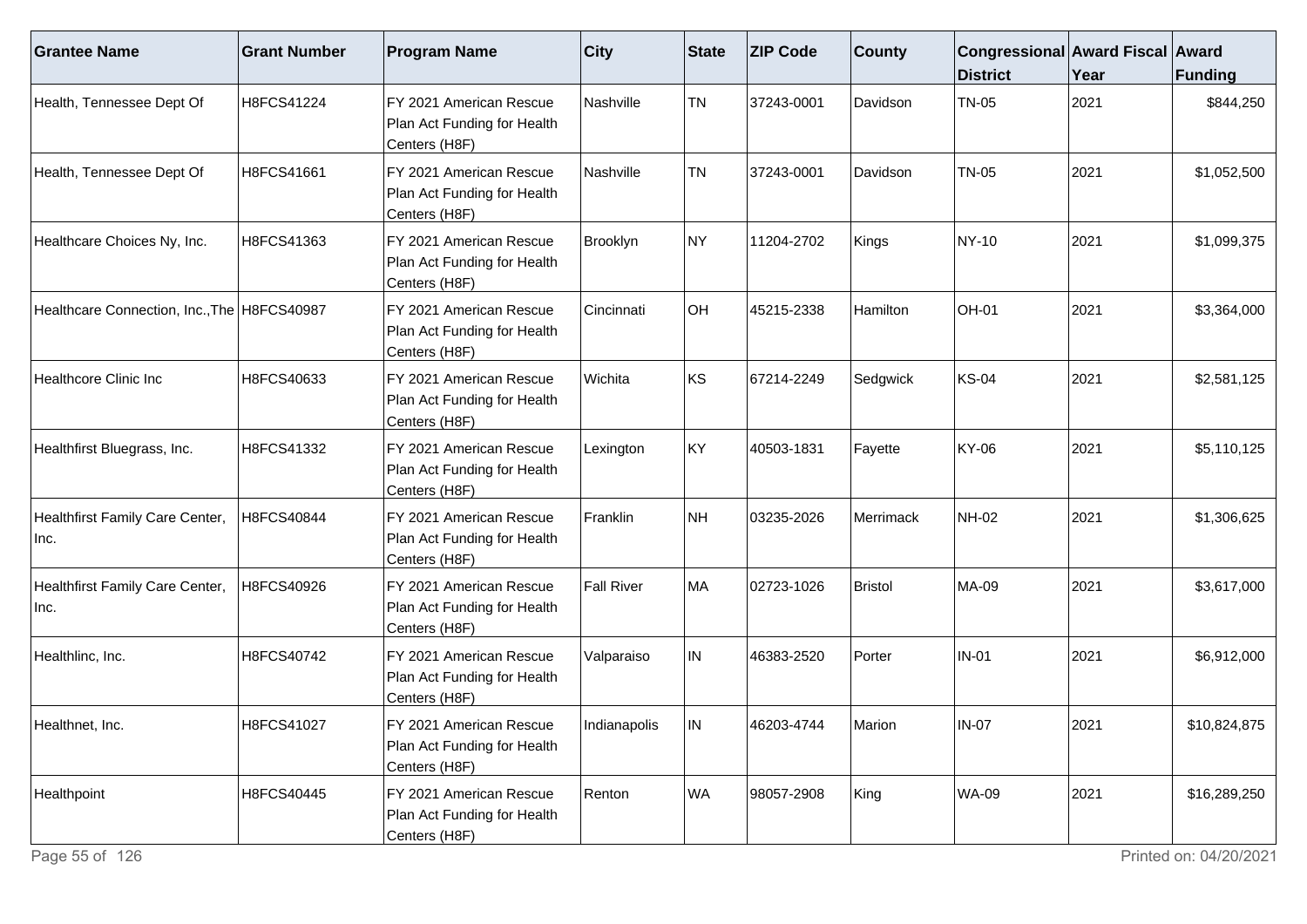| Grantee Name | Grant Number | Program Name | City | State | ZIP Code | County | Congressional District | Award Fiscal Year | Award Funding |
|---|---|---|---|---|---|---|---|---|---|
| Health, Tennessee Dept Of | H8FCS41224 | FY 2021 American Rescue Plan Act Funding for Health Centers (H8F) | Nashville | TN | 37243-0001 | Davidson | TN-05 | 2021 | $844,250 |
| Health, Tennessee Dept Of | H8FCS41661 | FY 2021 American Rescue Plan Act Funding for Health Centers (H8F) | Nashville | TN | 37243-0001 | Davidson | TN-05 | 2021 | $1,052,500 |
| Healthcare Choices Ny, Inc. | H8FCS41363 | FY 2021 American Rescue Plan Act Funding for Health Centers (H8F) | Brooklyn | NY | 11204-2702 | Kings | NY-10 | 2021 | $1,099,375 |
| Healthcare Connection, Inc.,The | H8FCS40987 | FY 2021 American Rescue Plan Act Funding for Health Centers (H8F) | Cincinnati | OH | 45215-2338 | Hamilton | OH-01 | 2021 | $3,364,000 |
| Healthcore Clinic Inc | H8FCS40633 | FY 2021 American Rescue Plan Act Funding for Health Centers (H8F) | Wichita | KS | 67214-2249 | Sedgwick | KS-04 | 2021 | $2,581,125 |
| Healthfirst Bluegrass, Inc. | H8FCS41332 | FY 2021 American Rescue Plan Act Funding for Health Centers (H8F) | Lexington | KY | 40503-1831 | Fayette | KY-06 | 2021 | $5,110,125 |
| Healthfirst Family Care Center, Inc. | H8FCS40844 | FY 2021 American Rescue Plan Act Funding for Health Centers (H8F) | Franklin | NH | 03235-2026 | Merrimack | NH-02 | 2021 | $1,306,625 |
| Healthfirst Family Care Center, Inc. | H8FCS40926 | FY 2021 American Rescue Plan Act Funding for Health Centers (H8F) | Fall River | MA | 02723-1026 | Bristol | MA-09 | 2021 | $3,617,000 |
| Healthlinc, Inc. | H8FCS40742 | FY 2021 American Rescue Plan Act Funding for Health Centers (H8F) | Valparaiso | IN | 46383-2520 | Porter | IN-01 | 2021 | $6,912,000 |
| Healthnet, Inc. | H8FCS41027 | FY 2021 American Rescue Plan Act Funding for Health Centers (H8F) | Indianapolis | IN | 46203-4744 | Marion | IN-07 | 2021 | $10,824,875 |
| Healthpoint | H8FCS40445 | FY 2021 American Rescue Plan Act Funding for Health Centers (H8F) | Renton | WA | 98057-2908 | King | WA-09 | 2021 | $16,289,250 |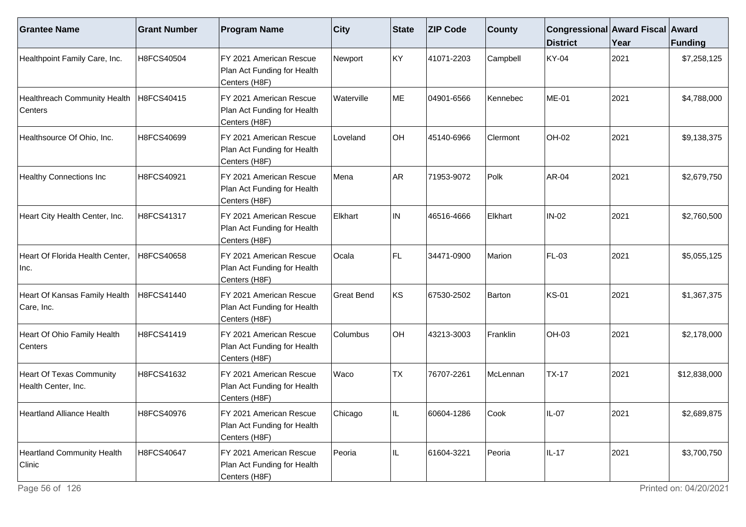| Grantee Name | Grant Number | Program Name | City | State | ZIP Code | County | Congressional District | Award Fiscal Year | Award Funding |
|---|---|---|---|---|---|---|---|---|---|
| Healthpoint Family Care, Inc. | H8FCS40504 | FY 2021 American Rescue Plan Act Funding for Health Centers (H8F) | Newport | KY | 41071-2203 | Campbell | KY-04 | 2021 | $7,258,125 |
| Healthreach Community Health Centers | H8FCS40415 | FY 2021 American Rescue Plan Act Funding for Health Centers (H8F) | Waterville | ME | 04901-6566 | Kennebec | ME-01 | 2021 | $4,788,000 |
| Healthsource Of Ohio, Inc. | H8FCS40699 | FY 2021 American Rescue Plan Act Funding for Health Centers (H8F) | Loveland | OH | 45140-6966 | Clermont | OH-02 | 2021 | $9,138,375 |
| Healthy Connections Inc | H8FCS40921 | FY 2021 American Rescue Plan Act Funding for Health Centers (H8F) | Mena | AR | 71953-9072 | Polk | AR-04 | 2021 | $2,679,750 |
| Heart City Health Center, Inc. | H8FCS41317 | FY 2021 American Rescue Plan Act Funding for Health Centers (H8F) | Elkhart | IN | 46516-4666 | Elkhart | IN-02 | 2021 | $2,760,500 |
| Heart Of Florida Health Center, Inc. | H8FCS40658 | FY 2021 American Rescue Plan Act Funding for Health Centers (H8F) | Ocala | FL | 34471-0900 | Marion | FL-03 | 2021 | $5,055,125 |
| Heart Of Kansas Family Health Care, Inc. | H8FCS41440 | FY 2021 American Rescue Plan Act Funding for Health Centers (H8F) | Great Bend | KS | 67530-2502 | Barton | KS-01 | 2021 | $1,367,375 |
| Heart Of Ohio Family Health Centers | H8FCS41419 | FY 2021 American Rescue Plan Act Funding for Health Centers (H8F) | Columbus | OH | 43213-3003 | Franklin | OH-03 | 2021 | $2,178,000 |
| Heart Of Texas Community Health Center, Inc. | H8FCS41632 | FY 2021 American Rescue Plan Act Funding for Health Centers (H8F) | Waco | TX | 76707-2261 | McLennan | TX-17 | 2021 | $12,838,000 |
| Heartland Alliance Health | H8FCS40976 | FY 2021 American Rescue Plan Act Funding for Health Centers (H8F) | Chicago | IL | 60604-1286 | Cook | IL-07 | 2021 | $2,689,875 |
| Heartland Community Health Clinic | H8FCS40647 | FY 2021 American Rescue Plan Act Funding for Health Centers (H8F) | Peoria | IL | 61604-3221 | Peoria | IL-17 | 2021 | $3,700,750 |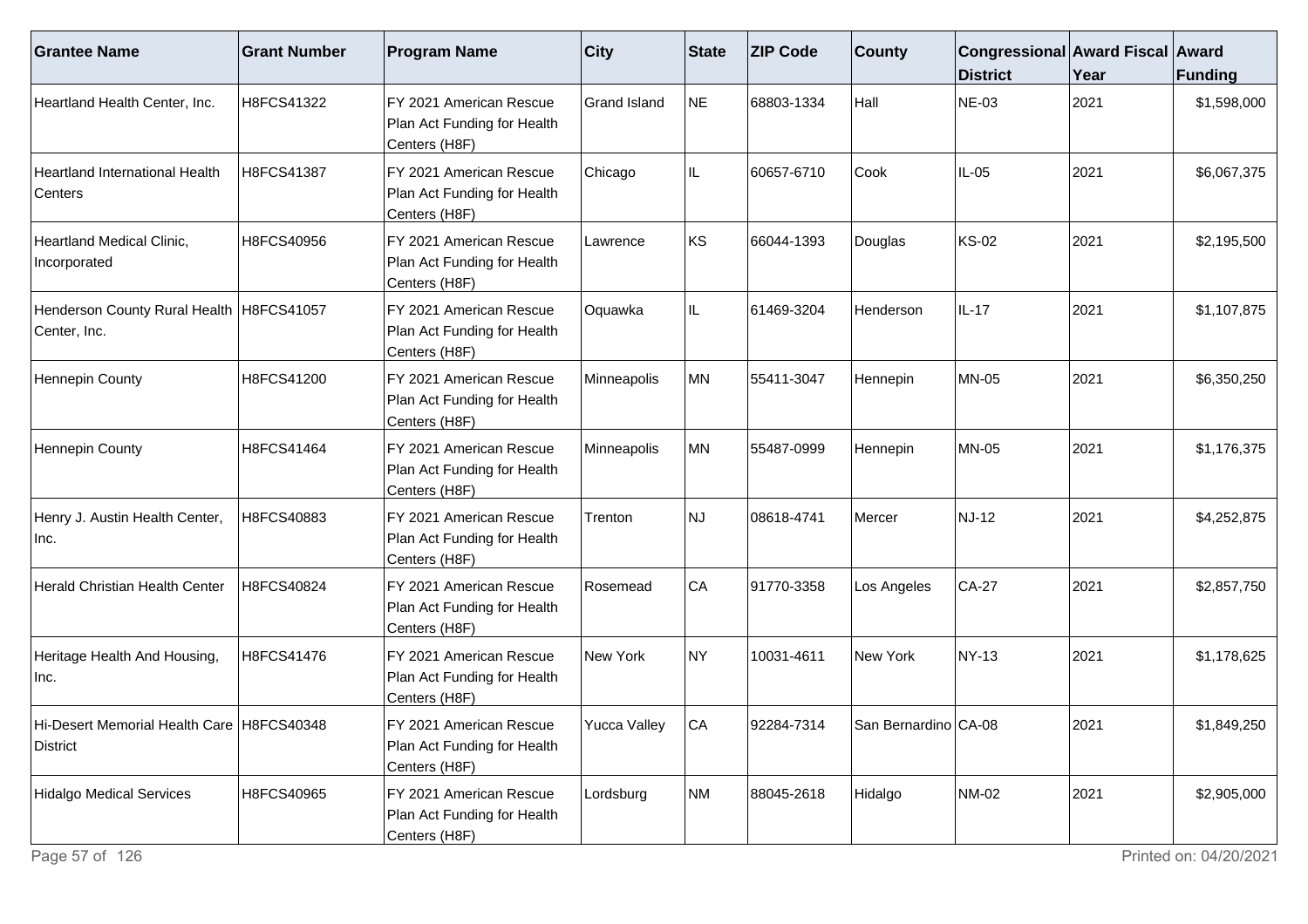| Grantee Name | Grant Number | Program Name | City | State | ZIP Code | County | Congressional District | Award Fiscal Year | Award Funding |
|---|---|---|---|---|---|---|---|---|---|
| Heartland Health Center, Inc. | H8FCS41322 | FY 2021 American Rescue Plan Act Funding for Health Centers (H8F) | Grand Island | NE | 68803-1334 | Hall | NE-03 | 2021 | $1,598,000 |
| Heartland International Health Centers | H8FCS41387 | FY 2021 American Rescue Plan Act Funding for Health Centers (H8F) | Chicago | IL | 60657-6710 | Cook | IL-05 | 2021 | $6,067,375 |
| Heartland Medical Clinic, Incorporated | H8FCS40956 | FY 2021 American Rescue Plan Act Funding for Health Centers (H8F) | Lawrence | KS | 66044-1393 | Douglas | KS-02 | 2021 | $2,195,500 |
| Henderson County Rural Health Center, Inc. | H8FCS41057 | FY 2021 American Rescue Plan Act Funding for Health Centers (H8F) | Oquawka | IL | 61469-3204 | Henderson | IL-17 | 2021 | $1,107,875 |
| Hennepin County | H8FCS41200 | FY 2021 American Rescue Plan Act Funding for Health Centers (H8F) | Minneapolis | MN | 55411-3047 | Hennepin | MN-05 | 2021 | $6,350,250 |
| Hennepin County | H8FCS41464 | FY 2021 American Rescue Plan Act Funding for Health Centers (H8F) | Minneapolis | MN | 55487-0999 | Hennepin | MN-05 | 2021 | $1,176,375 |
| Henry J. Austin Health Center, Inc. | H8FCS40883 | FY 2021 American Rescue Plan Act Funding for Health Centers (H8F) | Trenton | NJ | 08618-4741 | Mercer | NJ-12 | 2021 | $4,252,875 |
| Herald Christian Health Center | H8FCS40824 | FY 2021 American Rescue Plan Act Funding for Health Centers (H8F) | Rosemead | CA | 91770-3358 | Los Angeles | CA-27 | 2021 | $2,857,750 |
| Heritage Health And Housing, Inc. | H8FCS41476 | FY 2021 American Rescue Plan Act Funding for Health Centers (H8F) | New York | NY | 10031-4611 | New York | NY-13 | 2021 | $1,178,625 |
| Hi-Desert Memorial Health Care District | H8FCS40348 | FY 2021 American Rescue Plan Act Funding for Health Centers (H8F) | Yucca Valley | CA | 92284-7314 | San Bernardino | CA-08 | 2021 | $1,849,250 |
| Hidalgo Medical Services | H8FCS40965 | FY 2021 American Rescue Plan Act Funding for Health Centers (H8F) | Lordsburg | NM | 88045-2618 | Hidalgo | NM-02 | 2021 | $2,905,000 |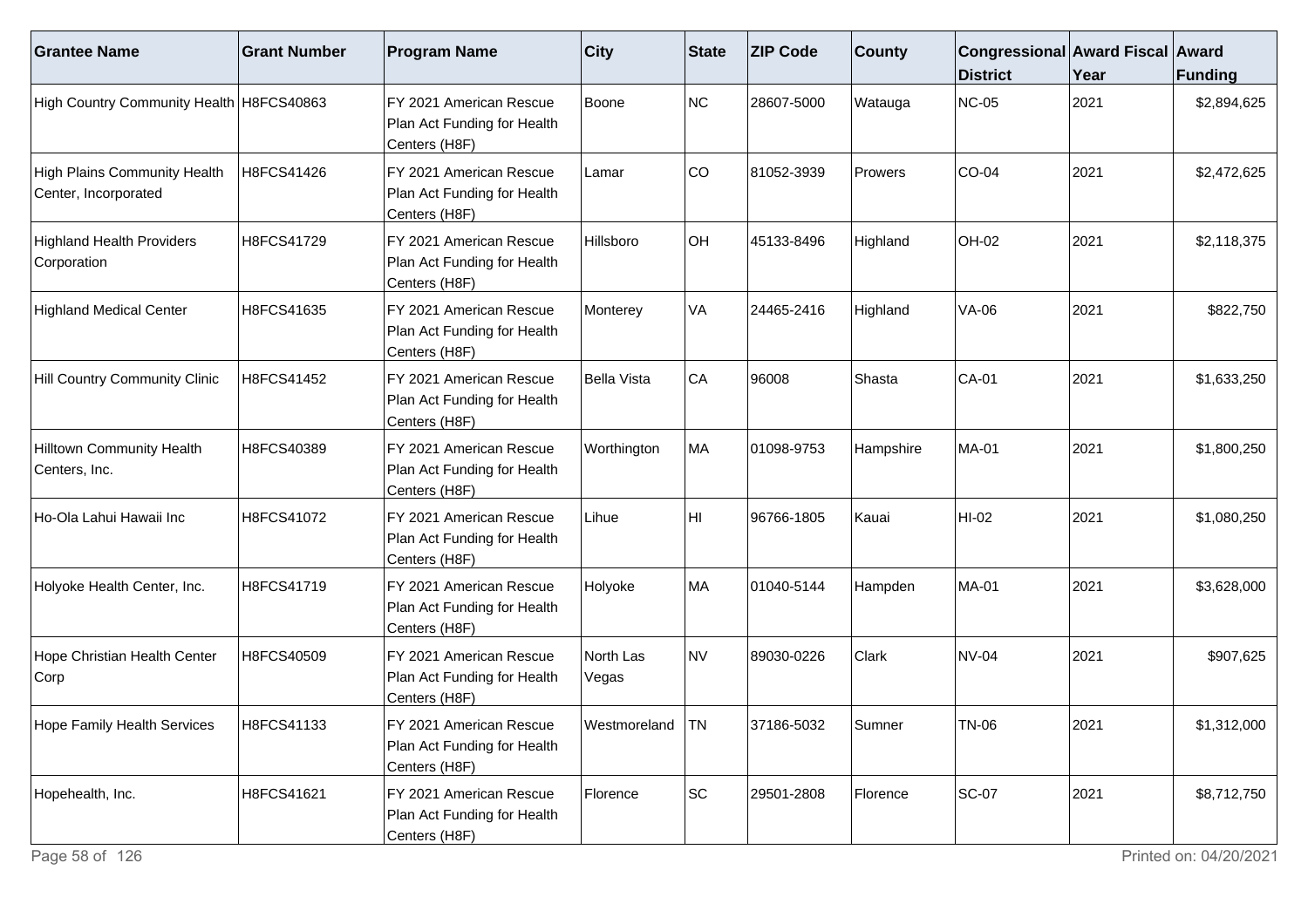| Grantee Name | Grant Number | Program Name | City | State | ZIP Code | County | Congressional District | Award Fiscal Year | Award Funding |
|---|---|---|---|---|---|---|---|---|---|
| High Country Community Health | H8FCS40863 | FY 2021 American Rescue Plan Act Funding for Health Centers (H8F) | Boone | NC | 28607-5000 | Watauga | NC-05 | 2021 | $2,894,625 |
| High Plains Community Health Center, Incorporated | H8FCS41426 | FY 2021 American Rescue Plan Act Funding for Health Centers (H8F) | Lamar | CO | 81052-3939 | Prowers | CO-04 | 2021 | $2,472,625 |
| Highland Health Providers Corporation | H8FCS41729 | FY 2021 American Rescue Plan Act Funding for Health Centers (H8F) | Hillsboro | OH | 45133-8496 | Highland | OH-02 | 2021 | $2,118,375 |
| Highland Medical Center | H8FCS41635 | FY 2021 American Rescue Plan Act Funding for Health Centers (H8F) | Monterey | VA | 24465-2416 | Highland | VA-06 | 2021 | $822,750 |
| Hill Country Community Clinic | H8FCS41452 | FY 2021 American Rescue Plan Act Funding for Health Centers (H8F) | Bella Vista | CA | 96008 | Shasta | CA-01 | 2021 | $1,633,250 |
| Hilltown Community Health Centers, Inc. | H8FCS40389 | FY 2021 American Rescue Plan Act Funding for Health Centers (H8F) | Worthington | MA | 01098-9753 | Hampshire | MA-01 | 2021 | $1,800,250 |
| Ho-Ola Lahui Hawaii Inc | H8FCS41072 | FY 2021 American Rescue Plan Act Funding for Health Centers (H8F) | Lihue | HI | 96766-1805 | Kauai | HI-02 | 2021 | $1,080,250 |
| Holyoke Health Center, Inc. | H8FCS41719 | FY 2021 American Rescue Plan Act Funding for Health Centers (H8F) | Holyoke | MA | 01040-5144 | Hampden | MA-01 | 2021 | $3,628,000 |
| Hope Christian Health Center Corp | H8FCS40509 | FY 2021 American Rescue Plan Act Funding for Health Centers (H8F) | North Las Vegas | NV | 89030-0226 | Clark | NV-04 | 2021 | $907,625 |
| Hope Family Health Services | H8FCS41133 | FY 2021 American Rescue Plan Act Funding for Health Centers (H8F) | Westmoreland | TN | 37186-5032 | Sumner | TN-06 | 2021 | $1,312,000 |
| Hopehealth, Inc. | H8FCS41621 | FY 2021 American Rescue Plan Act Funding for Health Centers (H8F) | Florence | SC | 29501-2808 | Florence | SC-07 | 2021 | $8,712,750 |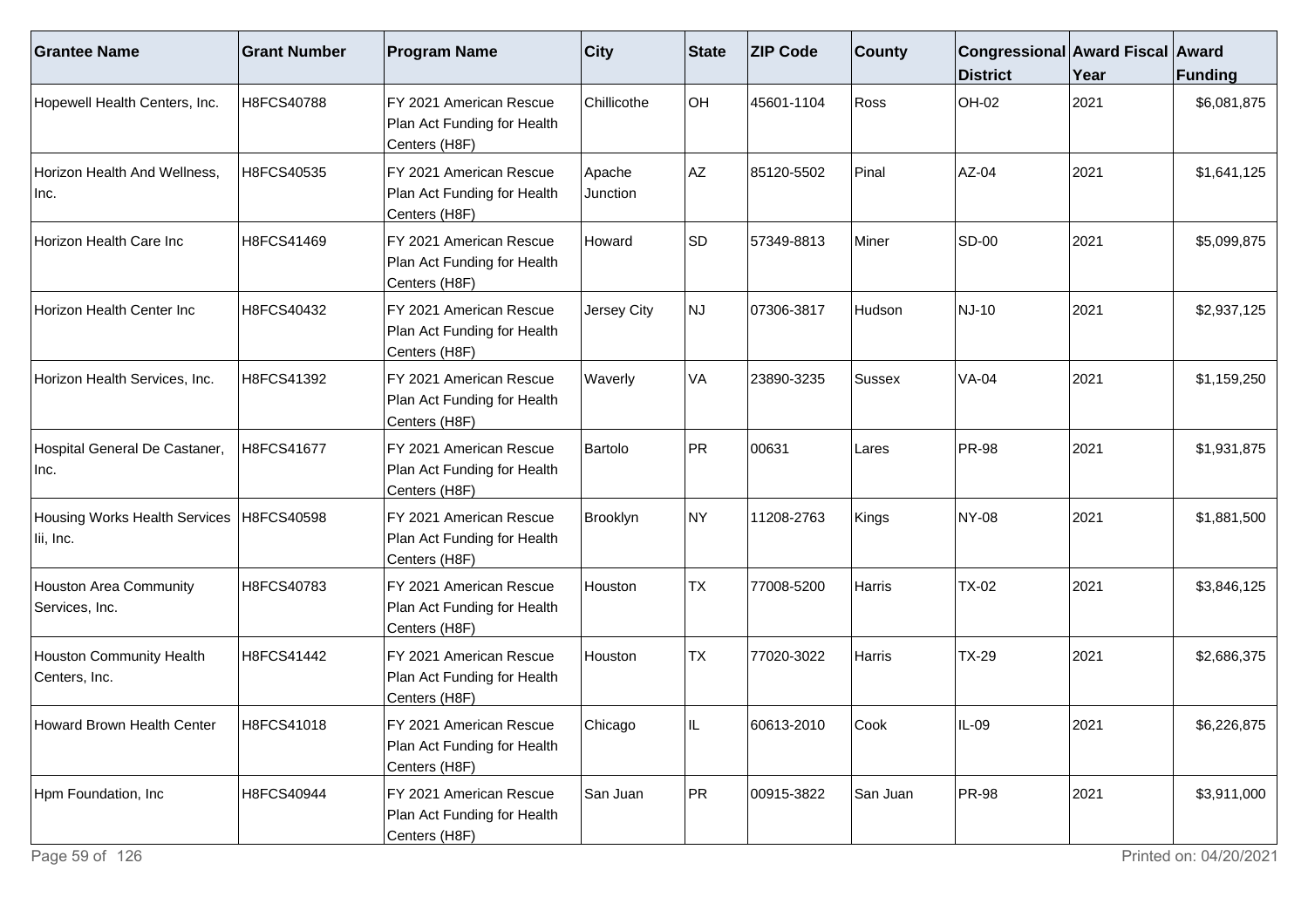| Grantee Name | Grant Number | Program Name | City | State | ZIP Code | County | Congressional District | Award Fiscal Year | Award Funding |
|---|---|---|---|---|---|---|---|---|---|
| Hopewell Health Centers, Inc. | H8FCS40788 | FY 2021 American Rescue Plan Act Funding for Health Centers (H8F) | Chillicothe | OH | 45601-1104 | Ross | OH-02 | 2021 | $6,081,875 |
| Horizon Health And Wellness, Inc. | H8FCS40535 | FY 2021 American Rescue Plan Act Funding for Health Centers (H8F) | Apache Junction | AZ | 85120-5502 | Pinal | AZ-04 | 2021 | $1,641,125 |
| Horizon Health Care Inc | H8FCS41469 | FY 2021 American Rescue Plan Act Funding for Health Centers (H8F) | Howard | SD | 57349-8813 | Miner | SD-00 | 2021 | $5,099,875 |
| Horizon Health Center Inc | H8FCS40432 | FY 2021 American Rescue Plan Act Funding for Health Centers (H8F) | Jersey City | NJ | 07306-3817 | Hudson | NJ-10 | 2021 | $2,937,125 |
| Horizon Health Services, Inc. | H8FCS41392 | FY 2021 American Rescue Plan Act Funding for Health Centers (H8F) | Waverly | VA | 23890-3235 | Sussex | VA-04 | 2021 | $1,159,250 |
| Hospital General De Castaner, Inc. | H8FCS41677 | FY 2021 American Rescue Plan Act Funding for Health Centers (H8F) | Bartolo | PR | 00631 | Lares | PR-98 | 2021 | $1,931,875 |
| Housing Works Health Services Iii, Inc. | H8FCS40598 | FY 2021 American Rescue Plan Act Funding for Health Centers (H8F) | Brooklyn | NY | 11208-2763 | Kings | NY-08 | 2021 | $1,881,500 |
| Houston Area Community Services, Inc. | H8FCS40783 | FY 2021 American Rescue Plan Act Funding for Health Centers (H8F) | Houston | TX | 77008-5200 | Harris | TX-02 | 2021 | $3,846,125 |
| Houston Community Health Centers, Inc. | H8FCS41442 | FY 2021 American Rescue Plan Act Funding for Health Centers (H8F) | Houston | TX | 77020-3022 | Harris | TX-29 | 2021 | $2,686,375 |
| Howard Brown Health Center | H8FCS41018 | FY 2021 American Rescue Plan Act Funding for Health Centers (H8F) | Chicago | IL | 60613-2010 | Cook | IL-09 | 2021 | $6,226,875 |
| Hpm Foundation, Inc | H8FCS40944 | FY 2021 American Rescue Plan Act Funding for Health Centers (H8F) | San Juan | PR | 00915-3822 | San Juan | PR-98 | 2021 | $3,911,000 |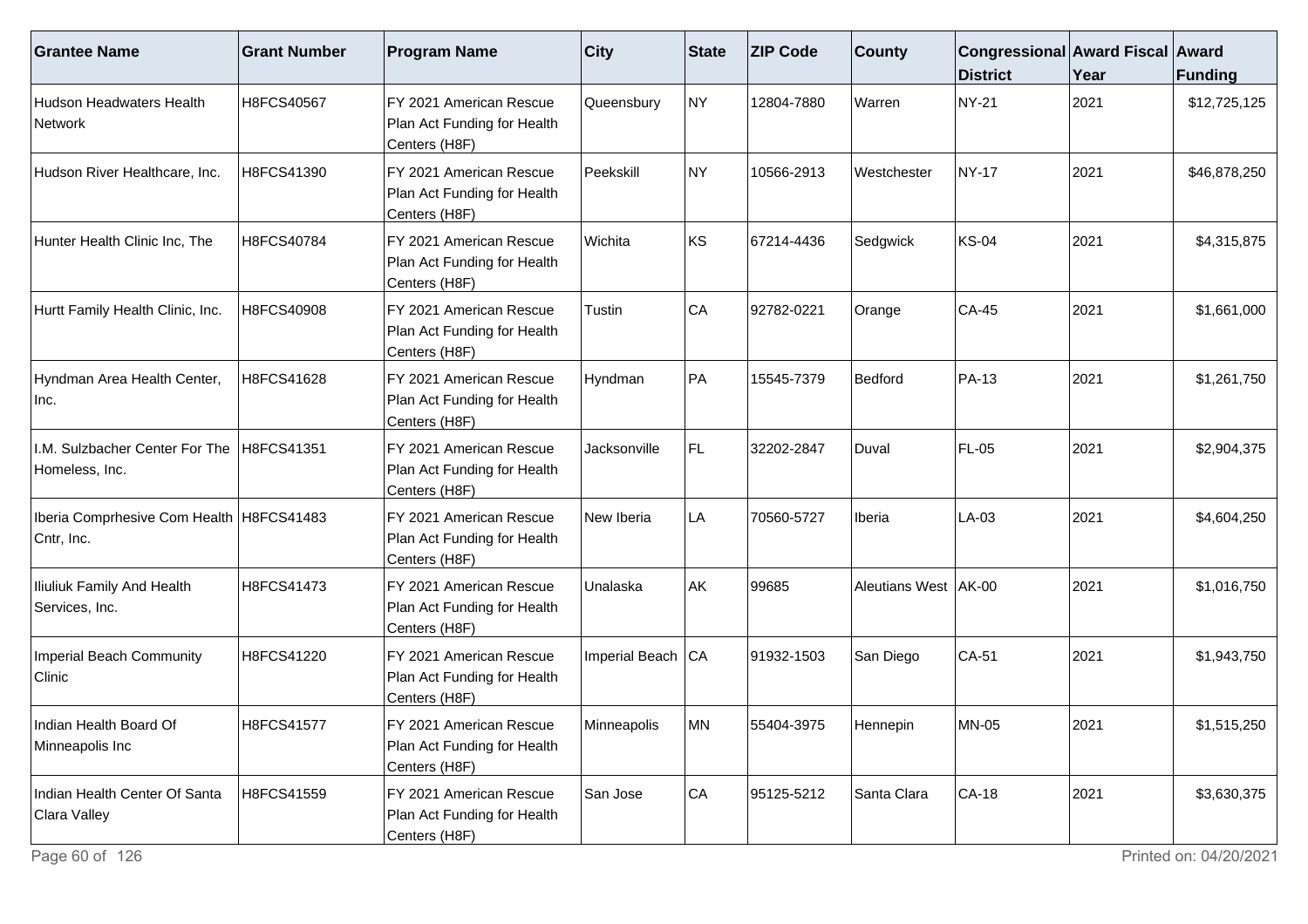| Grantee Name | Grant Number | Program Name | City | State | ZIP Code | County | Congressional District | Award Fiscal Year | Award Funding |
|---|---|---|---|---|---|---|---|---|---|
| Hudson Headwaters Health Network | H8FCS40567 | FY 2021 American Rescue Plan Act Funding for Health Centers (H8F) | Queensbury | NY | 12804-7880 | Warren | NY-21 | 2021 | $12,725,125 |
| Hudson River Healthcare, Inc. | H8FCS41390 | FY 2021 American Rescue Plan Act Funding for Health Centers (H8F) | Peekskill | NY | 10566-2913 | Westchester | NY-17 | 2021 | $46,878,250 |
| Hunter Health Clinic Inc, The | H8FCS40784 | FY 2021 American Rescue Plan Act Funding for Health Centers (H8F) | Wichita | KS | 67214-4436 | Sedgwick | KS-04 | 2021 | $4,315,875 |
| Hurtt Family Health Clinic, Inc. | H8FCS40908 | FY 2021 American Rescue Plan Act Funding for Health Centers (H8F) | Tustin | CA | 92782-0221 | Orange | CA-45 | 2021 | $1,661,000 |
| Hyndman Area Health Center, Inc. | H8FCS41628 | FY 2021 American Rescue Plan Act Funding for Health Centers (H8F) | Hyndman | PA | 15545-7379 | Bedford | PA-13 | 2021 | $1,261,750 |
| I.M. Sulzbacher Center For The Homeless, Inc. | H8FCS41351 | FY 2021 American Rescue Plan Act Funding for Health Centers (H8F) | Jacksonville | FL | 32202-2847 | Duval | FL-05 | 2021 | $2,904,375 |
| Iberia Comprhesive Com Health Cntr, Inc. | H8FCS41483 | FY 2021 American Rescue Plan Act Funding for Health Centers (H8F) | New Iberia | LA | 70560-5727 | Iberia | LA-03 | 2021 | $4,604,250 |
| Iliuliuk Family And Health Services, Inc. | H8FCS41473 | FY 2021 American Rescue Plan Act Funding for Health Centers (H8F) | Unalaska | AK | 99685 | Aleutians West | AK-00 | 2021 | $1,016,750 |
| Imperial Beach Community Clinic | H8FCS41220 | FY 2021 American Rescue Plan Act Funding for Health Centers (H8F) | Imperial Beach | CA | 91932-1503 | San Diego | CA-51 | 2021 | $1,943,750 |
| Indian Health Board Of Minneapolis Inc | H8FCS41577 | FY 2021 American Rescue Plan Act Funding for Health Centers (H8F) | Minneapolis | MN | 55404-3975 | Hennepin | MN-05 | 2021 | $1,515,250 |
| Indian Health Center Of Santa Clara Valley | H8FCS41559 | FY 2021 American Rescue Plan Act Funding for Health Centers (H8F) | San Jose | CA | 95125-5212 | Santa Clara | CA-18 | 2021 | $3,630,375 |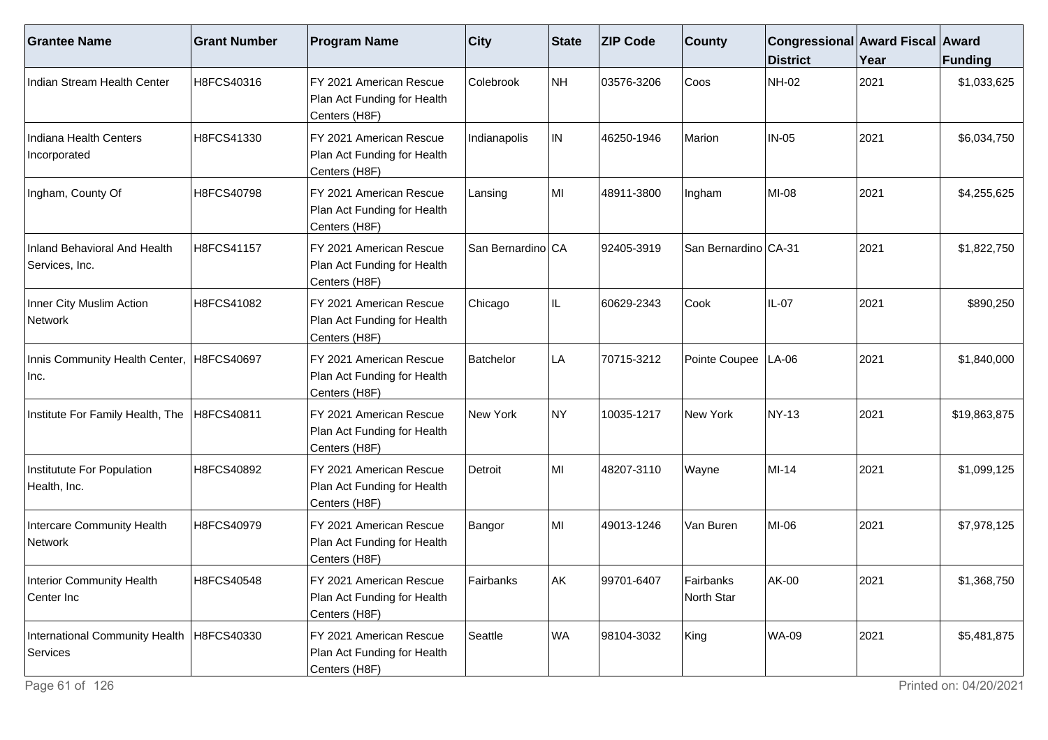| Grantee Name | Grant Number | Program Name | City | State | ZIP Code | County | Congressional District | Award Fiscal Year | Award Funding |
|---|---|---|---|---|---|---|---|---|---|
| Indian Stream Health Center | H8FCS40316 | FY 2021 American Rescue Plan Act Funding for Health Centers (H8F) | Colebrook | NH | 03576-3206 | Coos | NH-02 | 2021 | $1,033,625 |
| Indiana Health Centers Incorporated | H8FCS41330 | FY 2021 American Rescue Plan Act Funding for Health Centers (H8F) | Indianapolis | IN | 46250-1946 | Marion | IN-05 | 2021 | $6,034,750 |
| Ingham, County Of | H8FCS40798 | FY 2021 American Rescue Plan Act Funding for Health Centers (H8F) | Lansing | MI | 48911-3800 | Ingham | MI-08 | 2021 | $4,255,625 |
| Inland Behavioral And Health Services, Inc. | H8FCS41157 | FY 2021 American Rescue Plan Act Funding for Health Centers (H8F) | San Bernardino | CA | 92405-3919 | San Bernardino | CA-31 | 2021 | $1,822,750 |
| Inner City Muslim Action Network | H8FCS41082 | FY 2021 American Rescue Plan Act Funding for Health Centers (H8F) | Chicago | IL | 60629-2343 | Cook | IL-07 | 2021 | $890,250 |
| Innis Community Health Center, Inc. | H8FCS40697 | FY 2021 American Rescue Plan Act Funding for Health Centers (H8F) | Batchelor | LA | 70715-3212 | Pointe Coupee | LA-06 | 2021 | $1,840,000 |
| Institute For Family Health, The | H8FCS40811 | FY 2021 American Rescue Plan Act Funding for Health Centers (H8F) | New York | NY | 10035-1217 | New York | NY-13 | 2021 | $19,863,875 |
| Institutute For Population Health, Inc. | H8FCS40892 | FY 2021 American Rescue Plan Act Funding for Health Centers (H8F) | Detroit | MI | 48207-3110 | Wayne | MI-14 | 2021 | $1,099,125 |
| Intercare Community Health Network | H8FCS40979 | FY 2021 American Rescue Plan Act Funding for Health Centers (H8F) | Bangor | MI | 49013-1246 | Van Buren | MI-06 | 2021 | $7,978,125 |
| Interior Community Health Center Inc | H8FCS40548 | FY 2021 American Rescue Plan Act Funding for Health Centers (H8F) | Fairbanks | AK | 99701-6407 | Fairbanks North Star | AK-00 | 2021 | $1,368,750 |
| International Community Health Services | H8FCS40330 | FY 2021 American Rescue Plan Act Funding for Health Centers (H8F) | Seattle | WA | 98104-3032 | King | WA-09 | 2021 | $5,481,875 |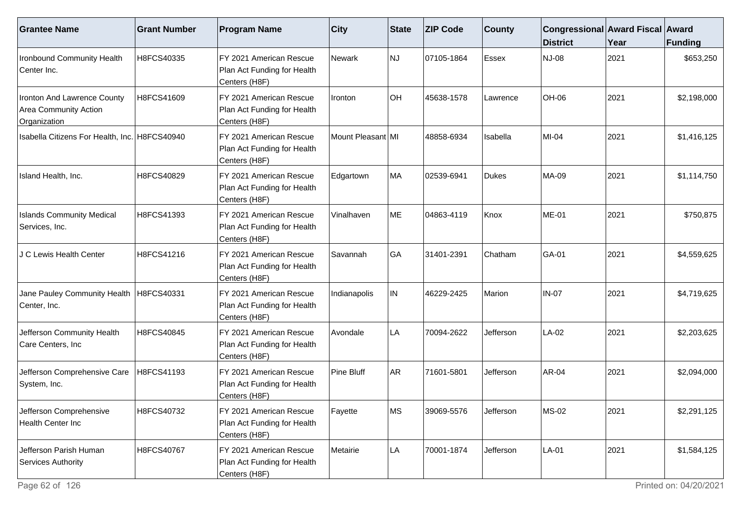| Grantee Name | Grant Number | Program Name | City | State | ZIP Code | County | Congressional District | Award Fiscal Year | Award Funding |
|---|---|---|---|---|---|---|---|---|---|
| Ironbound Community Health Center Inc. | H8FCS40335 | FY 2021 American Rescue Plan Act Funding for Health Centers (H8F) | Newark | NJ | 07105-1864 | Essex | NJ-08 | 2021 | $653,250 |
| Ironton And Lawrence County Area Community Action Organization | H8FCS41609 | FY 2021 American Rescue Plan Act Funding for Health Centers (H8F) | Ironton | OH | 45638-1578 | Lawrence | OH-06 | 2021 | $2,198,000 |
| Isabella Citizens For Health, Inc. | H8FCS40940 | FY 2021 American Rescue Plan Act Funding for Health Centers (H8F) | Mount Pleasant | MI | 48858-6934 | Isabella | MI-04 | 2021 | $1,416,125 |
| Island Health, Inc. | H8FCS40829 | FY 2021 American Rescue Plan Act Funding for Health Centers (H8F) | Edgartown | MA | 02539-6941 | Dukes | MA-09 | 2021 | $1,114,750 |
| Islands Community Medical Services, Inc. | H8FCS41393 | FY 2021 American Rescue Plan Act Funding for Health Centers (H8F) | Vinalhaven | ME | 04863-4119 | Knox | ME-01 | 2021 | $750,875 |
| J C Lewis Health Center | H8FCS41216 | FY 2021 American Rescue Plan Act Funding for Health Centers (H8F) | Savannah | GA | 31401-2391 | Chatham | GA-01 | 2021 | $4,559,625 |
| Jane Pauley Community Health Center, Inc. | H8FCS40331 | FY 2021 American Rescue Plan Act Funding for Health Centers (H8F) | Indianapolis | IN | 46229-2425 | Marion | IN-07 | 2021 | $4,719,625 |
| Jefferson Community Health Care Centers, Inc | H8FCS40845 | FY 2021 American Rescue Plan Act Funding for Health Centers (H8F) | Avondale | LA | 70094-2622 | Jefferson | LA-02 | 2021 | $2,203,625 |
| Jefferson Comprehensive Care System, Inc. | H8FCS41193 | FY 2021 American Rescue Plan Act Funding for Health Centers (H8F) | Pine Bluff | AR | 71601-5801 | Jefferson | AR-04 | 2021 | $2,094,000 |
| Jefferson Comprehensive Health Center Inc | H8FCS40732 | FY 2021 American Rescue Plan Act Funding for Health Centers (H8F) | Fayette | MS | 39069-5576 | Jefferson | MS-02 | 2021 | $2,291,125 |
| Jefferson Parish Human Services Authority | H8FCS40767 | FY 2021 American Rescue Plan Act Funding for Health Centers (H8F) | Metairie | LA | 70001-1874 | Jefferson | LA-01 | 2021 | $1,584,125 |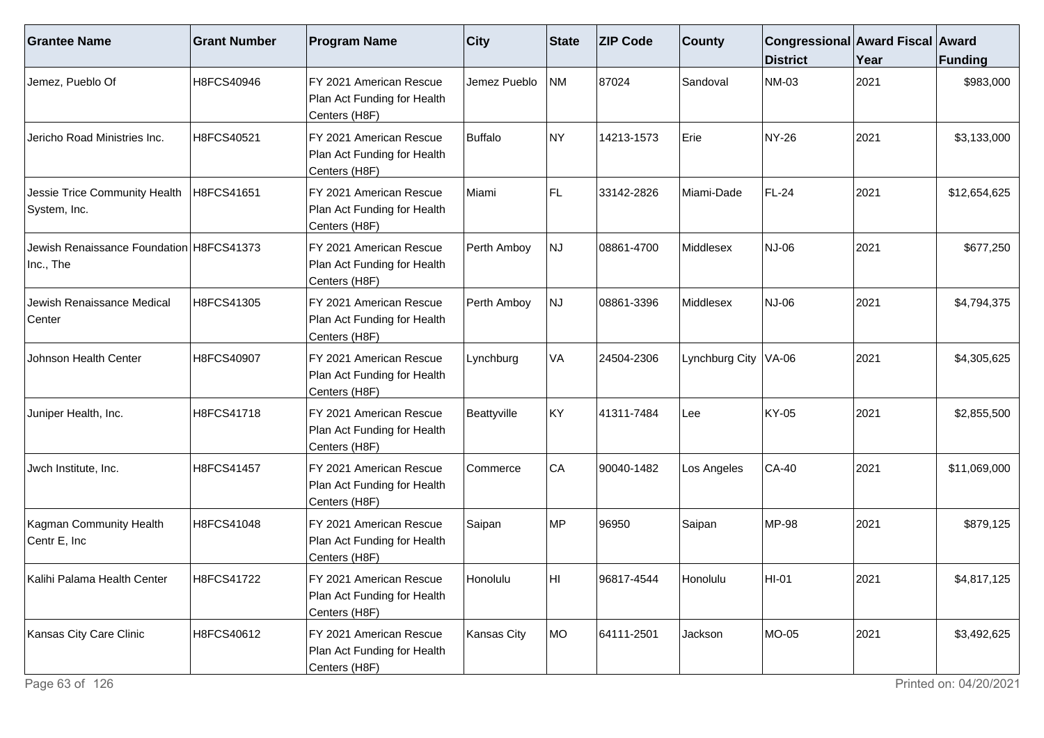| Grantee Name | Grant Number | Program Name | City | State | ZIP Code | County | Congressional District | Award Fiscal Year | Award Funding |
|---|---|---|---|---|---|---|---|---|---|
| Jemez, Pueblo Of | H8FCS40946 | FY 2021 American Rescue Plan Act Funding for Health Centers (H8F) | Jemez Pueblo | NM | 87024 | Sandoval | NM-03 | 2021 | $983,000 |
| Jericho Road Ministries Inc. | H8FCS40521 | FY 2021 American Rescue Plan Act Funding for Health Centers (H8F) | Buffalo | NY | 14213-1573 | Erie | NY-26 | 2021 | $3,133,000 |
| Jessie Trice Community Health System, Inc. | H8FCS41651 | FY 2021 American Rescue Plan Act Funding for Health Centers (H8F) | Miami | FL | 33142-2826 | Miami-Dade | FL-24 | 2021 | $12,654,625 |
| Jewish Renaissance Foundation Inc., The | H8FCS41373 | FY 2021 American Rescue Plan Act Funding for Health Centers (H8F) | Perth Amboy | NJ | 08861-4700 | Middlesex | NJ-06 | 2021 | $677,250 |
| Jewish Renaissance Medical Center | H8FCS41305 | FY 2021 American Rescue Plan Act Funding for Health Centers (H8F) | Perth Amboy | NJ | 08861-3396 | Middlesex | NJ-06 | 2021 | $4,794,375 |
| Johnson Health Center | H8FCS40907 | FY 2021 American Rescue Plan Act Funding for Health Centers (H8F) | Lynchburg | VA | 24504-2306 | Lynchburg City | VA-06 | 2021 | $4,305,625 |
| Juniper Health, Inc. | H8FCS41718 | FY 2021 American Rescue Plan Act Funding for Health Centers (H8F) | Beattyville | KY | 41311-7484 | Lee | KY-05 | 2021 | $2,855,500 |
| Jwch Institute, Inc. | H8FCS41457 | FY 2021 American Rescue Plan Act Funding for Health Centers (H8F) | Commerce | CA | 90040-1482 | Los Angeles | CA-40 | 2021 | $11,069,000 |
| Kagman Community Health Centr E, Inc | H8FCS41048 | FY 2021 American Rescue Plan Act Funding for Health Centers (H8F) | Saipan | MP | 96950 | Saipan | MP-98 | 2021 | $879,125 |
| Kalihi Palama Health Center | H8FCS41722 | FY 2021 American Rescue Plan Act Funding for Health Centers (H8F) | Honolulu | HI | 96817-4544 | Honolulu | HI-01 | 2021 | $4,817,125 |
| Kansas City Care Clinic | H8FCS40612 | FY 2021 American Rescue Plan Act Funding for Health Centers (H8F) | Kansas City | MO | 64111-2501 | Jackson | MO-05 | 2021 | $3,492,625 |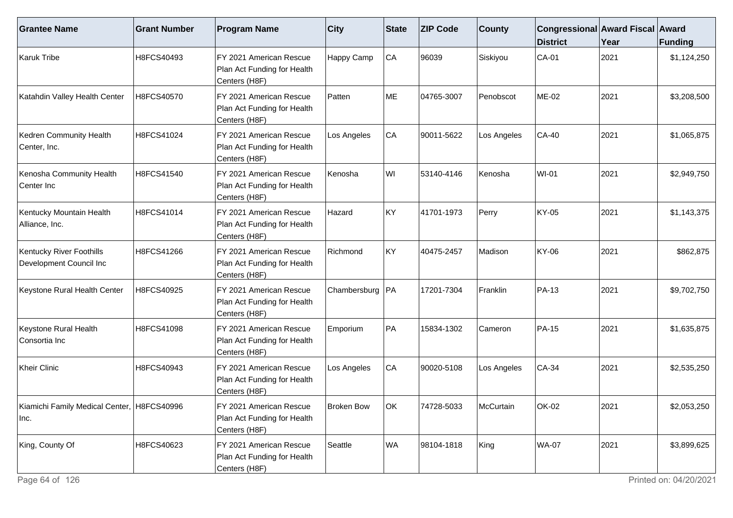| Grantee Name | Grant Number | Program Name | City | State | ZIP Code | County | Congressional District | Award Fiscal Year | Award Funding |
|---|---|---|---|---|---|---|---|---|---|
| Karuk Tribe | H8FCS40493 | FY 2021 American Rescue Plan Act Funding for Health Centers (H8F) | Happy Camp | CA | 96039 | Siskiyou | CA-01 | 2021 | $1,124,250 |
| Katahdin Valley Health Center | H8FCS40570 | FY 2021 American Rescue Plan Act Funding for Health Centers (H8F) | Patten | ME | 04765-3007 | Penobscot | ME-02 | 2021 | $3,208,500 |
| Kedren Community Health Center, Inc. | H8FCS41024 | FY 2021 American Rescue Plan Act Funding for Health Centers (H8F) | Los Angeles | CA | 90011-5622 | Los Angeles | CA-40 | 2021 | $1,065,875 |
| Kenosha Community Health Center Inc | H8FCS41540 | FY 2021 American Rescue Plan Act Funding for Health Centers (H8F) | Kenosha | WI | 53140-4146 | Kenosha | WI-01 | 2021 | $2,949,750 |
| Kentucky Mountain Health Alliance, Inc. | H8FCS41014 | FY 2021 American Rescue Plan Act Funding for Health Centers (H8F) | Hazard | KY | 41701-1973 | Perry | KY-05 | 2021 | $1,143,375 |
| Kentucky River Foothills Development Council Inc | H8FCS41266 | FY 2021 American Rescue Plan Act Funding for Health Centers (H8F) | Richmond | KY | 40475-2457 | Madison | KY-06 | 2021 | $862,875 |
| Keystone Rural Health Center | H8FCS40925 | FY 2021 American Rescue Plan Act Funding for Health Centers (H8F) | Chambersburg | PA | 17201-7304 | Franklin | PA-13 | 2021 | $9,702,750 |
| Keystone Rural Health Consortia Inc | H8FCS41098 | FY 2021 American Rescue Plan Act Funding for Health Centers (H8F) | Emporium | PA | 15834-1302 | Cameron | PA-15 | 2021 | $1,635,875 |
| Kheir Clinic | H8FCS40943 | FY 2021 American Rescue Plan Act Funding for Health Centers (H8F) | Los Angeles | CA | 90020-5108 | Los Angeles | CA-34 | 2021 | $2,535,250 |
| Kiamichi Family Medical Center, Inc. | H8FCS40996 | FY 2021 American Rescue Plan Act Funding for Health Centers (H8F) | Broken Bow | OK | 74728-5033 | McCurtain | OK-02 | 2021 | $2,053,250 |
| King, County Of | H8FCS40623 | FY 2021 American Rescue Plan Act Funding for Health Centers (H8F) | Seattle | WA | 98104-1818 | King | WA-07 | 2021 | $3,899,625 |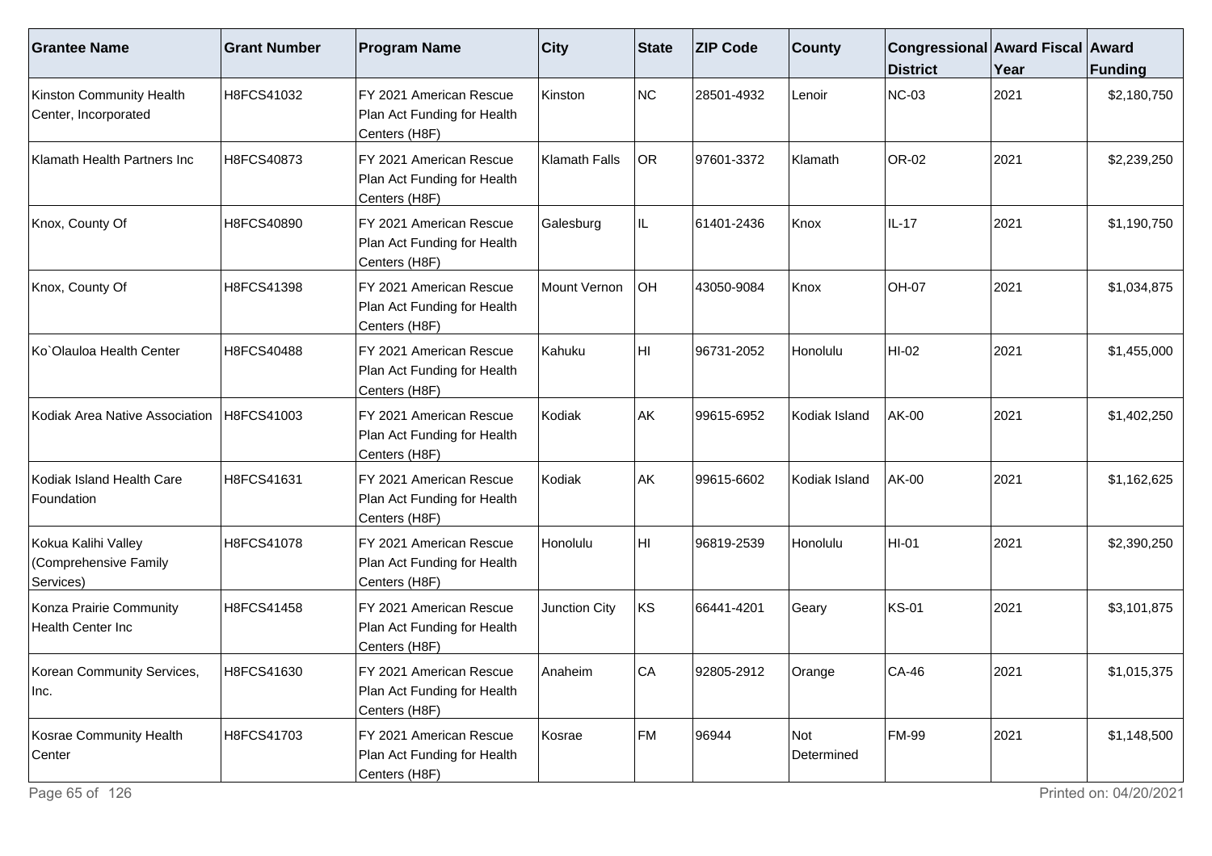| Grantee Name | Grant Number | Program Name | City | State | ZIP Code | County | Congressional District | Award Fiscal Year | Award Funding |
|---|---|---|---|---|---|---|---|---|---|
| Kinston Community Health Center, Incorporated | H8FCS41032 | FY 2021 American Rescue Plan Act Funding for Health Centers (H8F) | Kinston | NC | 28501-4932 | Lenoir | NC-03 | 2021 | $2,180,750 |
| Klamath Health Partners Inc | H8FCS40873 | FY 2021 American Rescue Plan Act Funding for Health Centers (H8F) | Klamath Falls | OR | 97601-3372 | Klamath | OR-02 | 2021 | $2,239,250 |
| Knox, County Of | H8FCS40890 | FY 2021 American Rescue Plan Act Funding for Health Centers (H8F) | Galesburg | IL | 61401-2436 | Knox | IL-17 | 2021 | $1,190,750 |
| Knox, County Of | H8FCS41398 | FY 2021 American Rescue Plan Act Funding for Health Centers (H8F) | Mount Vernon | OH | 43050-9084 | Knox | OH-07 | 2021 | $1,034,875 |
| Ko`Olauloa Health Center | H8FCS40488 | FY 2021 American Rescue Plan Act Funding for Health Centers (H8F) | Kahuku | HI | 96731-2052 | Honolulu | HI-02 | 2021 | $1,455,000 |
| Kodiak Area Native Association | H8FCS41003 | FY 2021 American Rescue Plan Act Funding for Health Centers (H8F) | Kodiak | AK | 99615-6952 | Kodiak Island | AK-00 | 2021 | $1,402,250 |
| Kodiak Island Health Care Foundation | H8FCS41631 | FY 2021 American Rescue Plan Act Funding for Health Centers (H8F) | Kodiak | AK | 99615-6602 | Kodiak Island | AK-00 | 2021 | $1,162,625 |
| Kokua Kalihi Valley (Comprehensive Family Services) | H8FCS41078 | FY 2021 American Rescue Plan Act Funding for Health Centers (H8F) | Honolulu | HI | 96819-2539 | Honolulu | HI-01 | 2021 | $2,390,250 |
| Konza Prairie Community Health Center Inc | H8FCS41458 | FY 2021 American Rescue Plan Act Funding for Health Centers (H8F) | Junction City | KS | 66441-4201 | Geary | KS-01 | 2021 | $3,101,875 |
| Korean Community Services, Inc. | H8FCS41630 | FY 2021 American Rescue Plan Act Funding for Health Centers (H8F) | Anaheim | CA | 92805-2912 | Orange | CA-46 | 2021 | $1,015,375 |
| Kosrae Community Health Center | H8FCS41703 | FY 2021 American Rescue Plan Act Funding for Health Centers (H8F) | Kosrae | FM | 96944 | Not Determined | FM-99 | 2021 | $1,148,500 |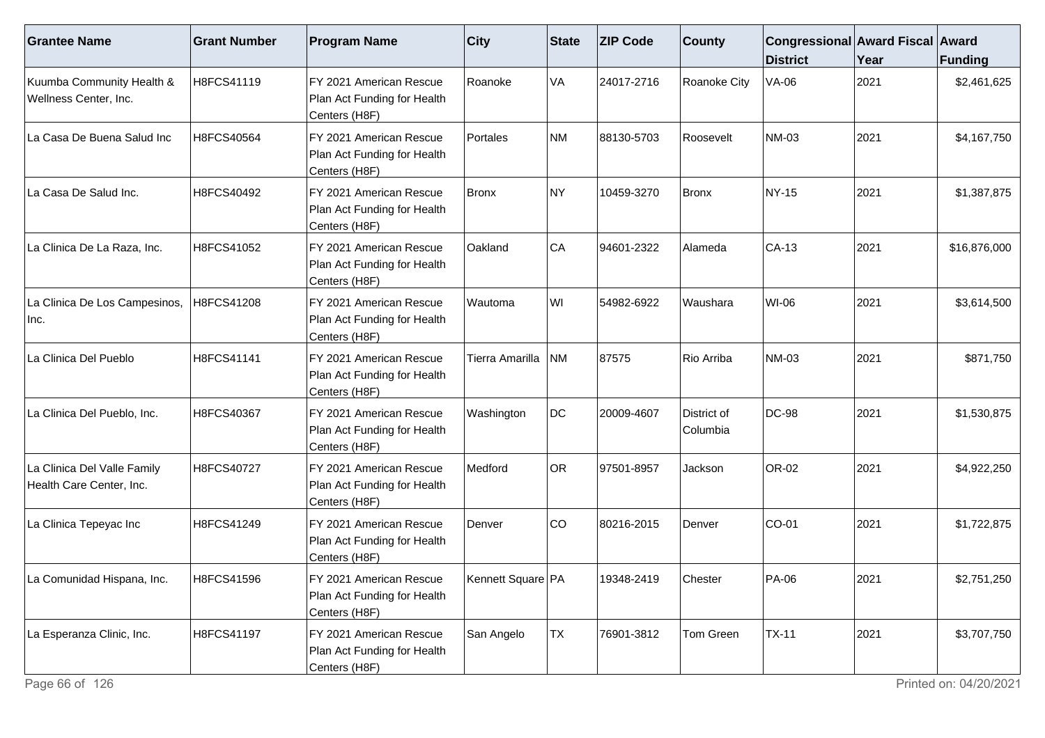| Grantee Name | Grant Number | Program Name | City | State | ZIP Code | County | Congressional District | Award Fiscal Year | Award Funding |
| --- | --- | --- | --- | --- | --- | --- | --- | --- | --- |
| Kuumba Community Health & Wellness Center, Inc. | H8FCS41119 | FY 2021 American Rescue Plan Act Funding for Health Centers (H8F) | Roanoke | VA | 24017-2716 | Roanoke City | VA-06 | 2021 | $2,461,625 |
| La Casa De Buena Salud Inc | H8FCS40564 | FY 2021 American Rescue Plan Act Funding for Health Centers (H8F) | Portales | NM | 88130-5703 | Roosevelt | NM-03 | 2021 | $4,167,750 |
| La Casa De Salud Inc. | H8FCS40492 | FY 2021 American Rescue Plan Act Funding for Health Centers (H8F) | Bronx | NY | 10459-3270 | Bronx | NY-15 | 2021 | $1,387,875 |
| La Clinica De La Raza, Inc. | H8FCS41052 | FY 2021 American Rescue Plan Act Funding for Health Centers (H8F) | Oakland | CA | 94601-2322 | Alameda | CA-13 | 2021 | $16,876,000 |
| La Clinica De Los Campesinos, Inc. | H8FCS41208 | FY 2021 American Rescue Plan Act Funding for Health Centers (H8F) | Wautoma | WI | 54982-6922 | Waushara | WI-06 | 2021 | $3,614,500 |
| La Clinica Del Pueblo | H8FCS41141 | FY 2021 American Rescue Plan Act Funding for Health Centers (H8F) | Tierra Amarilla | NM | 87575 | Rio Arriba | NM-03 | 2021 | $871,750 |
| La Clinica Del Pueblo, Inc. | H8FCS40367 | FY 2021 American Rescue Plan Act Funding for Health Centers (H8F) | Washington | DC | 20009-4607 | District of Columbia | DC-98 | 2021 | $1,530,875 |
| La Clinica Del Valle Family Health Care Center, Inc. | H8FCS40727 | FY 2021 American Rescue Plan Act Funding for Health Centers (H8F) | Medford | OR | 97501-8957 | Jackson | OR-02 | 2021 | $4,922,250 |
| La Clinica Tepeyac Inc | H8FCS41249 | FY 2021 American Rescue Plan Act Funding for Health Centers (H8F) | Denver | CO | 80216-2015 | Denver | CO-01 | 2021 | $1,722,875 |
| La Comunidad Hispana, Inc. | H8FCS41596 | FY 2021 American Rescue Plan Act Funding for Health Centers (H8F) | Kennett Square | PA | 19348-2419 | Chester | PA-06 | 2021 | $2,751,250 |
| La Esperanza Clinic, Inc. | H8FCS41197 | FY 2021 American Rescue Plan Act Funding for Health Centers (H8F) | San Angelo | TX | 76901-3812 | Tom Green | TX-11 | 2021 | $3,707,750 |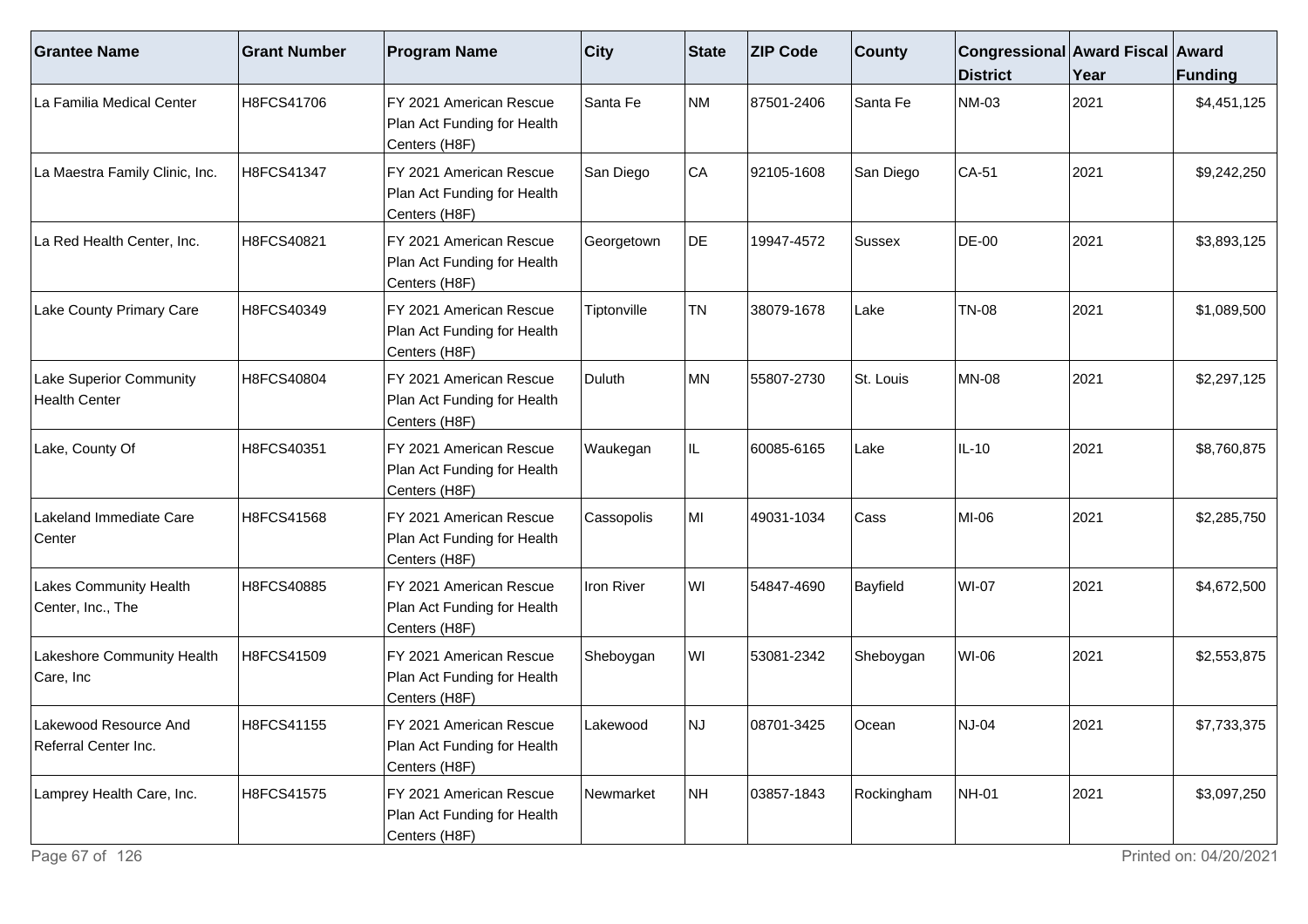| Grantee Name | Grant Number | Program Name | City | State | ZIP Code | County | Congressional District | Award Fiscal Year | Award Funding |
|---|---|---|---|---|---|---|---|---|---|
| La Familia Medical Center | H8FCS41706 | FY 2021 American Rescue Plan Act Funding for Health Centers (H8F) | Santa Fe | NM | 87501-2406 | Santa Fe | NM-03 | 2021 | $4,451,125 |
| La Maestra Family Clinic, Inc. | H8FCS41347 | FY 2021 American Rescue Plan Act Funding for Health Centers (H8F) | San Diego | CA | 92105-1608 | San Diego | CA-51 | 2021 | $9,242,250 |
| La Red Health Center, Inc. | H8FCS40821 | FY 2021 American Rescue Plan Act Funding for Health Centers (H8F) | Georgetown | DE | 19947-4572 | Sussex | DE-00 | 2021 | $3,893,125 |
| Lake County Primary Care | H8FCS40349 | FY 2021 American Rescue Plan Act Funding for Health Centers (H8F) | Tiptonville | TN | 38079-1678 | Lake | TN-08 | 2021 | $1,089,500 |
| Lake Superior Community Health Center | H8FCS40804 | FY 2021 American Rescue Plan Act Funding for Health Centers (H8F) | Duluth | MN | 55807-2730 | St. Louis | MN-08 | 2021 | $2,297,125 |
| Lake, County Of | H8FCS40351 | FY 2021 American Rescue Plan Act Funding for Health Centers (H8F) | Waukegan | IL | 60085-6165 | Lake | IL-10 | 2021 | $8,760,875 |
| Lakeland Immediate Care Center | H8FCS41568 | FY 2021 American Rescue Plan Act Funding for Health Centers (H8F) | Cassopolis | MI | 49031-1034 | Cass | MI-06 | 2021 | $2,285,750 |
| Lakes Community Health Center, Inc., The | H8FCS40885 | FY 2021 American Rescue Plan Act Funding for Health Centers (H8F) | Iron River | WI | 54847-4690 | Bayfield | WI-07 | 2021 | $4,672,500 |
| Lakeshore Community Health Care, Inc | H8FCS41509 | FY 2021 American Rescue Plan Act Funding for Health Centers (H8F) | Sheboygan | WI | 53081-2342 | Sheboygan | WI-06 | 2021 | $2,553,875 |
| Lakewood Resource And Referral Center Inc. | H8FCS41155 | FY 2021 American Rescue Plan Act Funding for Health Centers (H8F) | Lakewood | NJ | 08701-3425 | Ocean | NJ-04 | 2021 | $7,733,375 |
| Lamprey Health Care, Inc. | H8FCS41575 | FY 2021 American Rescue Plan Act Funding for Health Centers (H8F) | Newmarket | NH | 03857-1843 | Rockingham | NH-01 | 2021 | $3,097,250 |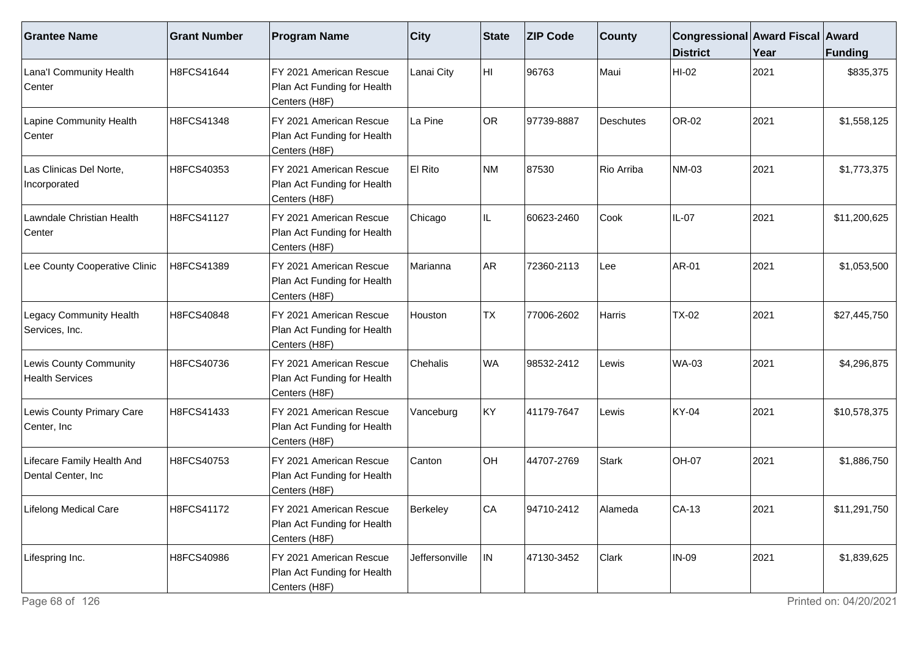| Grantee Name | Grant Number | Program Name | City | State | ZIP Code | County | Congressional District | Award Fiscal Year | Award Funding |
|---|---|---|---|---|---|---|---|---|---|
| Lana'I Community Health Center | H8FCS41644 | FY 2021 American Rescue Plan Act Funding for Health Centers (H8F) | Lanai City | HI | 96763 | Maui | HI-02 | 2021 | $835,375 |
| Lapine Community Health Center | H8FCS41348 | FY 2021 American Rescue Plan Act Funding for Health Centers (H8F) | La Pine | OR | 97739-8887 | Deschutes | OR-02 | 2021 | $1,558,125 |
| Las Clinicas Del Norte, Incorporated | H8FCS40353 | FY 2021 American Rescue Plan Act Funding for Health Centers (H8F) | El Rito | NM | 87530 | Rio Arriba | NM-03 | 2021 | $1,773,375 |
| Lawndale Christian Health Center | H8FCS41127 | FY 2021 American Rescue Plan Act Funding for Health Centers (H8F) | Chicago | IL | 60623-2460 | Cook | IL-07 | 2021 | $11,200,625 |
| Lee County Cooperative Clinic | H8FCS41389 | FY 2021 American Rescue Plan Act Funding for Health Centers (H8F) | Marianna | AR | 72360-2113 | Lee | AR-01 | 2021 | $1,053,500 |
| Legacy Community Health Services, Inc. | H8FCS40848 | FY 2021 American Rescue Plan Act Funding for Health Centers (H8F) | Houston | TX | 77006-2602 | Harris | TX-02 | 2021 | $27,445,750 |
| Lewis County Community Health Services | H8FCS40736 | FY 2021 American Rescue Plan Act Funding for Health Centers (H8F) | Chehalis | WA | 98532-2412 | Lewis | WA-03 | 2021 | $4,296,875 |
| Lewis County Primary Care Center, Inc | H8FCS41433 | FY 2021 American Rescue Plan Act Funding for Health Centers (H8F) | Vanceburg | KY | 41179-7647 | Lewis | KY-04 | 2021 | $10,578,375 |
| Lifecare Family Health And Dental Center, Inc | H8FCS40753 | FY 2021 American Rescue Plan Act Funding for Health Centers (H8F) | Canton | OH | 44707-2769 | Stark | OH-07 | 2021 | $1,886,750 |
| Lifelong Medical Care | H8FCS41172 | FY 2021 American Rescue Plan Act Funding for Health Centers (H8F) | Berkeley | CA | 94710-2412 | Alameda | CA-13 | 2021 | $11,291,750 |
| Lifespring Inc. | H8FCS40986 | FY 2021 American Rescue Plan Act Funding for Health Centers (H8F) | Jeffersonville | IN | 47130-3452 | Clark | IN-09 | 2021 | $1,839,625 |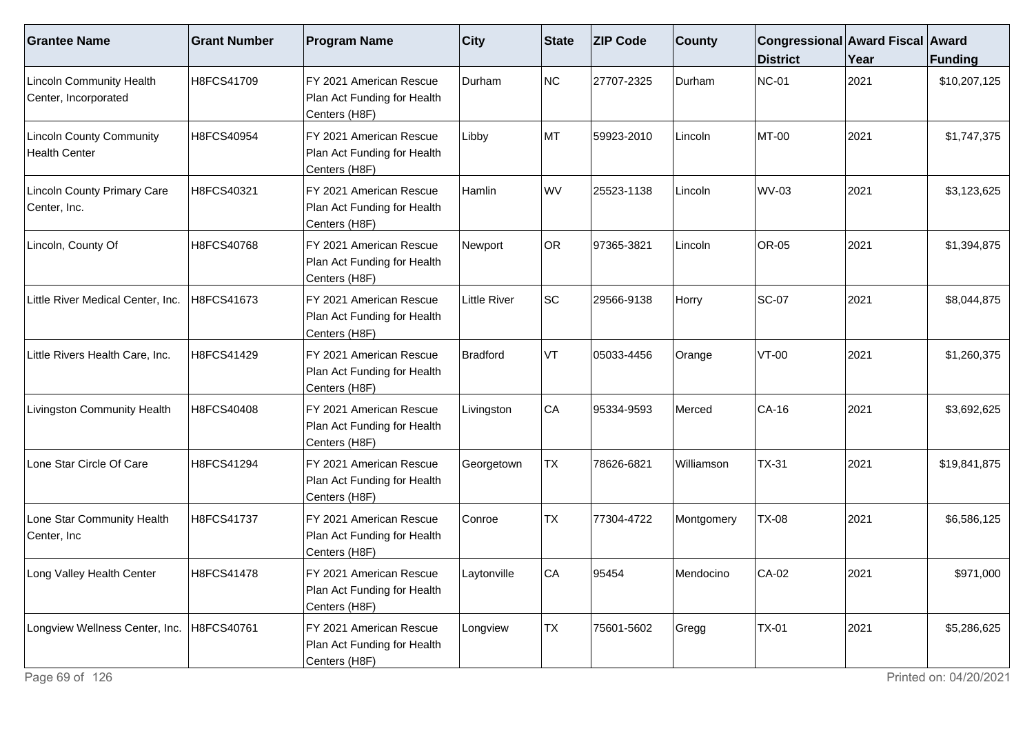| Grantee Name | Grant Number | Program Name | City | State | ZIP Code | County | Congressional District | Award Fiscal Year | Award Funding |
|---|---|---|---|---|---|---|---|---|---|
| Lincoln Community Health Center, Incorporated | H8FCS41709 | FY 2021 American Rescue Plan Act Funding for Health Centers (H8F) | Durham | NC | 27707-2325 | Durham | NC-01 | 2021 | $10,207,125 |
| Lincoln County Community Health Center | H8FCS40954 | FY 2021 American Rescue Plan Act Funding for Health Centers (H8F) | Libby | MT | 59923-2010 | Lincoln | MT-00 | 2021 | $1,747,375 |
| Lincoln County Primary Care Center, Inc. | H8FCS40321 | FY 2021 American Rescue Plan Act Funding for Health Centers (H8F) | Hamlin | WV | 25523-1138 | Lincoln | WV-03 | 2021 | $3,123,625 |
| Lincoln, County Of | H8FCS40768 | FY 2021 American Rescue Plan Act Funding for Health Centers (H8F) | Newport | OR | 97365-3821 | Lincoln | OR-05 | 2021 | $1,394,875 |
| Little River Medical Center, Inc. | H8FCS41673 | FY 2021 American Rescue Plan Act Funding for Health Centers (H8F) | Little River | SC | 29566-9138 | Horry | SC-07 | 2021 | $8,044,875 |
| Little Rivers Health Care, Inc. | H8FCS41429 | FY 2021 American Rescue Plan Act Funding for Health Centers (H8F) | Bradford | VT | 05033-4456 | Orange | VT-00 | 2021 | $1,260,375 |
| Livingston Community Health | H8FCS40408 | FY 2021 American Rescue Plan Act Funding for Health Centers (H8F) | Livingston | CA | 95334-9593 | Merced | CA-16 | 2021 | $3,692,625 |
| Lone Star Circle Of Care | H8FCS41294 | FY 2021 American Rescue Plan Act Funding for Health Centers (H8F) | Georgetown | TX | 78626-6821 | Williamson | TX-31 | 2021 | $19,841,875 |
| Lone Star Community Health Center, Inc | H8FCS41737 | FY 2021 American Rescue Plan Act Funding for Health Centers (H8F) | Conroe | TX | 77304-4722 | Montgomery | TX-08 | 2021 | $6,586,125 |
| Long Valley Health Center | H8FCS41478 | FY 2021 American Rescue Plan Act Funding for Health Centers (H8F) | Laytonville | CA | 95454 | Mendocino | CA-02 | 2021 | $971,000 |
| Longview Wellness Center, Inc. | H8FCS40761 | FY 2021 American Rescue Plan Act Funding for Health Centers (H8F) | Longview | TX | 75601-5602 | Gregg | TX-01 | 2021 | $5,286,625 |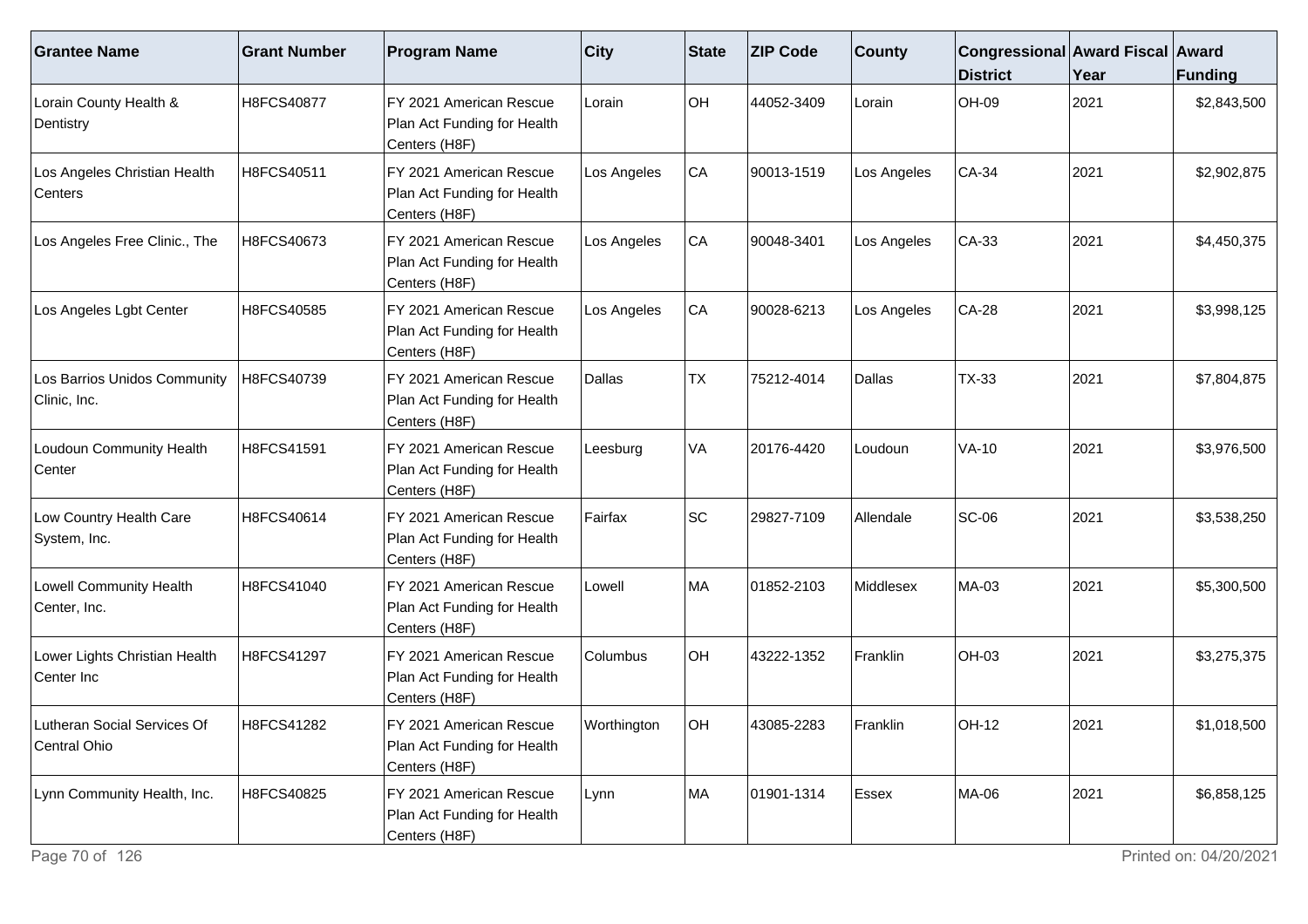| Grantee Name | Grant Number | Program Name | City | State | ZIP Code | County | Congressional District | Award Fiscal Year | Award Funding |
| --- | --- | --- | --- | --- | --- | --- | --- | --- | --- |
| Lorain County Health & Dentistry | H8FCS40877 | FY 2021 American Rescue Plan Act Funding for Health Centers (H8F) | Lorain | OH | 44052-3409 | Lorain | OH-09 | 2021 | $2,843,500 |
| Los Angeles Christian Health Centers | H8FCS40511 | FY 2021 American Rescue Plan Act Funding for Health Centers (H8F) | Los Angeles | CA | 90013-1519 | Los Angeles | CA-34 | 2021 | $2,902,875 |
| Los Angeles Free Clinic., The | H8FCS40673 | FY 2021 American Rescue Plan Act Funding for Health Centers (H8F) | Los Angeles | CA | 90048-3401 | Los Angeles | CA-33 | 2021 | $4,450,375 |
| Los Angeles Lgbt Center | H8FCS40585 | FY 2021 American Rescue Plan Act Funding for Health Centers (H8F) | Los Angeles | CA | 90028-6213 | Los Angeles | CA-28 | 2021 | $3,998,125 |
| Los Barrios Unidos Community Clinic, Inc. | H8FCS40739 | FY 2021 American Rescue Plan Act Funding for Health Centers (H8F) | Dallas | TX | 75212-4014 | Dallas | TX-33 | 2021 | $7,804,875 |
| Loudoun Community Health Center | H8FCS41591 | FY 2021 American Rescue Plan Act Funding for Health Centers (H8F) | Leesburg | VA | 20176-4420 | Loudoun | VA-10 | 2021 | $3,976,500 |
| Low Country Health Care System, Inc. | H8FCS40614 | FY 2021 American Rescue Plan Act Funding for Health Centers (H8F) | Fairfax | SC | 29827-7109 | Allendale | SC-06 | 2021 | $3,538,250 |
| Lowell Community Health Center, Inc. | H8FCS41040 | FY 2021 American Rescue Plan Act Funding for Health Centers (H8F) | Lowell | MA | 01852-2103 | Middlesex | MA-03 | 2021 | $5,300,500 |
| Lower Lights Christian Health Center Inc | H8FCS41297 | FY 2021 American Rescue Plan Act Funding for Health Centers (H8F) | Columbus | OH | 43222-1352 | Franklin | OH-03 | 2021 | $3,275,375 |
| Lutheran Social Services Of Central Ohio | H8FCS41282 | FY 2021 American Rescue Plan Act Funding for Health Centers (H8F) | Worthington | OH | 43085-2283 | Franklin | OH-12 | 2021 | $1,018,500 |
| Lynn Community Health, Inc. | H8FCS40825 | FY 2021 American Rescue Plan Act Funding for Health Centers (H8F) | Lynn | MA | 01901-1314 | Essex | MA-06 | 2021 | $6,858,125 |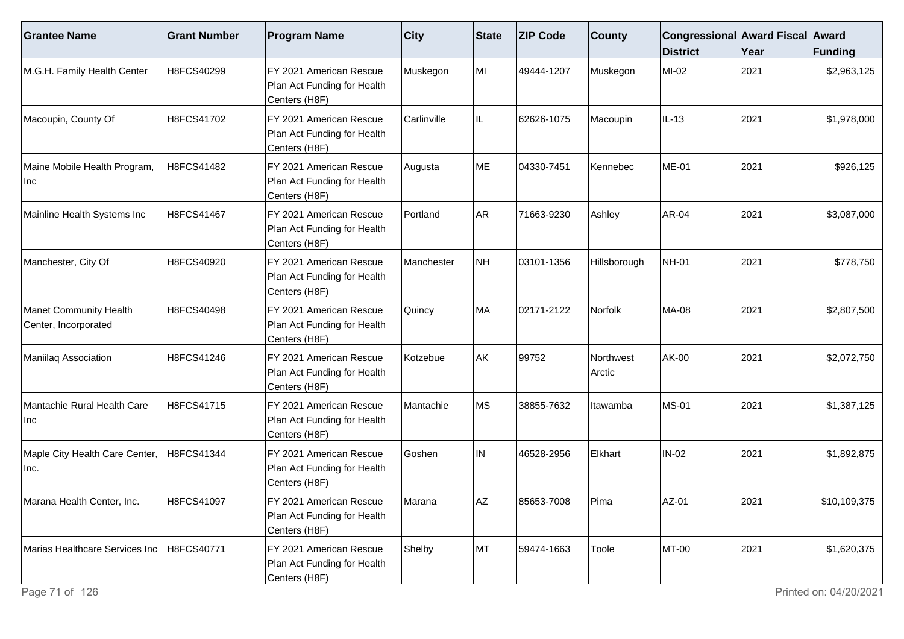| Grantee Name | Grant Number | Program Name | City | State | ZIP Code | County | Congressional District | Award Fiscal Year | Award Funding |
|---|---|---|---|---|---|---|---|---|---|
| M.G.H. Family Health Center | H8FCS40299 | FY 2021 American Rescue Plan Act Funding for Health Centers (H8F) | Muskegon | MI | 49444-1207 | Muskegon | MI-02 | 2021 | $2,963,125 |
| Macoupin, County Of | H8FCS41702 | FY 2021 American Rescue Plan Act Funding for Health Centers (H8F) | Carlinville | IL | 62626-1075 | Macoupin | IL-13 | 2021 | $1,978,000 |
| Maine Mobile Health Program, Inc | H8FCS41482 | FY 2021 American Rescue Plan Act Funding for Health Centers (H8F) | Augusta | ME | 04330-7451 | Kennebec | ME-01 | 2021 | $926,125 |
| Mainline Health Systems Inc | H8FCS41467 | FY 2021 American Rescue Plan Act Funding for Health Centers (H8F) | Portland | AR | 71663-9230 | Ashley | AR-04 | 2021 | $3,087,000 |
| Manchester, City Of | H8FCS40920 | FY 2021 American Rescue Plan Act Funding for Health Centers (H8F) | Manchester | NH | 03101-1356 | Hillsborough | NH-01 | 2021 | $778,750 |
| Manet Community Health Center, Incorporated | H8FCS40498 | FY 2021 American Rescue Plan Act Funding for Health Centers (H8F) | Quincy | MA | 02171-2122 | Norfolk | MA-08 | 2021 | $2,807,500 |
| Maniilaq Association | H8FCS41246 | FY 2021 American Rescue Plan Act Funding for Health Centers (H8F) | Kotzebue | AK | 99752 | Northwest Arctic | AK-00 | 2021 | $2,072,750 |
| Mantachie Rural Health Care Inc | H8FCS41715 | FY 2021 American Rescue Plan Act Funding for Health Centers (H8F) | Mantachie | MS | 38855-7632 | Itawamba | MS-01 | 2021 | $1,387,125 |
| Maple City Health Care Center, Inc. | H8FCS41344 | FY 2021 American Rescue Plan Act Funding for Health Centers (H8F) | Goshen | IN | 46528-2956 | Elkhart | IN-02 | 2021 | $1,892,875 |
| Marana Health Center, Inc. | H8FCS41097 | FY 2021 American Rescue Plan Act Funding for Health Centers (H8F) | Marana | AZ | 85653-7008 | Pima | AZ-01 | 2021 | $10,109,375 |
| Marias Healthcare Services Inc | H8FCS40771 | FY 2021 American Rescue Plan Act Funding for Health Centers (H8F) | Shelby | MT | 59474-1663 | Toole | MT-00 | 2021 | $1,620,375 |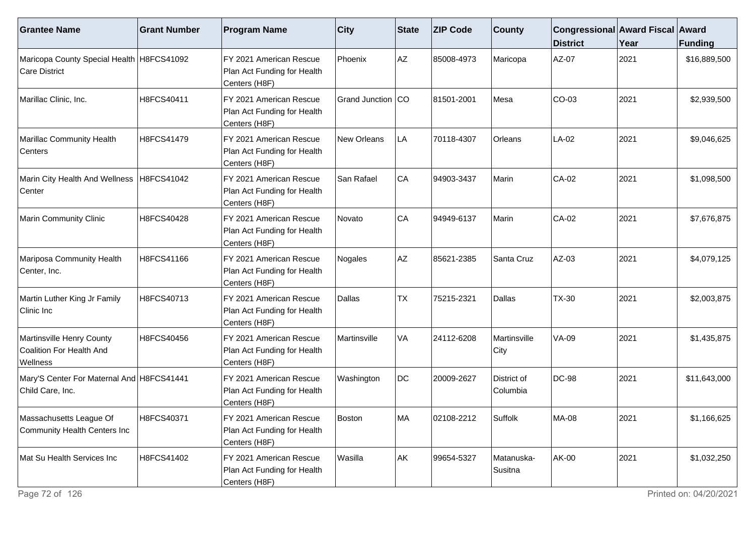| Grantee Name | Grant Number | Program Name | City | State | ZIP Code | County | Congressional District | Award Fiscal Year | Award Funding |
|---|---|---|---|---|---|---|---|---|---|
| Maricopa County Special Health Care District | H8FCS41092 | FY 2021 American Rescue Plan Act Funding for Health Centers (H8F) | Phoenix | AZ | 85008-4973 | Maricopa | AZ-07 | 2021 | $16,889,500 |
| Marillac Clinic, Inc. | H8FCS40411 | FY 2021 American Rescue Plan Act Funding for Health Centers (H8F) | Grand Junction | CO | 81501-2001 | Mesa | CO-03 | 2021 | $2,939,500 |
| Marillac Community Health Centers | H8FCS41479 | FY 2021 American Rescue Plan Act Funding for Health Centers (H8F) | New Orleans | LA | 70118-4307 | Orleans | LA-02 | 2021 | $9,046,625 |
| Marin City Health And Wellness Center | H8FCS41042 | FY 2021 American Rescue Plan Act Funding for Health Centers (H8F) | San Rafael | CA | 94903-3437 | Marin | CA-02 | 2021 | $1,098,500 |
| Marin Community Clinic | H8FCS40428 | FY 2021 American Rescue Plan Act Funding for Health Centers (H8F) | Novato | CA | 94949-6137 | Marin | CA-02 | 2021 | $7,676,875 |
| Mariposa Community Health Center, Inc. | H8FCS41166 | FY 2021 American Rescue Plan Act Funding for Health Centers (H8F) | Nogales | AZ | 85621-2385 | Santa Cruz | AZ-03 | 2021 | $4,079,125 |
| Martin Luther King Jr Family Clinic Inc | H8FCS40713 | FY 2021 American Rescue Plan Act Funding for Health Centers (H8F) | Dallas | TX | 75215-2321 | Dallas | TX-30 | 2021 | $2,003,875 |
| Martinsville Henry County Coalition For Health And Wellness | H8FCS40456 | FY 2021 American Rescue Plan Act Funding for Health Centers (H8F) | Martinsville | VA | 24112-6208 | Martinsville City | VA-09 | 2021 | $1,435,875 |
| Mary'S Center For Maternal And Child Care, Inc. | H8FCS41441 | FY 2021 American Rescue Plan Act Funding for Health Centers (H8F) | Washington | DC | 20009-2627 | District of Columbia | DC-98 | 2021 | $11,643,000 |
| Massachusetts League Of Community Health Centers Inc | H8FCS40371 | FY 2021 American Rescue Plan Act Funding for Health Centers (H8F) | Boston | MA | 02108-2212 | Suffolk | MA-08 | 2021 | $1,166,625 |
| Mat Su Health Services Inc | H8FCS41402 | FY 2021 American Rescue Plan Act Funding for Health Centers (H8F) | Wasilla | AK | 99654-5327 | Matanuska-Susitna | AK-00 | 2021 | $1,032,250 |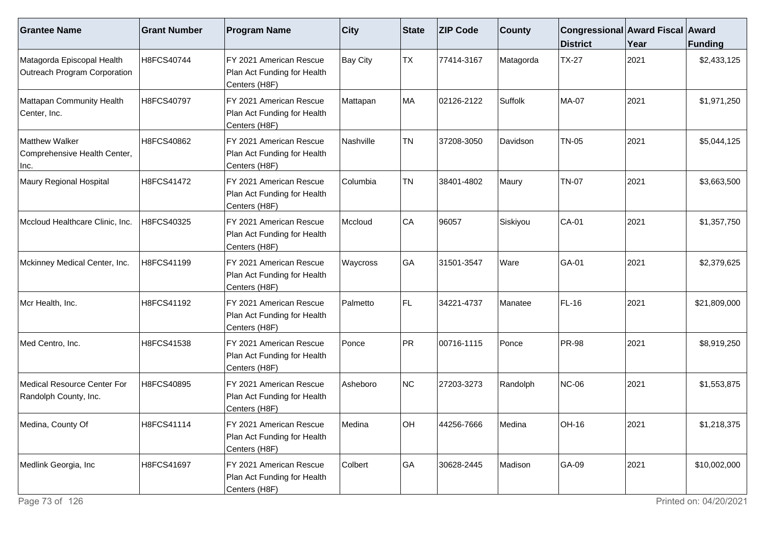| Grantee Name | Grant Number | Program Name | City | State | ZIP Code | County | Congressional District | Award Fiscal Year | Award Funding |
|---|---|---|---|---|---|---|---|---|---|
| Matagorda Episcopal Health Outreach Program Corporation | H8FCS40744 | FY 2021 American Rescue Plan Act Funding for Health Centers (H8F) | Bay City | TX | 77414-3167 | Matagorda | TX-27 | 2021 | $2,433,125 |
| Mattapan Community Health Center, Inc. | H8FCS40797 | FY 2021 American Rescue Plan Act Funding for Health Centers (H8F) | Mattapan | MA | 02126-2122 | Suffolk | MA-07 | 2021 | $1,971,250 |
| Matthew Walker Comprehensive Health Center, Inc. | H8FCS40862 | FY 2021 American Rescue Plan Act Funding for Health Centers (H8F) | Nashville | TN | 37208-3050 | Davidson | TN-05 | 2021 | $5,044,125 |
| Maury Regional Hospital | H8FCS41472 | FY 2021 American Rescue Plan Act Funding for Health Centers (H8F) | Columbia | TN | 38401-4802 | Maury | TN-07 | 2021 | $3,663,500 |
| Mccloud Healthcare Clinic, Inc. | H8FCS40325 | FY 2021 American Rescue Plan Act Funding for Health Centers (H8F) | Mccloud | CA | 96057 | Siskiyou | CA-01 | 2021 | $1,357,750 |
| Mckinney Medical Center, Inc. | H8FCS41199 | FY 2021 American Rescue Plan Act Funding for Health Centers (H8F) | Waycross | GA | 31501-3547 | Ware | GA-01 | 2021 | $2,379,625 |
| Mcr Health, Inc. | H8FCS41192 | FY 2021 American Rescue Plan Act Funding for Health Centers (H8F) | Palmetto | FL | 34221-4737 | Manatee | FL-16 | 2021 | $21,809,000 |
| Med Centro, Inc. | H8FCS41538 | FY 2021 American Rescue Plan Act Funding for Health Centers (H8F) | Ponce | PR | 00716-1115 | Ponce | PR-98 | 2021 | $8,919,250 |
| Medical Resource Center For Randolph County, Inc. | H8FCS40895 | FY 2021 American Rescue Plan Act Funding for Health Centers (H8F) | Asheboro | NC | 27203-3273 | Randolph | NC-06 | 2021 | $1,553,875 |
| Medina, County Of | H8FCS41114 | FY 2021 American Rescue Plan Act Funding for Health Centers (H8F) | Medina | OH | 44256-7666 | Medina | OH-16 | 2021 | $1,218,375 |
| Medlink Georgia, Inc | H8FCS41697 | FY 2021 American Rescue Plan Act Funding for Health Centers (H8F) | Colbert | GA | 30628-2445 | Madison | GA-09 | 2021 | $10,002,000 |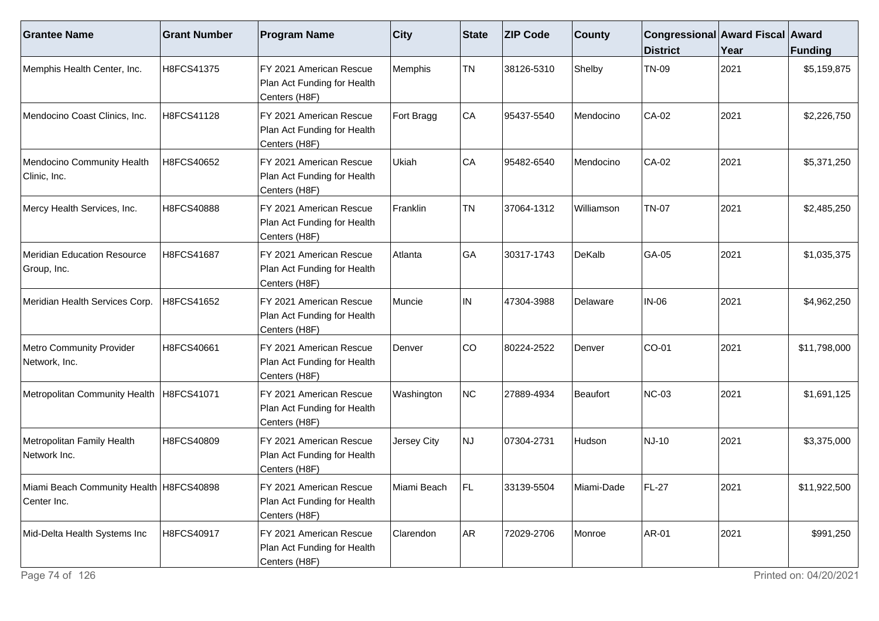| Grantee Name | Grant Number | Program Name | City | State | ZIP Code | County | Congressional District | Award Fiscal Year | Award Funding |
|---|---|---|---|---|---|---|---|---|---|
| Memphis Health Center, Inc. | H8FCS41375 | FY 2021 American Rescue Plan Act Funding for Health Centers (H8F) | Memphis | TN | 38126-5310 | Shelby | TN-09 | 2021 | $5,159,875 |
| Mendocino Coast Clinics, Inc. | H8FCS41128 | FY 2021 American Rescue Plan Act Funding for Health Centers (H8F) | Fort Bragg | CA | 95437-5540 | Mendocino | CA-02 | 2021 | $2,226,750 |
| Mendocino Community Health Clinic, Inc. | H8FCS40652 | FY 2021 American Rescue Plan Act Funding for Health Centers (H8F) | Ukiah | CA | 95482-6540 | Mendocino | CA-02 | 2021 | $5,371,250 |
| Mercy Health Services, Inc. | H8FCS40888 | FY 2021 American Rescue Plan Act Funding for Health Centers (H8F) | Franklin | TN | 37064-1312 | Williamson | TN-07 | 2021 | $2,485,250 |
| Meridian Education Resource Group, Inc. | H8FCS41687 | FY 2021 American Rescue Plan Act Funding for Health Centers (H8F) | Atlanta | GA | 30317-1743 | DeKalb | GA-05 | 2021 | $1,035,375 |
| Meridian Health Services Corp. | H8FCS41652 | FY 2021 American Rescue Plan Act Funding for Health Centers (H8F) | Muncie | IN | 47304-3988 | Delaware | IN-06 | 2021 | $4,962,250 |
| Metro Community Provider Network, Inc. | H8FCS40661 | FY 2021 American Rescue Plan Act Funding for Health Centers (H8F) | Denver | CO | 80224-2522 | Denver | CO-01 | 2021 | $11,798,000 |
| Metropolitan Community Health | H8FCS41071 | FY 2021 American Rescue Plan Act Funding for Health Centers (H8F) | Washington | NC | 27889-4934 | Beaufort | NC-03 | 2021 | $1,691,125 |
| Metropolitan Family Health Network Inc. | H8FCS40809 | FY 2021 American Rescue Plan Act Funding for Health Centers (H8F) | Jersey City | NJ | 07304-2731 | Hudson | NJ-10 | 2021 | $3,375,000 |
| Miami Beach Community Health Center Inc. | H8FCS40898 | FY 2021 American Rescue Plan Act Funding for Health Centers (H8F) | Miami Beach | FL | 33139-5504 | Miami-Dade | FL-27 | 2021 | $11,922,500 |
| Mid-Delta Health Systems Inc | H8FCS40917 | FY 2021 American Rescue Plan Act Funding for Health Centers (H8F) | Clarendon | AR | 72029-2706 | Monroe | AR-01 | 2021 | $991,250 |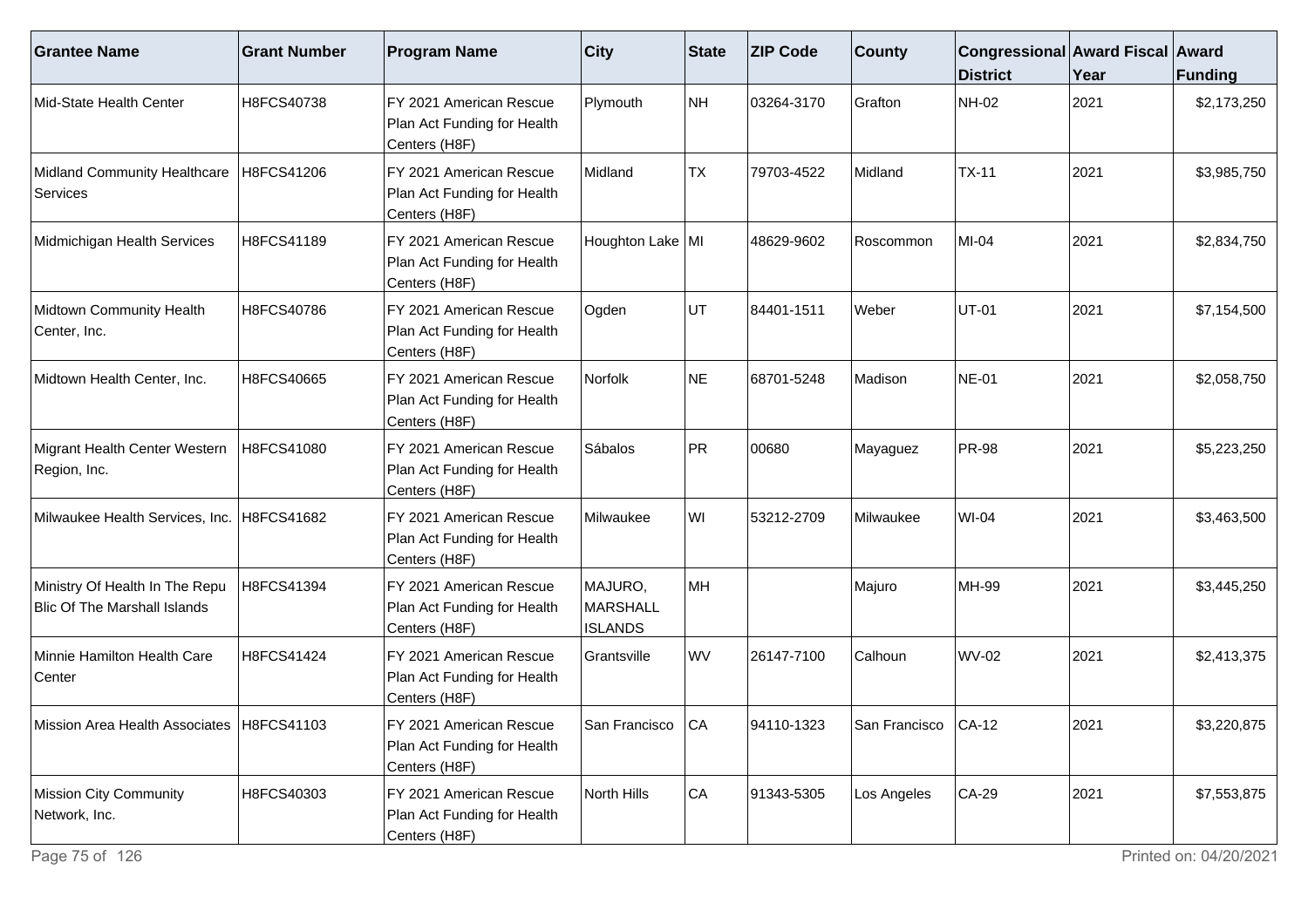| Grantee Name | Grant Number | Program Name | City | State | ZIP Code | County | Congressional District | Award Fiscal Year | Award Funding |
|---|---|---|---|---|---|---|---|---|---|
| Mid-State Health Center | H8FCS40738 | FY 2021 American Rescue Plan Act Funding for Health Centers (H8F) | Plymouth | NH | 03264-3170 | Grafton | NH-02 | 2021 | $2,173,250 |
| Midland Community Healthcare Services | H8FCS41206 | FY 2021 American Rescue Plan Act Funding for Health Centers (H8F) | Midland | TX | 79703-4522 | Midland | TX-11 | 2021 | $3,985,750 |
| Midmichigan Health Services | H8FCS41189 | FY 2021 American Rescue Plan Act Funding for Health Centers (H8F) | Houghton Lake | MI | 48629-9602 | Roscommon | MI-04 | 2021 | $2,834,750 |
| Midtown Community Health Center, Inc. | H8FCS40786 | FY 2021 American Rescue Plan Act Funding for Health Centers (H8F) | Ogden | UT | 84401-1511 | Weber | UT-01 | 2021 | $7,154,500 |
| Midtown Health Center, Inc. | H8FCS40665 | FY 2021 American Rescue Plan Act Funding for Health Centers (H8F) | Norfolk | NE | 68701-5248 | Madison | NE-01 | 2021 | $2,058,750 |
| Migrant Health Center Western Region, Inc. | H8FCS41080 | FY 2021 American Rescue Plan Act Funding for Health Centers (H8F) | Sábalos | PR | 00680 | Mayaguez | PR-98 | 2021 | $5,223,250 |
| Milwaukee Health Services, Inc. | H8FCS41682 | FY 2021 American Rescue Plan Act Funding for Health Centers (H8F) | Milwaukee | WI | 53212-2709 | Milwaukee | WI-04 | 2021 | $3,463,500 |
| Ministry Of Health In The Repu Blic Of The Marshall Islands | H8FCS41394 | FY 2021 American Rescue Plan Act Funding for Health Centers (H8F) | MAJURO, MARSHALL ISLANDS | MH | | Majuro | MH-99 | 2021 | $3,445,250 |
| Minnie Hamilton Health Care Center | H8FCS41424 | FY 2021 American Rescue Plan Act Funding for Health Centers (H8F) | Grantsville | WV | 26147-7100 | Calhoun | WV-02 | 2021 | $2,413,375 |
| Mission Area Health Associates | H8FCS41103 | FY 2021 American Rescue Plan Act Funding for Health Centers (H8F) | San Francisco | CA | 94110-1323 | San Francisco | CA-12 | 2021 | $3,220,875 |
| Mission City Community Network, Inc. | H8FCS40303 | FY 2021 American Rescue Plan Act Funding for Health Centers (H8F) | North Hills | CA | 91343-5305 | Los Angeles | CA-29 | 2021 | $7,553,875 |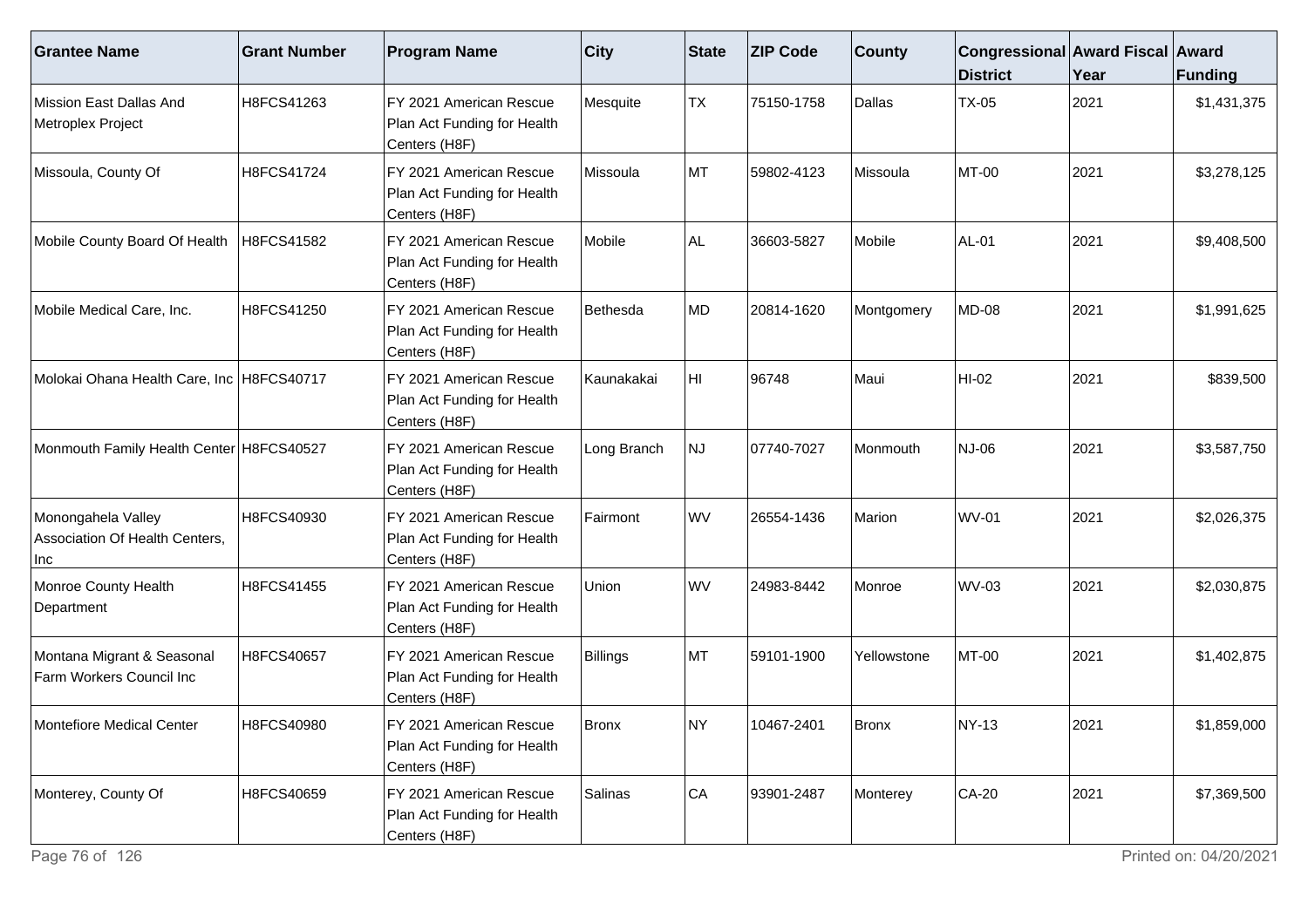| Grantee Name | Grant Number | Program Name | City | State | ZIP Code | County | Congressional District | Award Fiscal Year | Award Funding |
|---|---|---|---|---|---|---|---|---|---|
| Mission East Dallas And Metroplex Project | H8FCS41263 | FY 2021 American Rescue Plan Act Funding for Health Centers (H8F) | Mesquite | TX | 75150-1758 | Dallas | TX-05 | 2021 | $1,431,375 |
| Missoula, County Of | H8FCS41724 | FY 2021 American Rescue Plan Act Funding for Health Centers (H8F) | Missoula | MT | 59802-4123 | Missoula | MT-00 | 2021 | $3,278,125 |
| Mobile County Board Of Health | H8FCS41582 | FY 2021 American Rescue Plan Act Funding for Health Centers (H8F) | Mobile | AL | 36603-5827 | Mobile | AL-01 | 2021 | $9,408,500 |
| Mobile Medical Care, Inc. | H8FCS41250 | FY 2021 American Rescue Plan Act Funding for Health Centers (H8F) | Bethesda | MD | 20814-1620 | Montgomery | MD-08 | 2021 | $1,991,625 |
| Molokai Ohana Health Care, Inc | H8FCS40717 | FY 2021 American Rescue Plan Act Funding for Health Centers (H8F) | Kaunakakai | HI | 96748 | Maui | HI-02 | 2021 | $839,500 |
| Monmouth Family Health Center | H8FCS40527 | FY 2021 American Rescue Plan Act Funding for Health Centers (H8F) | Long Branch | NJ | 07740-7027 | Monmouth | NJ-06 | 2021 | $3,587,750 |
| Monongahela Valley Association Of Health Centers, Inc | H8FCS40930 | FY 2021 American Rescue Plan Act Funding for Health Centers (H8F) | Fairmont | WV | 26554-1436 | Marion | WV-01 | 2021 | $2,026,375 |
| Monroe County Health Department | H8FCS41455 | FY 2021 American Rescue Plan Act Funding for Health Centers (H8F) | Union | WV | 24983-8442 | Monroe | WV-03 | 2021 | $2,030,875 |
| Montana Migrant & Seasonal Farm Workers Council Inc | H8FCS40657 | FY 2021 American Rescue Plan Act Funding for Health Centers (H8F) | Billings | MT | 59101-1900 | Yellowstone | MT-00 | 2021 | $1,402,875 |
| Montefiore Medical Center | H8FCS40980 | FY 2021 American Rescue Plan Act Funding for Health Centers (H8F) | Bronx | NY | 10467-2401 | Bronx | NY-13 | 2021 | $1,859,000 |
| Monterey, County Of | H8FCS40659 | FY 2021 American Rescue Plan Act Funding for Health Centers (H8F) | Salinas | CA | 93901-2487 | Monterey | CA-20 | 2021 | $7,369,500 |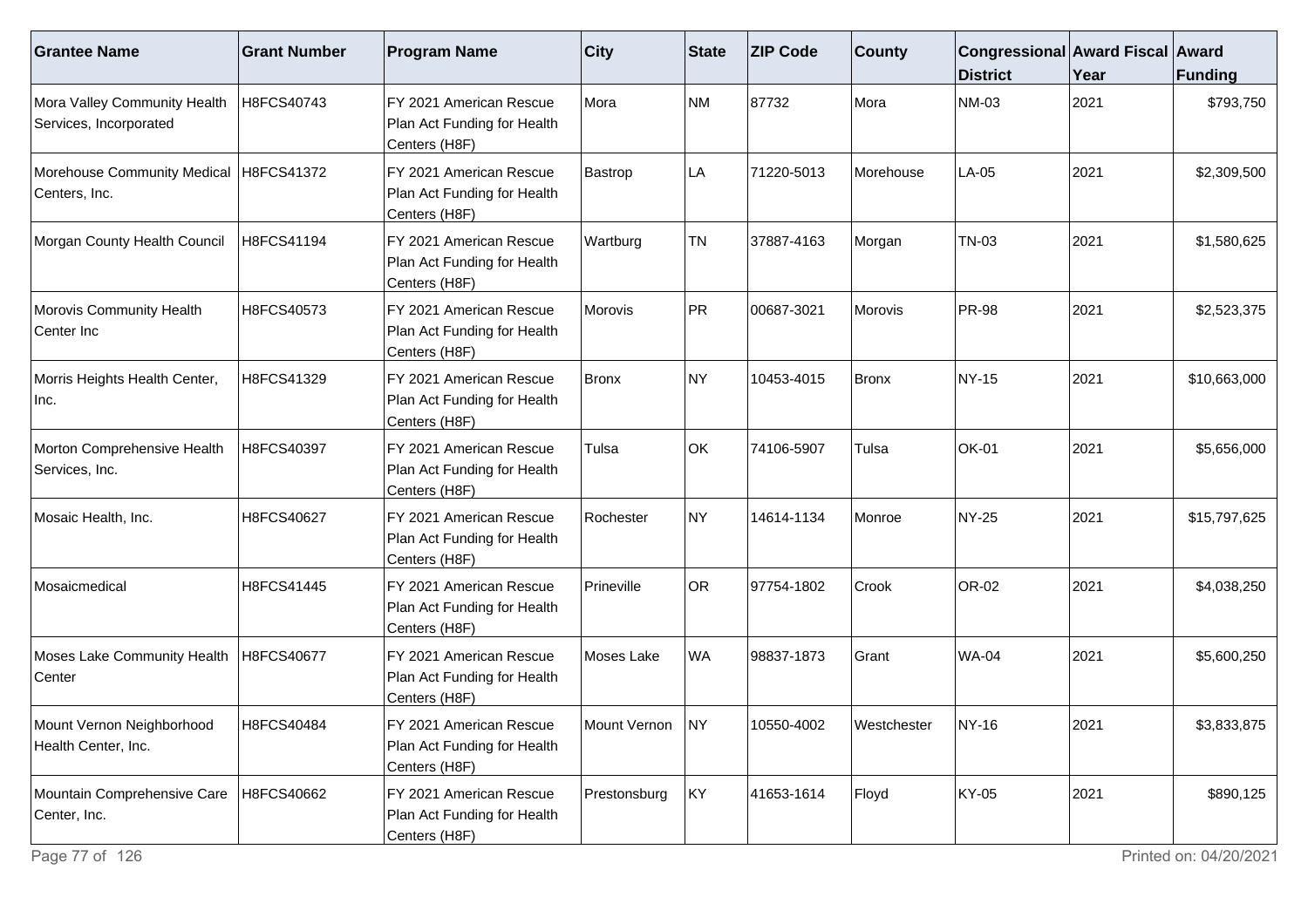| Grantee Name | Grant Number | Program Name | City | State | ZIP Code | County | Congressional District | Award Fiscal Year | Award Funding |
|---|---|---|---|---|---|---|---|---|---|
| Mora Valley Community Health Services, Incorporated | H8FCS40743 | FY 2021 American Rescue Plan Act Funding for Health Centers (H8F) | Mora | NM | 87732 | Mora | NM-03 | 2021 | $793,750 |
| Morehouse Community Medical Centers, Inc. | H8FCS41372 | FY 2021 American Rescue Plan Act Funding for Health Centers (H8F) | Bastrop | LA | 71220-5013 | Morehouse | LA-05 | 2021 | $2,309,500 |
| Morgan County Health Council | H8FCS41194 | FY 2021 American Rescue Plan Act Funding for Health Centers (H8F) | Wartburg | TN | 37887-4163 | Morgan | TN-03 | 2021 | $1,580,625 |
| Morovis Community Health Center Inc | H8FCS40573 | FY 2021 American Rescue Plan Act Funding for Health Centers (H8F) | Morovis | PR | 00687-3021 | Morovis | PR-98 | 2021 | $2,523,375 |
| Morris Heights Health Center, Inc. | H8FCS41329 | FY 2021 American Rescue Plan Act Funding for Health Centers (H8F) | Bronx | NY | 10453-4015 | Bronx | NY-15 | 2021 | $10,663,000 |
| Morton Comprehensive Health Services, Inc. | H8FCS40397 | FY 2021 American Rescue Plan Act Funding for Health Centers (H8F) | Tulsa | OK | 74106-5907 | Tulsa | OK-01 | 2021 | $5,656,000 |
| Mosaic Health, Inc. | H8FCS40627 | FY 2021 American Rescue Plan Act Funding for Health Centers (H8F) | Rochester | NY | 14614-1134 | Monroe | NY-25 | 2021 | $15,797,625 |
| Mosaicmedical | H8FCS41445 | FY 2021 American Rescue Plan Act Funding for Health Centers (H8F) | Prineville | OR | 97754-1802 | Crook | OR-02 | 2021 | $4,038,250 |
| Moses Lake Community Health Center | H8FCS40677 | FY 2021 American Rescue Plan Act Funding for Health Centers (H8F) | Moses Lake | WA | 98837-1873 | Grant | WA-04 | 2021 | $5,600,250 |
| Mount Vernon Neighborhood Health Center, Inc. | H8FCS40484 | FY 2021 American Rescue Plan Act Funding for Health Centers (H8F) | Mount Vernon | NY | 10550-4002 | Westchester | NY-16 | 2021 | $3,833,875 |
| Mountain Comprehensive Care Center, Inc. | H8FCS40662 | FY 2021 American Rescue Plan Act Funding for Health Centers (H8F) | Prestonsburg | KY | 41653-1614 | Floyd | KY-05 | 2021 | $890,125 |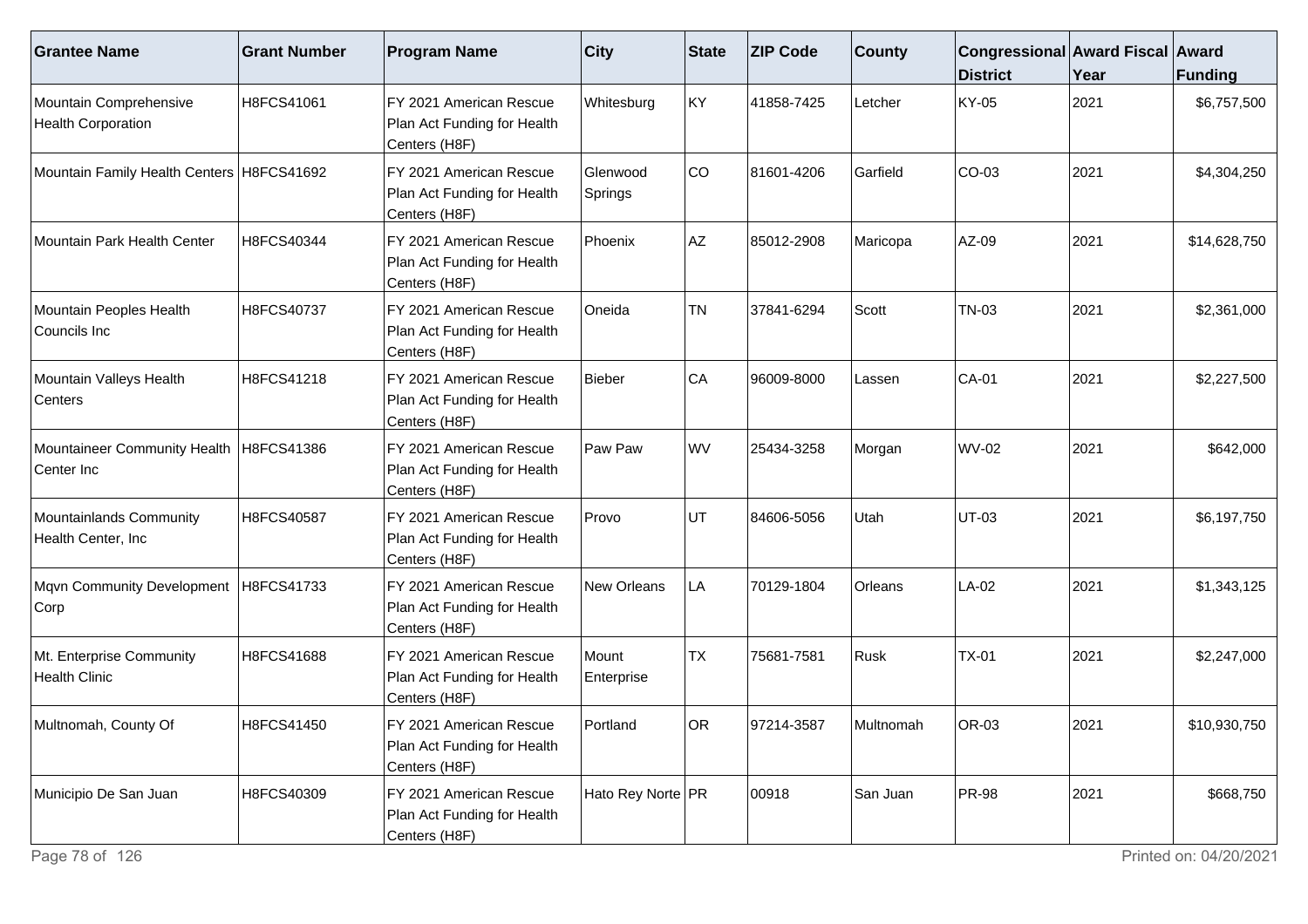| Grantee Name | Grant Number | Program Name | City | State | ZIP Code | County | Congressional District | Award Fiscal Year | Award Funding |
|---|---|---|---|---|---|---|---|---|---|
| Mountain Comprehensive Health Corporation | H8FCS41061 | FY 2021 American Rescue Plan Act Funding for Health Centers (H8F) | Whitesburg | KY | 41858-7425 | Letcher | KY-05 | 2021 | $6,757,500 |
| Mountain Family Health Centers | H8FCS41692 | FY 2021 American Rescue Plan Act Funding for Health Centers (H8F) | Glenwood Springs | CO | 81601-4206 | Garfield | CO-03 | 2021 | $4,304,250 |
| Mountain Park Health Center | H8FCS40344 | FY 2021 American Rescue Plan Act Funding for Health Centers (H8F) | Phoenix | AZ | 85012-2908 | Maricopa | AZ-09 | 2021 | $14,628,750 |
| Mountain Peoples Health Councils Inc | H8FCS40737 | FY 2021 American Rescue Plan Act Funding for Health Centers (H8F) | Oneida | TN | 37841-6294 | Scott | TN-03 | 2021 | $2,361,000 |
| Mountain Valleys Health Centers | H8FCS41218 | FY 2021 American Rescue Plan Act Funding for Health Centers (H8F) | Bieber | CA | 96009-8000 | Lassen | CA-01 | 2021 | $2,227,500 |
| Mountaineer Community Health Center Inc | H8FCS41386 | FY 2021 American Rescue Plan Act Funding for Health Centers (H8F) | Paw Paw | WV | 25434-3258 | Morgan | WV-02 | 2021 | $642,000 |
| Mountainlands Community Health Center, Inc | H8FCS40587 | FY 2021 American Rescue Plan Act Funding for Health Centers (H8F) | Provo | UT | 84606-5056 | Utah | UT-03 | 2021 | $6,197,750 |
| Mqvn Community Development Corp | H8FCS41733 | FY 2021 American Rescue Plan Act Funding for Health Centers (H8F) | New Orleans | LA | 70129-1804 | Orleans | LA-02 | 2021 | $1,343,125 |
| Mt. Enterprise Community Health Clinic | H8FCS41688 | FY 2021 American Rescue Plan Act Funding for Health Centers (H8F) | Mount Enterprise | TX | 75681-7581 | Rusk | TX-01 | 2021 | $2,247,000 |
| Multnomah, County Of | H8FCS41450 | FY 2021 American Rescue Plan Act Funding for Health Centers (H8F) | Portland | OR | 97214-3587 | Multnomah | OR-03 | 2021 | $10,930,750 |
| Municipio De San Juan | H8FCS40309 | FY 2021 American Rescue Plan Act Funding for Health Centers (H8F) | Hato Rey Norte | PR | 00918 | San Juan | PR-98 | 2021 | $668,750 |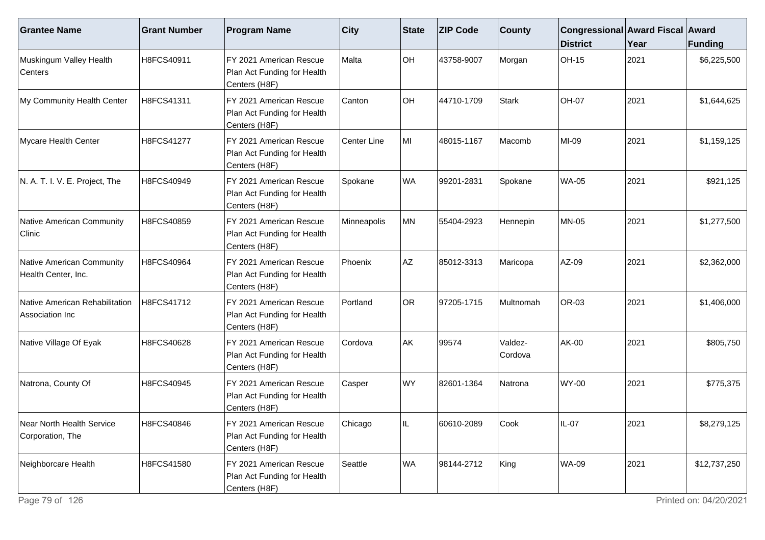| Grantee Name | Grant Number | Program Name | City | State | ZIP Code | County | Congressional District | Award Fiscal Year | Award Funding |
|---|---|---|---|---|---|---|---|---|---|
| Muskingum Valley Health Centers | H8FCS40911 | FY 2021 American Rescue Plan Act Funding for Health Centers (H8F) | Malta | OH | 43758-9007 | Morgan | OH-15 | 2021 | $6,225,500 |
| My Community Health Center | H8FCS41311 | FY 2021 American Rescue Plan Act Funding for Health Centers (H8F) | Canton | OH | 44710-1709 | Stark | OH-07 | 2021 | $1,644,625 |
| Mycare Health Center | H8FCS41277 | FY 2021 American Rescue Plan Act Funding for Health Centers (H8F) | Center Line | MI | 48015-1167 | Macomb | MI-09 | 2021 | $1,159,125 |
| N. A. T. I. V. E. Project, The | H8FCS40949 | FY 2021 American Rescue Plan Act Funding for Health Centers (H8F) | Spokane | WA | 99201-2831 | Spokane | WA-05 | 2021 | $921,125 |
| Native American Community Clinic | H8FCS40859 | FY 2021 American Rescue Plan Act Funding for Health Centers (H8F) | Minneapolis | MN | 55404-2923 | Hennepin | MN-05 | 2021 | $1,277,500 |
| Native American Community Health Center, Inc. | H8FCS40964 | FY 2021 American Rescue Plan Act Funding for Health Centers (H8F) | Phoenix | AZ | 85012-3313 | Maricopa | AZ-09 | 2021 | $2,362,000 |
| Native American Rehabilitation Association Inc | H8FCS41712 | FY 2021 American Rescue Plan Act Funding for Health Centers (H8F) | Portland | OR | 97205-1715 | Multnomah | OR-03 | 2021 | $1,406,000 |
| Native Village Of Eyak | H8FCS40628 | FY 2021 American Rescue Plan Act Funding for Health Centers (H8F) | Cordova | AK | 99574 | Valdez-Cordova | AK-00 | 2021 | $805,750 |
| Natrona, County Of | H8FCS40945 | FY 2021 American Rescue Plan Act Funding for Health Centers (H8F) | Casper | WY | 82601-1364 | Natrona | WY-00 | 2021 | $775,375 |
| Near North Health Service Corporation, The | H8FCS40846 | FY 2021 American Rescue Plan Act Funding for Health Centers (H8F) | Chicago | IL | 60610-2089 | Cook | IL-07 | 2021 | $8,279,125 |
| Neighborcare Health | H8FCS41580 | FY 2021 American Rescue Plan Act Funding for Health Centers (H8F) | Seattle | WA | 98144-2712 | King | WA-09 | 2021 | $12,737,250 |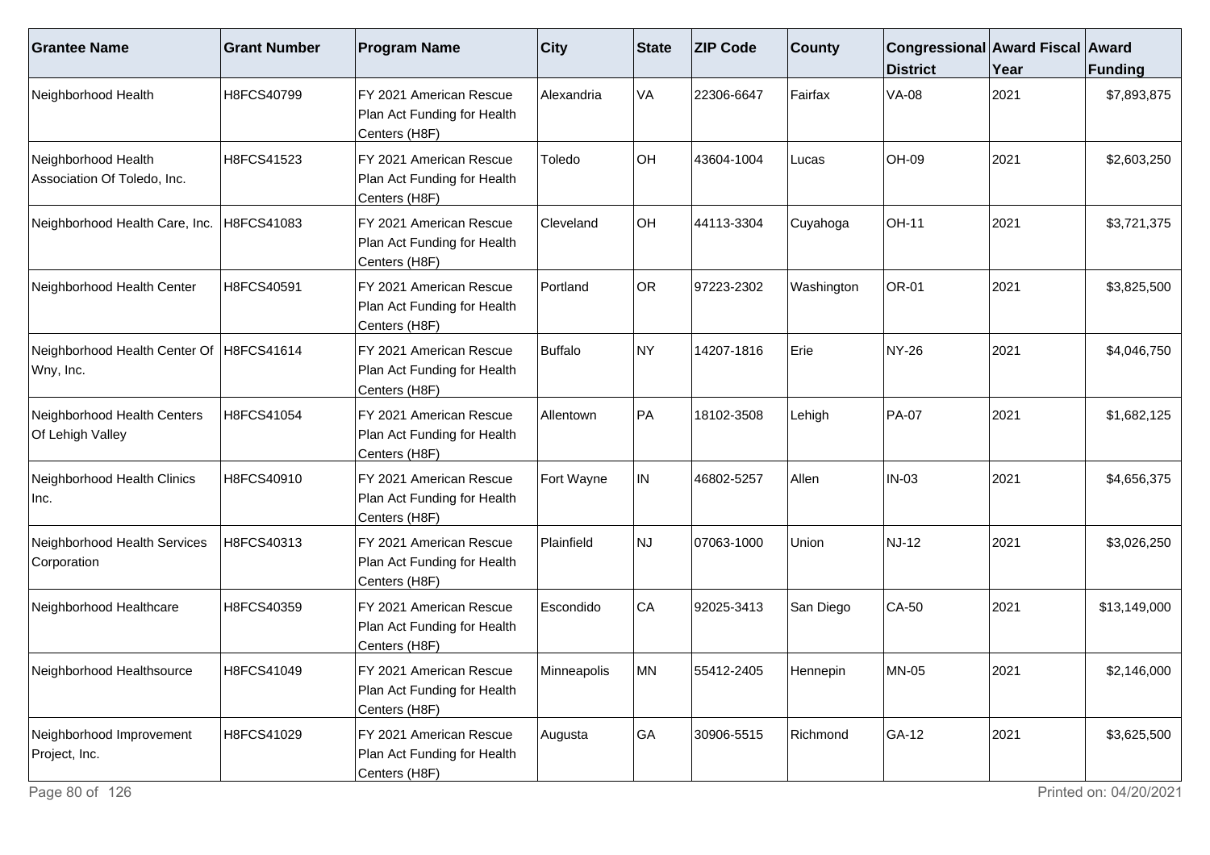| Grantee Name | Grant Number | Program Name | City | State | ZIP Code | County | Congressional District | Award Fiscal Year | Award Funding |
|---|---|---|---|---|---|---|---|---|---|
| Neighborhood Health | H8FCS40799 | FY 2021 American Rescue Plan Act Funding for Health Centers (H8F) | Alexandria | VA | 22306-6647 | Fairfax | VA-08 | 2021 | $7,893,875 |
| Neighborhood Health Association Of Toledo, Inc. | H8FCS41523 | FY 2021 American Rescue Plan Act Funding for Health Centers (H8F) | Toledo | OH | 43604-1004 | Lucas | OH-09 | 2021 | $2,603,250 |
| Neighborhood Health Care, Inc. | H8FCS41083 | FY 2021 American Rescue Plan Act Funding for Health Centers (H8F) | Cleveland | OH | 44113-3304 | Cuyahoga | OH-11 | 2021 | $3,721,375 |
| Neighborhood Health Center | H8FCS40591 | FY 2021 American Rescue Plan Act Funding for Health Centers (H8F) | Portland | OR | 97223-2302 | Washington | OR-01 | 2021 | $3,825,500 |
| Neighborhood Health Center Of Wny, Inc. | H8FCS41614 | FY 2021 American Rescue Plan Act Funding for Health Centers (H8F) | Buffalo | NY | 14207-1816 | Erie | NY-26 | 2021 | $4,046,750 |
| Neighborhood Health Centers Of Lehigh Valley | H8FCS41054 | FY 2021 American Rescue Plan Act Funding for Health Centers (H8F) | Allentown | PA | 18102-3508 | Lehigh | PA-07 | 2021 | $1,682,125 |
| Neighborhood Health Clinics Inc. | H8FCS40910 | FY 2021 American Rescue Plan Act Funding for Health Centers (H8F) | Fort Wayne | IN | 46802-5257 | Allen | IN-03 | 2021 | $4,656,375 |
| Neighborhood Health Services Corporation | H8FCS40313 | FY 2021 American Rescue Plan Act Funding for Health Centers (H8F) | Plainfield | NJ | 07063-1000 | Union | NJ-12 | 2021 | $3,026,250 |
| Neighborhood Healthcare | H8FCS40359 | FY 2021 American Rescue Plan Act Funding for Health Centers (H8F) | Escondido | CA | 92025-3413 | San Diego | CA-50 | 2021 | $13,149,000 |
| Neighborhood Healthsource | H8FCS41049 | FY 2021 American Rescue Plan Act Funding for Health Centers (H8F) | Minneapolis | MN | 55412-2405 | Hennepin | MN-05 | 2021 | $2,146,000 |
| Neighborhood Improvement Project, Inc. | H8FCS41029 | FY 2021 American Rescue Plan Act Funding for Health Centers (H8F) | Augusta | GA | 30906-5515 | Richmond | GA-12 | 2021 | $3,625,500 |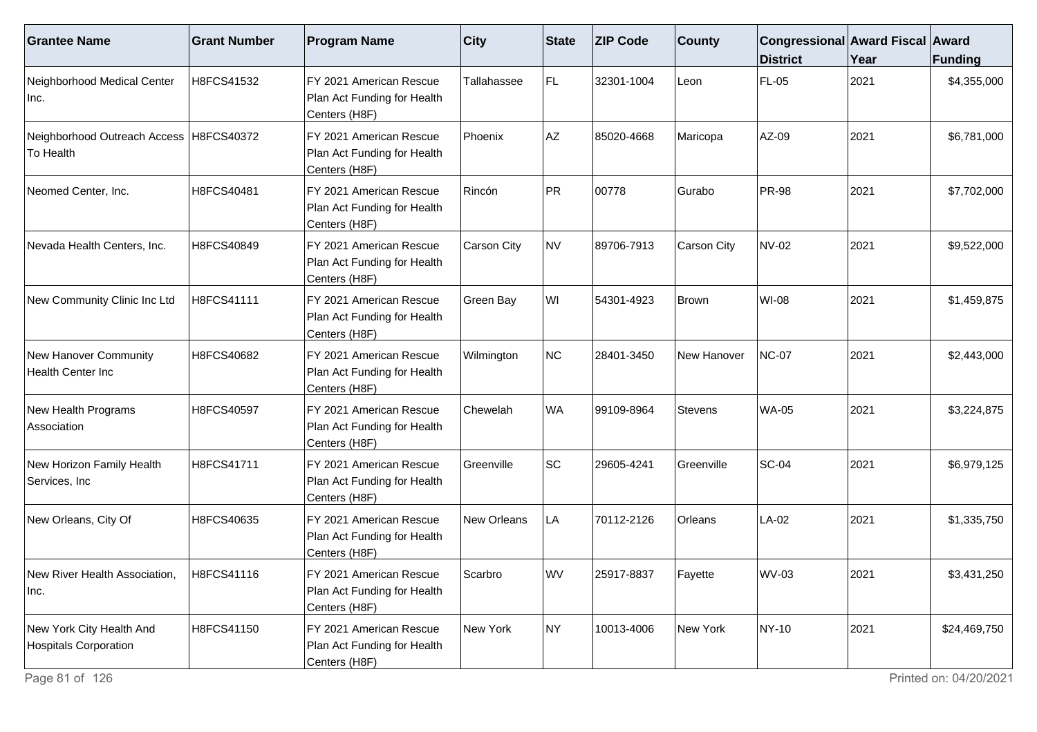| Grantee Name | Grant Number | Program Name | City | State | ZIP Code | County | Congressional District | Award Fiscal Year | Award Funding |
|---|---|---|---|---|---|---|---|---|---|
| Neighborhood Medical Center Inc. | H8FCS41532 | FY 2021 American Rescue Plan Act Funding for Health Centers (H8F) | Tallahassee | FL | 32301-1004 | Leon | FL-05 | 2021 | $4,355,000 |
| Neighborhood Outreach Access To Health | H8FCS40372 | FY 2021 American Rescue Plan Act Funding for Health Centers (H8F) | Phoenix | AZ | 85020-4668 | Maricopa | AZ-09 | 2021 | $6,781,000 |
| Neomed Center, Inc. | H8FCS40481 | FY 2021 American Rescue Plan Act Funding for Health Centers (H8F) | Rincón | PR | 00778 | Gurabo | PR-98 | 2021 | $7,702,000 |
| Nevada Health Centers, Inc. | H8FCS40849 | FY 2021 American Rescue Plan Act Funding for Health Centers (H8F) | Carson City | NV | 89706-7913 | Carson City | NV-02 | 2021 | $9,522,000 |
| New Community Clinic Inc Ltd | H8FCS41111 | FY 2021 American Rescue Plan Act Funding for Health Centers (H8F) | Green Bay | WI | 54301-4923 | Brown | WI-08 | 2021 | $1,459,875 |
| New Hanover Community Health Center Inc | H8FCS40682 | FY 2021 American Rescue Plan Act Funding for Health Centers (H8F) | Wilmington | NC | 28401-3450 | New Hanover | NC-07 | 2021 | $2,443,000 |
| New Health Programs Association | H8FCS40597 | FY 2021 American Rescue Plan Act Funding for Health Centers (H8F) | Chewelah | WA | 99109-8964 | Stevens | WA-05 | 2021 | $3,224,875 |
| New Horizon Family Health Services, Inc | H8FCS41711 | FY 2021 American Rescue Plan Act Funding for Health Centers (H8F) | Greenville | SC | 29605-4241 | Greenville | SC-04 | 2021 | $6,979,125 |
| New Orleans, City Of | H8FCS40635 | FY 2021 American Rescue Plan Act Funding for Health Centers (H8F) | New Orleans | LA | 70112-2126 | Orleans | LA-02 | 2021 | $1,335,750 |
| New River Health Association, Inc. | H8FCS41116 | FY 2021 American Rescue Plan Act Funding for Health Centers (H8F) | Scarbro | WV | 25917-8837 | Fayette | WV-03 | 2021 | $3,431,250 |
| New York City Health And Hospitals Corporation | H8FCS41150 | FY 2021 American Rescue Plan Act Funding for Health Centers (H8F) | New York | NY | 10013-4006 | New York | NY-10 | 2021 | $24,469,750 |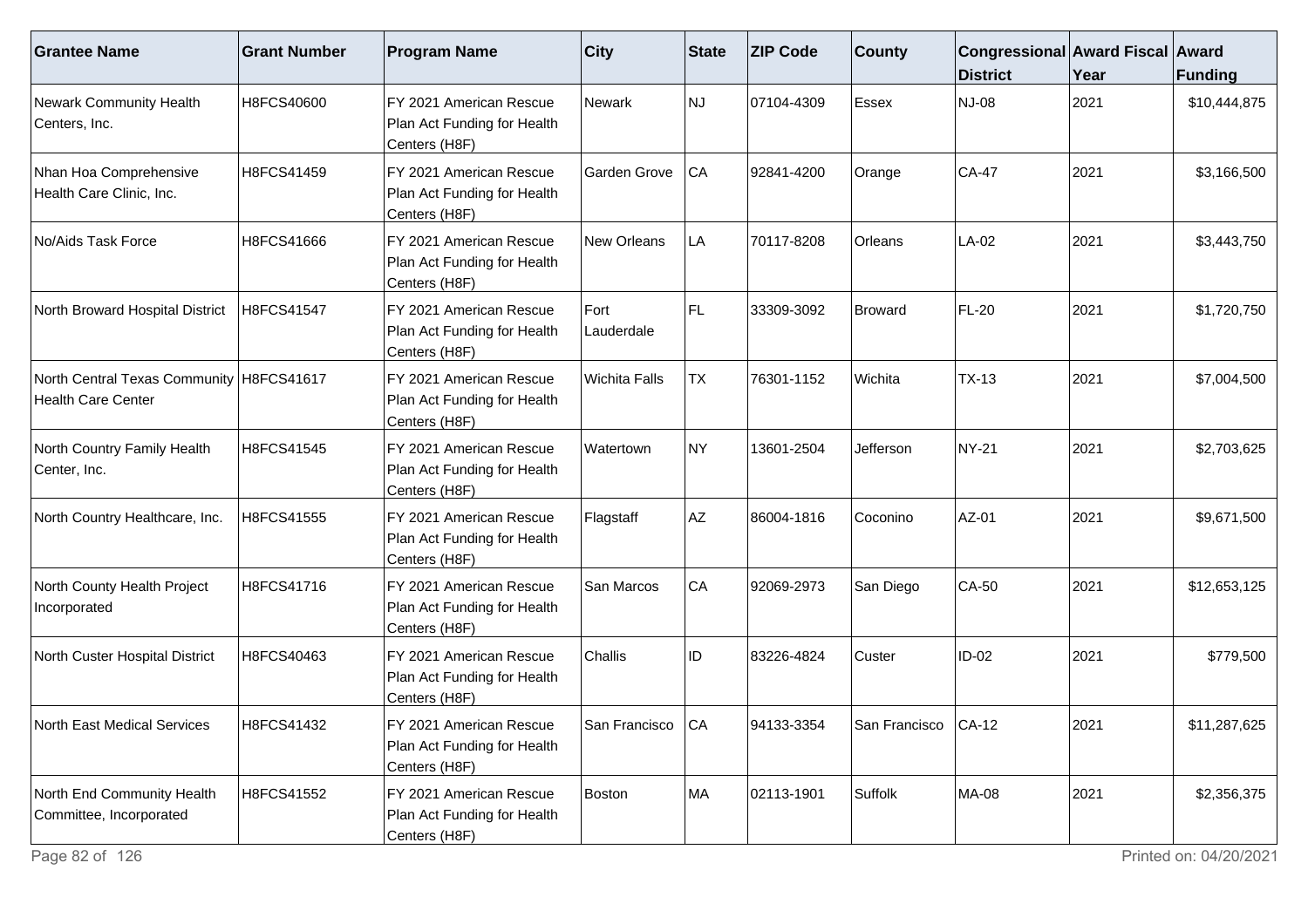| Grantee Name | Grant Number | Program Name | City | State | ZIP Code | County | Congressional District | Award Fiscal Year | Award Funding |
|---|---|---|---|---|---|---|---|---|---|
| Newark Community Health Centers, Inc. | H8FCS40600 | FY 2021 American Rescue Plan Act Funding for Health Centers (H8F) | Newark | NJ | 07104-4309 | Essex | NJ-08 | 2021 | $10,444,875 |
| Nhan Hoa Comprehensive Health Care Clinic, Inc. | H8FCS41459 | FY 2021 American Rescue Plan Act Funding for Health Centers (H8F) | Garden Grove | CA | 92841-4200 | Orange | CA-47 | 2021 | $3,166,500 |
| No/Aids Task Force | H8FCS41666 | FY 2021 American Rescue Plan Act Funding for Health Centers (H8F) | New Orleans | LA | 70117-8208 | Orleans | LA-02 | 2021 | $3,443,750 |
| North Broward Hospital District | H8FCS41547 | FY 2021 American Rescue Plan Act Funding for Health Centers (H8F) | Fort Lauderdale | FL | 33309-3092 | Broward | FL-20 | 2021 | $1,720,750 |
| North Central Texas Community Health Care Center | H8FCS41617 | FY 2021 American Rescue Plan Act Funding for Health Centers (H8F) | Wichita Falls | TX | 76301-1152 | Wichita | TX-13 | 2021 | $7,004,500 |
| North Country Family Health Center, Inc. | H8FCS41545 | FY 2021 American Rescue Plan Act Funding for Health Centers (H8F) | Watertown | NY | 13601-2504 | Jefferson | NY-21 | 2021 | $2,703,625 |
| North Country Healthcare, Inc. | H8FCS41555 | FY 2021 American Rescue Plan Act Funding for Health Centers (H8F) | Flagstaff | AZ | 86004-1816 | Coconino | AZ-01 | 2021 | $9,671,500 |
| North County Health Project Incorporated | H8FCS41716 | FY 2021 American Rescue Plan Act Funding for Health Centers (H8F) | San Marcos | CA | 92069-2973 | San Diego | CA-50 | 2021 | $12,653,125 |
| North Custer Hospital District | H8FCS40463 | FY 2021 American Rescue Plan Act Funding for Health Centers (H8F) | Challis | ID | 83226-4824 | Custer | ID-02 | 2021 | $779,500 |
| North East Medical Services | H8FCS41432 | FY 2021 American Rescue Plan Act Funding for Health Centers (H8F) | San Francisco | CA | 94133-3354 | San Francisco | CA-12 | 2021 | $11,287,625 |
| North End Community Health Committee, Incorporated | H8FCS41552 | FY 2021 American Rescue Plan Act Funding for Health Centers (H8F) | Boston | MA | 02113-1901 | Suffolk | MA-08 | 2021 | $2,356,375 |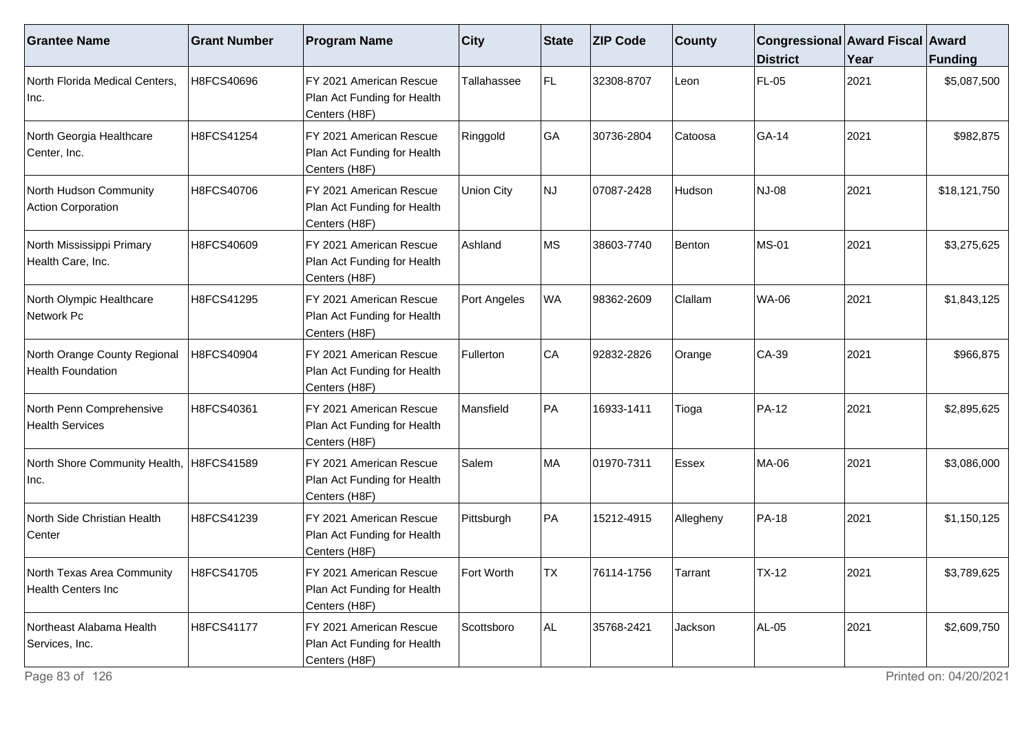| Grantee Name | Grant Number | Program Name | City | State | ZIP Code | County | Congressional District | Award Fiscal Year | Award Funding |
|---|---|---|---|---|---|---|---|---|---|
| North Florida Medical Centers, Inc. | H8FCS40696 | FY 2021 American Rescue Plan Act Funding for Health Centers (H8F) | Tallahassee | FL | 32308-8707 | Leon | FL-05 | 2021 | $5,087,500 |
| North Georgia Healthcare Center, Inc. | H8FCS41254 | FY 2021 American Rescue Plan Act Funding for Health Centers (H8F) | Ringgold | GA | 30736-2804 | Catoosa | GA-14 | 2021 | $982,875 |
| North Hudson Community Action Corporation | H8FCS40706 | FY 2021 American Rescue Plan Act Funding for Health Centers (H8F) | Union City | NJ | 07087-2428 | Hudson | NJ-08 | 2021 | $18,121,750 |
| North Mississippi Primary Health Care, Inc. | H8FCS40609 | FY 2021 American Rescue Plan Act Funding for Health Centers (H8F) | Ashland | MS | 38603-7740 | Benton | MS-01 | 2021 | $3,275,625 |
| North Olympic Healthcare Network Pc | H8FCS41295 | FY 2021 American Rescue Plan Act Funding for Health Centers (H8F) | Port Angeles | WA | 98362-2609 | Clallam | WA-06 | 2021 | $1,843,125 |
| North Orange County Regional Health Foundation | H8FCS40904 | FY 2021 American Rescue Plan Act Funding for Health Centers (H8F) | Fullerton | CA | 92832-2826 | Orange | CA-39 | 2021 | $966,875 |
| North Penn Comprehensive Health Services | H8FCS40361 | FY 2021 American Rescue Plan Act Funding for Health Centers (H8F) | Mansfield | PA | 16933-1411 | Tioga | PA-12 | 2021 | $2,895,625 |
| North Shore Community Health, Inc. | H8FCS41589 | FY 2021 American Rescue Plan Act Funding for Health Centers (H8F) | Salem | MA | 01970-7311 | Essex | MA-06 | 2021 | $3,086,000 |
| North Side Christian Health Center | H8FCS41239 | FY 2021 American Rescue Plan Act Funding for Health Centers (H8F) | Pittsburgh | PA | 15212-4915 | Allegheny | PA-18 | 2021 | $1,150,125 |
| North Texas Area Community Health Centers Inc | H8FCS41705 | FY 2021 American Rescue Plan Act Funding for Health Centers (H8F) | Fort Worth | TX | 76114-1756 | Tarrant | TX-12 | 2021 | $3,789,625 |
| Northeast Alabama Health Services, Inc. | H8FCS41177 | FY 2021 American Rescue Plan Act Funding for Health Centers (H8F) | Scottsboro | AL | 35768-2421 | Jackson | AL-05 | 2021 | $2,609,750 |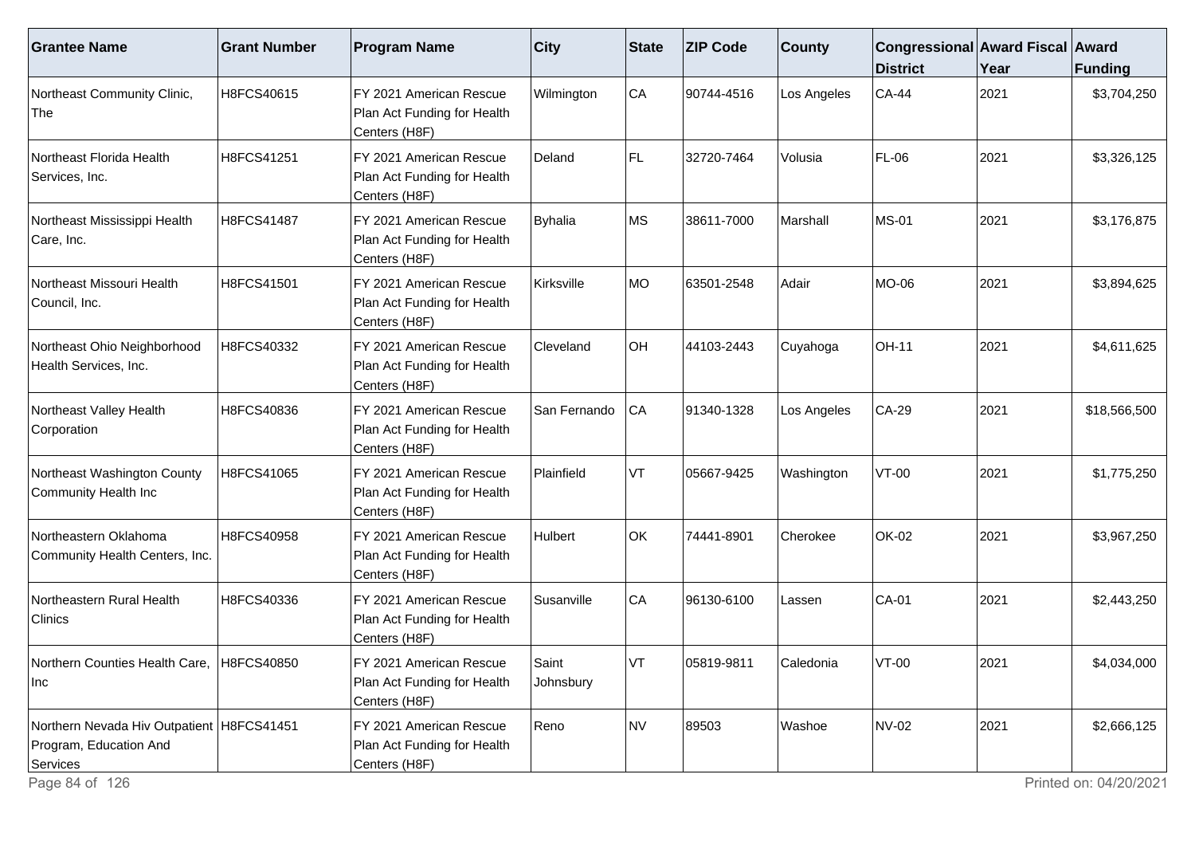| Grantee Name | Grant Number | Program Name | City | State | ZIP Code | County | Congressional District | Award Fiscal Year | Award Funding |
|---|---|---|---|---|---|---|---|---|---|
| Northeast Community Clinic, The | H8FCS40615 | FY 2021 American Rescue Plan Act Funding for Health Centers (H8F) | Wilmington | CA | 90744-4516 | Los Angeles | CA-44 | 2021 | $3,704,250 |
| Northeast Florida Health Services, Inc. | H8FCS41251 | FY 2021 American Rescue Plan Act Funding for Health Centers (H8F) | Deland | FL | 32720-7464 | Volusia | FL-06 | 2021 | $3,326,125 |
| Northeast Mississippi Health Care, Inc. | H8FCS41487 | FY 2021 American Rescue Plan Act Funding for Health Centers (H8F) | Byhalia | MS | 38611-7000 | Marshall | MS-01 | 2021 | $3,176,875 |
| Northeast Missouri Health Council, Inc. | H8FCS41501 | FY 2021 American Rescue Plan Act Funding for Health Centers (H8F) | Kirksville | MO | 63501-2548 | Adair | MO-06 | 2021 | $3,894,625 |
| Northeast Ohio Neighborhood Health Services, Inc. | H8FCS40332 | FY 2021 American Rescue Plan Act Funding for Health Centers (H8F) | Cleveland | OH | 44103-2443 | Cuyahoga | OH-11 | 2021 | $4,611,625 |
| Northeast Valley Health Corporation | H8FCS40836 | FY 2021 American Rescue Plan Act Funding for Health Centers (H8F) | San Fernando | CA | 91340-1328 | Los Angeles | CA-29 | 2021 | $18,566,500 |
| Northeast Washington County Community Health Inc | H8FCS41065 | FY 2021 American Rescue Plan Act Funding for Health Centers (H8F) | Plainfield | VT | 05667-9425 | Washington | VT-00 | 2021 | $1,775,250 |
| Northeastern Oklahoma Community Health Centers, Inc. | H8FCS40958 | FY 2021 American Rescue Plan Act Funding for Health Centers (H8F) | Hulbert | OK | 74441-8901 | Cherokee | OK-02 | 2021 | $3,967,250 |
| Northeastern Rural Health Clinics | H8FCS40336 | FY 2021 American Rescue Plan Act Funding for Health Centers (H8F) | Susanville | CA | 96130-6100 | Lassen | CA-01 | 2021 | $2,443,250 |
| Northern Counties Health Care, Inc | H8FCS40850 | FY 2021 American Rescue Plan Act Funding for Health Centers (H8F) | Saint Johnsbury | VT | 05819-9811 | Caledonia | VT-00 | 2021 | $4,034,000 |
| Northern Nevada Hiv Outpatient Program, Education And Services | H8FCS41451 | FY 2021 American Rescue Plan Act Funding for Health Centers (H8F) | Reno | NV | 89503 | Washoe | NV-02 | 2021 | $2,666,125 |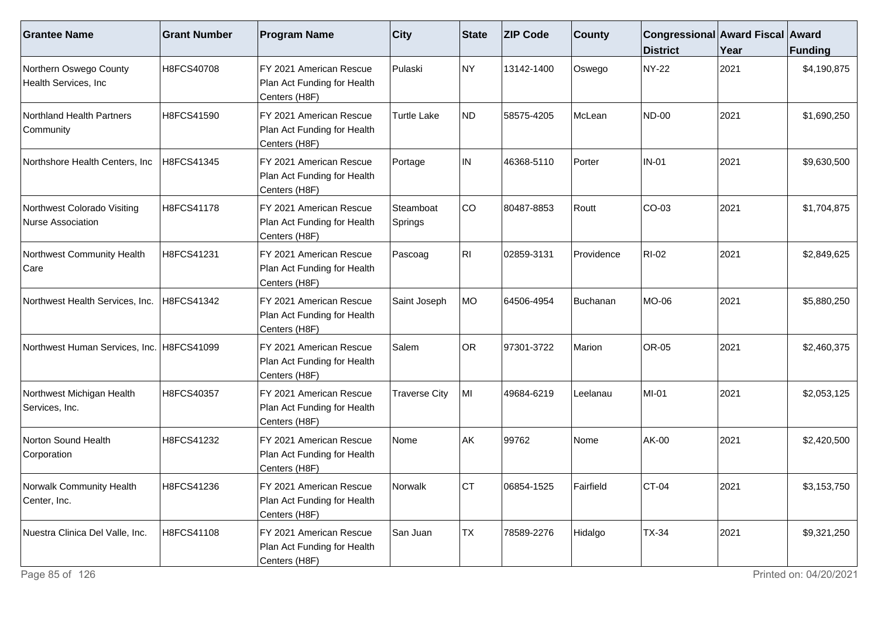| Grantee Name | Grant Number | Program Name | City | State | ZIP Code | County | Congressional District | Award Fiscal Year | Award Funding |
|---|---|---|---|---|---|---|---|---|---|
| Northern Oswego County Health Services, Inc | H8FCS40708 | FY 2021 American Rescue Plan Act Funding for Health Centers (H8F) | Pulaski | NY | 13142-1400 | Oswego | NY-22 | 2021 | $4,190,875 |
| Northland Health Partners Community | H8FCS41590 | FY 2021 American Rescue Plan Act Funding for Health Centers (H8F) | Turtle Lake | ND | 58575-4205 | McLean | ND-00 | 2021 | $1,690,250 |
| Northshore Health Centers, Inc | H8FCS41345 | FY 2021 American Rescue Plan Act Funding for Health Centers (H8F) | Portage | IN | 46368-5110 | Porter | IN-01 | 2021 | $9,630,500 |
| Northwest Colorado Visiting Nurse Association | H8FCS41178 | FY 2021 American Rescue Plan Act Funding for Health Centers (H8F) | Steamboat Springs | CO | 80487-8853 | Routt | CO-03 | 2021 | $1,704,875 |
| Northwest Community Health Care | H8FCS41231 | FY 2021 American Rescue Plan Act Funding for Health Centers (H8F) | Pascoag | RI | 02859-3131 | Providence | RI-02 | 2021 | $2,849,625 |
| Northwest Health Services, Inc. | H8FCS41342 | FY 2021 American Rescue Plan Act Funding for Health Centers (H8F) | Saint Joseph | MO | 64506-4954 | Buchanan | MO-06 | 2021 | $5,880,250 |
| Northwest Human Services, Inc. | H8FCS41099 | FY 2021 American Rescue Plan Act Funding for Health Centers (H8F) | Salem | OR | 97301-3722 | Marion | OR-05 | 2021 | $2,460,375 |
| Northwest Michigan Health Services, Inc. | H8FCS40357 | FY 2021 American Rescue Plan Act Funding for Health Centers (H8F) | Traverse City | MI | 49684-6219 | Leelanau | MI-01 | 2021 | $2,053,125 |
| Norton Sound Health Corporation | H8FCS41232 | FY 2021 American Rescue Plan Act Funding for Health Centers (H8F) | Nome | AK | 99762 | Nome | AK-00 | 2021 | $2,420,500 |
| Norwalk Community Health Center, Inc. | H8FCS41236 | FY 2021 American Rescue Plan Act Funding for Health Centers (H8F) | Norwalk | CT | 06854-1525 | Fairfield | CT-04 | 2021 | $3,153,750 |
| Nuestra Clinica Del Valle, Inc. | H8FCS41108 | FY 2021 American Rescue Plan Act Funding for Health Centers (H8F) | San Juan | TX | 78589-2276 | Hidalgo | TX-34 | 2021 | $9,321,250 |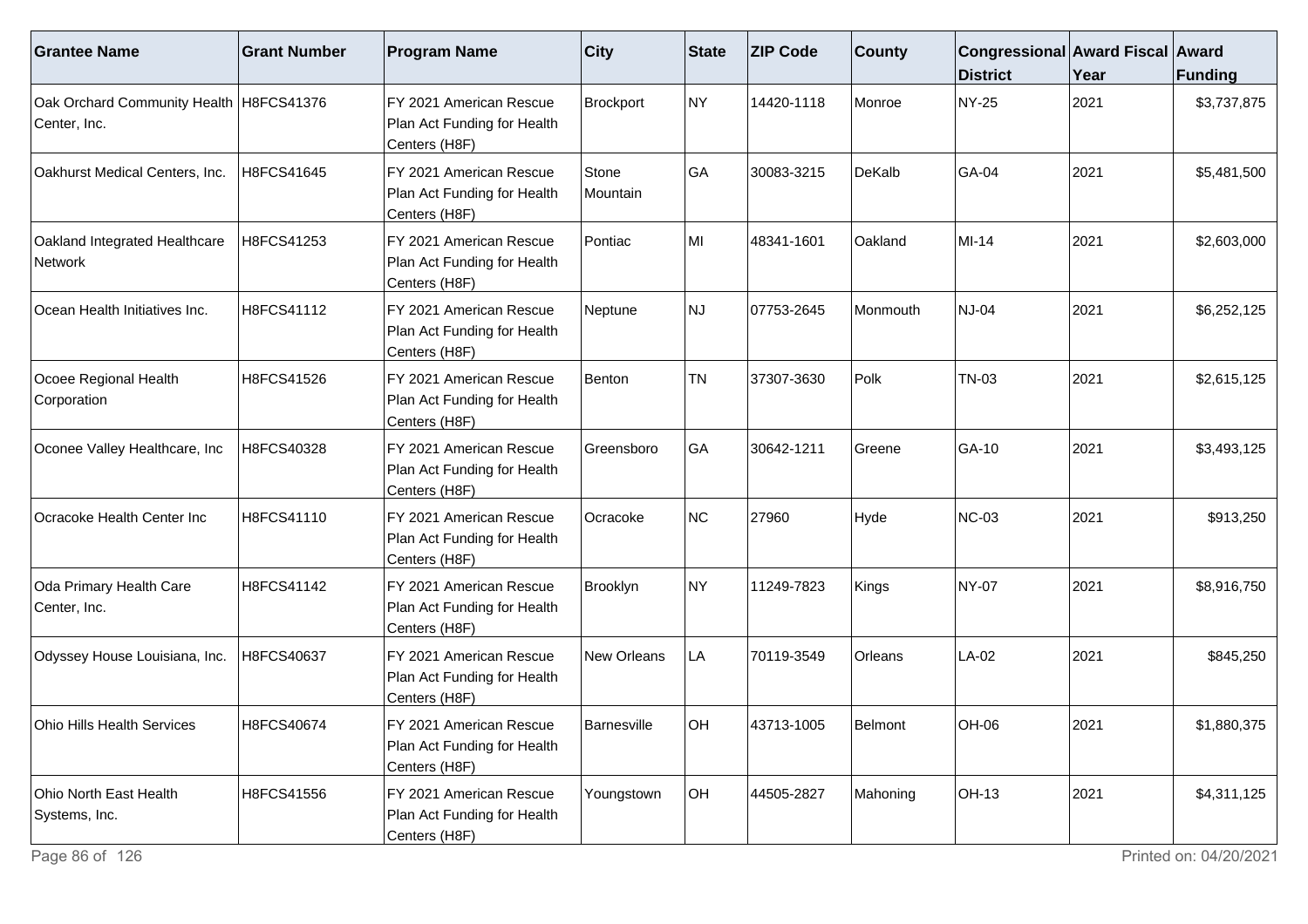| Grantee Name | Grant Number | Program Name | City | State | ZIP Code | County | Congressional District | Award Fiscal Year | Award Funding |
|---|---|---|---|---|---|---|---|---|---|
| Oak Orchard Community Health Center, Inc. | H8FCS41376 | FY 2021 American Rescue Plan Act Funding for Health Centers (H8F) | Brockport | NY | 14420-1118 | Monroe | NY-25 | 2021 | $3,737,875 |
| Oakhurst Medical Centers, Inc. | H8FCS41645 | FY 2021 American Rescue Plan Act Funding for Health Centers (H8F) | Stone Mountain | GA | 30083-3215 | DeKalb | GA-04 | 2021 | $5,481,500 |
| Oakland Integrated Healthcare Network | H8FCS41253 | FY 2021 American Rescue Plan Act Funding for Health Centers (H8F) | Pontiac | MI | 48341-1601 | Oakland | MI-14 | 2021 | $2,603,000 |
| Ocean Health Initiatives Inc. | H8FCS41112 | FY 2021 American Rescue Plan Act Funding for Health Centers (H8F) | Neptune | NJ | 07753-2645 | Monmouth | NJ-04 | 2021 | $6,252,125 |
| Ocoee Regional Health Corporation | H8FCS41526 | FY 2021 American Rescue Plan Act Funding for Health Centers (H8F) | Benton | TN | 37307-3630 | Polk | TN-03 | 2021 | $2,615,125 |
| Oconee Valley Healthcare, Inc | H8FCS40328 | FY 2021 American Rescue Plan Act Funding for Health Centers (H8F) | Greensboro | GA | 30642-1211 | Greene | GA-10 | 2021 | $3,493,125 |
| Ocracoke Health Center Inc | H8FCS41110 | FY 2021 American Rescue Plan Act Funding for Health Centers (H8F) | Ocracoke | NC | 27960 | Hyde | NC-03 | 2021 | $913,250 |
| Oda Primary Health Care Center, Inc. | H8FCS41142 | FY 2021 American Rescue Plan Act Funding for Health Centers (H8F) | Brooklyn | NY | 11249-7823 | Kings | NY-07 | 2021 | $8,916,750 |
| Odyssey House Louisiana, Inc. | H8FCS40637 | FY 2021 American Rescue Plan Act Funding for Health Centers (H8F) | New Orleans | LA | 70119-3549 | Orleans | LA-02 | 2021 | $845,250 |
| Ohio Hills Health Services | H8FCS40674 | FY 2021 American Rescue Plan Act Funding for Health Centers (H8F) | Barnesville | OH | 43713-1005 | Belmont | OH-06 | 2021 | $1,880,375 |
| Ohio North East Health Systems, Inc. | H8FCS41556 | FY 2021 American Rescue Plan Act Funding for Health Centers (H8F) | Youngstown | OH | 44505-2827 | Mahoning | OH-13 | 2021 | $4,311,125 |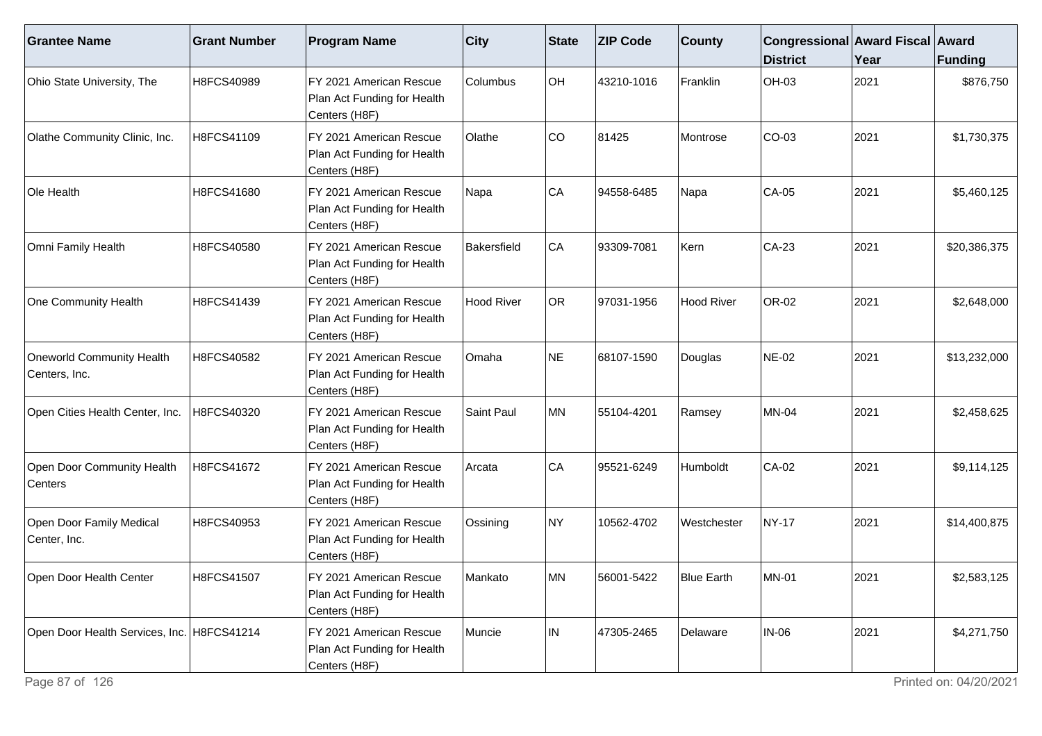| Grantee Name | Grant Number | Program Name | City | State | ZIP Code | County | Congressional District | Award Fiscal Year | Award Funding |
|---|---|---|---|---|---|---|---|---|---|
| Ohio State University, The | H8FCS40989 | FY 2021 American Rescue Plan Act Funding for Health Centers (H8F) | Columbus | OH | 43210-1016 | Franklin | OH-03 | 2021 | $876,750 |
| Olathe Community Clinic, Inc. | H8FCS41109 | FY 2021 American Rescue Plan Act Funding for Health Centers (H8F) | Olathe | CO | 81425 | Montrose | CO-03 | 2021 | $1,730,375 |
| Ole Health | H8FCS41680 | FY 2021 American Rescue Plan Act Funding for Health Centers (H8F) | Napa | CA | 94558-6485 | Napa | CA-05 | 2021 | $5,460,125 |
| Omni Family Health | H8FCS40580 | FY 2021 American Rescue Plan Act Funding for Health Centers (H8F) | Bakersfield | CA | 93309-7081 | Kern | CA-23 | 2021 | $20,386,375 |
| One Community Health | H8FCS41439 | FY 2021 American Rescue Plan Act Funding for Health Centers (H8F) | Hood River | OR | 97031-1956 | Hood River | OR-02 | 2021 | $2,648,000 |
| Oneworld Community Health Centers, Inc. | H8FCS40582 | FY 2021 American Rescue Plan Act Funding for Health Centers (H8F) | Omaha | NE | 68107-1590 | Douglas | NE-02 | 2021 | $13,232,000 |
| Open Cities Health Center, Inc. | H8FCS40320 | FY 2021 American Rescue Plan Act Funding for Health Centers (H8F) | Saint Paul | MN | 55104-4201 | Ramsey | MN-04 | 2021 | $2,458,625 |
| Open Door Community Health Centers | H8FCS41672 | FY 2021 American Rescue Plan Act Funding for Health Centers (H8F) | Arcata | CA | 95521-6249 | Humboldt | CA-02 | 2021 | $9,114,125 |
| Open Door Family Medical Center, Inc. | H8FCS40953 | FY 2021 American Rescue Plan Act Funding for Health Centers (H8F) | Ossining | NY | 10562-4702 | Westchester | NY-17 | 2021 | $14,400,875 |
| Open Door Health Center | H8FCS41507 | FY 2021 American Rescue Plan Act Funding for Health Centers (H8F) | Mankato | MN | 56001-5422 | Blue Earth | MN-01 | 2021 | $2,583,125 |
| Open Door Health Services, Inc. | H8FCS41214 | FY 2021 American Rescue Plan Act Funding for Health Centers (H8F) | Muncie | IN | 47305-2465 | Delaware | IN-06 | 2021 | $4,271,750 |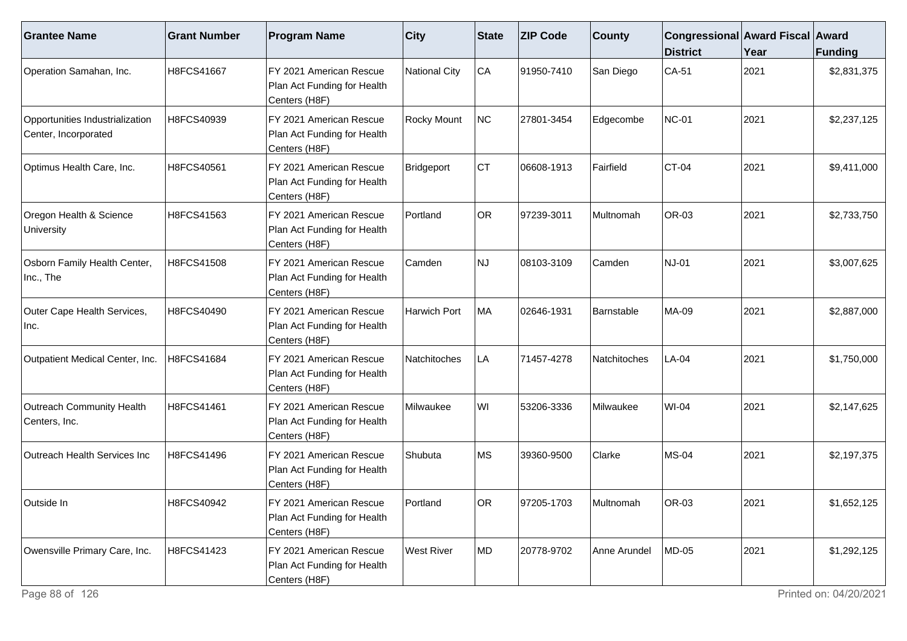| Grantee Name | Grant Number | Program Name | City | State | ZIP Code | County | Congressional District | Award Fiscal Year | Award Funding |
|---|---|---|---|---|---|---|---|---|---|
| Operation Samahan, Inc. | H8FCS41667 | FY 2021 American Rescue Plan Act Funding for Health Centers (H8F) | National City | CA | 91950-7410 | San Diego | CA-51 | 2021 | $2,831,375 |
| Opportunities Industrialization Center, Incorporated | H8FCS40939 | FY 2021 American Rescue Plan Act Funding for Health Centers (H8F) | Rocky Mount | NC | 27801-3454 | Edgecombe | NC-01 | 2021 | $2,237,125 |
| Optimus Health Care, Inc. | H8FCS40561 | FY 2021 American Rescue Plan Act Funding for Health Centers (H8F) | Bridgeport | CT | 06608-1913 | Fairfield | CT-04 | 2021 | $9,411,000 |
| Oregon Health & Science University | H8FCS41563 | FY 2021 American Rescue Plan Act Funding for Health Centers (H8F) | Portland | OR | 97239-3011 | Multnomah | OR-03 | 2021 | $2,733,750 |
| Osborn Family Health Center, Inc., The | H8FCS41508 | FY 2021 American Rescue Plan Act Funding for Health Centers (H8F) | Camden | NJ | 08103-3109 | Camden | NJ-01 | 2021 | $3,007,625 |
| Outer Cape Health Services, Inc. | H8FCS40490 | FY 2021 American Rescue Plan Act Funding for Health Centers (H8F) | Harwich Port | MA | 02646-1931 | Barnstable | MA-09 | 2021 | $2,887,000 |
| Outpatient Medical Center, Inc. | H8FCS41684 | FY 2021 American Rescue Plan Act Funding for Health Centers (H8F) | Natchitoches | LA | 71457-4278 | Natchitoches | LA-04 | 2021 | $1,750,000 |
| Outreach Community Health Centers, Inc. | H8FCS41461 | FY 2021 American Rescue Plan Act Funding for Health Centers (H8F) | Milwaukee | WI | 53206-3336 | Milwaukee | WI-04 | 2021 | $2,147,625 |
| Outreach Health Services Inc | H8FCS41496 | FY 2021 American Rescue Plan Act Funding for Health Centers (H8F) | Shubuta | MS | 39360-9500 | Clarke | MS-04 | 2021 | $2,197,375 |
| Outside In | H8FCS40942 | FY 2021 American Rescue Plan Act Funding for Health Centers (H8F) | Portland | OR | 97205-1703 | Multnomah | OR-03 | 2021 | $1,652,125 |
| Owensville Primary Care, Inc. | H8FCS41423 | FY 2021 American Rescue Plan Act Funding for Health Centers (H8F) | West River | MD | 20778-9702 | Anne Arundel | MD-05 | 2021 | $1,292,125 |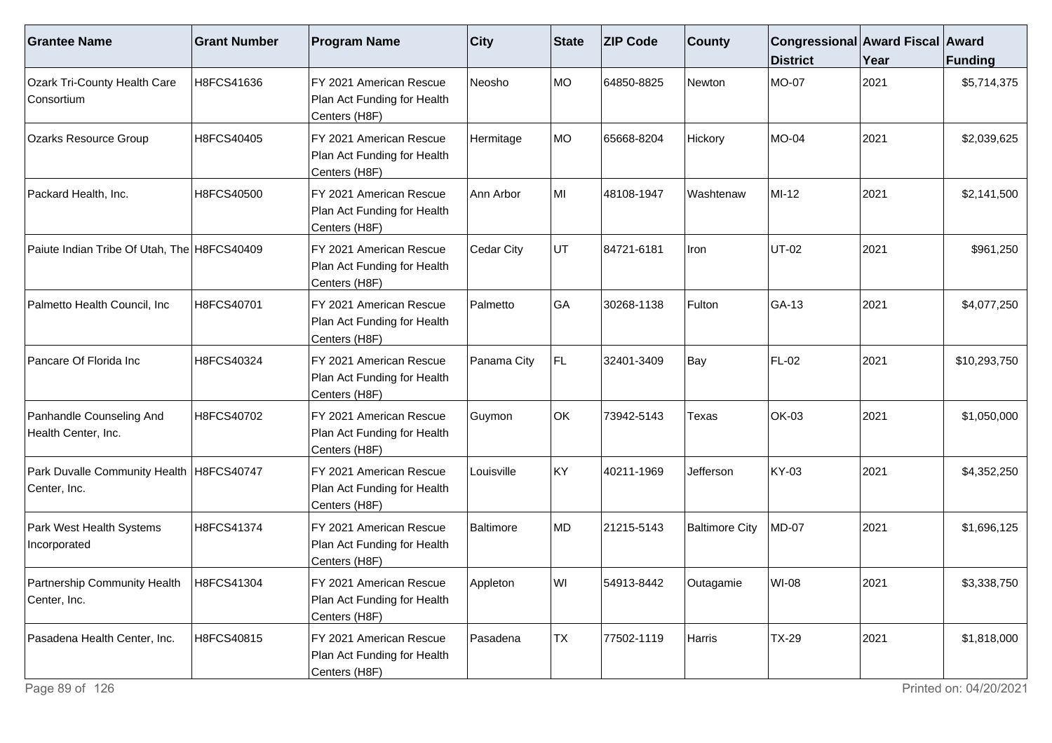| Grantee Name | Grant Number | Program Name | City | State | ZIP Code | County | Congressional District | Award Fiscal Year | Award Funding |
|---|---|---|---|---|---|---|---|---|---|
| Ozark Tri-County Health Care Consortium | H8FCS41636 | FY 2021 American Rescue Plan Act Funding for Health Centers (H8F) | Neosho | MO | 64850-8825 | Newton | MO-07 | 2021 | $5,714,375 |
| Ozarks Resource Group | H8FCS40405 | FY 2021 American Rescue Plan Act Funding for Health Centers (H8F) | Hermitage | MO | 65668-8204 | Hickory | MO-04 | 2021 | $2,039,625 |
| Packard Health, Inc. | H8FCS40500 | FY 2021 American Rescue Plan Act Funding for Health Centers (H8F) | Ann Arbor | MI | 48108-1947 | Washtenaw | MI-12 | 2021 | $2,141,500 |
| Paiute Indian Tribe Of Utah, The | H8FCS40409 | FY 2021 American Rescue Plan Act Funding for Health Centers (H8F) | Cedar City | UT | 84721-6181 | Iron | UT-02 | 2021 | $961,250 |
| Palmetto Health Council, Inc | H8FCS40701 | FY 2021 American Rescue Plan Act Funding for Health Centers (H8F) | Palmetto | GA | 30268-1138 | Fulton | GA-13 | 2021 | $4,077,250 |
| Pancare Of Florida Inc | H8FCS40324 | FY 2021 American Rescue Plan Act Funding for Health Centers (H8F) | Panama City | FL | 32401-3409 | Bay | FL-02 | 2021 | $10,293,750 |
| Panhandle Counseling And Health Center, Inc. | H8FCS40702 | FY 2021 American Rescue Plan Act Funding for Health Centers (H8F) | Guymon | OK | 73942-5143 | Texas | OK-03 | 2021 | $1,050,000 |
| Park Duvalle Community Health Center, Inc. | H8FCS40747 | FY 2021 American Rescue Plan Act Funding for Health Centers (H8F) | Louisville | KY | 40211-1969 | Jefferson | KY-03 | 2021 | $4,352,250 |
| Park West Health Systems Incorporated | H8FCS41374 | FY 2021 American Rescue Plan Act Funding for Health Centers (H8F) | Baltimore | MD | 21215-5143 | Baltimore City | MD-07 | 2021 | $1,696,125 |
| Partnership Community Health Center, Inc. | H8FCS41304 | FY 2021 American Rescue Plan Act Funding for Health Centers (H8F) | Appleton | WI | 54913-8442 | Outagamie | WI-08 | 2021 | $3,338,750 |
| Pasadena Health Center, Inc. | H8FCS40815 | FY 2021 American Rescue Plan Act Funding for Health Centers (H8F) | Pasadena | TX | 77502-1119 | Harris | TX-29 | 2021 | $1,818,000 |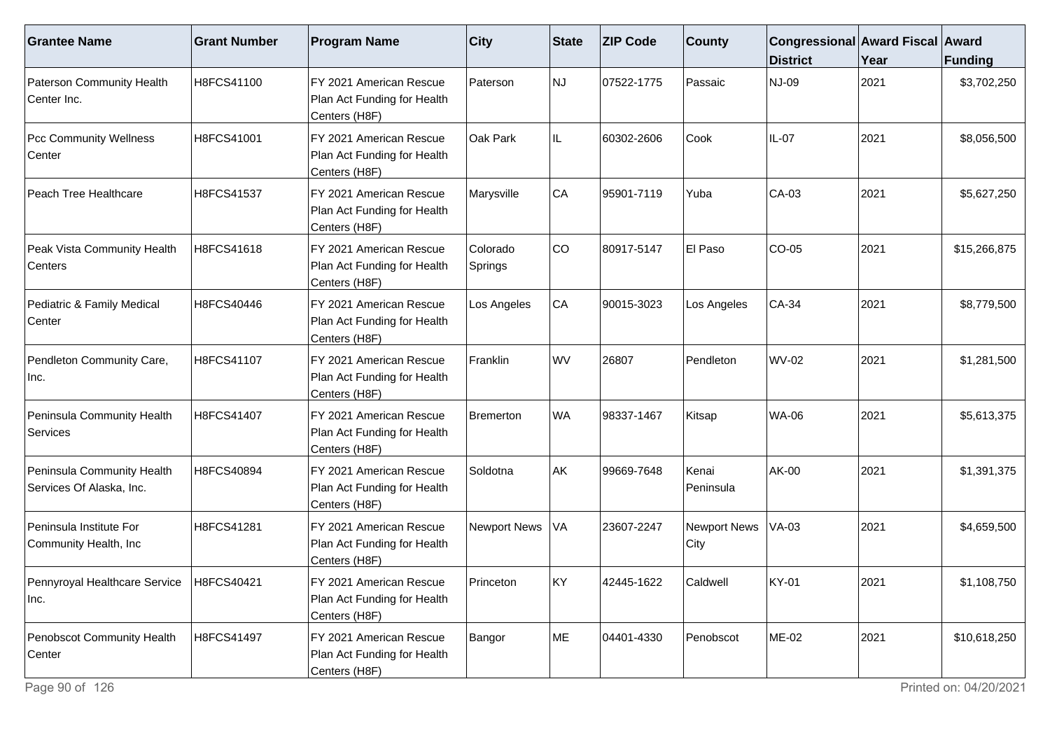| Grantee Name | Grant Number | Program Name | City | State | ZIP Code | County | Congressional District | Award Fiscal Year | Award Funding |
|---|---|---|---|---|---|---|---|---|---|
| Paterson Community Health Center Inc. | H8FCS41100 | FY 2021 American Rescue Plan Act Funding for Health Centers (H8F) | Paterson | NJ | 07522-1775 | Passaic | NJ-09 | 2021 | $3,702,250 |
| Pcc Community Wellness Center | H8FCS41001 | FY 2021 American Rescue Plan Act Funding for Health Centers (H8F) | Oak Park | IL | 60302-2606 | Cook | IL-07 | 2021 | $8,056,500 |
| Peach Tree Healthcare | H8FCS41537 | FY 2021 American Rescue Plan Act Funding for Health Centers (H8F) | Marysville | CA | 95901-7119 | Yuba | CA-03 | 2021 | $5,627,250 |
| Peak Vista Community Health Centers | H8FCS41618 | FY 2021 American Rescue Plan Act Funding for Health Centers (H8F) | Colorado Springs | CO | 80917-5147 | El Paso | CO-05 | 2021 | $15,266,875 |
| Pediatric & Family Medical Center | H8FCS40446 | FY 2021 American Rescue Plan Act Funding for Health Centers (H8F) | Los Angeles | CA | 90015-3023 | Los Angeles | CA-34 | 2021 | $8,779,500 |
| Pendleton Community Care, Inc. | H8FCS41107 | FY 2021 American Rescue Plan Act Funding for Health Centers (H8F) | Franklin | WV | 26807 | Pendleton | WV-02 | 2021 | $1,281,500 |
| Peninsula Community Health Services | H8FCS41407 | FY 2021 American Rescue Plan Act Funding for Health Centers (H8F) | Bremerton | WA | 98337-1467 | Kitsap | WA-06 | 2021 | $5,613,375 |
| Peninsula Community Health Services Of Alaska, Inc. | H8FCS40894 | FY 2021 American Rescue Plan Act Funding for Health Centers (H8F) | Soldotna | AK | 99669-7648 | Kenai Peninsula | AK-00 | 2021 | $1,391,375 |
| Peninsula Institute For Community Health, Inc | H8FCS41281 | FY 2021 American Rescue Plan Act Funding for Health Centers (H8F) | Newport News | VA | 23607-2247 | Newport News City | VA-03 | 2021 | $4,659,500 |
| Pennyroyal Healthcare Service Inc. | H8FCS40421 | FY 2021 American Rescue Plan Act Funding for Health Centers (H8F) | Princeton | KY | 42445-1622 | Caldwell | KY-01 | 2021 | $1,108,750 |
| Penobscot Community Health Center | H8FCS41497 | FY 2021 American Rescue Plan Act Funding for Health Centers (H8F) | Bangor | ME | 04401-4330 | Penobscot | ME-02 | 2021 | $10,618,250 |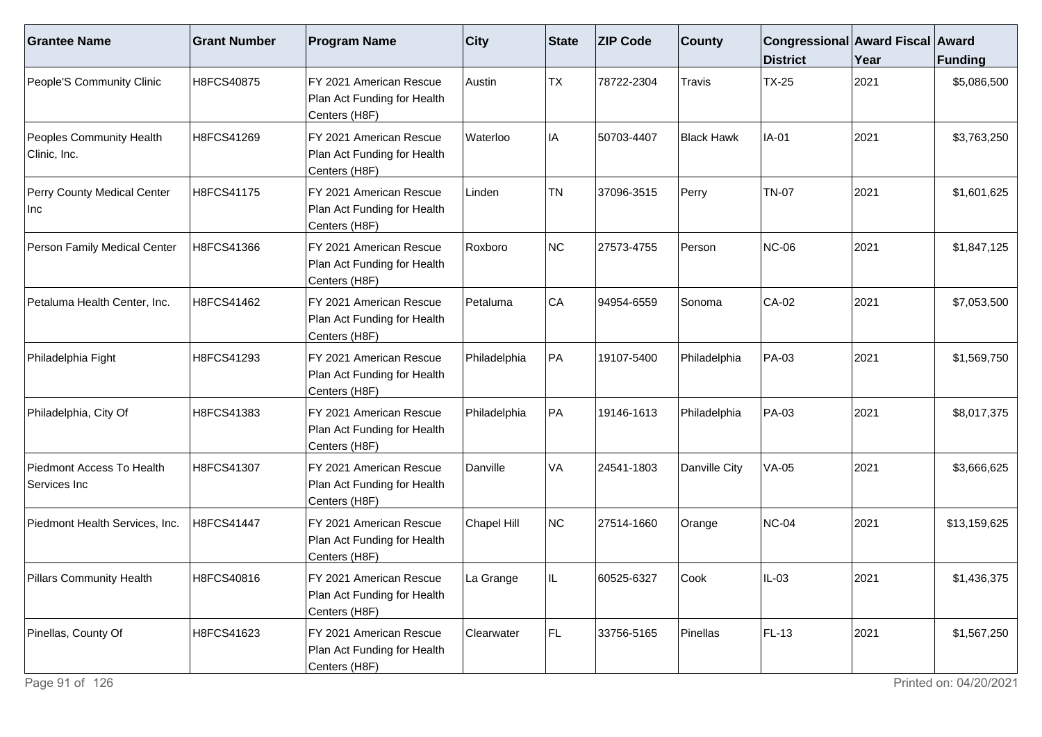| Grantee Name | Grant Number | Program Name | City | State | ZIP Code | County | Congressional District | Award Fiscal Year | Award Funding |
|---|---|---|---|---|---|---|---|---|---|
| People'S Community Clinic | H8FCS40875 | FY 2021 American Rescue Plan Act Funding for Health Centers (H8F) | Austin | TX | 78722-2304 | Travis | TX-25 | 2021 | $5,086,500 |
| Peoples Community Health Clinic, Inc. | H8FCS41269 | FY 2021 American Rescue Plan Act Funding for Health Centers (H8F) | Waterloo | IA | 50703-4407 | Black Hawk | IA-01 | 2021 | $3,763,250 |
| Perry County Medical Center Inc | H8FCS41175 | FY 2021 American Rescue Plan Act Funding for Health Centers (H8F) | Linden | TN | 37096-3515 | Perry | TN-07 | 2021 | $1,601,625 |
| Person Family Medical Center | H8FCS41366 | FY 2021 American Rescue Plan Act Funding for Health Centers (H8F) | Roxboro | NC | 27573-4755 | Person | NC-06 | 2021 | $1,847,125 |
| Petaluma Health Center, Inc. | H8FCS41462 | FY 2021 American Rescue Plan Act Funding for Health Centers (H8F) | Petaluma | CA | 94954-6559 | Sonoma | CA-02 | 2021 | $7,053,500 |
| Philadelphia Fight | H8FCS41293 | FY 2021 American Rescue Plan Act Funding for Health Centers (H8F) | Philadelphia | PA | 19107-5400 | Philadelphia | PA-03 | 2021 | $1,569,750 |
| Philadelphia, City Of | H8FCS41383 | FY 2021 American Rescue Plan Act Funding for Health Centers (H8F) | Philadelphia | PA | 19146-1613 | Philadelphia | PA-03 | 2021 | $8,017,375 |
| Piedmont Access To Health Services Inc | H8FCS41307 | FY 2021 American Rescue Plan Act Funding for Health Centers (H8F) | Danville | VA | 24541-1803 | Danville City | VA-05 | 2021 | $3,666,625 |
| Piedmont Health Services, Inc. | H8FCS41447 | FY 2021 American Rescue Plan Act Funding for Health Centers (H8F) | Chapel Hill | NC | 27514-1660 | Orange | NC-04 | 2021 | $13,159,625 |
| Pillars Community Health | H8FCS40816 | FY 2021 American Rescue Plan Act Funding for Health Centers (H8F) | La Grange | IL | 60525-6327 | Cook | IL-03 | 2021 | $1,436,375 |
| Pinellas, County Of | H8FCS41623 | FY 2021 American Rescue Plan Act Funding for Health Centers (H8F) | Clearwater | FL | 33756-5165 | Pinellas | FL-13 | 2021 | $1,567,250 |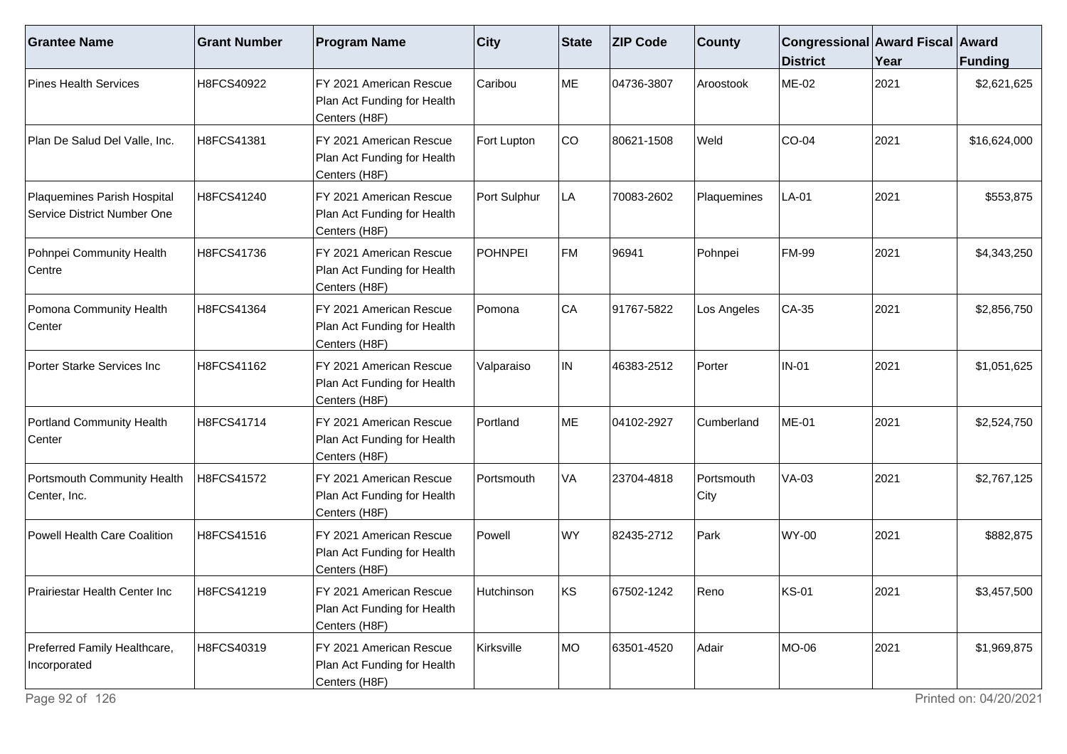| Grantee Name | Grant Number | Program Name | City | State | ZIP Code | County | Congressional District | Award Fiscal Year | Award Funding |
|---|---|---|---|---|---|---|---|---|---|
| Pines Health Services | H8FCS40922 | FY 2021 American Rescue Plan Act Funding for Health Centers (H8F) | Caribou | ME | 04736-3807 | Aroostook | ME-02 | 2021 | $2,621,625 |
| Plan De Salud Del Valle, Inc. | H8FCS41381 | FY 2021 American Rescue Plan Act Funding for Health Centers (H8F) | Fort Lupton | CO | 80621-1508 | Weld | CO-04 | 2021 | $16,624,000 |
| Plaquemines Parish Hospital Service District Number One | H8FCS41240 | FY 2021 American Rescue Plan Act Funding for Health Centers (H8F) | Port Sulphur | LA | 70083-2602 | Plaquemines | LA-01 | 2021 | $553,875 |
| Pohnpei Community Health Centre | H8FCS41736 | FY 2021 American Rescue Plan Act Funding for Health Centers (H8F) | POHNPEI | FM | 96941 | Pohnpei | FM-99 | 2021 | $4,343,250 |
| Pomona Community Health Center | H8FCS41364 | FY 2021 American Rescue Plan Act Funding for Health Centers (H8F) | Pomona | CA | 91767-5822 | Los Angeles | CA-35 | 2021 | $2,856,750 |
| Porter Starke Services Inc | H8FCS41162 | FY 2021 American Rescue Plan Act Funding for Health Centers (H8F) | Valparaiso | IN | 46383-2512 | Porter | IN-01 | 2021 | $1,051,625 |
| Portland Community Health Center | H8FCS41714 | FY 2021 American Rescue Plan Act Funding for Health Centers (H8F) | Portland | ME | 04102-2927 | Cumberland | ME-01 | 2021 | $2,524,750 |
| Portsmouth Community Health Center, Inc. | H8FCS41572 | FY 2021 American Rescue Plan Act Funding for Health Centers (H8F) | Portsmouth | VA | 23704-4818 | Portsmouth City | VA-03 | 2021 | $2,767,125 |
| Powell Health Care Coalition | H8FCS41516 | FY 2021 American Rescue Plan Act Funding for Health Centers (H8F) | Powell | WY | 82435-2712 | Park | WY-00 | 2021 | $882,875 |
| Prairiestar Health Center Inc | H8FCS41219 | FY 2021 American Rescue Plan Act Funding for Health Centers (H8F) | Hutchinson | KS | 67502-1242 | Reno | KS-01 | 2021 | $3,457,500 |
| Preferred Family Healthcare, Incorporated | H8FCS40319 | FY 2021 American Rescue Plan Act Funding for Health Centers (H8F) | Kirksville | MO | 63501-4520 | Adair | MO-06 | 2021 | $1,969,875 |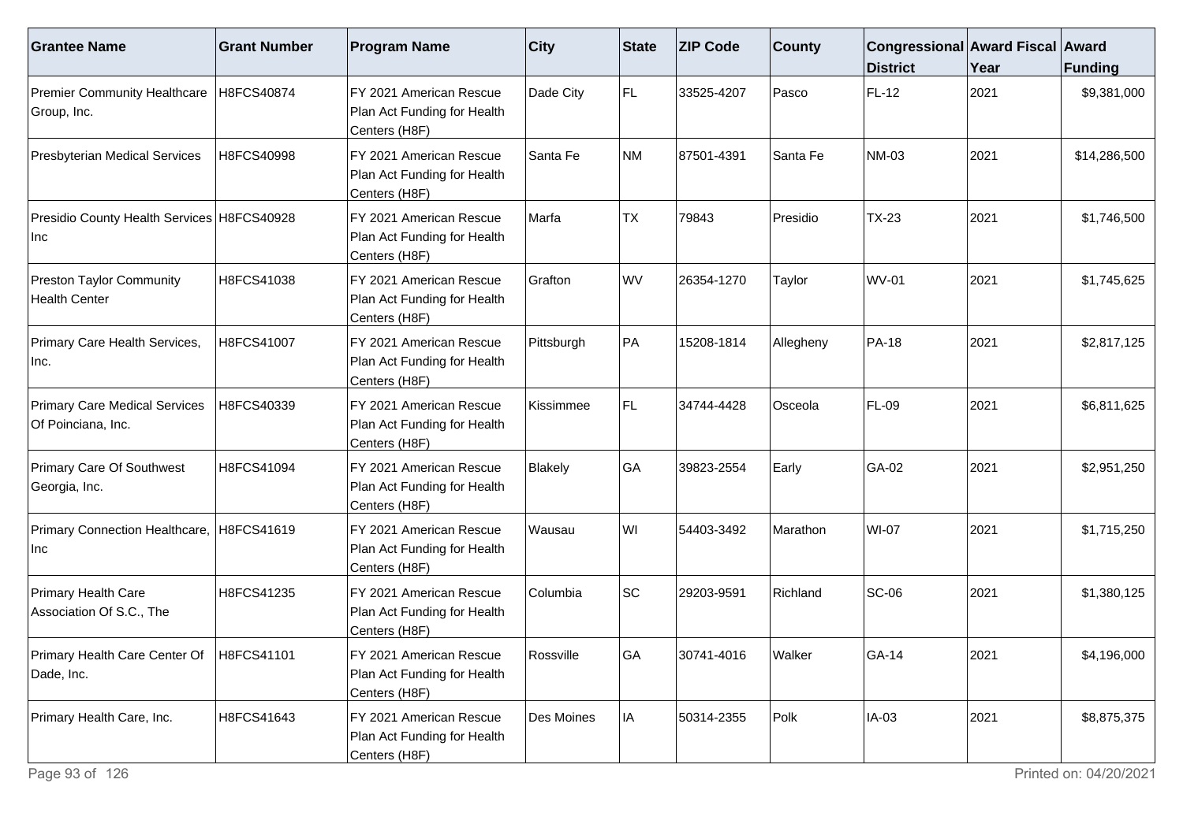| Grantee Name | Grant Number | Program Name | City | State | ZIP Code | County | Congressional District | Award Fiscal Year | Award Funding |
| --- | --- | --- | --- | --- | --- | --- | --- | --- | --- |
| Premier Community Healthcare Group, Inc. | H8FCS40874 | FY 2021 American Rescue Plan Act Funding for Health Centers (H8F) | Dade City | FL | 33525-4207 | Pasco | FL-12 | 2021 | $9,381,000 |
| Presbyterian Medical Services | H8FCS40998 | FY 2021 American Rescue Plan Act Funding for Health Centers (H8F) | Santa Fe | NM | 87501-4391 | Santa Fe | NM-03 | 2021 | $14,286,500 |
| Presidio County Health Services Inc | H8FCS40928 | FY 2021 American Rescue Plan Act Funding for Health Centers (H8F) | Marfa | TX | 79843 | Presidio | TX-23 | 2021 | $1,746,500 |
| Preston Taylor Community Health Center | H8FCS41038 | FY 2021 American Rescue Plan Act Funding for Health Centers (H8F) | Grafton | WV | 26354-1270 | Taylor | WV-01 | 2021 | $1,745,625 |
| Primary Care Health Services, Inc. | H8FCS41007 | FY 2021 American Rescue Plan Act Funding for Health Centers (H8F) | Pittsburgh | PA | 15208-1814 | Allegheny | PA-18 | 2021 | $2,817,125 |
| Primary Care Medical Services Of Poinciana, Inc. | H8FCS40339 | FY 2021 American Rescue Plan Act Funding for Health Centers (H8F) | Kissimmee | FL | 34744-4428 | Osceola | FL-09 | 2021 | $6,811,625 |
| Primary Care Of Southwest Georgia, Inc. | H8FCS41094 | FY 2021 American Rescue Plan Act Funding for Health Centers (H8F) | Blakely | GA | 39823-2554 | Early | GA-02 | 2021 | $2,951,250 |
| Primary Connection Healthcare, Inc | H8FCS41619 | FY 2021 American Rescue Plan Act Funding for Health Centers (H8F) | Wausau | WI | 54403-3492 | Marathon | WI-07 | 2021 | $1,715,250 |
| Primary Health Care Association Of S.C., The | H8FCS41235 | FY 2021 American Rescue Plan Act Funding for Health Centers (H8F) | Columbia | SC | 29203-9591 | Richland | SC-06 | 2021 | $1,380,125 |
| Primary Health Care Center Of Dade, Inc. | H8FCS41101 | FY 2021 American Rescue Plan Act Funding for Health Centers (H8F) | Rossville | GA | 30741-4016 | Walker | GA-14 | 2021 | $4,196,000 |
| Primary Health Care, Inc. | H8FCS41643 | FY 2021 American Rescue Plan Act Funding for Health Centers (H8F) | Des Moines | IA | 50314-2355 | Polk | IA-03 | 2021 | $8,875,375 |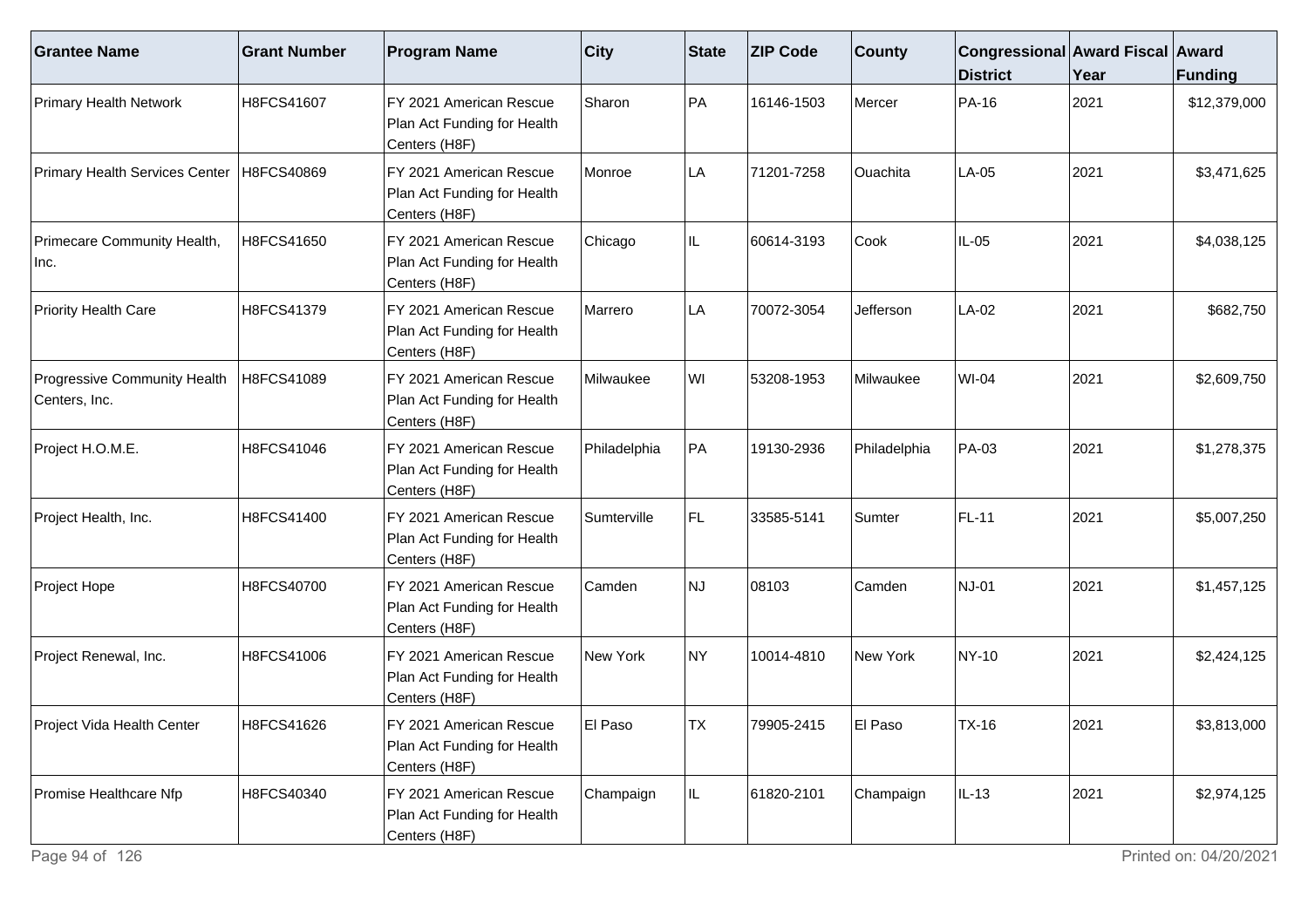| Grantee Name | Grant Number | Program Name | City | State | ZIP Code | County | Congressional District | Award Fiscal Year | Award Funding |
|---|---|---|---|---|---|---|---|---|---|
| Primary Health Network | H8FCS41607 | FY 2021 American Rescue Plan Act Funding for Health Centers (H8F) | Sharon | PA | 16146-1503 | Mercer | PA-16 | 2021 | $12,379,000 |
| Primary Health Services Center | H8FCS40869 | FY 2021 American Rescue Plan Act Funding for Health Centers (H8F) | Monroe | LA | 71201-7258 | Ouachita | LA-05 | 2021 | $3,471,625 |
| Primecare Community Health, Inc. | H8FCS41650 | FY 2021 American Rescue Plan Act Funding for Health Centers (H8F) | Chicago | IL | 60614-3193 | Cook | IL-05 | 2021 | $4,038,125 |
| Priority Health Care | H8FCS41379 | FY 2021 American Rescue Plan Act Funding for Health Centers (H8F) | Marrero | LA | 70072-3054 | Jefferson | LA-02 | 2021 | $682,750 |
| Progressive Community Health Centers, Inc. | H8FCS41089 | FY 2021 American Rescue Plan Act Funding for Health Centers (H8F) | Milwaukee | WI | 53208-1953 | Milwaukee | WI-04 | 2021 | $2,609,750 |
| Project H.O.M.E. | H8FCS41046 | FY 2021 American Rescue Plan Act Funding for Health Centers (H8F) | Philadelphia | PA | 19130-2936 | Philadelphia | PA-03 | 2021 | $1,278,375 |
| Project Health, Inc. | H8FCS41400 | FY 2021 American Rescue Plan Act Funding for Health Centers (H8F) | Sumterville | FL | 33585-5141 | Sumter | FL-11 | 2021 | $5,007,250 |
| Project Hope | H8FCS40700 | FY 2021 American Rescue Plan Act Funding for Health Centers (H8F) | Camden | NJ | 08103 | Camden | NJ-01 | 2021 | $1,457,125 |
| Project Renewal, Inc. | H8FCS41006 | FY 2021 American Rescue Plan Act Funding for Health Centers (H8F) | New York | NY | 10014-4810 | New York | NY-10 | 2021 | $2,424,125 |
| Project Vida Health Center | H8FCS41626 | FY 2021 American Rescue Plan Act Funding for Health Centers (H8F) | El Paso | TX | 79905-2415 | El Paso | TX-16 | 2021 | $3,813,000 |
| Promise Healthcare Nfp | H8FCS40340 | FY 2021 American Rescue Plan Act Funding for Health Centers (H8F) | Champaign | IL | 61820-2101 | Champaign | IL-13 | 2021 | $2,974,125 |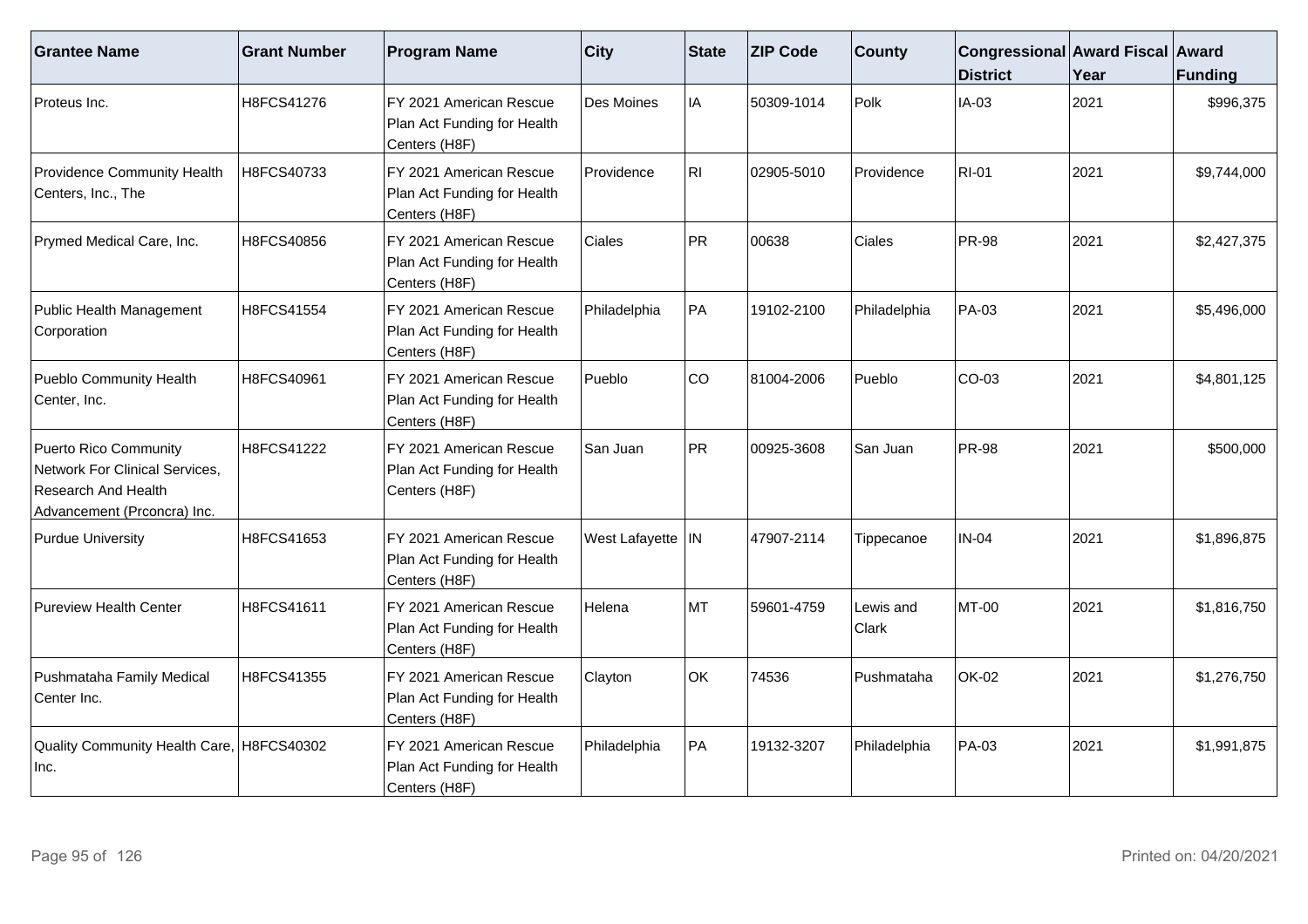| Grantee Name | Grant Number | Program Name | City | State | ZIP Code | County | Congressional District | Award Fiscal Year | Award Funding |
|---|---|---|---|---|---|---|---|---|---|
| Proteus Inc. | H8FCS41276 | FY 2021 American Rescue Plan Act Funding for Health Centers (H8F) | Des Moines | IA | 50309-1014 | Polk | IA-03 | 2021 | $996,375 |
| Providence Community Health Centers, Inc., The | H8FCS40733 | FY 2021 American Rescue Plan Act Funding for Health Centers (H8F) | Providence | RI | 02905-5010 | Providence | RI-01 | 2021 | $9,744,000 |
| Prymed Medical Care, Inc. | H8FCS40856 | FY 2021 American Rescue Plan Act Funding for Health Centers (H8F) | Ciales | PR | 00638 | Ciales | PR-98 | 2021 | $2,427,375 |
| Public Health Management Corporation | H8FCS41554 | FY 2021 American Rescue Plan Act Funding for Health Centers (H8F) | Philadelphia | PA | 19102-2100 | Philadelphia | PA-03 | 2021 | $5,496,000 |
| Pueblo Community Health Center, Inc. | H8FCS40961 | FY 2021 American Rescue Plan Act Funding for Health Centers (H8F) | Pueblo | CO | 81004-2006 | Pueblo | CO-03 | 2021 | $4,801,125 |
| Puerto Rico Community Network For Clinical Services, Research And Health Advancement (Prconcra) Inc. | H8FCS41222 | FY 2021 American Rescue Plan Act Funding for Health Centers (H8F) | San Juan | PR | 00925-3608 | San Juan | PR-98 | 2021 | $500,000 |
| Purdue University | H8FCS41653 | FY 2021 American Rescue Plan Act Funding for Health Centers (H8F) | West Lafayette | IN | 47907-2114 | Tippecanoe | IN-04 | 2021 | $1,896,875 |
| Pureview Health Center | H8FCS41611 | FY 2021 American Rescue Plan Act Funding for Health Centers (H8F) | Helena | MT | 59601-4759 | Lewis and Clark | MT-00 | 2021 | $1,816,750 |
| Pushmataha Family Medical Center Inc. | H8FCS41355 | FY 2021 American Rescue Plan Act Funding for Health Centers (H8F) | Clayton | OK | 74536 | Pushmataha | OK-02 | 2021 | $1,276,750 |
| Quality Community Health Care, Inc. | H8FCS40302 | FY 2021 American Rescue Plan Act Funding for Health Centers (H8F) | Philadelphia | PA | 19132-3207 | Philadelphia | PA-03 | 2021 | $1,991,875 |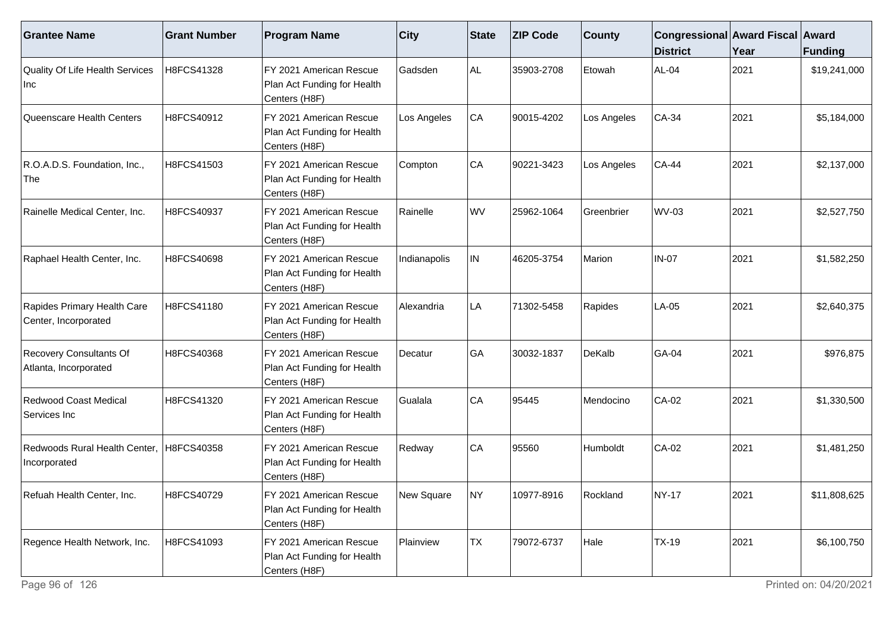| Grantee Name | Grant Number | Program Name | City | State | ZIP Code | County | Congressional District | Award Fiscal Year | Award Funding |
|---|---|---|---|---|---|---|---|---|---|
| Quality Of Life Health Services Inc | H8FCS41328 | FY 2021 American Rescue Plan Act Funding for Health Centers (H8F) | Gadsden | AL | 35903-2708 | Etowah | AL-04 | 2021 | $19,241,000 |
| Queenscare Health Centers | H8FCS40912 | FY 2021 American Rescue Plan Act Funding for Health Centers (H8F) | Los Angeles | CA | 90015-4202 | Los Angeles | CA-34 | 2021 | $5,184,000 |
| R.O.A.D.S. Foundation, Inc., The | H8FCS41503 | FY 2021 American Rescue Plan Act Funding for Health Centers (H8F) | Compton | CA | 90221-3423 | Los Angeles | CA-44 | 2021 | $2,137,000 |
| Rainelle Medical Center, Inc. | H8FCS40937 | FY 2021 American Rescue Plan Act Funding for Health Centers (H8F) | Rainelle | WV | 25962-1064 | Greenbrier | WV-03 | 2021 | $2,527,750 |
| Raphael Health Center, Inc. | H8FCS40698 | FY 2021 American Rescue Plan Act Funding for Health Centers (H8F) | Indianapolis | IN | 46205-3754 | Marion | IN-07 | 2021 | $1,582,250 |
| Rapides Primary Health Care Center, Incorporated | H8FCS41180 | FY 2021 American Rescue Plan Act Funding for Health Centers (H8F) | Alexandria | LA | 71302-5458 | Rapides | LA-05 | 2021 | $2,640,375 |
| Recovery Consultants Of Atlanta, Incorporated | H8FCS40368 | FY 2021 American Rescue Plan Act Funding for Health Centers (H8F) | Decatur | GA | 30032-1837 | DeKalb | GA-04 | 2021 | $976,875 |
| Redwood Coast Medical Services Inc | H8FCS41320 | FY 2021 American Rescue Plan Act Funding for Health Centers (H8F) | Gualala | CA | 95445 | Mendocino | CA-02 | 2021 | $1,330,500 |
| Redwoods Rural Health Center, Incorporated | H8FCS40358 | FY 2021 American Rescue Plan Act Funding for Health Centers (H8F) | Redway | CA | 95560 | Humboldt | CA-02 | 2021 | $1,481,250 |
| Refuah Health Center, Inc. | H8FCS40729 | FY 2021 American Rescue Plan Act Funding for Health Centers (H8F) | New Square | NY | 10977-8916 | Rockland | NY-17 | 2021 | $11,808,625 |
| Regence Health Network, Inc. | H8FCS41093 | FY 2021 American Rescue Plan Act Funding for Health Centers (H8F) | Plainview | TX | 79072-6737 | Hale | TX-19 | 2021 | $6,100,750 |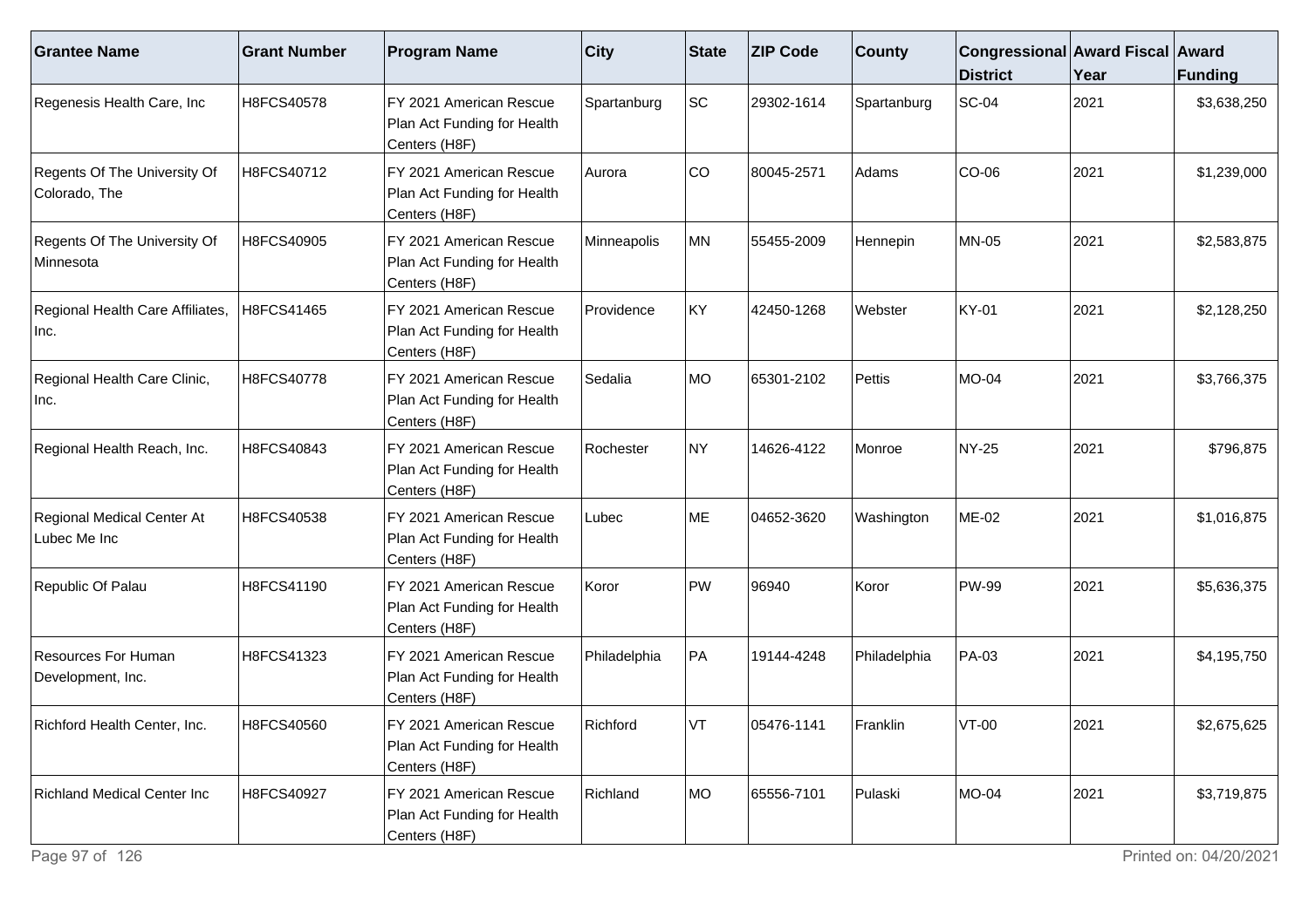| Grantee Name | Grant Number | Program Name | City | State | ZIP Code | County | Congressional District | Award Fiscal Year | Award Funding |
| --- | --- | --- | --- | --- | --- | --- | --- | --- | --- |
| Regenesis Health Care, Inc | H8FCS40578 | FY 2021 American Rescue Plan Act Funding for Health Centers (H8F) | Spartanburg | SC | 29302-1614 | Spartanburg | SC-04 | 2021 | $3,638,250 |
| Regents Of The University Of Colorado, The | H8FCS40712 | FY 2021 American Rescue Plan Act Funding for Health Centers (H8F) | Aurora | CO | 80045-2571 | Adams | CO-06 | 2021 | $1,239,000 |
| Regents Of The University Of Minnesota | H8FCS40905 | FY 2021 American Rescue Plan Act Funding for Health Centers (H8F) | Minneapolis | MN | 55455-2009 | Hennepin | MN-05 | 2021 | $2,583,875 |
| Regional Health Care Affiliates, Inc. | H8FCS41465 | FY 2021 American Rescue Plan Act Funding for Health Centers (H8F) | Providence | KY | 42450-1268 | Webster | KY-01 | 2021 | $2,128,250 |
| Regional Health Care Clinic, Inc. | H8FCS40778 | FY 2021 American Rescue Plan Act Funding for Health Centers (H8F) | Sedalia | MO | 65301-2102 | Pettis | MO-04 | 2021 | $3,766,375 |
| Regional Health Reach, Inc. | H8FCS40843 | FY 2021 American Rescue Plan Act Funding for Health Centers (H8F) | Rochester | NY | 14626-4122 | Monroe | NY-25 | 2021 | $796,875 |
| Regional Medical Center At Lubec Me Inc | H8FCS40538 | FY 2021 American Rescue Plan Act Funding for Health Centers (H8F) | Lubec | ME | 04652-3620 | Washington | ME-02 | 2021 | $1,016,875 |
| Republic Of Palau | H8FCS41190 | FY 2021 American Rescue Plan Act Funding for Health Centers (H8F) | Koror | PW | 96940 | Koror | PW-99 | 2021 | $5,636,375 |
| Resources For Human Development, Inc. | H8FCS41323 | FY 2021 American Rescue Plan Act Funding for Health Centers (H8F) | Philadelphia | PA | 19144-4248 | Philadelphia | PA-03 | 2021 | $4,195,750 |
| Richford Health Center, Inc. | H8FCS40560 | FY 2021 American Rescue Plan Act Funding for Health Centers (H8F) | Richford | VT | 05476-1141 | Franklin | VT-00 | 2021 | $2,675,625 |
| Richland Medical Center Inc | H8FCS40927 | FY 2021 American Rescue Plan Act Funding for Health Centers (H8F) | Richland | MO | 65556-7101 | Pulaski | MO-04 | 2021 | $3,719,875 |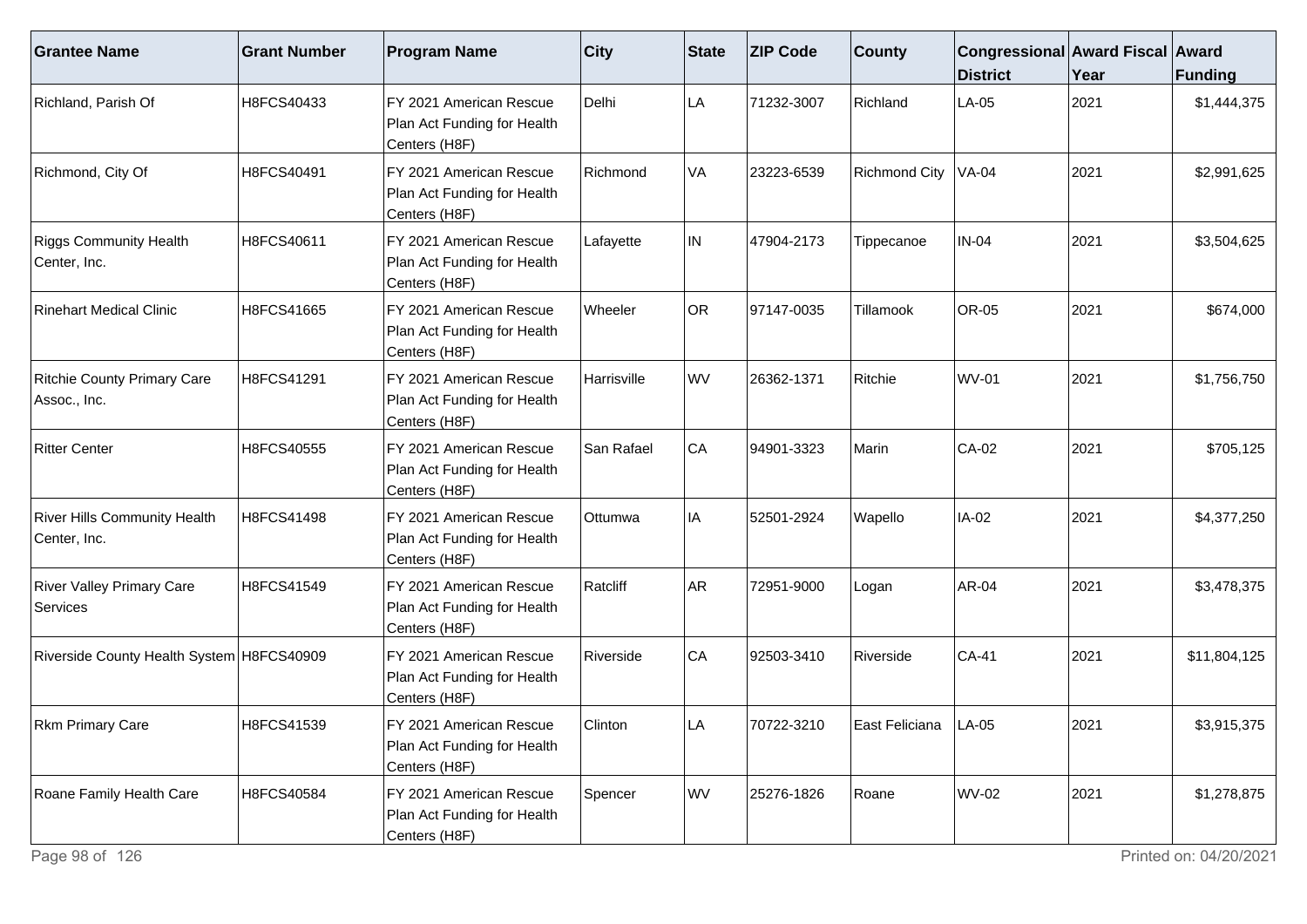| Grantee Name | Grant Number | Program Name | City | State | ZIP Code | County | Congressional District | Award Fiscal Year | Award Funding |
|---|---|---|---|---|---|---|---|---|---|
| Richland, Parish Of | H8FCS40433 | FY 2021 American Rescue Plan Act Funding for Health Centers (H8F) | Delhi | LA | 71232-3007 | Richland | LA-05 | 2021 | $1,444,375 |
| Richmond, City Of | H8FCS40491 | FY 2021 American Rescue Plan Act Funding for Health Centers (H8F) | Richmond | VA | 23223-6539 | Richmond City | VA-04 | 2021 | $2,991,625 |
| Riggs Community Health Center, Inc. | H8FCS40611 | FY 2021 American Rescue Plan Act Funding for Health Centers (H8F) | Lafayette | IN | 47904-2173 | Tippecanoe | IN-04 | 2021 | $3,504,625 |
| Rinehart Medical Clinic | H8FCS41665 | FY 2021 American Rescue Plan Act Funding for Health Centers (H8F) | Wheeler | OR | 97147-0035 | Tillamook | OR-05 | 2021 | $674,000 |
| Ritchie County Primary Care Assoc., Inc. | H8FCS41291 | FY 2021 American Rescue Plan Act Funding for Health Centers (H8F) | Harrisville | WV | 26362-1371 | Ritchie | WV-01 | 2021 | $1,756,750 |
| Ritter Center | H8FCS40555 | FY 2021 American Rescue Plan Act Funding for Health Centers (H8F) | San Rafael | CA | 94901-3323 | Marin | CA-02 | 2021 | $705,125 |
| River Hills Community Health Center, Inc. | H8FCS41498 | FY 2021 American Rescue Plan Act Funding for Health Centers (H8F) | Ottumwa | IA | 52501-2924 | Wapello | IA-02 | 2021 | $4,377,250 |
| River Valley Primary Care Services | H8FCS41549 | FY 2021 American Rescue Plan Act Funding for Health Centers (H8F) | Ratcliff | AR | 72951-9000 | Logan | AR-04 | 2021 | $3,478,375 |
| Riverside County Health System | H8FCS40909 | FY 2021 American Rescue Plan Act Funding for Health Centers (H8F) | Riverside | CA | 92503-3410 | Riverside | CA-41 | 2021 | $11,804,125 |
| Rkm Primary Care | H8FCS41539 | FY 2021 American Rescue Plan Act Funding for Health Centers (H8F) | Clinton | LA | 70722-3210 | East Feliciana | LA-05 | 2021 | $3,915,375 |
| Roane Family Health Care | H8FCS40584 | FY 2021 American Rescue Plan Act Funding for Health Centers (H8F) | Spencer | WV | 25276-1826 | Roane | WV-02 | 2021 | $1,278,875 |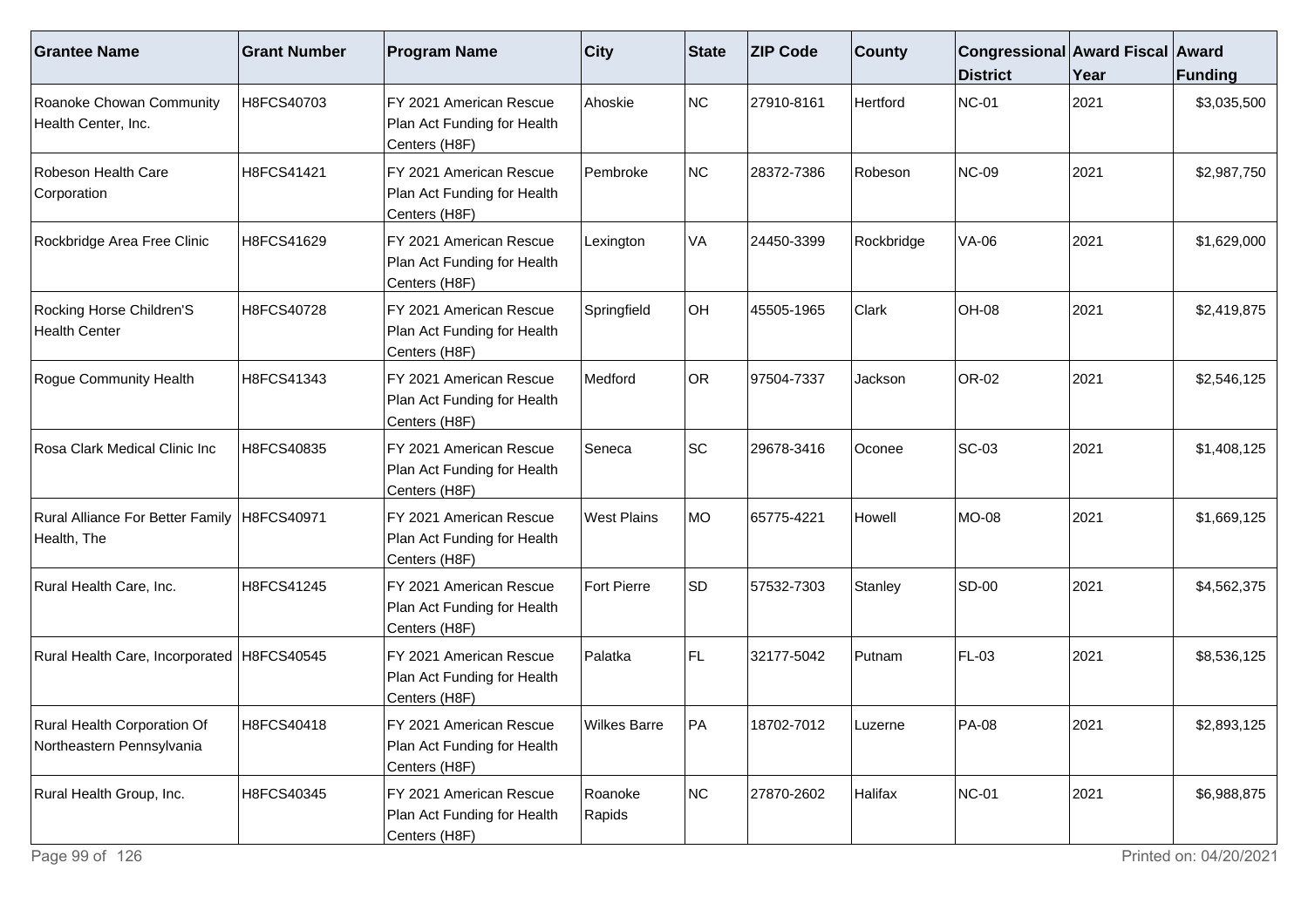| Grantee Name | Grant Number | Program Name | City | State | ZIP Code | County | Congressional District | Award Fiscal Year | Award Funding |
|---|---|---|---|---|---|---|---|---|---|
| Roanoke Chowan Community Health Center, Inc. | H8FCS40703 | FY 2021 American Rescue Plan Act Funding for Health Centers (H8F) | Ahoskie | NC | 27910-8161 | Hertford | NC-01 | 2021 | $3,035,500 |
| Robeson Health Care Corporation | H8FCS41421 | FY 2021 American Rescue Plan Act Funding for Health Centers (H8F) | Pembroke | NC | 28372-7386 | Robeson | NC-09 | 2021 | $2,987,750 |
| Rockbridge Area Free Clinic | H8FCS41629 | FY 2021 American Rescue Plan Act Funding for Health Centers (H8F) | Lexington | VA | 24450-3399 | Rockbridge | VA-06 | 2021 | $1,629,000 |
| Rocking Horse Children'S Health Center | H8FCS40728 | FY 2021 American Rescue Plan Act Funding for Health Centers (H8F) | Springfield | OH | 45505-1965 | Clark | OH-08 | 2021 | $2,419,875 |
| Rogue Community Health | H8FCS41343 | FY 2021 American Rescue Plan Act Funding for Health Centers (H8F) | Medford | OR | 97504-7337 | Jackson | OR-02 | 2021 | $2,546,125 |
| Rosa Clark Medical Clinic Inc | H8FCS40835 | FY 2021 American Rescue Plan Act Funding for Health Centers (H8F) | Seneca | SC | 29678-3416 | Oconee | SC-03 | 2021 | $1,408,125 |
| Rural Alliance For Better Family Health, The | H8FCS40971 | FY 2021 American Rescue Plan Act Funding for Health Centers (H8F) | West Plains | MO | 65775-4221 | Howell | MO-08 | 2021 | $1,669,125 |
| Rural Health Care, Inc. | H8FCS41245 | FY 2021 American Rescue Plan Act Funding for Health Centers (H8F) | Fort Pierre | SD | 57532-7303 | Stanley | SD-00 | 2021 | $4,562,375 |
| Rural Health Care, Incorporated | H8FCS40545 | FY 2021 American Rescue Plan Act Funding for Health Centers (H8F) | Palatka | FL | 32177-5042 | Putnam | FL-03 | 2021 | $8,536,125 |
| Rural Health Corporation Of Northeastern Pennsylvania | H8FCS40418 | FY 2021 American Rescue Plan Act Funding for Health Centers (H8F) | Wilkes Barre | PA | 18702-7012 | Luzerne | PA-08 | 2021 | $2,893,125 |
| Rural Health Group, Inc. | H8FCS40345 | FY 2021 American Rescue Plan Act Funding for Health Centers (H8F) | Roanoke Rapids | NC | 27870-2602 | Halifax | NC-01 | 2021 | $6,988,875 |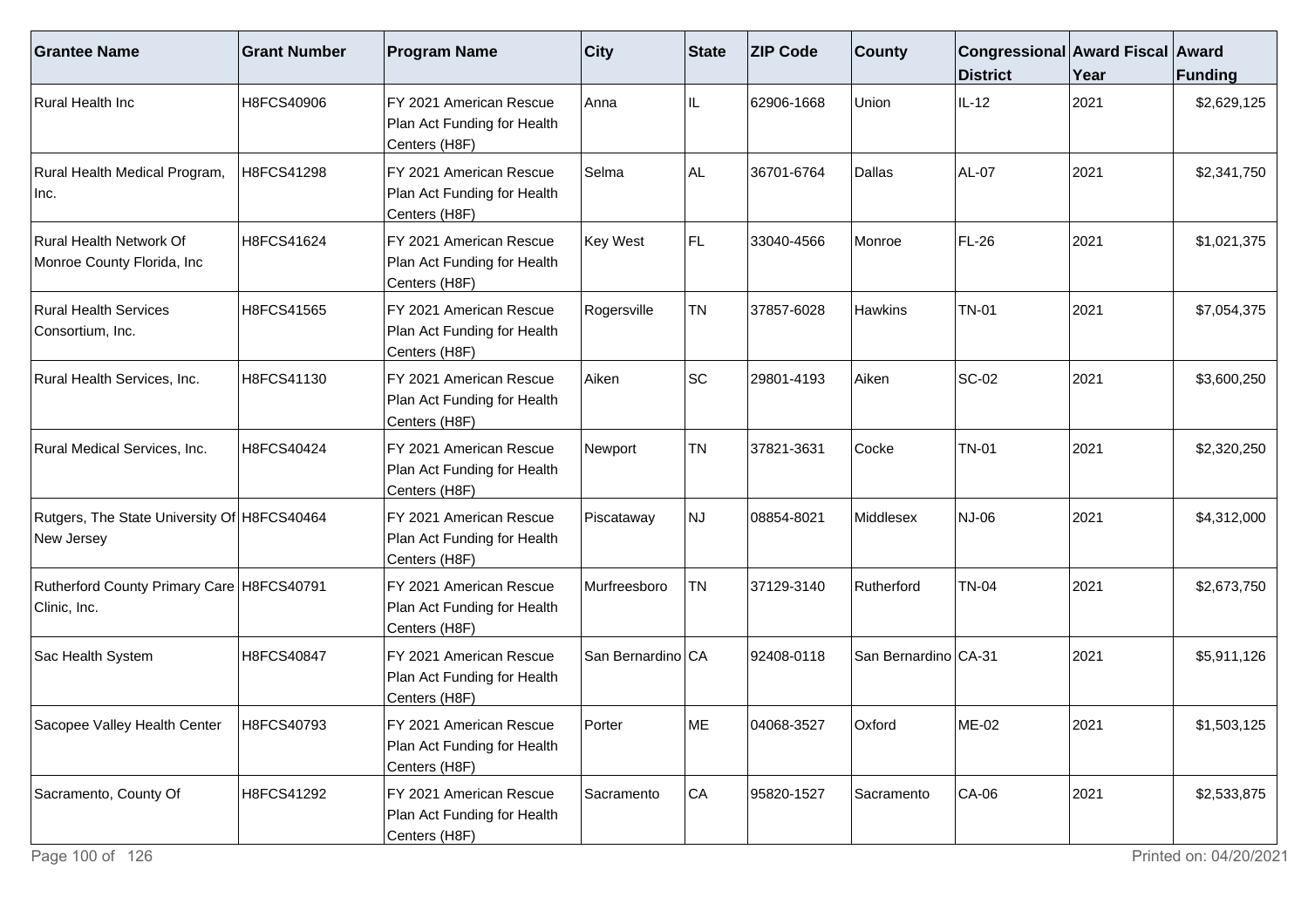| Grantee Name | Grant Number | Program Name | City | State | ZIP Code | County | Congressional District | Award Fiscal Year | Award Funding |
|---|---|---|---|---|---|---|---|---|---|
| Rural Health Inc | H8FCS40906 | FY 2021 American Rescue Plan Act Funding for Health Centers (H8F) | Anna | IL | 62906-1668 | Union | IL-12 | 2021 | $2,629,125 |
| Rural Health Medical Program, Inc. | H8FCS41298 | FY 2021 American Rescue Plan Act Funding for Health Centers (H8F) | Selma | AL | 36701-6764 | Dallas | AL-07 | 2021 | $2,341,750 |
| Rural Health Network Of Monroe County Florida, Inc | H8FCS41624 | FY 2021 American Rescue Plan Act Funding for Health Centers (H8F) | Key West | FL | 33040-4566 | Monroe | FL-26 | 2021 | $1,021,375 |
| Rural Health Services Consortium, Inc. | H8FCS41565 | FY 2021 American Rescue Plan Act Funding for Health Centers (H8F) | Rogersville | TN | 37857-6028 | Hawkins | TN-01 | 2021 | $7,054,375 |
| Rural Health Services, Inc. | H8FCS41130 | FY 2021 American Rescue Plan Act Funding for Health Centers (H8F) | Aiken | SC | 29801-4193 | Aiken | SC-02 | 2021 | $3,600,250 |
| Rural Medical Services, Inc. | H8FCS40424 | FY 2021 American Rescue Plan Act Funding for Health Centers (H8F) | Newport | TN | 37821-3631 | Cocke | TN-01 | 2021 | $2,320,250 |
| Rutgers, The State University Of New Jersey | H8FCS40464 | FY 2021 American Rescue Plan Act Funding for Health Centers (H8F) | Piscataway | NJ | 08854-8021 | Middlesex | NJ-06 | 2021 | $4,312,000 |
| Rutherford County Primary Care Clinic, Inc. | H8FCS40791 | FY 2021 American Rescue Plan Act Funding for Health Centers (H8F) | Murfreesboro | TN | 37129-3140 | Rutherford | TN-04 | 2021 | $2,673,750 |
| Sac Health System | H8FCS40847 | FY 2021 American Rescue Plan Act Funding for Health Centers (H8F) | San Bernardino | CA | 92408-0118 | San Bernardino | CA-31 | 2021 | $5,911,126 |
| Sacopee Valley Health Center | H8FCS40793 | FY 2021 American Rescue Plan Act Funding for Health Centers (H8F) | Porter | ME | 04068-3527 | Oxford | ME-02 | 2021 | $1,503,125 |
| Sacramento, County Of | H8FCS41292 | FY 2021 American Rescue Plan Act Funding for Health Centers (H8F) | Sacramento | CA | 95820-1527 | Sacramento | CA-06 | 2021 | $2,533,875 |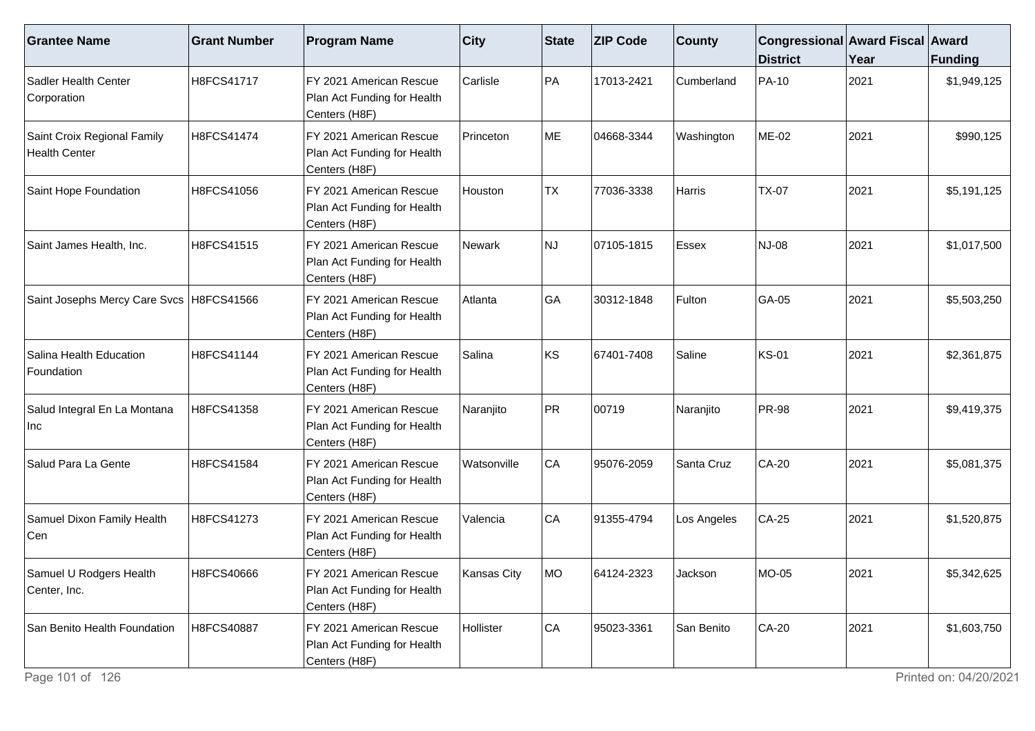| Grantee Name | Grant Number | Program Name | City | State | ZIP Code | County | Congressional District | Award Fiscal Year | Award Funding |
|---|---|---|---|---|---|---|---|---|---|
| Sadler Health Center Corporation | H8FCS41717 | FY 2021 American Rescue Plan Act Funding for Health Centers (H8F) | Carlisle | PA | 17013-2421 | Cumberland | PA-10 | 2021 | $1,949,125 |
| Saint Croix Regional Family Health Center | H8FCS41474 | FY 2021 American Rescue Plan Act Funding for Health Centers (H8F) | Princeton | ME | 04668-3344 | Washington | ME-02 | 2021 | $990,125 |
| Saint Hope Foundation | H8FCS41056 | FY 2021 American Rescue Plan Act Funding for Health Centers (H8F) | Houston | TX | 77036-3338 | Harris | TX-07 | 2021 | $5,191,125 |
| Saint James Health, Inc. | H8FCS41515 | FY 2021 American Rescue Plan Act Funding for Health Centers (H8F) | Newark | NJ | 07105-1815 | Essex | NJ-08 | 2021 | $1,017,500 |
| Saint Josephs Mercy Care Svcs | H8FCS41566 | FY 2021 American Rescue Plan Act Funding for Health Centers (H8F) | Atlanta | GA | 30312-1848 | Fulton | GA-05 | 2021 | $5,503,250 |
| Salina Health Education Foundation | H8FCS41144 | FY 2021 American Rescue Plan Act Funding for Health Centers (H8F) | Salina | KS | 67401-7408 | Saline | KS-01 | 2021 | $2,361,875 |
| Salud Integral En La Montana Inc | H8FCS41358 | FY 2021 American Rescue Plan Act Funding for Health Centers (H8F) | Naranjito | PR | 00719 | Naranjito | PR-98 | 2021 | $9,419,375 |
| Salud Para La Gente | H8FCS41584 | FY 2021 American Rescue Plan Act Funding for Health Centers (H8F) | Watsonville | CA | 95076-2059 | Santa Cruz | CA-20 | 2021 | $5,081,375 |
| Samuel Dixon Family Health Cen | H8FCS41273 | FY 2021 American Rescue Plan Act Funding for Health Centers (H8F) | Valencia | CA | 91355-4794 | Los Angeles | CA-25 | 2021 | $1,520,875 |
| Samuel U Rodgers Health Center, Inc. | H8FCS40666 | FY 2021 American Rescue Plan Act Funding for Health Centers (H8F) | Kansas City | MO | 64124-2323 | Jackson | MO-05 | 2021 | $5,342,625 |
| San Benito Health Foundation | H8FCS40887 | FY 2021 American Rescue Plan Act Funding for Health Centers (H8F) | Hollister | CA | 95023-3361 | San Benito | CA-20 | 2021 | $1,603,750 |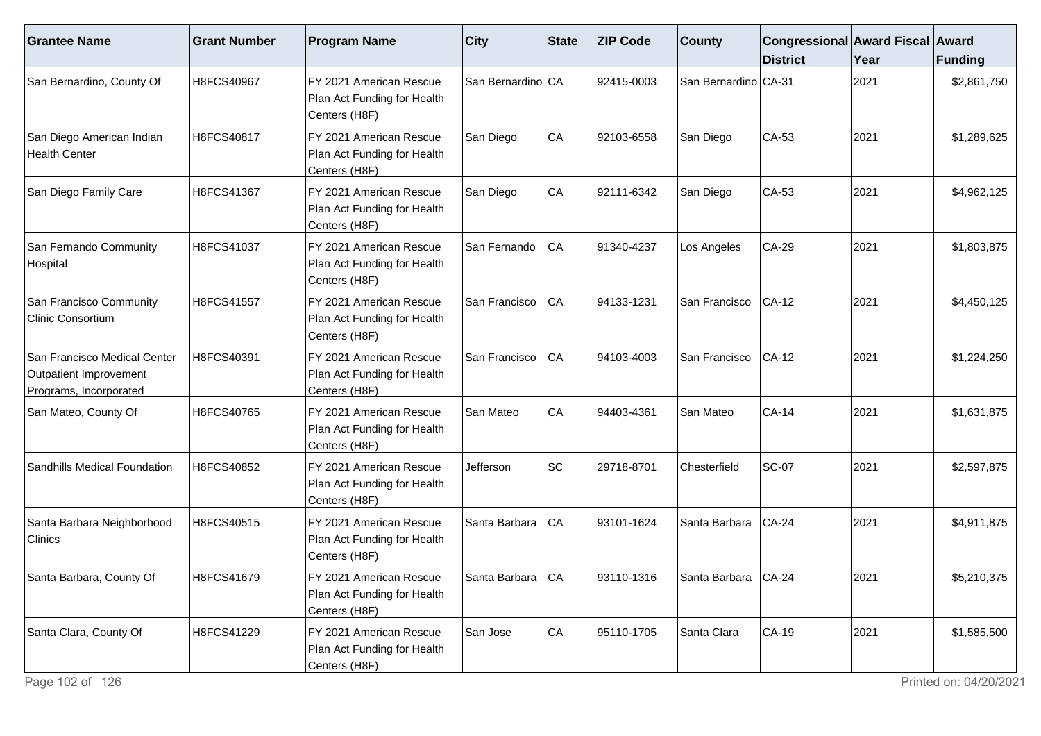| Grantee Name | Grant Number | Program Name | City | State | ZIP Code | County | Congressional District | Award Fiscal Year | Award Funding |
|---|---|---|---|---|---|---|---|---|---|
| San Bernardino, County Of | H8FCS40967 | FY 2021 American Rescue Plan Act Funding for Health Centers (H8F) | San Bernardino | CA | 92415-0003 | San Bernardino | CA-31 | 2021 | $2,861,750 |
| San Diego American Indian Health Center | H8FCS40817 | FY 2021 American Rescue Plan Act Funding for Health Centers (H8F) | San Diego | CA | 92103-6558 | San Diego | CA-53 | 2021 | $1,289,625 |
| San Diego Family Care | H8FCS41367 | FY 2021 American Rescue Plan Act Funding for Health Centers (H8F) | San Diego | CA | 92111-6342 | San Diego | CA-53 | 2021 | $4,962,125 |
| San Fernando Community Hospital | H8FCS41037 | FY 2021 American Rescue Plan Act Funding for Health Centers (H8F) | San Fernando | CA | 91340-4237 | Los Angeles | CA-29 | 2021 | $1,803,875 |
| San Francisco Community Clinic Consortium | H8FCS41557 | FY 2021 American Rescue Plan Act Funding for Health Centers (H8F) | San Francisco | CA | 94133-1231 | San Francisco | CA-12 | 2021 | $4,450,125 |
| San Francisco Medical Center Outpatient Improvement Programs, Incorporated | H8FCS40391 | FY 2021 American Rescue Plan Act Funding for Health Centers (H8F) | San Francisco | CA | 94103-4003 | San Francisco | CA-12 | 2021 | $1,224,250 |
| San Mateo, County Of | H8FCS40765 | FY 2021 American Rescue Plan Act Funding for Health Centers (H8F) | San Mateo | CA | 94403-4361 | San Mateo | CA-14 | 2021 | $1,631,875 |
| Sandhills Medical Foundation | H8FCS40852 | FY 2021 American Rescue Plan Act Funding for Health Centers (H8F) | Jefferson | SC | 29718-8701 | Chesterfield | SC-07 | 2021 | $2,597,875 |
| Santa Barbara Neighborhood Clinics | H8FCS40515 | FY 2021 American Rescue Plan Act Funding for Health Centers (H8F) | Santa Barbara | CA | 93101-1624 | Santa Barbara | CA-24 | 2021 | $4,911,875 |
| Santa Barbara, County Of | H8FCS41679 | FY 2021 American Rescue Plan Act Funding for Health Centers (H8F) | Santa Barbara | CA | 93110-1316 | Santa Barbara | CA-24 | 2021 | $5,210,375 |
| Santa Clara, County Of | H8FCS41229 | FY 2021 American Rescue Plan Act Funding for Health Centers (H8F) | San Jose | CA | 95110-1705 | Santa Clara | CA-19 | 2021 | $1,585,500 |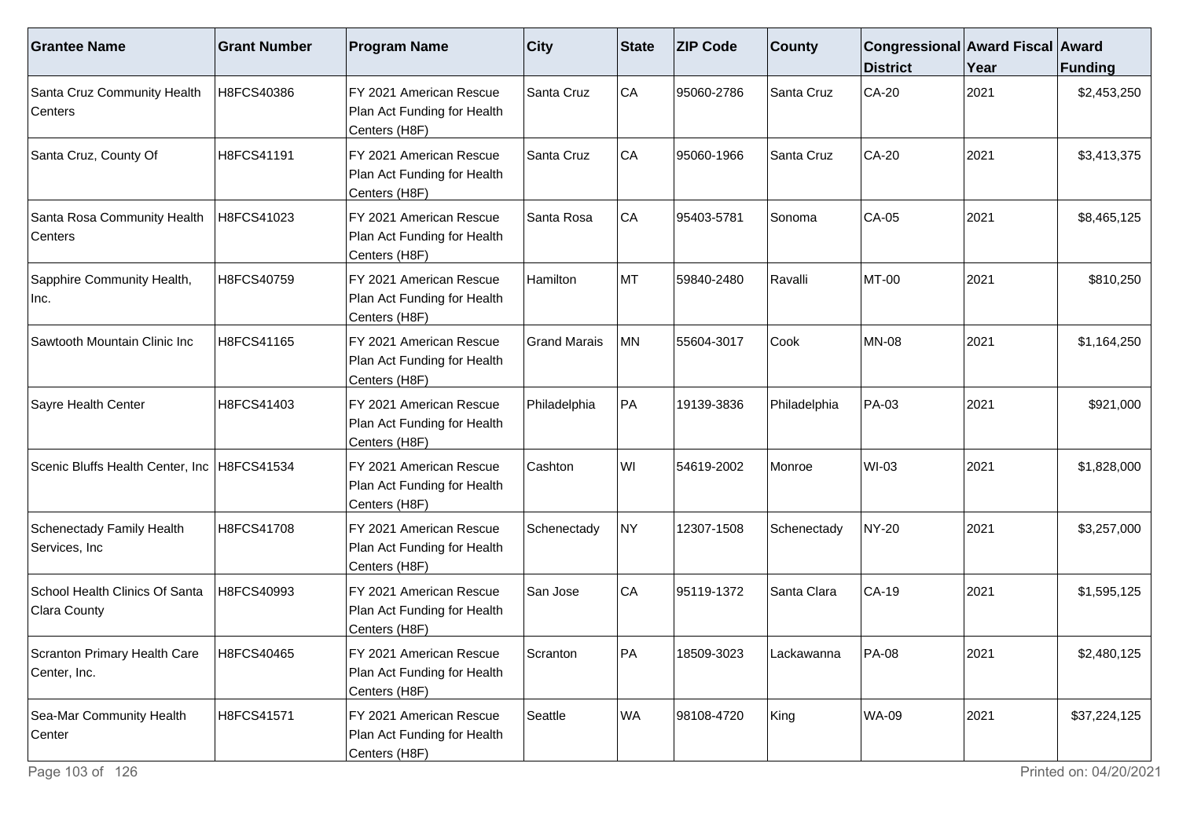| Grantee Name | Grant Number | Program Name | City | State | ZIP Code | County | Congressional District | Award Fiscal Year | Award Funding |
|---|---|---|---|---|---|---|---|---|---|
| Santa Cruz Community Health Centers | H8FCS40386 | FY 2021 American Rescue Plan Act Funding for Health Centers (H8F) | Santa Cruz | CA | 95060-2786 | Santa Cruz | CA-20 | 2021 | $2,453,250 |
| Santa Cruz, County Of | H8FCS41191 | FY 2021 American Rescue Plan Act Funding for Health Centers (H8F) | Santa Cruz | CA | 95060-1966 | Santa Cruz | CA-20 | 2021 | $3,413,375 |
| Santa Rosa Community Health Centers | H8FCS41023 | FY 2021 American Rescue Plan Act Funding for Health Centers (H8F) | Santa Rosa | CA | 95403-5781 | Sonoma | CA-05 | 2021 | $8,465,125 |
| Sapphire Community Health, Inc. | H8FCS40759 | FY 2021 American Rescue Plan Act Funding for Health Centers (H8F) | Hamilton | MT | 59840-2480 | Ravalli | MT-00 | 2021 | $810,250 |
| Sawtooth Mountain Clinic Inc | H8FCS41165 | FY 2021 American Rescue Plan Act Funding for Health Centers (H8F) | Grand Marais | MN | 55604-3017 | Cook | MN-08 | 2021 | $1,164,250 |
| Sayre Health Center | H8FCS41403 | FY 2021 American Rescue Plan Act Funding for Health Centers (H8F) | Philadelphia | PA | 19139-3836 | Philadelphia | PA-03 | 2021 | $921,000 |
| Scenic Bluffs Health Center, Inc | H8FCS41534 | FY 2021 American Rescue Plan Act Funding for Health Centers (H8F) | Cashton | WI | 54619-2002 | Monroe | WI-03 | 2021 | $1,828,000 |
| Schenectady Family Health Services, Inc | H8FCS41708 | FY 2021 American Rescue Plan Act Funding for Health Centers (H8F) | Schenectady | NY | 12307-1508 | Schenectady | NY-20 | 2021 | $3,257,000 |
| School Health Clinics Of Santa Clara County | H8FCS40993 | FY 2021 American Rescue Plan Act Funding for Health Centers (H8F) | San Jose | CA | 95119-1372 | Santa Clara | CA-19 | 2021 | $1,595,125 |
| Scranton Primary Health Care Center, Inc. | H8FCS40465 | FY 2021 American Rescue Plan Act Funding for Health Centers (H8F) | Scranton | PA | 18509-3023 | Lackawanna | PA-08 | 2021 | $2,480,125 |
| Sea-Mar Community Health Center | H8FCS41571 | FY 2021 American Rescue Plan Act Funding for Health Centers (H8F) | Seattle | WA | 98108-4720 | King | WA-09 | 2021 | $37,224,125 |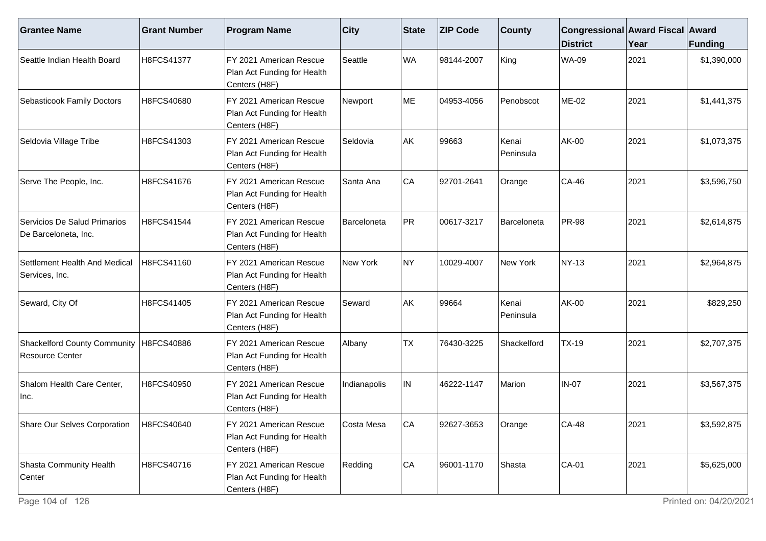| Grantee Name | Grant Number | Program Name | City | State | ZIP Code | County | Congressional District | Award Fiscal Year | Award Funding |
|---|---|---|---|---|---|---|---|---|---|
| Seattle Indian Health Board | H8FCS41377 | FY 2021 American Rescue Plan Act Funding for Health Centers (H8F) | Seattle | WA | 98144-2007 | King | WA-09 | 2021 | $1,390,000 |
| Sebasticook Family Doctors | H8FCS40680 | FY 2021 American Rescue Plan Act Funding for Health Centers (H8F) | Newport | ME | 04953-4056 | Penobscot | ME-02 | 2021 | $1,441,375 |
| Seldovia Village Tribe | H8FCS41303 | FY 2021 American Rescue Plan Act Funding for Health Centers (H8F) | Seldovia | AK | 99663 | Kenai Peninsula | AK-00 | 2021 | $1,073,375 |
| Serve The People, Inc. | H8FCS41676 | FY 2021 American Rescue Plan Act Funding for Health Centers (H8F) | Santa Ana | CA | 92701-2641 | Orange | CA-46 | 2021 | $3,596,750 |
| Servicios De Salud Primarios De Barceloneta, Inc. | H8FCS41544 | FY 2021 American Rescue Plan Act Funding for Health Centers (H8F) | Barceloneta | PR | 00617-3217 | Barceloneta | PR-98 | 2021 | $2,614,875 |
| Settlement Health And Medical Services, Inc. | H8FCS41160 | FY 2021 American Rescue Plan Act Funding for Health Centers (H8F) | New York | NY | 10029-4007 | New York | NY-13 | 2021 | $2,964,875 |
| Seward, City Of | H8FCS41405 | FY 2021 American Rescue Plan Act Funding for Health Centers (H8F) | Seward | AK | 99664 | Kenai Peninsula | AK-00 | 2021 | $829,250 |
| Shackelford County Community Resource Center | H8FCS40886 | FY 2021 American Rescue Plan Act Funding for Health Centers (H8F) | Albany | TX | 76430-3225 | Shackelford | TX-19 | 2021 | $2,707,375 |
| Shalom Health Care Center, Inc. | H8FCS40950 | FY 2021 American Rescue Plan Act Funding for Health Centers (H8F) | Indianapolis | IN | 46222-1147 | Marion | IN-07 | 2021 | $3,567,375 |
| Share Our Selves Corporation | H8FCS40640 | FY 2021 American Rescue Plan Act Funding for Health Centers (H8F) | Costa Mesa | CA | 92627-3653 | Orange | CA-48 | 2021 | $3,592,875 |
| Shasta Community Health Center | H8FCS40716 | FY 2021 American Rescue Plan Act Funding for Health Centers (H8F) | Redding | CA | 96001-1170 | Shasta | CA-01 | 2021 | $5,625,000 |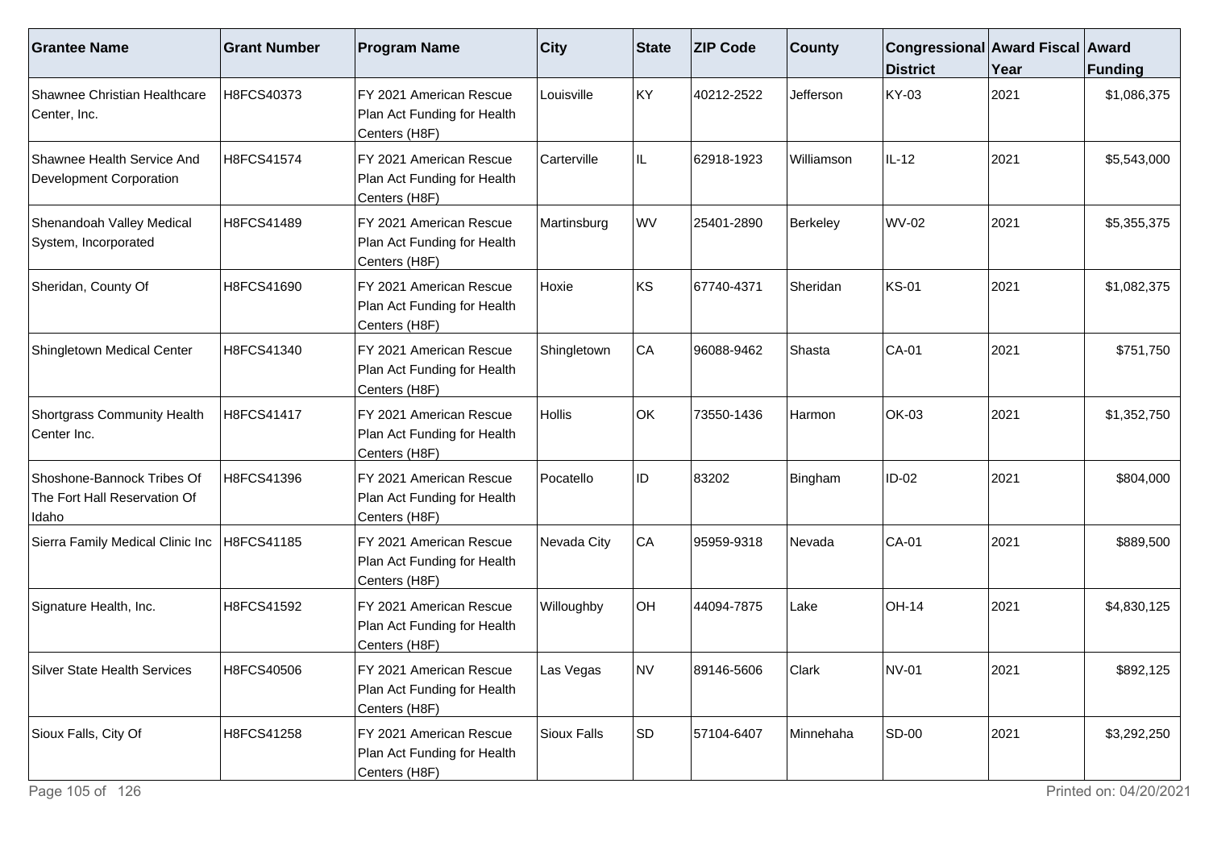| Grantee Name | Grant Number | Program Name | City | State | ZIP Code | County | Congressional District | Award Fiscal Year | Award Funding |
|---|---|---|---|---|---|---|---|---|---|
| Shawnee Christian Healthcare Center, Inc. | H8FCS40373 | FY 2021 American Rescue Plan Act Funding for Health Centers (H8F) | Louisville | KY | 40212-2522 | Jefferson | KY-03 | 2021 | $1,086,375 |
| Shawnee Health Service And Development Corporation | H8FCS41574 | FY 2021 American Rescue Plan Act Funding for Health Centers (H8F) | Carterville | IL | 62918-1923 | Williamson | IL-12 | 2021 | $5,543,000 |
| Shenandoah Valley Medical System, Incorporated | H8FCS41489 | FY 2021 American Rescue Plan Act Funding for Health Centers (H8F) | Martinsburg | WV | 25401-2890 | Berkeley | WV-02 | 2021 | $5,355,375 |
| Sheridan, County Of | H8FCS41690 | FY 2021 American Rescue Plan Act Funding for Health Centers (H8F) | Hoxie | KS | 67740-4371 | Sheridan | KS-01 | 2021 | $1,082,375 |
| Shingletown Medical Center | H8FCS41340 | FY 2021 American Rescue Plan Act Funding for Health Centers (H8F) | Shingletown | CA | 96088-9462 | Shasta | CA-01 | 2021 | $751,750 |
| Shortgrass Community Health Center Inc. | H8FCS41417 | FY 2021 American Rescue Plan Act Funding for Health Centers (H8F) | Hollis | OK | 73550-1436 | Harmon | OK-03 | 2021 | $1,352,750 |
| Shoshone-Bannock Tribes Of The Fort Hall Reservation Of Idaho | H8FCS41396 | FY 2021 American Rescue Plan Act Funding for Health Centers (H8F) | Pocatello | ID | 83202 | Bingham | ID-02 | 2021 | $804,000 |
| Sierra Family Medical Clinic Inc | H8FCS41185 | FY 2021 American Rescue Plan Act Funding for Health Centers (H8F) | Nevada City | CA | 95959-9318 | Nevada | CA-01 | 2021 | $889,500 |
| Signature Health, Inc. | H8FCS41592 | FY 2021 American Rescue Plan Act Funding for Health Centers (H8F) | Willoughby | OH | 44094-7875 | Lake | OH-14 | 2021 | $4,830,125 |
| Silver State Health Services | H8FCS40506 | FY 2021 American Rescue Plan Act Funding for Health Centers (H8F) | Las Vegas | NV | 89146-5606 | Clark | NV-01 | 2021 | $892,125 |
| Sioux Falls, City Of | H8FCS41258 | FY 2021 American Rescue Plan Act Funding for Health Centers (H8F) | Sioux Falls | SD | 57104-6407 | Minnehaha | SD-00 | 2021 | $3,292,250 |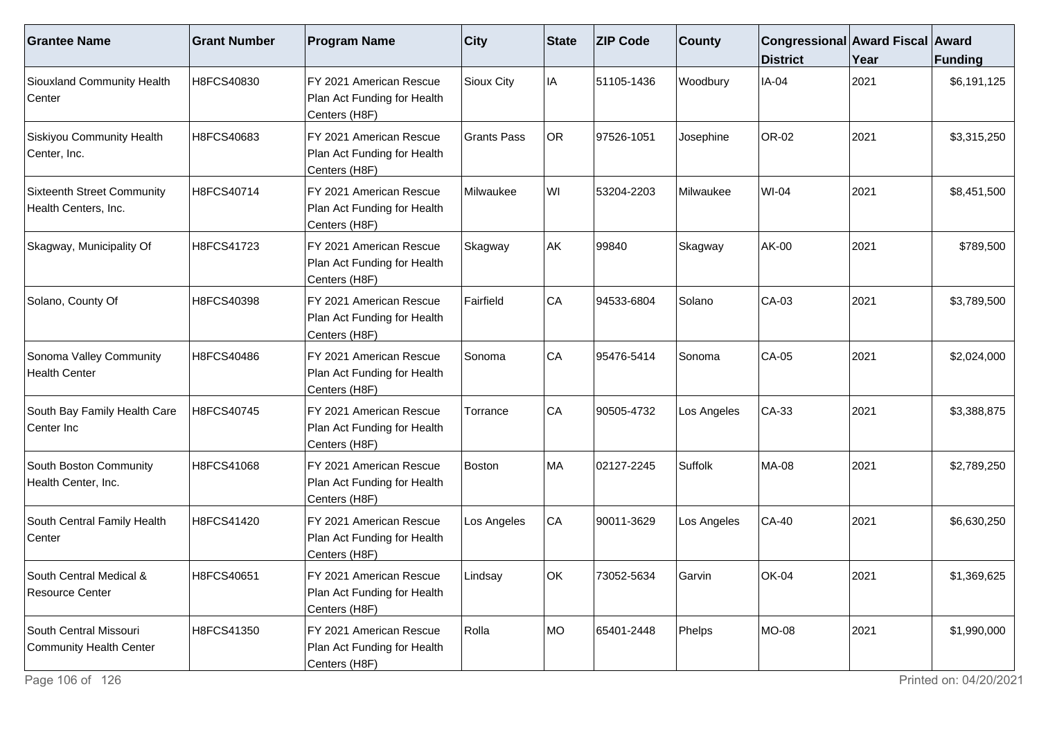| Grantee Name | Grant Number | Program Name | City | State | ZIP Code | County | Congressional District | Award Fiscal Year | Award Funding |
|---|---|---|---|---|---|---|---|---|---|
| Siouxland Community Health Center | H8FCS40830 | FY 2021 American Rescue Plan Act Funding for Health Centers (H8F) | Sioux City | IA | 51105-1436 | Woodbury | IA-04 | 2021 | $6,191,125 |
| Siskiyou Community Health Center, Inc. | H8FCS40683 | FY 2021 American Rescue Plan Act Funding for Health Centers (H8F) | Grants Pass | OR | 97526-1051 | Josephine | OR-02 | 2021 | $3,315,250 |
| Sixteenth Street Community Health Centers, Inc. | H8FCS40714 | FY 2021 American Rescue Plan Act Funding for Health Centers (H8F) | Milwaukee | WI | 53204-2203 | Milwaukee | WI-04 | 2021 | $8,451,500 |
| Skagway, Municipality Of | H8FCS41723 | FY 2021 American Rescue Plan Act Funding for Health Centers (H8F) | Skagway | AK | 99840 | Skagway | AK-00 | 2021 | $789,500 |
| Solano, County Of | H8FCS40398 | FY 2021 American Rescue Plan Act Funding for Health Centers (H8F) | Fairfield | CA | 94533-6804 | Solano | CA-03 | 2021 | $3,789,500 |
| Sonoma Valley Community Health Center | H8FCS40486 | FY 2021 American Rescue Plan Act Funding for Health Centers (H8F) | Sonoma | CA | 95476-5414 | Sonoma | CA-05 | 2021 | $2,024,000 |
| South Bay Family Health Care Center Inc | H8FCS40745 | FY 2021 American Rescue Plan Act Funding for Health Centers (H8F) | Torrance | CA | 90505-4732 | Los Angeles | CA-33 | 2021 | $3,388,875 |
| South Boston Community Health Center, Inc. | H8FCS41068 | FY 2021 American Rescue Plan Act Funding for Health Centers (H8F) | Boston | MA | 02127-2245 | Suffolk | MA-08 | 2021 | $2,789,250 |
| South Central Family Health Center | H8FCS41420 | FY 2021 American Rescue Plan Act Funding for Health Centers (H8F) | Los Angeles | CA | 90011-3629 | Los Angeles | CA-40 | 2021 | $6,630,250 |
| South Central Medical & Resource Center | H8FCS40651 | FY 2021 American Rescue Plan Act Funding for Health Centers (H8F) | Lindsay | OK | 73052-5634 | Garvin | OK-04 | 2021 | $1,369,625 |
| South Central Missouri Community Health Center | H8FCS41350 | FY 2021 American Rescue Plan Act Funding for Health Centers (H8F) | Rolla | MO | 65401-2448 | Phelps | MO-08 | 2021 | $1,990,000 |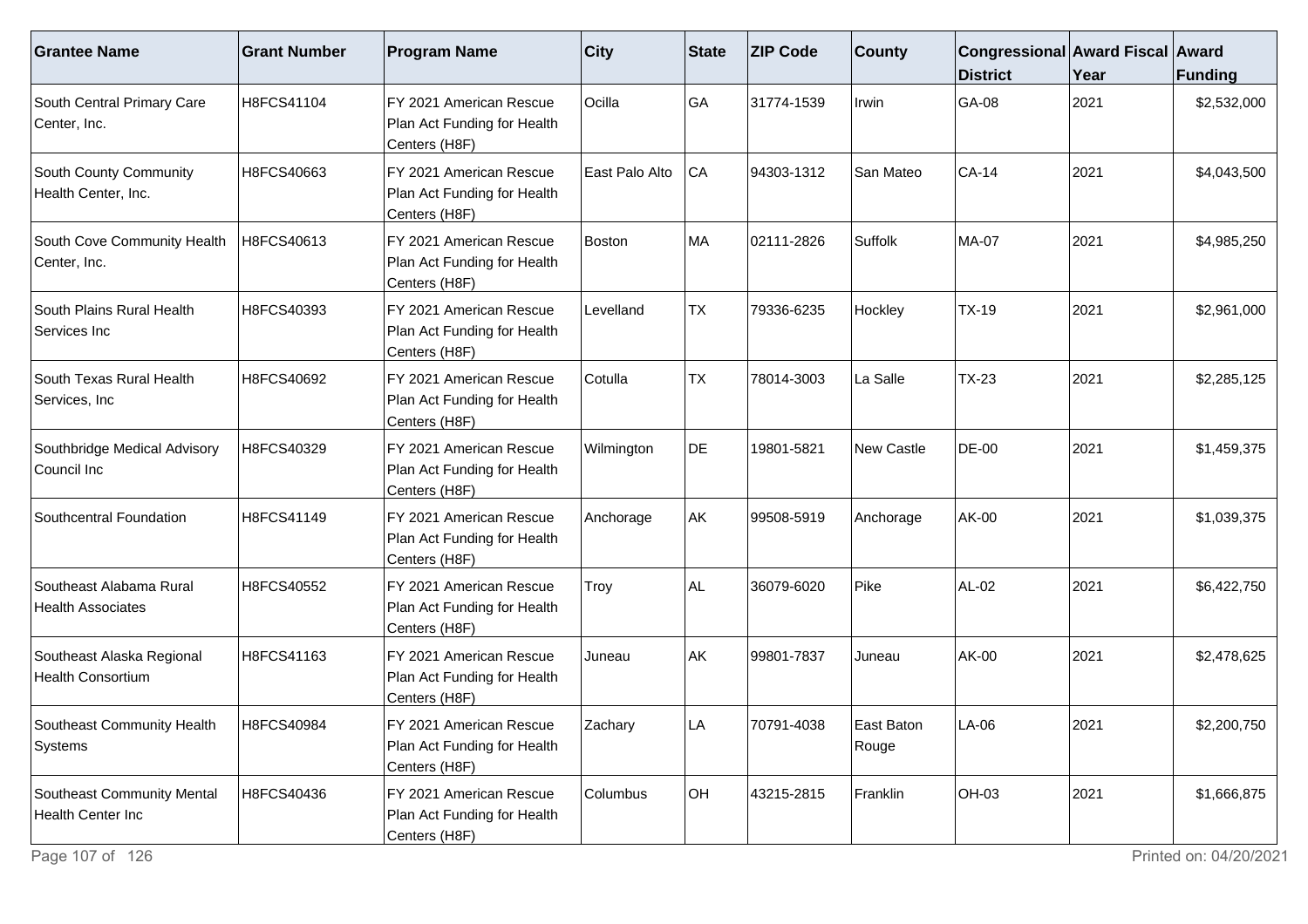| Grantee Name | Grant Number | Program Name | City | State | ZIP Code | County | Congressional District | Award Fiscal Year | Award Funding |
|---|---|---|---|---|---|---|---|---|---|
| South Central Primary Care Center, Inc. | H8FCS41104 | FY 2021 American Rescue Plan Act Funding for Health Centers (H8F) | Ocilla | GA | 31774-1539 | Irwin | GA-08 | 2021 | $2,532,000 |
| South County Community Health Center, Inc. | H8FCS40663 | FY 2021 American Rescue Plan Act Funding for Health Centers (H8F) | East Palo Alto | CA | 94303-1312 | San Mateo | CA-14 | 2021 | $4,043,500 |
| South Cove Community Health Center, Inc. | H8FCS40613 | FY 2021 American Rescue Plan Act Funding for Health Centers (H8F) | Boston | MA | 02111-2826 | Suffolk | MA-07 | 2021 | $4,985,250 |
| South Plains Rural Health Services Inc | H8FCS40393 | FY 2021 American Rescue Plan Act Funding for Health Centers (H8F) | Levelland | TX | 79336-6235 | Hockley | TX-19 | 2021 | $2,961,000 |
| South Texas Rural Health Services, Inc | H8FCS40692 | FY 2021 American Rescue Plan Act Funding for Health Centers (H8F) | Cotulla | TX | 78014-3003 | La Salle | TX-23 | 2021 | $2,285,125 |
| Southbridge Medical Advisory Council Inc | H8FCS40329 | FY 2021 American Rescue Plan Act Funding for Health Centers (H8F) | Wilmington | DE | 19801-5821 | New Castle | DE-00 | 2021 | $1,459,375 |
| Southcentral Foundation | H8FCS41149 | FY 2021 American Rescue Plan Act Funding for Health Centers (H8F) | Anchorage | AK | 99508-5919 | Anchorage | AK-00 | 2021 | $1,039,375 |
| Southeast Alabama Rural Health Associates | H8FCS40552 | FY 2021 American Rescue Plan Act Funding for Health Centers (H8F) | Troy | AL | 36079-6020 | Pike | AL-02 | 2021 | $6,422,750 |
| Southeast Alaska Regional Health Consortium | H8FCS41163 | FY 2021 American Rescue Plan Act Funding for Health Centers (H8F) | Juneau | AK | 99801-7837 | Juneau | AK-00 | 2021 | $2,478,625 |
| Southeast Community Health Systems | H8FCS40984 | FY 2021 American Rescue Plan Act Funding for Health Centers (H8F) | Zachary | LA | 70791-4038 | East Baton Rouge | LA-06 | 2021 | $2,200,750 |
| Southeast Community Mental Health Center Inc | H8FCS40436 | FY 2021 American Rescue Plan Act Funding for Health Centers (H8F) | Columbus | OH | 43215-2815 | Franklin | OH-03 | 2021 | $1,666,875 |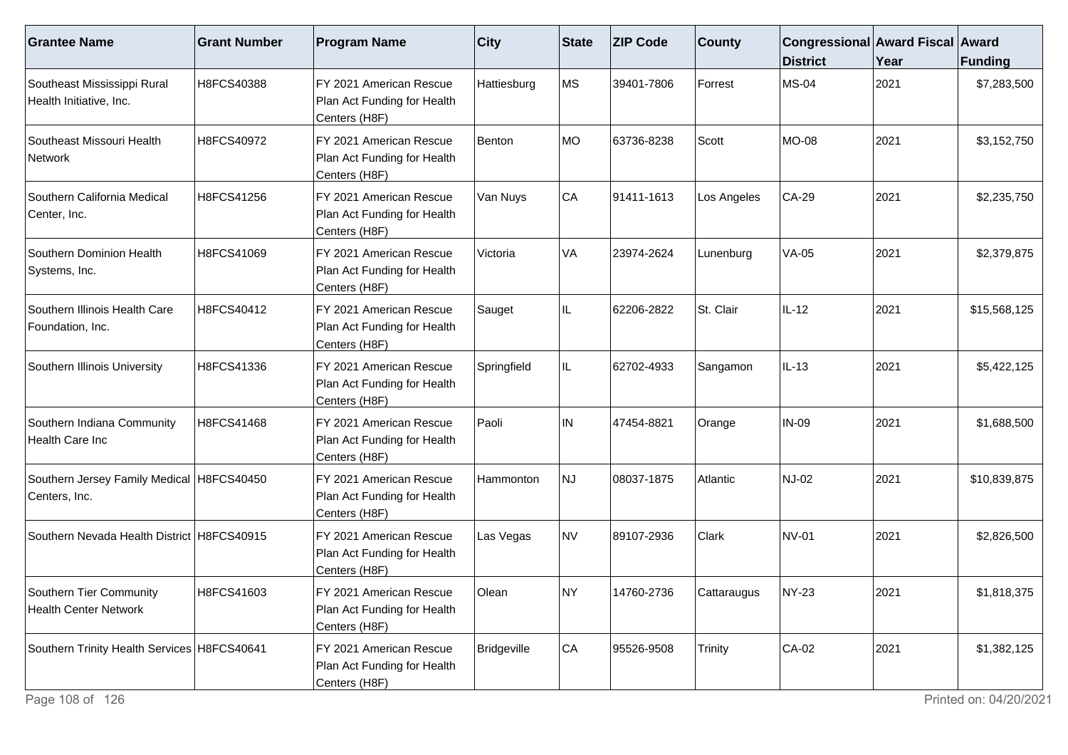| Grantee Name | Grant Number | Program Name | City | State | ZIP Code | County | Congressional District | Award Fiscal Year | Award Funding |
| --- | --- | --- | --- | --- | --- | --- | --- | --- | --- |
| Southeast Mississippi Rural Health Initiative, Inc. | H8FCS40388 | FY 2021 American Rescue Plan Act Funding for Health Centers (H8F) | Hattiesburg | MS | 39401-7806 | Forrest | MS-04 | 2021 | $7,283,500 |
| Southeast Missouri Health Network | H8FCS40972 | FY 2021 American Rescue Plan Act Funding for Health Centers (H8F) | Benton | MO | 63736-8238 | Scott | MO-08 | 2021 | $3,152,750 |
| Southern California Medical Center, Inc. | H8FCS41256 | FY 2021 American Rescue Plan Act Funding for Health Centers (H8F) | Van Nuys | CA | 91411-1613 | Los Angeles | CA-29 | 2021 | $2,235,750 |
| Southern Dominion Health Systems, Inc. | H8FCS41069 | FY 2021 American Rescue Plan Act Funding for Health Centers (H8F) | Victoria | VA | 23974-2624 | Lunenburg | VA-05 | 2021 | $2,379,875 |
| Southern Illinois Health Care Foundation, Inc. | H8FCS40412 | FY 2021 American Rescue Plan Act Funding for Health Centers (H8F) | Sauget | IL | 62206-2822 | St. Clair | IL-12 | 2021 | $15,568,125 |
| Southern Illinois University | H8FCS41336 | FY 2021 American Rescue Plan Act Funding for Health Centers (H8F) | Springfield | IL | 62702-4933 | Sangamon | IL-13 | 2021 | $5,422,125 |
| Southern Indiana Community Health Care Inc | H8FCS41468 | FY 2021 American Rescue Plan Act Funding for Health Centers (H8F) | Paoli | IN | 47454-8821 | Orange | IN-09 | 2021 | $1,688,500 |
| Southern Jersey Family Medical Centers, Inc. | H8FCS40450 | FY 2021 American Rescue Plan Act Funding for Health Centers (H8F) | Hammonton | NJ | 08037-1875 | Atlantic | NJ-02 | 2021 | $10,839,875 |
| Southern Nevada Health District | H8FCS40915 | FY 2021 American Rescue Plan Act Funding for Health Centers (H8F) | Las Vegas | NV | 89107-2936 | Clark | NV-01 | 2021 | $2,826,500 |
| Southern Tier Community Health Center Network | H8FCS41603 | FY 2021 American Rescue Plan Act Funding for Health Centers (H8F) | Olean | NY | 14760-2736 | Cattaraugus | NY-23 | 2021 | $1,818,375 |
| Southern Trinity Health Services | H8FCS40641 | FY 2021 American Rescue Plan Act Funding for Health Centers (H8F) | Bridgeville | CA | 95526-9508 | Trinity | CA-02 | 2021 | $1,382,125 |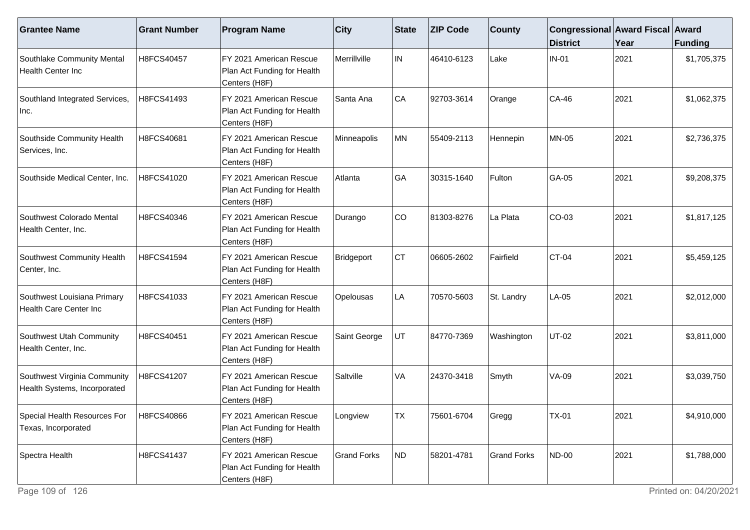| Grantee Name | Grant Number | Program Name | City | State | ZIP Code | County | Congressional District | Award Fiscal Year | Award Funding |
|---|---|---|---|---|---|---|---|---|---|
| Southlake Community Mental Health Center Inc | H8FCS40457 | FY 2021 American Rescue Plan Act Funding for Health Centers (H8F) | Merrillville | IN | 46410-6123 | Lake | IN-01 | 2021 | $1,705,375 |
| Southland Integrated Services, Inc. | H8FCS41493 | FY 2021 American Rescue Plan Act Funding for Health Centers (H8F) | Santa Ana | CA | 92703-3614 | Orange | CA-46 | 2021 | $1,062,375 |
| Southside Community Health Services, Inc. | H8FCS40681 | FY 2021 American Rescue Plan Act Funding for Health Centers (H8F) | Minneapolis | MN | 55409-2113 | Hennepin | MN-05 | 2021 | $2,736,375 |
| Southside Medical Center, Inc. | H8FCS41020 | FY 2021 American Rescue Plan Act Funding for Health Centers (H8F) | Atlanta | GA | 30315-1640 | Fulton | GA-05 | 2021 | $9,208,375 |
| Southwest Colorado Mental Health Center, Inc. | H8FCS40346 | FY 2021 American Rescue Plan Act Funding for Health Centers (H8F) | Durango | CO | 81303-8276 | La Plata | CO-03 | 2021 | $1,817,125 |
| Southwest Community Health Center, Inc. | H8FCS41594 | FY 2021 American Rescue Plan Act Funding for Health Centers (H8F) | Bridgeport | CT | 06605-2602 | Fairfield | CT-04 | 2021 | $5,459,125 |
| Southwest Louisiana Primary Health Care Center Inc | H8FCS41033 | FY 2021 American Rescue Plan Act Funding for Health Centers (H8F) | Opelousas | LA | 70570-5603 | St. Landry | LA-05 | 2021 | $2,012,000 |
| Southwest Utah Community Health Center, Inc. | H8FCS40451 | FY 2021 American Rescue Plan Act Funding for Health Centers (H8F) | Saint George | UT | 84770-7369 | Washington | UT-02 | 2021 | $3,811,000 |
| Southwest Virginia Community Health Systems, Incorporated | H8FCS41207 | FY 2021 American Rescue Plan Act Funding for Health Centers (H8F) | Saltville | VA | 24370-3418 | Smyth | VA-09 | 2021 | $3,039,750 |
| Special Health Resources For Texas, Incorporated | H8FCS40866 | FY 2021 American Rescue Plan Act Funding for Health Centers (H8F) | Longview | TX | 75601-6704 | Gregg | TX-01 | 2021 | $4,910,000 |
| Spectra Health | H8FCS41437 | FY 2021 American Rescue Plan Act Funding for Health Centers (H8F) | Grand Forks | ND | 58201-4781 | Grand Forks | ND-00 | 2021 | $1,788,000 |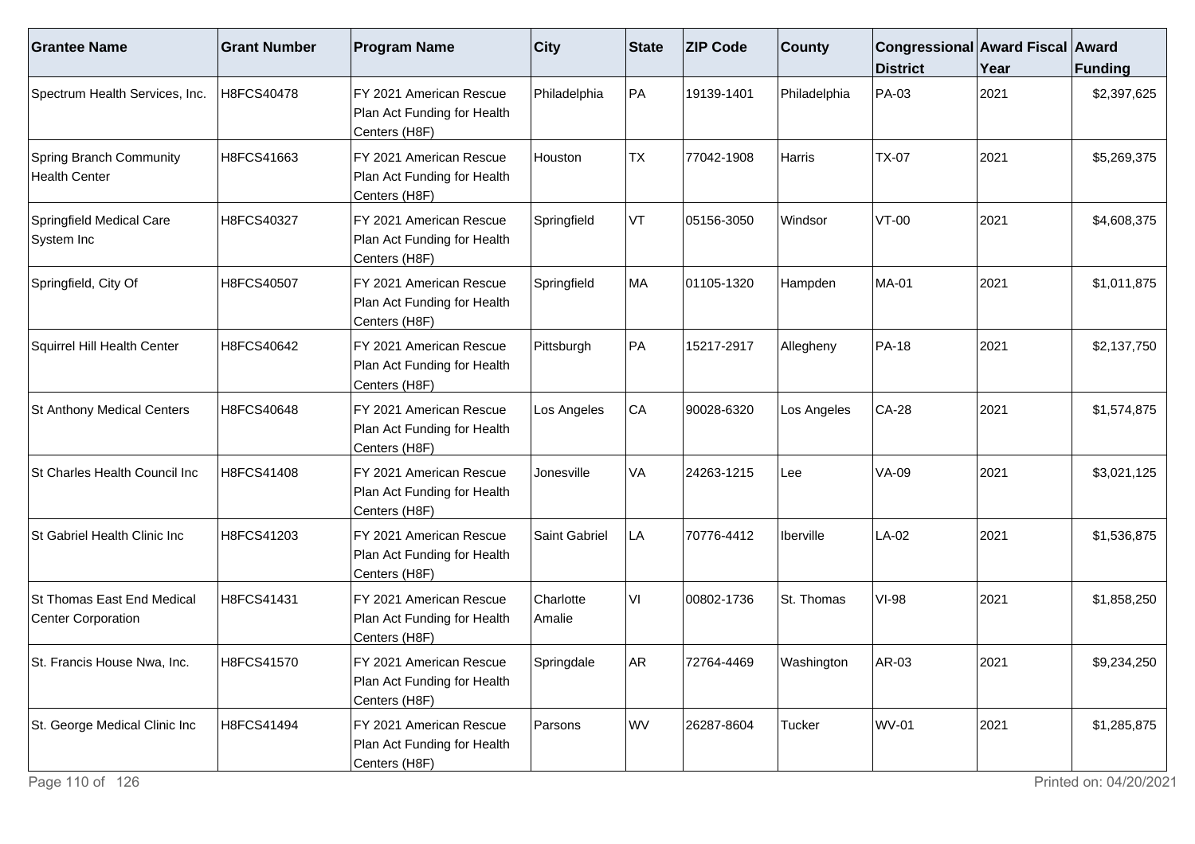| Grantee Name | Grant Number | Program Name | City | State | ZIP Code | County | Congressional District | Award Fiscal Year | Award Funding |
|---|---|---|---|---|---|---|---|---|---|
| Spectrum Health Services, Inc. | H8FCS40478 | FY 2021 American Rescue Plan Act Funding for Health Centers (H8F) | Philadelphia | PA | 19139-1401 | Philadelphia | PA-03 | 2021 | $2,397,625 |
| Spring Branch Community Health Center | H8FCS41663 | FY 2021 American Rescue Plan Act Funding for Health Centers (H8F) | Houston | TX | 77042-1908 | Harris | TX-07 | 2021 | $5,269,375 |
| Springfield Medical Care System Inc | H8FCS40327 | FY 2021 American Rescue Plan Act Funding for Health Centers (H8F) | Springfield | VT | 05156-3050 | Windsor | VT-00 | 2021 | $4,608,375 |
| Springfield, City Of | H8FCS40507 | FY 2021 American Rescue Plan Act Funding for Health Centers (H8F) | Springfield | MA | 01105-1320 | Hampden | MA-01 | 2021 | $1,011,875 |
| Squirrel Hill Health Center | H8FCS40642 | FY 2021 American Rescue Plan Act Funding for Health Centers (H8F) | Pittsburgh | PA | 15217-2917 | Allegheny | PA-18 | 2021 | $2,137,750 |
| St Anthony Medical Centers | H8FCS40648 | FY 2021 American Rescue Plan Act Funding for Health Centers (H8F) | Los Angeles | CA | 90028-6320 | Los Angeles | CA-28 | 2021 | $1,574,875 |
| St Charles Health Council Inc | H8FCS41408 | FY 2021 American Rescue Plan Act Funding for Health Centers (H8F) | Jonesville | VA | 24263-1215 | Lee | VA-09 | 2021 | $3,021,125 |
| St Gabriel Health Clinic Inc | H8FCS41203 | FY 2021 American Rescue Plan Act Funding for Health Centers (H8F) | Saint Gabriel | LA | 70776-4412 | Iberville | LA-02 | 2021 | $1,536,875 |
| St Thomas East End Medical Center Corporation | H8FCS41431 | FY 2021 American Rescue Plan Act Funding for Health Centers (H8F) | Charlotte Amalie | VI | 00802-1736 | St. Thomas | VI-98 | 2021 | $1,858,250 |
| St. Francis House Nwa, Inc. | H8FCS41570 | FY 2021 American Rescue Plan Act Funding for Health Centers (H8F) | Springdale | AR | 72764-4469 | Washington | AR-03 | 2021 | $9,234,250 |
| St. George Medical Clinic Inc | H8FCS41494 | FY 2021 American Rescue Plan Act Funding for Health Centers (H8F) | Parsons | WV | 26287-8604 | Tucker | WV-01 | 2021 | $1,285,875 |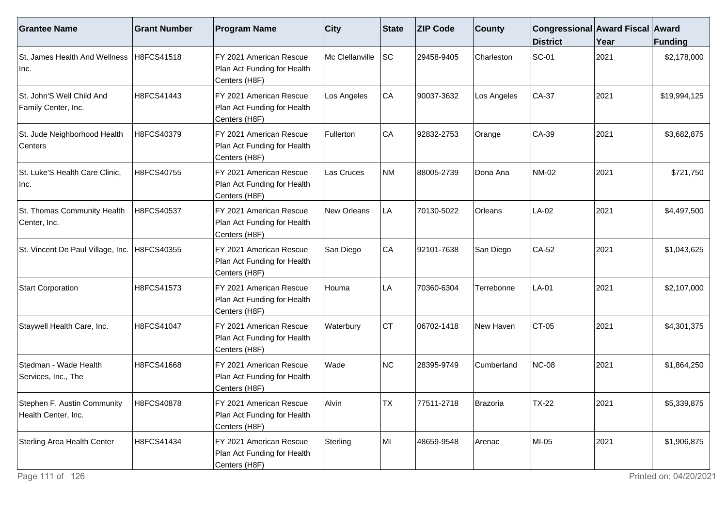| Grantee Name | Grant Number | Program Name | City | State | ZIP Code | County | Congressional District | Award Fiscal Year | Award Funding |
|---|---|---|---|---|---|---|---|---|---|
| St. James Health And Wellness Inc. | H8FCS41518 | FY 2021 American Rescue Plan Act Funding for Health Centers (H8F) | Mc Clellanville | SC | 29458-9405 | Charleston | SC-01 | 2021 | $2,178,000 |
| St. John'S Well Child And Family Center, Inc. | H8FCS41443 | FY 2021 American Rescue Plan Act Funding for Health Centers (H8F) | Los Angeles | CA | 90037-3632 | Los Angeles | CA-37 | 2021 | $19,994,125 |
| St. Jude Neighborhood Health Centers | H8FCS40379 | FY 2021 American Rescue Plan Act Funding for Health Centers (H8F) | Fullerton | CA | 92832-2753 | Orange | CA-39 | 2021 | $3,682,875 |
| St. Luke'S Health Care Clinic, Inc. | H8FCS40755 | FY 2021 American Rescue Plan Act Funding for Health Centers (H8F) | Las Cruces | NM | 88005-2739 | Dona Ana | NM-02 | 2021 | $721,750 |
| St. Thomas Community Health Center, Inc. | H8FCS40537 | FY 2021 American Rescue Plan Act Funding for Health Centers (H8F) | New Orleans | LA | 70130-5022 | Orleans | LA-02 | 2021 | $4,497,500 |
| St. Vincent De Paul Village, Inc. | H8FCS40355 | FY 2021 American Rescue Plan Act Funding for Health Centers (H8F) | San Diego | CA | 92101-7638 | San Diego | CA-52 | 2021 | $1,043,625 |
| Start Corporation | H8FCS41573 | FY 2021 American Rescue Plan Act Funding for Health Centers (H8F) | Houma | LA | 70360-6304 | Terrebonne | LA-01 | 2021 | $2,107,000 |
| Staywell Health Care, Inc. | H8FCS41047 | FY 2021 American Rescue Plan Act Funding for Health Centers (H8F) | Waterbury | CT | 06702-1418 | New Haven | CT-05 | 2021 | $4,301,375 |
| Stedman - Wade Health Services, Inc., The | H8FCS41668 | FY 2021 American Rescue Plan Act Funding for Health Centers (H8F) | Wade | NC | 28395-9749 | Cumberland | NC-08 | 2021 | $1,864,250 |
| Stephen F. Austin Community Health Center, Inc. | H8FCS40878 | FY 2021 American Rescue Plan Act Funding for Health Centers (H8F) | Alvin | TX | 77511-2718 | Brazoria | TX-22 | 2021 | $5,339,875 |
| Sterling Area Health Center | H8FCS41434 | FY 2021 American Rescue Plan Act Funding for Health Centers (H8F) | Sterling | MI | 48659-9548 | Arenac | MI-05 | 2021 | $1,906,875 |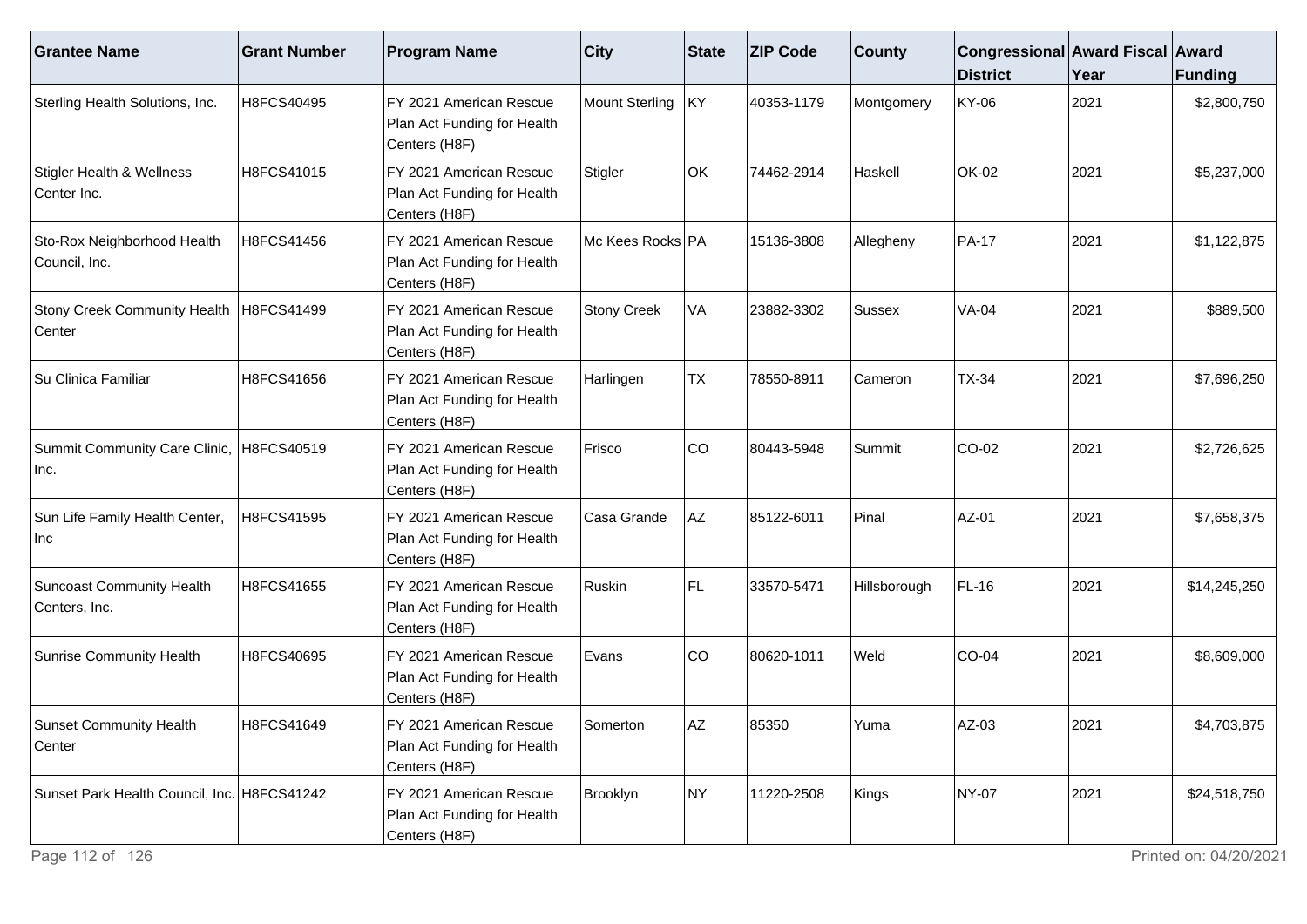| Grantee Name | Grant Number | Program Name | City | State | ZIP Code | County | Congressional District | Award Fiscal Year | Award Funding |
| --- | --- | --- | --- | --- | --- | --- | --- | --- | --- |
| Sterling Health Solutions, Inc. | H8FCS40495 | FY 2021 American Rescue Plan Act Funding for Health Centers (H8F) | Mount Sterling | KY | 40353-1179 | Montgomery | KY-06 | 2021 | $2,800,750 |
| Stigler Health & Wellness Center Inc. | H8FCS41015 | FY 2021 American Rescue Plan Act Funding for Health Centers (H8F) | Stigler | OK | 74462-2914 | Haskell | OK-02 | 2021 | $5,237,000 |
| Sto-Rox Neighborhood Health Council, Inc. | H8FCS41456 | FY 2021 American Rescue Plan Act Funding for Health Centers (H8F) | Mc Kees Rocks | PA | 15136-3808 | Allegheny | PA-17 | 2021 | $1,122,875 |
| Stony Creek Community Health Center | H8FCS41499 | FY 2021 American Rescue Plan Act Funding for Health Centers (H8F) | Stony Creek | VA | 23882-3302 | Sussex | VA-04 | 2021 | $889,500 |
| Su Clinica Familiar | H8FCS41656 | FY 2021 American Rescue Plan Act Funding for Health Centers (H8F) | Harlingen | TX | 78550-8911 | Cameron | TX-34 | 2021 | $7,696,250 |
| Summit Community Care Clinic, Inc. | H8FCS40519 | FY 2021 American Rescue Plan Act Funding for Health Centers (H8F) | Frisco | CO | 80443-5948 | Summit | CO-02 | 2021 | $2,726,625 |
| Sun Life Family Health Center, Inc | H8FCS41595 | FY 2021 American Rescue Plan Act Funding for Health Centers (H8F) | Casa Grande | AZ | 85122-6011 | Pinal | AZ-01 | 2021 | $7,658,375 |
| Suncoast Community Health Centers, Inc. | H8FCS41655 | FY 2021 American Rescue Plan Act Funding for Health Centers (H8F) | Ruskin | FL | 33570-5471 | Hillsborough | FL-16 | 2021 | $14,245,250 |
| Sunrise Community Health | H8FCS40695 | FY 2021 American Rescue Plan Act Funding for Health Centers (H8F) | Evans | CO | 80620-1011 | Weld | CO-04 | 2021 | $8,609,000 |
| Sunset Community Health Center | H8FCS41649 | FY 2021 American Rescue Plan Act Funding for Health Centers (H8F) | Somerton | AZ | 85350 | Yuma | AZ-03 | 2021 | $4,703,875 |
| Sunset Park Health Council, Inc. | H8FCS41242 | FY 2021 American Rescue Plan Act Funding for Health Centers (H8F) | Brooklyn | NY | 11220-2508 | Kings | NY-07 | 2021 | $24,518,750 |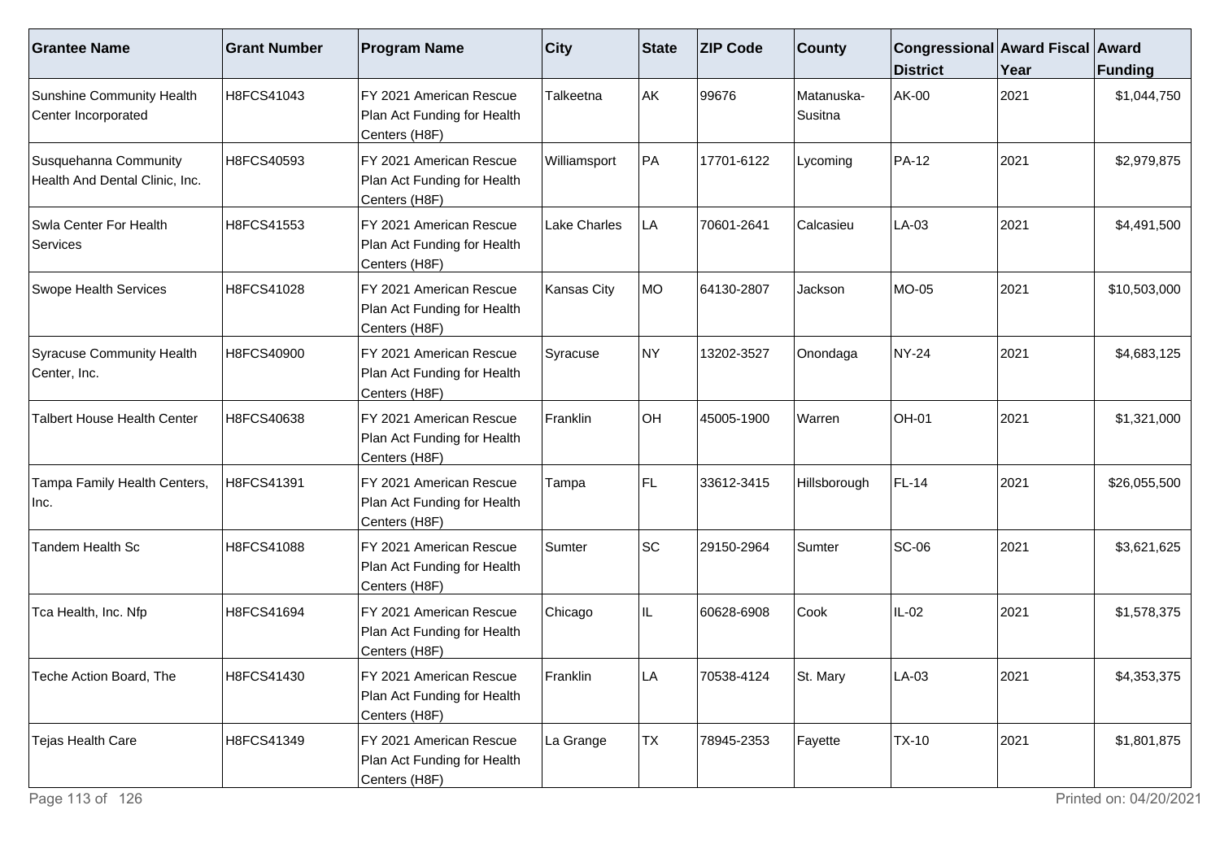| Grantee Name | Grant Number | Program Name | City | State | ZIP Code | County | Congressional District | Award Fiscal Year | Award Funding |
|---|---|---|---|---|---|---|---|---|---|
| Sunshine Community Health Center Incorporated | H8FCS41043 | FY 2021 American Rescue Plan Act Funding for Health Centers (H8F) | Talkeetna | AK | 99676 | Matanuska-Susitna | AK-00 | 2021 | $1,044,750 |
| Susquehanna Community Health And Dental Clinic, Inc. | H8FCS40593 | FY 2021 American Rescue Plan Act Funding for Health Centers (H8F) | Williamsport | PA | 17701-6122 | Lycoming | PA-12 | 2021 | $2,979,875 |
| Swla Center For Health Services | H8FCS41553 | FY 2021 American Rescue Plan Act Funding for Health Centers (H8F) | Lake Charles | LA | 70601-2641 | Calcasieu | LA-03 | 2021 | $4,491,500 |
| Swope Health Services | H8FCS41028 | FY 2021 American Rescue Plan Act Funding for Health Centers (H8F) | Kansas City | MO | 64130-2807 | Jackson | MO-05 | 2021 | $10,503,000 |
| Syracuse Community Health Center, Inc. | H8FCS40900 | FY 2021 American Rescue Plan Act Funding for Health Centers (H8F) | Syracuse | NY | 13202-3527 | Onondaga | NY-24 | 2021 | $4,683,125 |
| Talbert House Health Center | H8FCS40638 | FY 2021 American Rescue Plan Act Funding for Health Centers (H8F) | Franklin | OH | 45005-1900 | Warren | OH-01 | 2021 | $1,321,000 |
| Tampa Family Health Centers, Inc. | H8FCS41391 | FY 2021 American Rescue Plan Act Funding for Health Centers (H8F) | Tampa | FL | 33612-3415 | Hillsborough | FL-14 | 2021 | $26,055,500 |
| Tandem Health Sc | H8FCS41088 | FY 2021 American Rescue Plan Act Funding for Health Centers (H8F) | Sumter | SC | 29150-2964 | Sumter | SC-06 | 2021 | $3,621,625 |
| Tca Health, Inc. Nfp | H8FCS41694 | FY 2021 American Rescue Plan Act Funding for Health Centers (H8F) | Chicago | IL | 60628-6908 | Cook | IL-02 | 2021 | $1,578,375 |
| Teche Action Board, The | H8FCS41430 | FY 2021 American Rescue Plan Act Funding for Health Centers (H8F) | Franklin | LA | 70538-4124 | St. Mary | LA-03 | 2021 | $4,353,375 |
| Tejas Health Care | H8FCS41349 | FY 2021 American Rescue Plan Act Funding for Health Centers (H8F) | La Grange | TX | 78945-2353 | Fayette | TX-10 | 2021 | $1,801,875 |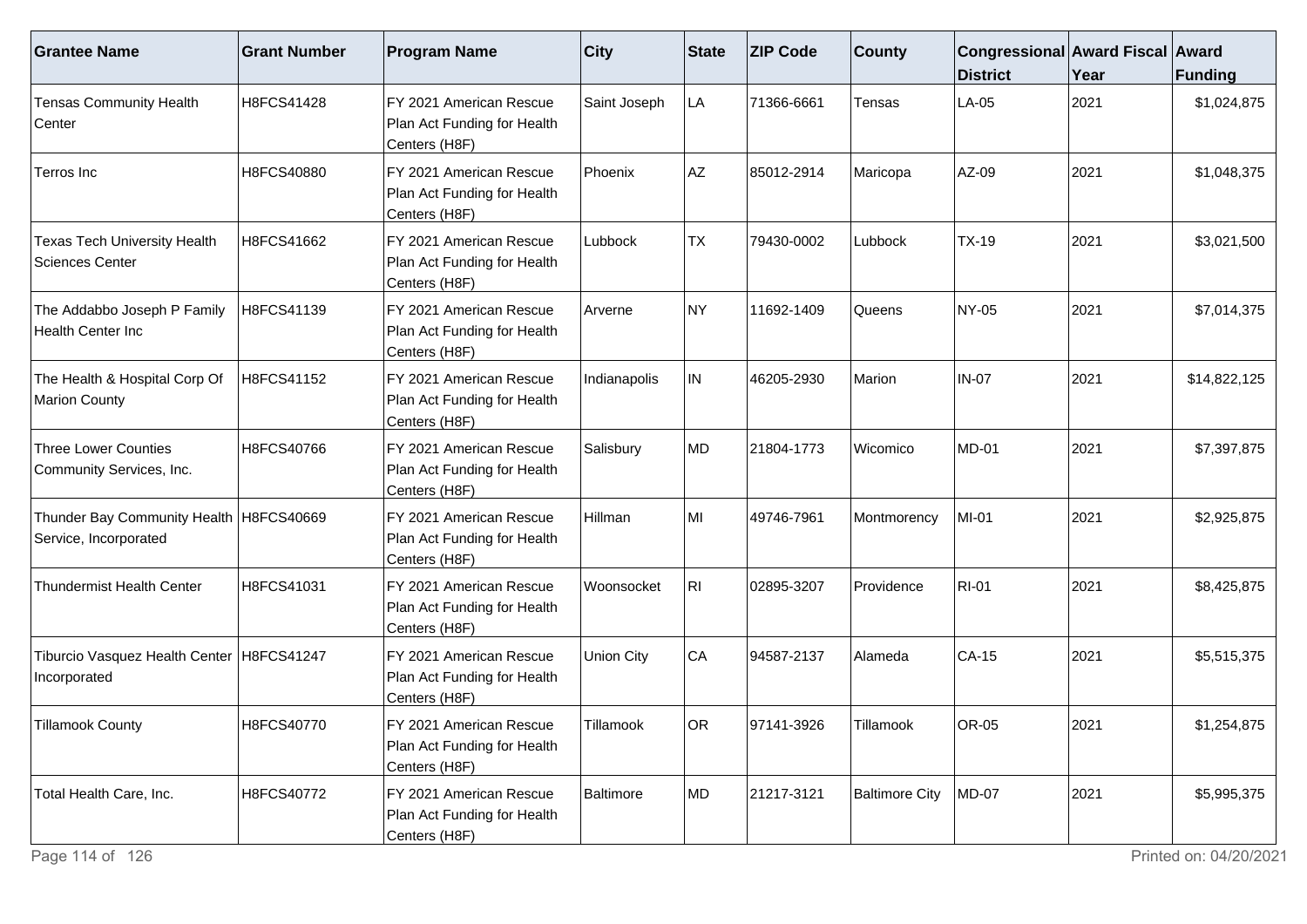| Grantee Name | Grant Number | Program Name | City | State | ZIP Code | County | Congressional District | Award Fiscal Year | Award Funding |
|---|---|---|---|---|---|---|---|---|---|
| Tensas Community Health Center | H8FCS41428 | FY 2021 American Rescue Plan Act Funding for Health Centers (H8F) | Saint Joseph | LA | 71366-6661 | Tensas | LA-05 | 2021 | $1,024,875 |
| Terros Inc | H8FCS40880 | FY 2021 American Rescue Plan Act Funding for Health Centers (H8F) | Phoenix | AZ | 85012-2914 | Maricopa | AZ-09 | 2021 | $1,048,375 |
| Texas Tech University Health Sciences Center | H8FCS41662 | FY 2021 American Rescue Plan Act Funding for Health Centers (H8F) | Lubbock | TX | 79430-0002 | Lubbock | TX-19 | 2021 | $3,021,500 |
| The Addabbo Joseph P Family Health Center Inc | H8FCS41139 | FY 2021 American Rescue Plan Act Funding for Health Centers (H8F) | Arverne | NY | 11692-1409 | Queens | NY-05 | 2021 | $7,014,375 |
| The Health & Hospital Corp Of Marion County | H8FCS41152 | FY 2021 American Rescue Plan Act Funding for Health Centers (H8F) | Indianapolis | IN | 46205-2930 | Marion | IN-07 | 2021 | $14,822,125 |
| Three Lower Counties Community Services, Inc. | H8FCS40766 | FY 2021 American Rescue Plan Act Funding for Health Centers (H8F) | Salisbury | MD | 21804-1773 | Wicomico | MD-01 | 2021 | $7,397,875 |
| Thunder Bay Community Health Service, Incorporated | H8FCS40669 | FY 2021 American Rescue Plan Act Funding for Health Centers (H8F) | Hillman | MI | 49746-7961 | Montmorency | MI-01 | 2021 | $2,925,875 |
| Thundermist Health Center | H8FCS41031 | FY 2021 American Rescue Plan Act Funding for Health Centers (H8F) | Woonsocket | RI | 02895-3207 | Providence | RI-01 | 2021 | $8,425,875 |
| Tiburcio Vasquez Health Center Incorporated | H8FCS41247 | FY 2021 American Rescue Plan Act Funding for Health Centers (H8F) | Union City | CA | 94587-2137 | Alameda | CA-15 | 2021 | $5,515,375 |
| Tillamook County | H8FCS40770 | FY 2021 American Rescue Plan Act Funding for Health Centers (H8F) | Tillamook | OR | 97141-3926 | Tillamook | OR-05 | 2021 | $1,254,875 |
| Total Health Care, Inc. | H8FCS40772 | FY 2021 American Rescue Plan Act Funding for Health Centers (H8F) | Baltimore | MD | 21217-3121 | Baltimore City | MD-07 | 2021 | $5,995,375 |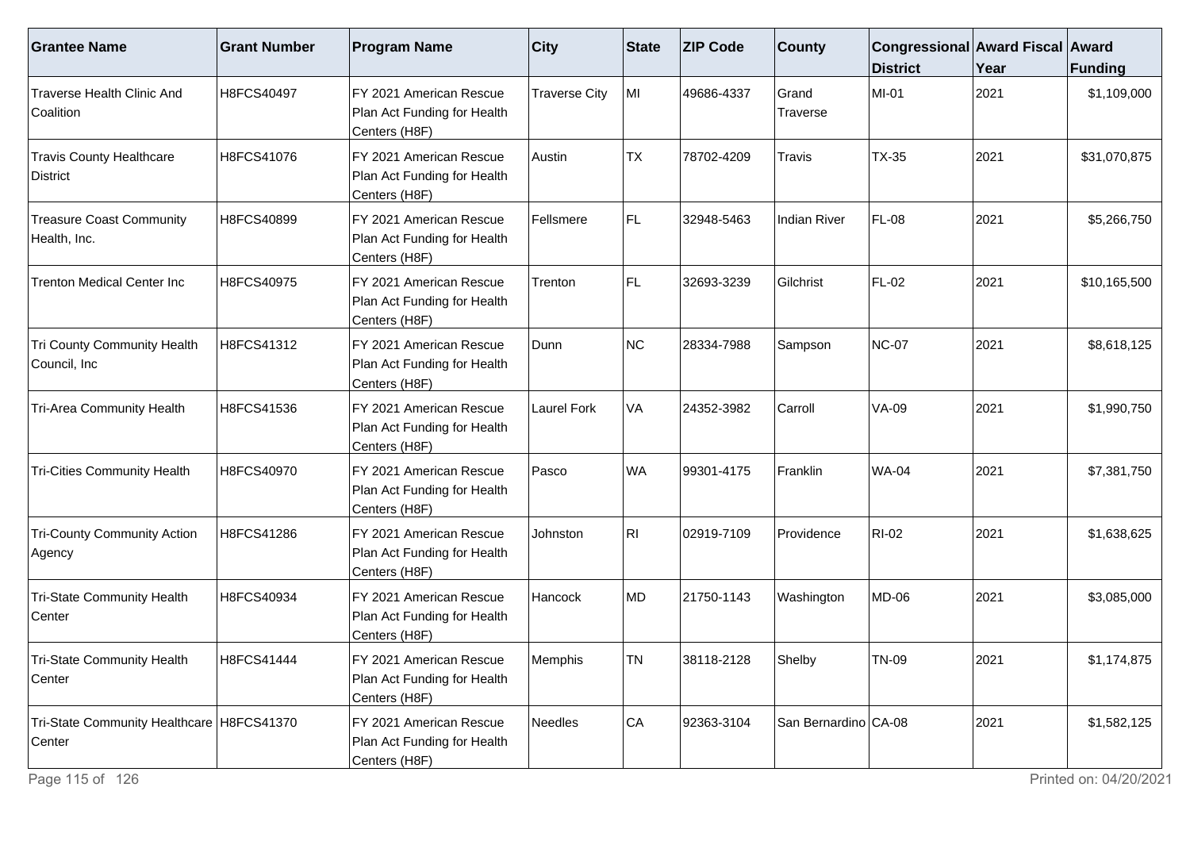| Grantee Name | Grant Number | Program Name | City | State | ZIP Code | County | Congressional District | Award Fiscal Year | Award Funding |
|---|---|---|---|---|---|---|---|---|---|
| Traverse Health Clinic And Coalition | H8FCS40497 | FY 2021 American Rescue Plan Act Funding for Health Centers (H8F) | Traverse City | MI | 49686-4337 | Grand Traverse | MI-01 | 2021 | $1,109,000 |
| Travis County Healthcare District | H8FCS41076 | FY 2021 American Rescue Plan Act Funding for Health Centers (H8F) | Austin | TX | 78702-4209 | Travis | TX-35 | 2021 | $31,070,875 |
| Treasure Coast Community Health, Inc. | H8FCS40899 | FY 2021 American Rescue Plan Act Funding for Health Centers (H8F) | Fellsmere | FL | 32948-5463 | Indian River | FL-08 | 2021 | $5,266,750 |
| Trenton Medical Center Inc | H8FCS40975 | FY 2021 American Rescue Plan Act Funding for Health Centers (H8F) | Trenton | FL | 32693-3239 | Gilchrist | FL-02 | 2021 | $10,165,500 |
| Tri County Community Health Council, Inc | H8FCS41312 | FY 2021 American Rescue Plan Act Funding for Health Centers (H8F) | Dunn | NC | 28334-7988 | Sampson | NC-07 | 2021 | $8,618,125 |
| Tri-Area Community Health | H8FCS41536 | FY 2021 American Rescue Plan Act Funding for Health Centers (H8F) | Laurel Fork | VA | 24352-3982 | Carroll | VA-09 | 2021 | $1,990,750 |
| Tri-Cities Community Health | H8FCS40970 | FY 2021 American Rescue Plan Act Funding for Health Centers (H8F) | Pasco | WA | 99301-4175 | Franklin | WA-04 | 2021 | $7,381,750 |
| Tri-County Community Action Agency | H8FCS41286 | FY 2021 American Rescue Plan Act Funding for Health Centers (H8F) | Johnston | RI | 02919-7109 | Providence | RI-02 | 2021 | $1,638,625 |
| Tri-State Community Health Center | H8FCS40934 | FY 2021 American Rescue Plan Act Funding for Health Centers (H8F) | Hancock | MD | 21750-1143 | Washington | MD-06 | 2021 | $3,085,000 |
| Tri-State Community Health Center | H8FCS41444 | FY 2021 American Rescue Plan Act Funding for Health Centers (H8F) | Memphis | TN | 38118-2128 | Shelby | TN-09 | 2021 | $1,174,875 |
| Tri-State Community Healthcare Center | H8FCS41370 | FY 2021 American Rescue Plan Act Funding for Health Centers (H8F) | Needles | CA | 92363-3104 | San Bernardino | CA-08 | 2021 | $1,582,125 |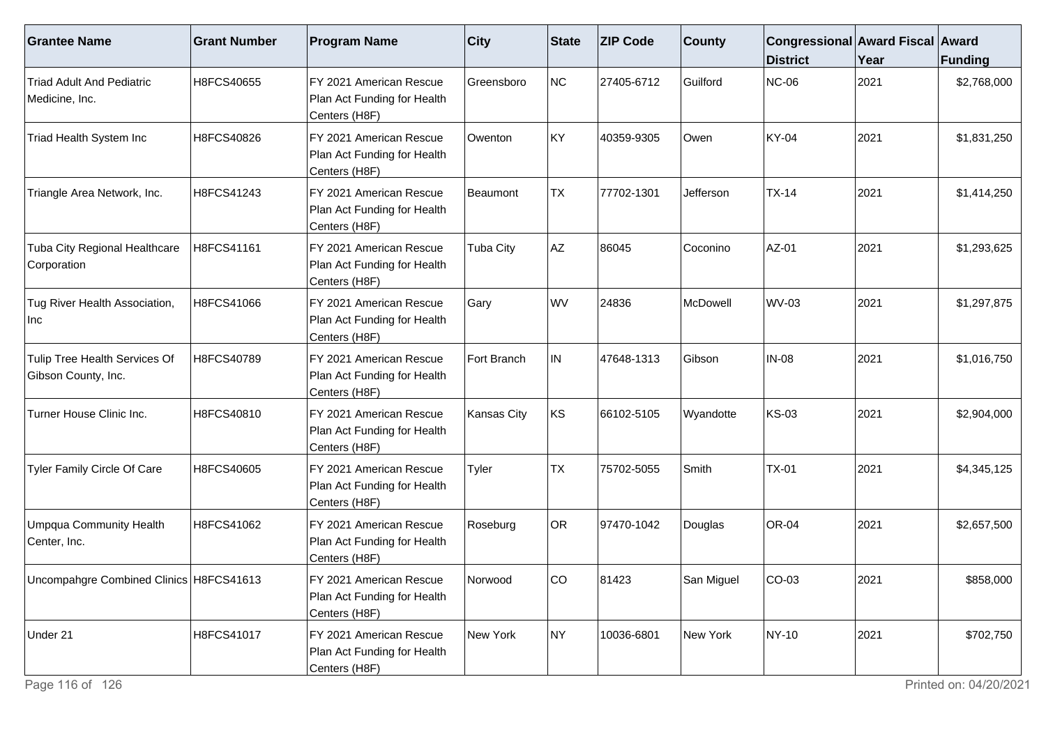| Grantee Name | Grant Number | Program Name | City | State | ZIP Code | County | Congressional District | Award Fiscal Year | Award Funding |
|---|---|---|---|---|---|---|---|---|---|
| Triad Adult And Pediatric Medicine, Inc. | H8FCS40655 | FY 2021 American Rescue Plan Act Funding for Health Centers (H8F) | Greensboro | NC | 27405-6712 | Guilford | NC-06 | 2021 | $2,768,000 |
| Triad Health System Inc | H8FCS40826 | FY 2021 American Rescue Plan Act Funding for Health Centers (H8F) | Owenton | KY | 40359-9305 | Owen | KY-04 | 2021 | $1,831,250 |
| Triangle Area Network, Inc. | H8FCS41243 | FY 2021 American Rescue Plan Act Funding for Health Centers (H8F) | Beaumont | TX | 77702-1301 | Jefferson | TX-14 | 2021 | $1,414,250 |
| Tuba City Regional Healthcare Corporation | H8FCS41161 | FY 2021 American Rescue Plan Act Funding for Health Centers (H8F) | Tuba City | AZ | 86045 | Coconino | AZ-01 | 2021 | $1,293,625 |
| Tug River Health Association, Inc | H8FCS41066 | FY 2021 American Rescue Plan Act Funding for Health Centers (H8F) | Gary | WV | 24836 | McDowell | WV-03 | 2021 | $1,297,875 |
| Tulip Tree Health Services Of Gibson County, Inc. | H8FCS40789 | FY 2021 American Rescue Plan Act Funding for Health Centers (H8F) | Fort Branch | IN | 47648-1313 | Gibson | IN-08 | 2021 | $1,016,750 |
| Turner House Clinic Inc. | H8FCS40810 | FY 2021 American Rescue Plan Act Funding for Health Centers (H8F) | Kansas City | KS | 66102-5105 | Wyandotte | KS-03 | 2021 | $2,904,000 |
| Tyler Family Circle Of Care | H8FCS40605 | FY 2021 American Rescue Plan Act Funding for Health Centers (H8F) | Tyler | TX | 75702-5055 | Smith | TX-01 | 2021 | $4,345,125 |
| Umpqua Community Health Center, Inc. | H8FCS41062 | FY 2021 American Rescue Plan Act Funding for Health Centers (H8F) | Roseburg | OR | 97470-1042 | Douglas | OR-04 | 2021 | $2,657,500 |
| Uncompahgre Combined Clinics | H8FCS41613 | FY 2021 American Rescue Plan Act Funding for Health Centers (H8F) | Norwood | CO | 81423 | San Miguel | CO-03 | 2021 | $858,000 |
| Under 21 | H8FCS41017 | FY 2021 American Rescue Plan Act Funding for Health Centers (H8F) | New York | NY | 10036-6801 | New York | NY-10 | 2021 | $702,750 |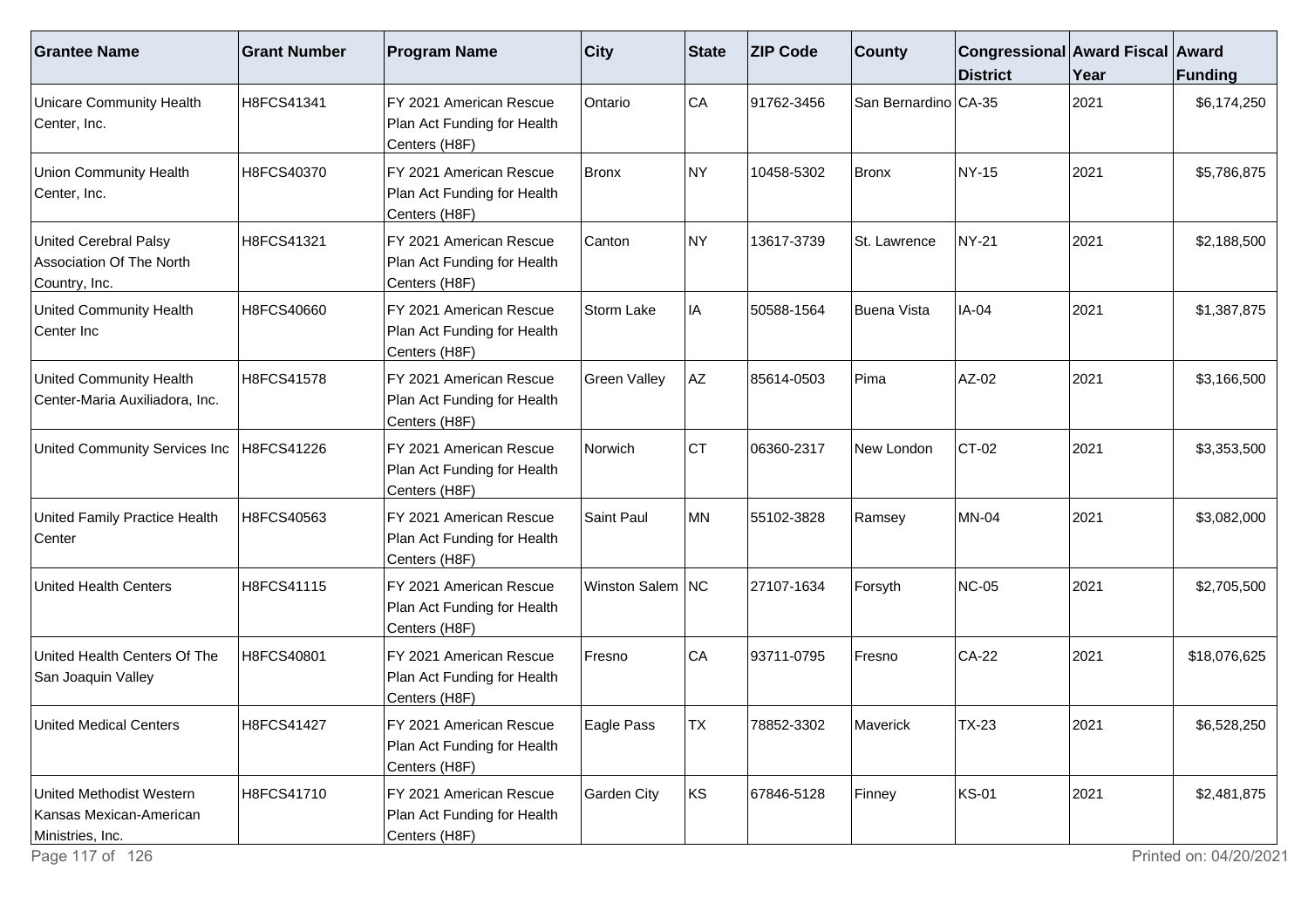| Grantee Name | Grant Number | Program Name | City | State | ZIP Code | County | Congressional District | Award Fiscal Year | Award Funding |
|---|---|---|---|---|---|---|---|---|---|
| Unicare Community Health Center, Inc. | H8FCS41341 | FY 2021 American Rescue Plan Act Funding for Health Centers (H8F) | Ontario | CA | 91762-3456 | San Bernardino | CA-35 | 2021 | $6,174,250 |
| Union Community Health Center, Inc. | H8FCS40370 | FY 2021 American Rescue Plan Act Funding for Health Centers (H8F) | Bronx | NY | 10458-5302 | Bronx | NY-15 | 2021 | $5,786,875 |
| United Cerebral Palsy Association Of The North Country, Inc. | H8FCS41321 | FY 2021 American Rescue Plan Act Funding for Health Centers (H8F) | Canton | NY | 13617-3739 | St. Lawrence | NY-21 | 2021 | $2,188,500 |
| United Community Health Center Inc | H8FCS40660 | FY 2021 American Rescue Plan Act Funding for Health Centers (H8F) | Storm Lake | IA | 50588-1564 | Buena Vista | IA-04 | 2021 | $1,387,875 |
| United Community Health Center-Maria Auxiliadora, Inc. | H8FCS41578 | FY 2021 American Rescue Plan Act Funding for Health Centers (H8F) | Green Valley | AZ | 85614-0503 | Pima | AZ-02 | 2021 | $3,166,500 |
| United Community Services Inc | H8FCS41226 | FY 2021 American Rescue Plan Act Funding for Health Centers (H8F) | Norwich | CT | 06360-2317 | New London | CT-02 | 2021 | $3,353,500 |
| United Family Practice Health Center | H8FCS40563 | FY 2021 American Rescue Plan Act Funding for Health Centers (H8F) | Saint Paul | MN | 55102-3828 | Ramsey | MN-04 | 2021 | $3,082,000 |
| United Health Centers | H8FCS41115 | FY 2021 American Rescue Plan Act Funding for Health Centers (H8F) | Winston Salem | NC | 27107-1634 | Forsyth | NC-05 | 2021 | $2,705,500 |
| United Health Centers Of The San Joaquin Valley | H8FCS40801 | FY 2021 American Rescue Plan Act Funding for Health Centers (H8F) | Fresno | CA | 93711-0795 | Fresno | CA-22 | 2021 | $18,076,625 |
| United Medical Centers | H8FCS41427 | FY 2021 American Rescue Plan Act Funding for Health Centers (H8F) | Eagle Pass | TX | 78852-3302 | Maverick | TX-23 | 2021 | $6,528,250 |
| United Methodist Western Kansas Mexican-American Ministries, Inc. | H8FCS41710 | FY 2021 American Rescue Plan Act Funding for Health Centers (H8F) | Garden City | KS | 67846-5128 | Finney | KS-01 | 2021 | $2,481,875 |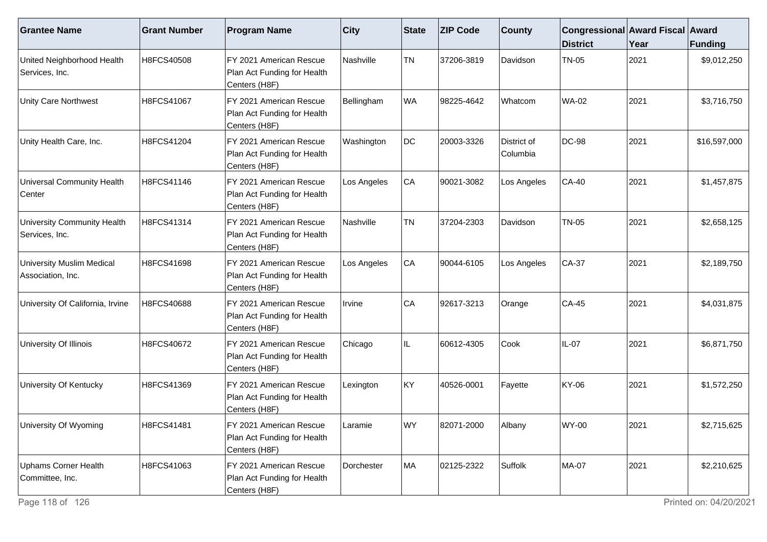| Grantee Name | Grant Number | Program Name | City | State | ZIP Code | County | Congressional District | Award Fiscal Year | Award Funding |
|---|---|---|---|---|---|---|---|---|---|
| United Neighborhood Health Services, Inc. | H8FCS40508 | FY 2021 American Rescue Plan Act Funding for Health Centers (H8F) | Nashville | TN | 37206-3819 | Davidson | TN-05 | 2021 | $9,012,250 |
| Unity Care Northwest | H8FCS41067 | FY 2021 American Rescue Plan Act Funding for Health Centers (H8F) | Bellingham | WA | 98225-4642 | Whatcom | WA-02 | 2021 | $3,716,750 |
| Unity Health Care, Inc. | H8FCS41204 | FY 2021 American Rescue Plan Act Funding for Health Centers (H8F) | Washington | DC | 20003-3326 | District of Columbia | DC-98 | 2021 | $16,597,000 |
| Universal Community Health Center | H8FCS41146 | FY 2021 American Rescue Plan Act Funding for Health Centers (H8F) | Los Angeles | CA | 90021-3082 | Los Angeles | CA-40 | 2021 | $1,457,875 |
| University Community Health Services, Inc. | H8FCS41314 | FY 2021 American Rescue Plan Act Funding for Health Centers (H8F) | Nashville | TN | 37204-2303 | Davidson | TN-05 | 2021 | $2,658,125 |
| University Muslim Medical Association, Inc. | H8FCS41698 | FY 2021 American Rescue Plan Act Funding for Health Centers (H8F) | Los Angeles | CA | 90044-6105 | Los Angeles | CA-37 | 2021 | $2,189,750 |
| University Of California, Irvine | H8FCS40688 | FY 2021 American Rescue Plan Act Funding for Health Centers (H8F) | Irvine | CA | 92617-3213 | Orange | CA-45 | 2021 | $4,031,875 |
| University Of Illinois | H8FCS40672 | FY 2021 American Rescue Plan Act Funding for Health Centers (H8F) | Chicago | IL | 60612-4305 | Cook | IL-07 | 2021 | $6,871,750 |
| University Of Kentucky | H8FCS41369 | FY 2021 American Rescue Plan Act Funding for Health Centers (H8F) | Lexington | KY | 40526-0001 | Fayette | KY-06 | 2021 | $1,572,250 |
| University Of Wyoming | H8FCS41481 | FY 2021 American Rescue Plan Act Funding for Health Centers (H8F) | Laramie | WY | 82071-2000 | Albany | WY-00 | 2021 | $2,715,625 |
| Uphams Corner Health Committee, Inc. | H8FCS41063 | FY 2021 American Rescue Plan Act Funding for Health Centers (H8F) | Dorchester | MA | 02125-2322 | Suffolk | MA-07 | 2021 | $2,210,625 |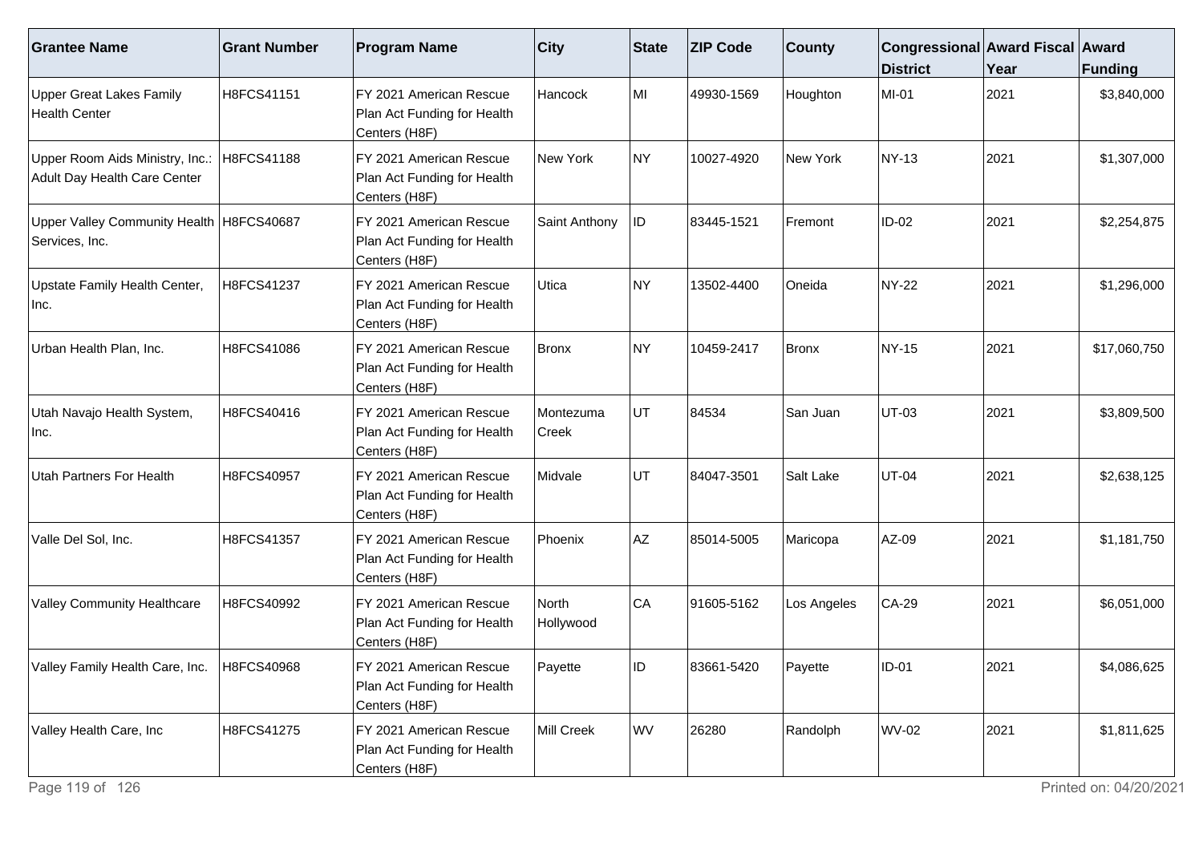| Grantee Name | Grant Number | Program Name | City | State | ZIP Code | County | Congressional District | Award Fiscal Year | Award Funding |
|---|---|---|---|---|---|---|---|---|---|
| Upper Great Lakes Family Health Center | H8FCS41151 | FY 2021 American Rescue Plan Act Funding for Health Centers (H8F) | Hancock | MI | 49930-1569 | Houghton | MI-01 | 2021 | $3,840,000 |
| Upper Room Aids Ministry, Inc.: Adult Day Health Care Center | H8FCS41188 | FY 2021 American Rescue Plan Act Funding for Health Centers (H8F) | New York | NY | 10027-4920 | New York | NY-13 | 2021 | $1,307,000 |
| Upper Valley Community Health Services, Inc. | H8FCS40687 | FY 2021 American Rescue Plan Act Funding for Health Centers (H8F) | Saint Anthony | ID | 83445-1521 | Fremont | ID-02 | 2021 | $2,254,875 |
| Upstate Family Health Center, Inc. | H8FCS41237 | FY 2021 American Rescue Plan Act Funding for Health Centers (H8F) | Utica | NY | 13502-4400 | Oneida | NY-22 | 2021 | $1,296,000 |
| Urban Health Plan, Inc. | H8FCS41086 | FY 2021 American Rescue Plan Act Funding for Health Centers (H8F) | Bronx | NY | 10459-2417 | Bronx | NY-15 | 2021 | $17,060,750 |
| Utah Navajo Health System, Inc. | H8FCS40416 | FY 2021 American Rescue Plan Act Funding for Health Centers (H8F) | Montezuma Creek | UT | 84534 | San Juan | UT-03 | 2021 | $3,809,500 |
| Utah Partners For Health | H8FCS40957 | FY 2021 American Rescue Plan Act Funding for Health Centers (H8F) | Midvale | UT | 84047-3501 | Salt Lake | UT-04 | 2021 | $2,638,125 |
| Valle Del Sol, Inc. | H8FCS41357 | FY 2021 American Rescue Plan Act Funding for Health Centers (H8F) | Phoenix | AZ | 85014-5005 | Maricopa | AZ-09 | 2021 | $1,181,750 |
| Valley Community Healthcare | H8FCS40992 | FY 2021 American Rescue Plan Act Funding for Health Centers (H8F) | North Hollywood | CA | 91605-5162 | Los Angeles | CA-29 | 2021 | $6,051,000 |
| Valley Family Health Care, Inc. | H8FCS40968 | FY 2021 American Rescue Plan Act Funding for Health Centers (H8F) | Payette | ID | 83661-5420 | Payette | ID-01 | 2021 | $4,086,625 |
| Valley Health Care, Inc | H8FCS41275 | FY 2021 American Rescue Plan Act Funding for Health Centers (H8F) | Mill Creek | WV | 26280 | Randolph | WV-02 | 2021 | $1,811,625 |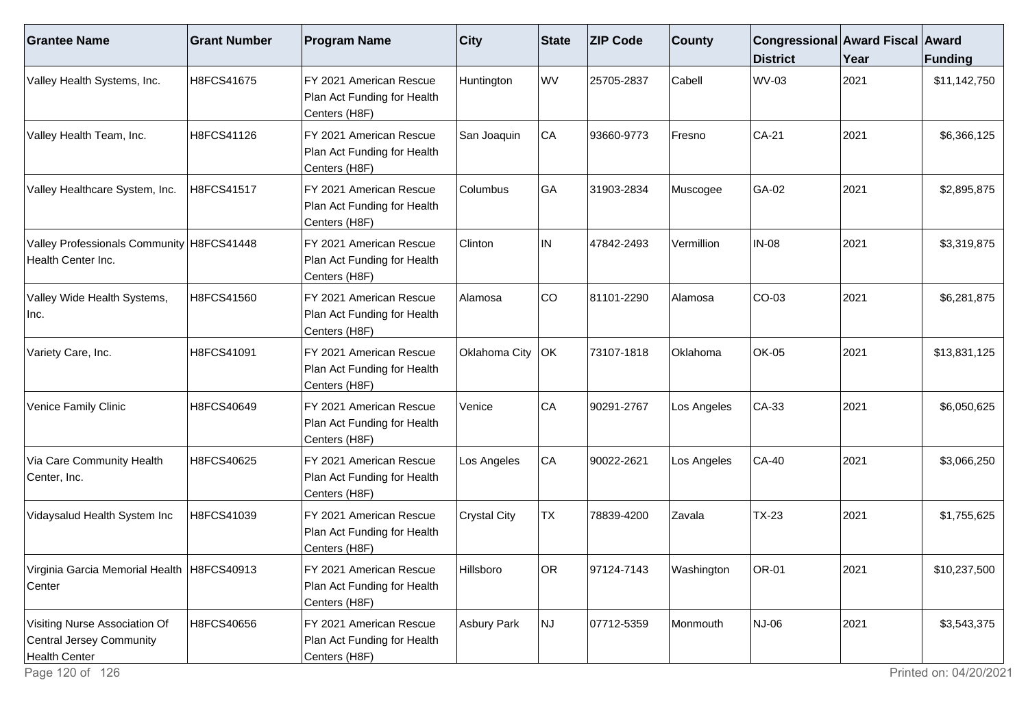| Grantee Name | Grant Number | Program Name | City | State | ZIP Code | County | Congressional District | Award Fiscal Year | Award Funding |
|---|---|---|---|---|---|---|---|---|---|
| Valley Health Systems, Inc. | H8FCS41675 | FY 2021 American Rescue Plan Act Funding for Health Centers (H8F) | Huntington | WV | 25705-2837 | Cabell | WV-03 | 2021 | $11,142,750 |
| Valley Health Team, Inc. | H8FCS41126 | FY 2021 American Rescue Plan Act Funding for Health Centers (H8F) | San Joaquin | CA | 93660-9773 | Fresno | CA-21 | 2021 | $6,366,125 |
| Valley Healthcare System, Inc. | H8FCS41517 | FY 2021 American Rescue Plan Act Funding for Health Centers (H8F) | Columbus | GA | 31903-2834 | Muscogee | GA-02 | 2021 | $2,895,875 |
| Valley Professionals Community Health Center Inc. | H8FCS41448 | FY 2021 American Rescue Plan Act Funding for Health Centers (H8F) | Clinton | IN | 47842-2493 | Vermillion | IN-08 | 2021 | $3,319,875 |
| Valley Wide Health Systems, Inc. | H8FCS41560 | FY 2021 American Rescue Plan Act Funding for Health Centers (H8F) | Alamosa | CO | 81101-2290 | Alamosa | CO-03 | 2021 | $6,281,875 |
| Variety Care, Inc. | H8FCS41091 | FY 2021 American Rescue Plan Act Funding for Health Centers (H8F) | Oklahoma City | OK | 73107-1818 | Oklahoma | OK-05 | 2021 | $13,831,125 |
| Venice Family Clinic | H8FCS40649 | FY 2021 American Rescue Plan Act Funding for Health Centers (H8F) | Venice | CA | 90291-2767 | Los Angeles | CA-33 | 2021 | $6,050,625 |
| Via Care Community Health Center, Inc. | H8FCS40625 | FY 2021 American Rescue Plan Act Funding for Health Centers (H8F) | Los Angeles | CA | 90022-2621 | Los Angeles | CA-40 | 2021 | $3,066,250 |
| Vidaysalud Health System Inc | H8FCS41039 | FY 2021 American Rescue Plan Act Funding for Health Centers (H8F) | Crystal City | TX | 78839-4200 | Zavala | TX-23 | 2021 | $1,755,625 |
| Virginia Garcia Memorial Health Center | H8FCS40913 | FY 2021 American Rescue Plan Act Funding for Health Centers (H8F) | Hillsboro | OR | 97124-7143 | Washington | OR-01 | 2021 | $10,237,500 |
| Visiting Nurse Association Of Central Jersey Community Health Center | H8FCS40656 | FY 2021 American Rescue Plan Act Funding for Health Centers (H8F) | Asbury Park | NJ | 07712-5359 | Monmouth | NJ-06 | 2021 | $3,543,375 |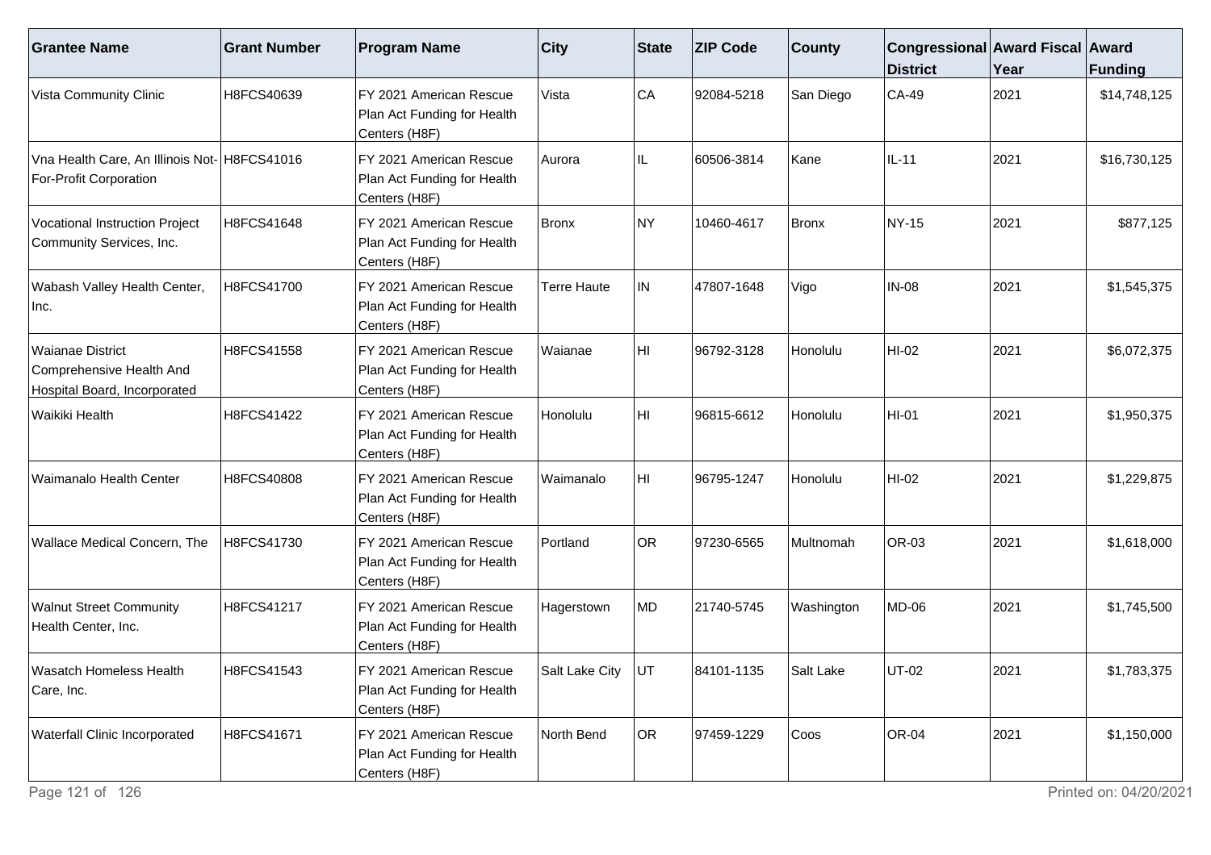| Grantee Name | Grant Number | Program Name | City | State | ZIP Code | County | Congressional District | Award Fiscal Year | Award Funding |
|---|---|---|---|---|---|---|---|---|---|
| Vista Community Clinic | H8FCS40639 | FY 2021 American Rescue Plan Act Funding for Health Centers (H8F) | Vista | CA | 92084-5218 | San Diego | CA-49 | 2021 | $14,748,125 |
| Vna Health Care, An Illinois Not-For-Profit Corporation | H8FCS41016 | FY 2021 American Rescue Plan Act Funding for Health Centers (H8F) | Aurora | IL | 60506-3814 | Kane | IL-11 | 2021 | $16,730,125 |
| Vocational Instruction Project Community Services, Inc. | H8FCS41648 | FY 2021 American Rescue Plan Act Funding for Health Centers (H8F) | Bronx | NY | 10460-4617 | Bronx | NY-15 | 2021 | $877,125 |
| Wabash Valley Health Center, Inc. | H8FCS41700 | FY 2021 American Rescue Plan Act Funding for Health Centers (H8F) | Terre Haute | IN | 47807-1648 | Vigo | IN-08 | 2021 | $1,545,375 |
| Waianae District Comprehensive Health And Hospital Board, Incorporated | H8FCS41558 | FY 2021 American Rescue Plan Act Funding for Health Centers (H8F) | Waianae | HI | 96792-3128 | Honolulu | HI-02 | 2021 | $6,072,375 |
| Waikiki Health | H8FCS41422 | FY 2021 American Rescue Plan Act Funding for Health Centers (H8F) | Honolulu | HI | 96815-6612 | Honolulu | HI-01 | 2021 | $1,950,375 |
| Waimanalo Health Center | H8FCS40808 | FY 2021 American Rescue Plan Act Funding for Health Centers (H8F) | Waimanalo | HI | 96795-1247 | Honolulu | HI-02 | 2021 | $1,229,875 |
| Wallace Medical Concern, The | H8FCS41730 | FY 2021 American Rescue Plan Act Funding for Health Centers (H8F) | Portland | OR | 97230-6565 | Multnomah | OR-03 | 2021 | $1,618,000 |
| Walnut Street Community Health Center, Inc. | H8FCS41217 | FY 2021 American Rescue Plan Act Funding for Health Centers (H8F) | Hagerstown | MD | 21740-5745 | Washington | MD-06 | 2021 | $1,745,500 |
| Wasatch Homeless Health Care, Inc. | H8FCS41543 | FY 2021 American Rescue Plan Act Funding for Health Centers (H8F) | Salt Lake City | UT | 84101-1135 | Salt Lake | UT-02 | 2021 | $1,783,375 |
| Waterfall Clinic Incorporated | H8FCS41671 | FY 2021 American Rescue Plan Act Funding for Health Centers (H8F) | North Bend | OR | 97459-1229 | Coos | OR-04 | 2021 | $1,150,000 |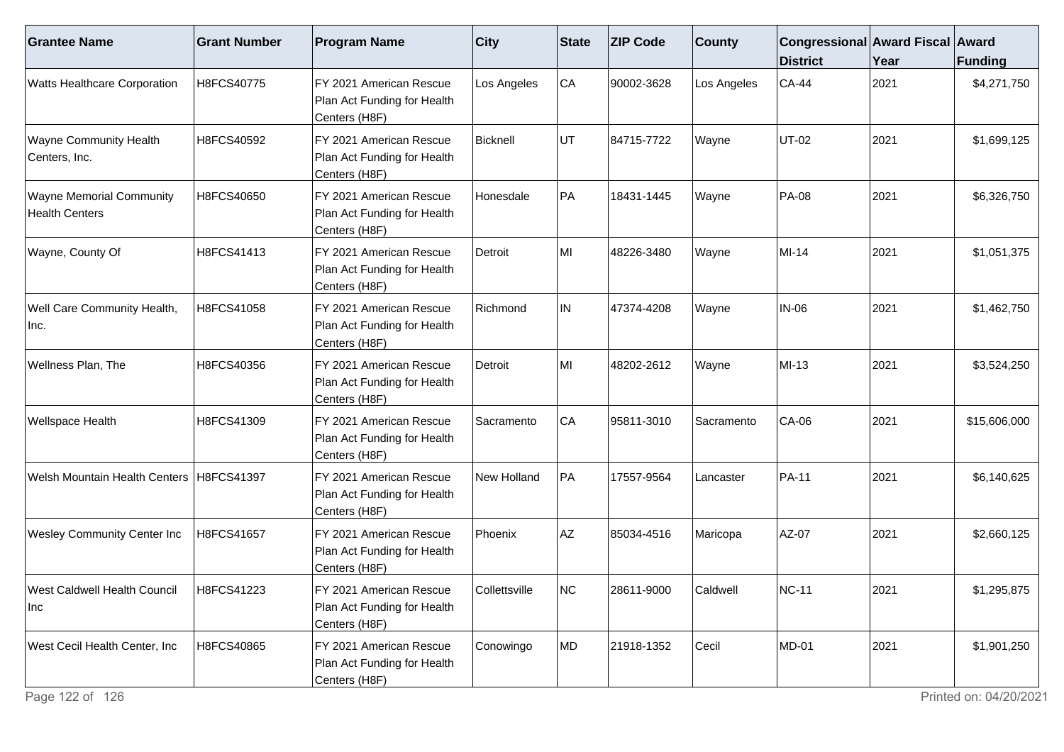| Grantee Name | Grant Number | Program Name | City | State | ZIP Code | County | Congressional District | Award Fiscal Year | Award Funding |
|---|---|---|---|---|---|---|---|---|---|
| Watts Healthcare Corporation | H8FCS40775 | FY 2021 American Rescue Plan Act Funding for Health Centers (H8F) | Los Angeles | CA | 90002-3628 | Los Angeles | CA-44 | 2021 | $4,271,750 |
| Wayne Community Health Centers, Inc. | H8FCS40592 | FY 2021 American Rescue Plan Act Funding for Health Centers (H8F) | Bicknell | UT | 84715-7722 | Wayne | UT-02 | 2021 | $1,699,125 |
| Wayne Memorial Community Health Centers | H8FCS40650 | FY 2021 American Rescue Plan Act Funding for Health Centers (H8F) | Honesdale | PA | 18431-1445 | Wayne | PA-08 | 2021 | $6,326,750 |
| Wayne, County Of | H8FCS41413 | FY 2021 American Rescue Plan Act Funding for Health Centers (H8F) | Detroit | MI | 48226-3480 | Wayne | MI-14 | 2021 | $1,051,375 |
| Well Care Community Health, Inc. | H8FCS41058 | FY 2021 American Rescue Plan Act Funding for Health Centers (H8F) | Richmond | IN | 47374-4208 | Wayne | IN-06 | 2021 | $1,462,750 |
| Wellness Plan, The | H8FCS40356 | FY 2021 American Rescue Plan Act Funding for Health Centers (H8F) | Detroit | MI | 48202-2612 | Wayne | MI-13 | 2021 | $3,524,250 |
| Wellspace Health | H8FCS41309 | FY 2021 American Rescue Plan Act Funding for Health Centers (H8F) | Sacramento | CA | 95811-3010 | Sacramento | CA-06 | 2021 | $15,606,000 |
| Welsh Mountain Health Centers | H8FCS41397 | FY 2021 American Rescue Plan Act Funding for Health Centers (H8F) | New Holland | PA | 17557-9564 | Lancaster | PA-11 | 2021 | $6,140,625 |
| Wesley Community Center Inc | H8FCS41657 | FY 2021 American Rescue Plan Act Funding for Health Centers (H8F) | Phoenix | AZ | 85034-4516 | Maricopa | AZ-07 | 2021 | $2,660,125 |
| West Caldwell Health Council Inc | H8FCS41223 | FY 2021 American Rescue Plan Act Funding for Health Centers (H8F) | Collettsville | NC | 28611-9000 | Caldwell | NC-11 | 2021 | $1,295,875 |
| West Cecil Health Center, Inc | H8FCS40865 | FY 2021 American Rescue Plan Act Funding for Health Centers (H8F) | Conowingo | MD | 21918-1352 | Cecil | MD-01 | 2021 | $1,901,250 |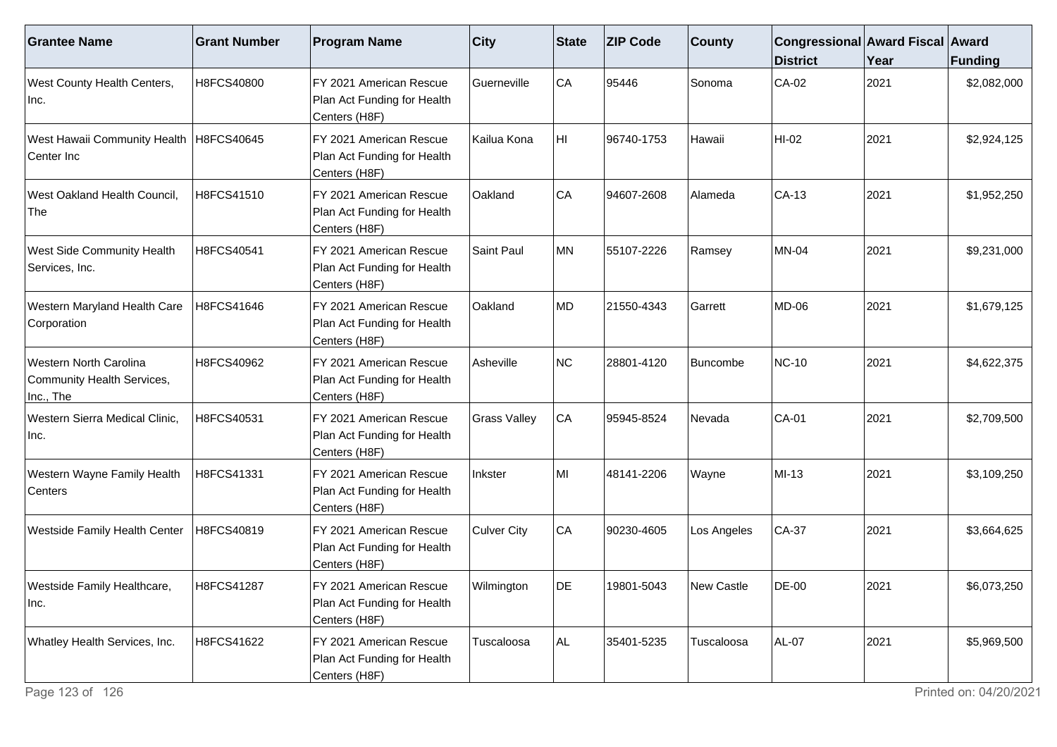| Grantee Name | Grant Number | Program Name | City | State | ZIP Code | County | Congressional District | Award Fiscal Year | Award Funding |
| --- | --- | --- | --- | --- | --- | --- | --- | --- | --- |
| West County Health Centers, Inc. | H8FCS40800 | FY 2021 American Rescue Plan Act Funding for Health Centers (H8F) | Guerneville | CA | 95446 | Sonoma | CA-02 | 2021 | $2,082,000 |
| West Hawaii Community Health Center Inc | H8FCS40645 | FY 2021 American Rescue Plan Act Funding for Health Centers (H8F) | Kailua Kona | HI | 96740-1753 | Hawaii | HI-02 | 2021 | $2,924,125 |
| West Oakland Health Council, The | H8FCS41510 | FY 2021 American Rescue Plan Act Funding for Health Centers (H8F) | Oakland | CA | 94607-2608 | Alameda | CA-13 | 2021 | $1,952,250 |
| West Side Community Health Services, Inc. | H8FCS40541 | FY 2021 American Rescue Plan Act Funding for Health Centers (H8F) | Saint Paul | MN | 55107-2226 | Ramsey | MN-04 | 2021 | $9,231,000 |
| Western Maryland Health Care Corporation | H8FCS41646 | FY 2021 American Rescue Plan Act Funding for Health Centers (H8F) | Oakland | MD | 21550-4343 | Garrett | MD-06 | 2021 | $1,679,125 |
| Western North Carolina Community Health Services, Inc., The | H8FCS40962 | FY 2021 American Rescue Plan Act Funding for Health Centers (H8F) | Asheville | NC | 28801-4120 | Buncombe | NC-10 | 2021 | $4,622,375 |
| Western Sierra Medical Clinic, Inc. | H8FCS40531 | FY 2021 American Rescue Plan Act Funding for Health Centers (H8F) | Grass Valley | CA | 95945-8524 | Nevada | CA-01 | 2021 | $2,709,500 |
| Western Wayne Family Health Centers | H8FCS41331 | FY 2021 American Rescue Plan Act Funding for Health Centers (H8F) | Inkster | MI | 48141-2206 | Wayne | MI-13 | 2021 | $3,109,250 |
| Westside Family Health Center | H8FCS40819 | FY 2021 American Rescue Plan Act Funding for Health Centers (H8F) | Culver City | CA | 90230-4605 | Los Angeles | CA-37 | 2021 | $3,664,625 |
| Westside Family Healthcare, Inc. | H8FCS41287 | FY 2021 American Rescue Plan Act Funding for Health Centers (H8F) | Wilmington | DE | 19801-5043 | New Castle | DE-00 | 2021 | $6,073,250 |
| Whatley Health Services, Inc. | H8FCS41622 | FY 2021 American Rescue Plan Act Funding for Health Centers (H8F) | Tuscaloosa | AL | 35401-5235 | Tuscaloosa | AL-07 | 2021 | $5,969,500 |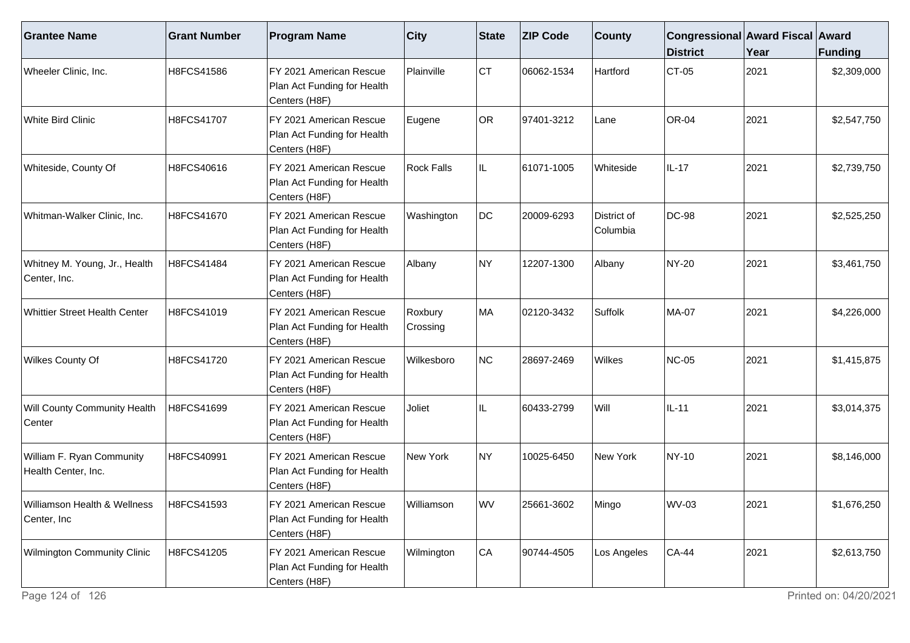| Grantee Name | Grant Number | Program Name | City | State | ZIP Code | County | Congressional District | Award Fiscal Year | Award Funding |
|---|---|---|---|---|---|---|---|---|---|
| Wheeler Clinic, Inc. | H8FCS41586 | FY 2021 American Rescue Plan Act Funding for Health Centers (H8F) | Plainville | CT | 06062-1534 | Hartford | CT-05 | 2021 | $2,309,000 |
| White Bird Clinic | H8FCS41707 | FY 2021 American Rescue Plan Act Funding for Health Centers (H8F) | Eugene | OR | 97401-3212 | Lane | OR-04 | 2021 | $2,547,750 |
| Whiteside, County Of | H8FCS40616 | FY 2021 American Rescue Plan Act Funding for Health Centers (H8F) | Rock Falls | IL | 61071-1005 | Whiteside | IL-17 | 2021 | $2,739,750 |
| Whitman-Walker Clinic, Inc. | H8FCS41670 | FY 2021 American Rescue Plan Act Funding for Health Centers (H8F) | Washington | DC | 20009-6293 | District of Columbia | DC-98 | 2021 | $2,525,250 |
| Whitney M. Young, Jr., Health Center, Inc. | H8FCS41484 | FY 2021 American Rescue Plan Act Funding for Health Centers (H8F) | Albany | NY | 12207-1300 | Albany | NY-20 | 2021 | $3,461,750 |
| Whittier Street Health Center | H8FCS41019 | FY 2021 American Rescue Plan Act Funding for Health Centers (H8F) | Roxbury Crossing | MA | 02120-3432 | Suffolk | MA-07 | 2021 | $4,226,000 |
| Wilkes County Of | H8FCS41720 | FY 2021 American Rescue Plan Act Funding for Health Centers (H8F) | Wilkesboro | NC | 28697-2469 | Wilkes | NC-05 | 2021 | $1,415,875 |
| Will County Community Health Center | H8FCS41699 | FY 2021 American Rescue Plan Act Funding for Health Centers (H8F) | Joliet | IL | 60433-2799 | Will | IL-11 | 2021 | $3,014,375 |
| William F. Ryan Community Health Center, Inc. | H8FCS40991 | FY 2021 American Rescue Plan Act Funding for Health Centers (H8F) | New York | NY | 10025-6450 | New York | NY-10 | 2021 | $8,146,000 |
| Williamson Health & Wellness Center, Inc | H8FCS41593 | FY 2021 American Rescue Plan Act Funding for Health Centers (H8F) | Williamson | WV | 25661-3602 | Mingo | WV-03 | 2021 | $1,676,250 |
| Wilmington Community Clinic | H8FCS41205 | FY 2021 American Rescue Plan Act Funding for Health Centers (H8F) | Wilmington | CA | 90744-4505 | Los Angeles | CA-44 | 2021 | $2,613,750 |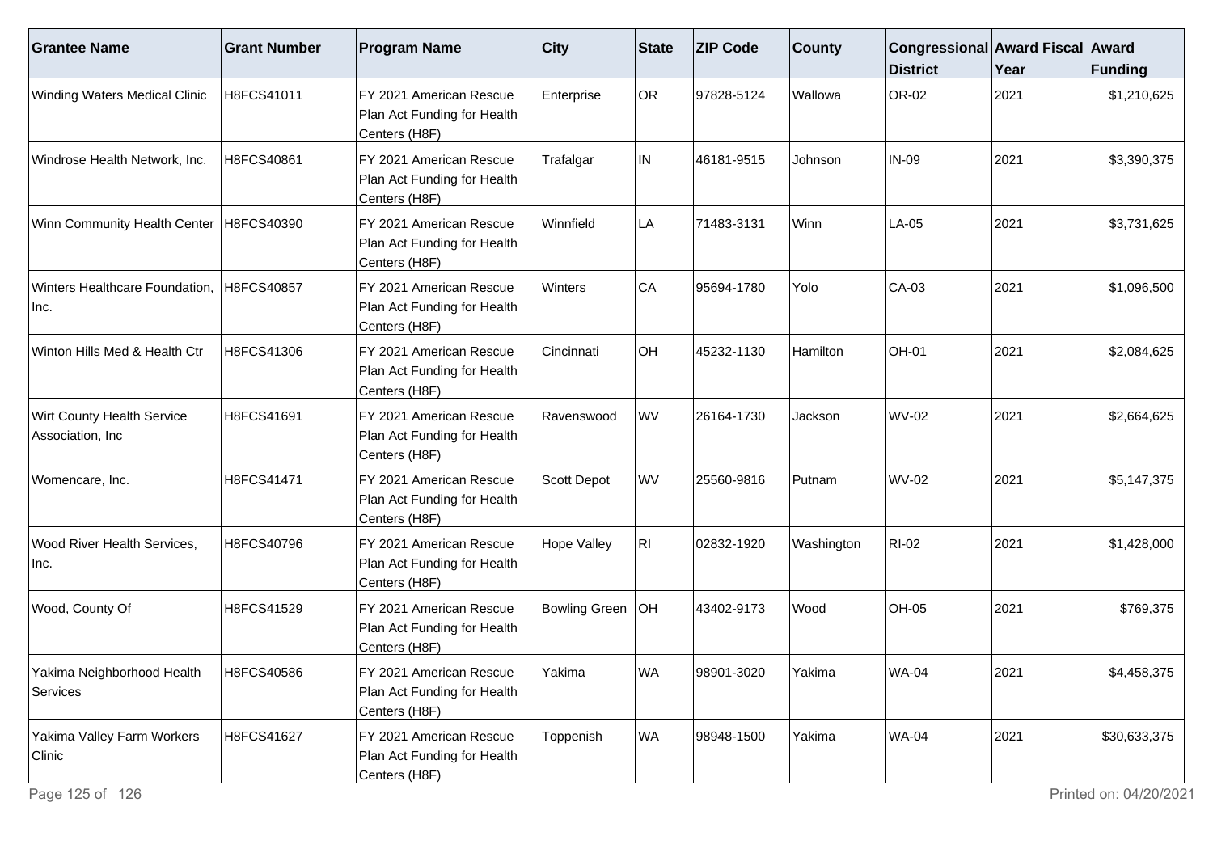| Grantee Name | Grant Number | Program Name | City | State | ZIP Code | County | Congressional District | Award Fiscal Year | Award Funding |
|---|---|---|---|---|---|---|---|---|---|
| Winding Waters Medical Clinic | H8FCS41011 | FY 2021 American Rescue Plan Act Funding for Health Centers (H8F) | Enterprise | OR | 97828-5124 | Wallowa | OR-02 | 2021 | $1,210,625 |
| Windrose Health Network, Inc. | H8FCS40861 | FY 2021 American Rescue Plan Act Funding for Health Centers (H8F) | Trafalgar | IN | 46181-9515 | Johnson | IN-09 | 2021 | $3,390,375 |
| Winn Community Health Center | H8FCS40390 | FY 2021 American Rescue Plan Act Funding for Health Centers (H8F) | Winnfield | LA | 71483-3131 | Winn | LA-05 | 2021 | $3,731,625 |
| Winters Healthcare Foundation, Inc. | H8FCS40857 | FY 2021 American Rescue Plan Act Funding for Health Centers (H8F) | Winters | CA | 95694-1780 | Yolo | CA-03 | 2021 | $1,096,500 |
| Winton Hills Med & Health Ctr | H8FCS41306 | FY 2021 American Rescue Plan Act Funding for Health Centers (H8F) | Cincinnati | OH | 45232-1130 | Hamilton | OH-01 | 2021 | $2,084,625 |
| Wirt County Health Service Association, Inc | H8FCS41691 | FY 2021 American Rescue Plan Act Funding for Health Centers (H8F) | Ravenswood | WV | 26164-1730 | Jackson | WV-02 | 2021 | $2,664,625 |
| Womencare, Inc. | H8FCS41471 | FY 2021 American Rescue Plan Act Funding for Health Centers (H8F) | Scott Depot | WV | 25560-9816 | Putnam | WV-02 | 2021 | $5,147,375 |
| Wood River Health Services, Inc. | H8FCS40796 | FY 2021 American Rescue Plan Act Funding for Health Centers (H8F) | Hope Valley | RI | 02832-1920 | Washington | RI-02 | 2021 | $1,428,000 |
| Wood, County Of | H8FCS41529 | FY 2021 American Rescue Plan Act Funding for Health Centers (H8F) | Bowling Green | OH | 43402-9173 | Wood | OH-05 | 2021 | $769,375 |
| Yakima Neighborhood Health Services | H8FCS40586 | FY 2021 American Rescue Plan Act Funding for Health Centers (H8F) | Yakima | WA | 98901-3020 | Yakima | WA-04 | 2021 | $4,458,375 |
| Yakima Valley Farm Workers Clinic | H8FCS41627 | FY 2021 American Rescue Plan Act Funding for Health Centers (H8F) | Toppenish | WA | 98948-1500 | Yakima | WA-04 | 2021 | $30,633,375 |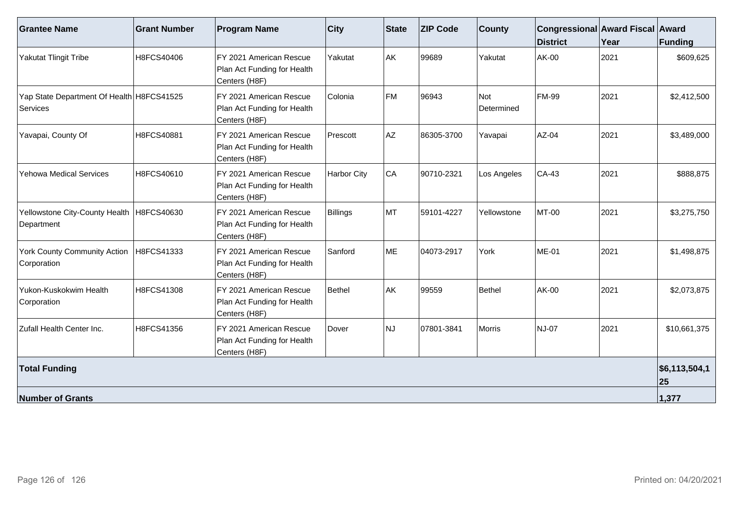| Grantee Name | Grant Number | Program Name | City | State | ZIP Code | County | Congressional District | Award Fiscal Year | Award Funding |
|---|---|---|---|---|---|---|---|---|---|
| Yakutat Tlingit Tribe | H8FCS40406 | FY 2021 American Rescue Plan Act Funding for Health Centers (H8F) | Yakutat | AK | 99689 | Yakutat | AK-00 | 2021 | $609,625 |
| Yap State Department Of Health Services | H8FCS41525 | FY 2021 American Rescue Plan Act Funding for Health Centers (H8F) | Colonia | FM | 96943 | Not Determined | FM-99 | 2021 | $2,412,500 |
| Yavapai, County Of | H8FCS40881 | FY 2021 American Rescue Plan Act Funding for Health Centers (H8F) | Prescott | AZ | 86305-3700 | Yavapai | AZ-04 | 2021 | $3,489,000 |
| Yehowa Medical Services | H8FCS40610 | FY 2021 American Rescue Plan Act Funding for Health Centers (H8F) | Harbor City | CA | 90710-2321 | Los Angeles | CA-43 | 2021 | $888,875 |
| Yellowstone City-County Health Department | H8FCS40630 | FY 2021 American Rescue Plan Act Funding for Health Centers (H8F) | Billings | MT | 59101-4227 | Yellowstone | MT-00 | 2021 | $3,275,750 |
| York County Community Action Corporation | H8FCS41333 | FY 2021 American Rescue Plan Act Funding for Health Centers (H8F) | Sanford | ME | 04073-2917 | York | ME-01 | 2021 | $1,498,875 |
| Yukon-Kuskokwim Health Corporation | H8FCS41308 | FY 2021 American Rescue Plan Act Funding for Health Centers (H8F) | Bethel | AK | 99559 | Bethel | AK-00 | 2021 | $2,073,875 |
| Zufall Health Center Inc. | H8FCS41356 | FY 2021 American Rescue Plan Act Funding for Health Centers (H8F) | Dover | NJ | 07801-3841 | Morris | NJ-07 | 2021 | $10,661,375 |
| **Total Funding** | | | | | | | | | **$6,113,504,125** |
| **Number of Grants** | | | | | | | | | **1,377** |